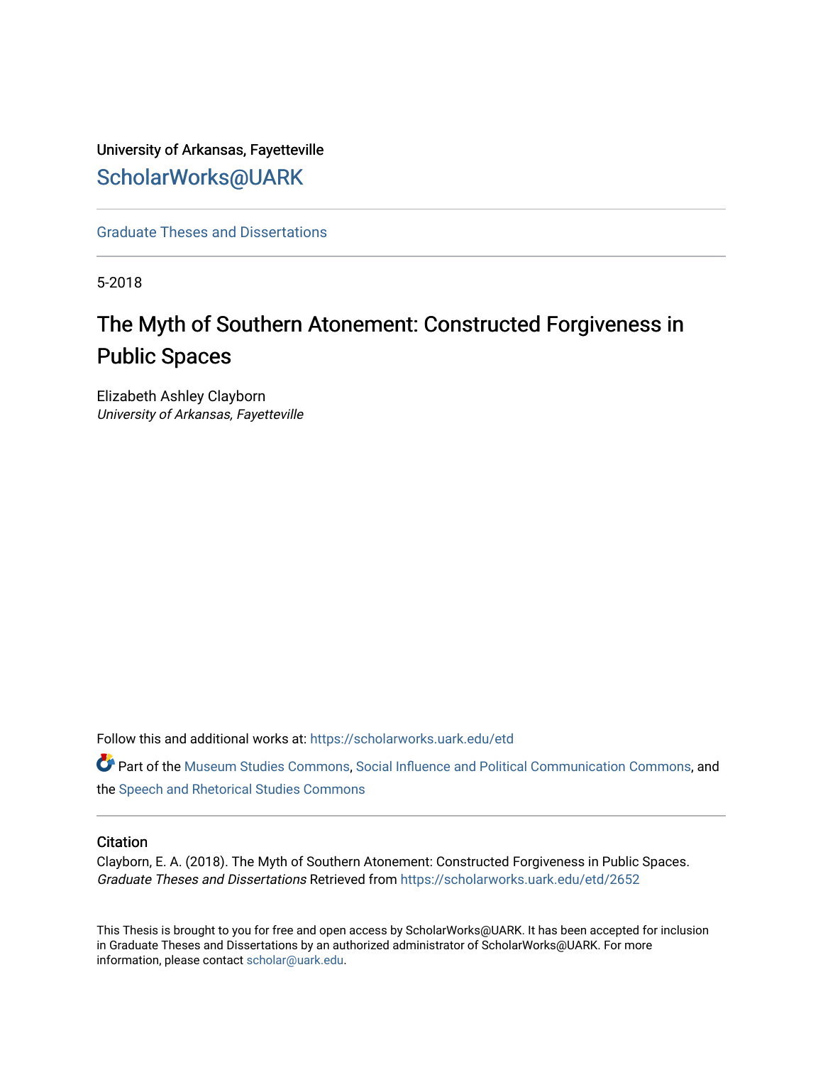University of Arkansas, Fayetteville

ScholarWorks@UARK

Graduate Theses and Dissertations

5-2018

# The Myth of Southern Atonement: Constructed Forgiveness in Public Spaces

Elizabeth Ashley Clayborn
*University of Arkansas, Fayetteville*

Follow this and additional works at: https://scholarworks.uark.edu/etd

Part of the Museum Studies Commons, Social Influence and Political Communication Commons, and the Speech and Rhetorical Studies Commons

## Citation

Clayborn, E. A. (2018). The Myth of Southern Atonement: Constructed Forgiveness in Public Spaces. *Graduate Theses and Dissertations* Retrieved from https://scholarworks.uark.edu/etd/2652

This Thesis is brought to you for free and open access by ScholarWorks@UARK. It has been accepted for inclusion in Graduate Theses and Dissertations by an authorized administrator of ScholarWorks@UARK. For more information, please contact scholar@uark.edu.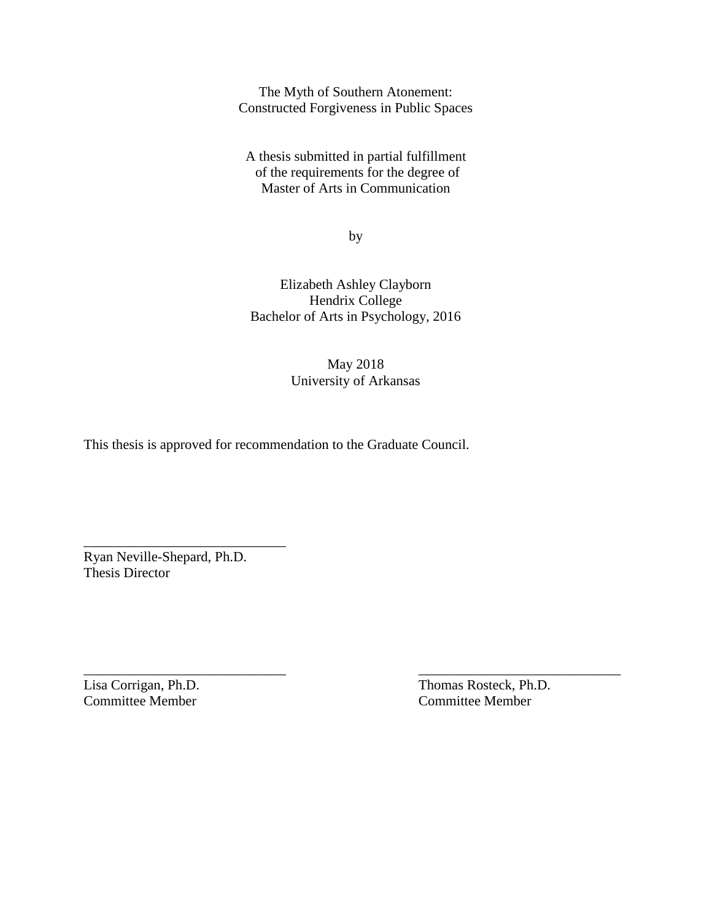The Myth of Southern Atonement:
Constructed Forgiveness in Public Spaces

A thesis submitted in partial fulfillment
of the requirements for the degree of
Master of Arts in Communication

by

Elizabeth Ashley Clayborn
Hendrix College
Bachelor of Arts in Psychology, 2016

May 2018
University of Arkansas

This thesis is approved for recommendation to the Graduate Council.

______________________________
Ryan Neville-Shepard, Ph.D.
Thesis Director

______________________________
Lisa Corrigan, Ph.D.
Committee Member

______________________________
Thomas Rosteck, Ph.D.
Committee Member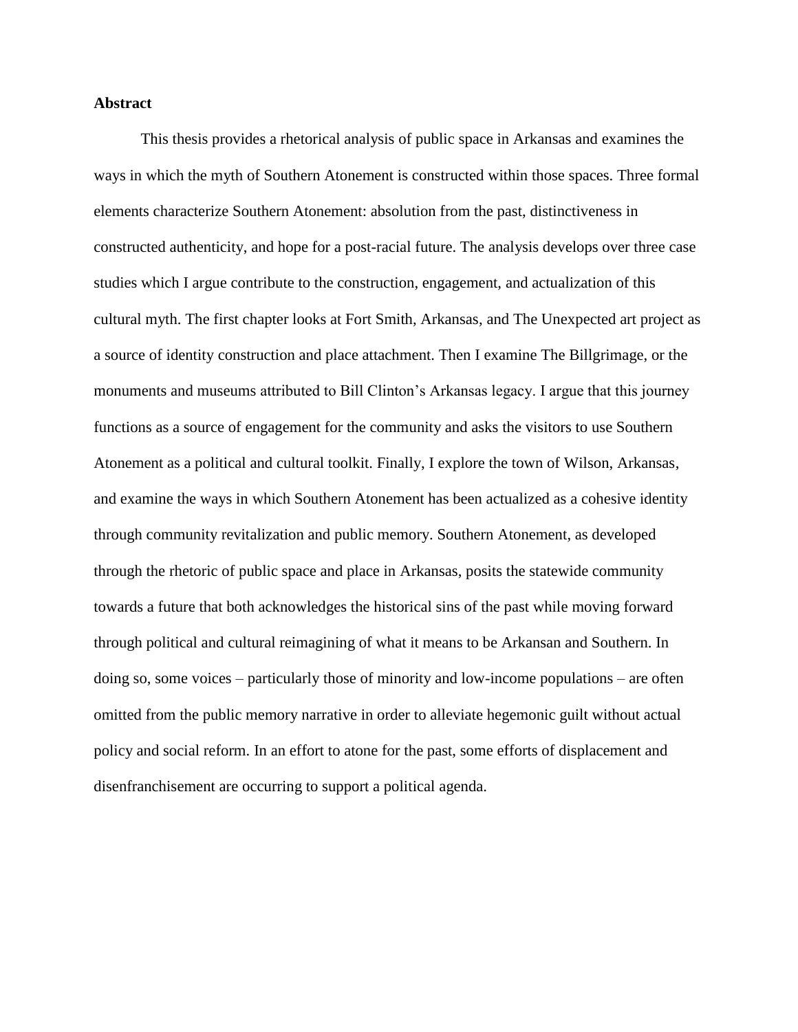**Abstract**

This thesis provides a rhetorical analysis of public space in Arkansas and examines the ways in which the myth of Southern Atonement is constructed within those spaces. Three formal elements characterize Southern Atonement: absolution from the past, distinctiveness in constructed authenticity, and hope for a post-racial future. The analysis develops over three case studies which I argue contribute to the construction, engagement, and actualization of this cultural myth. The first chapter looks at Fort Smith, Arkansas, and The Unexpected art project as a source of identity construction and place attachment. Then I examine The Billgrimage, or the monuments and museums attributed to Bill Clinton's Arkansas legacy. I argue that this journey functions as a source of engagement for the community and asks the visitors to use Southern Atonement as a political and cultural toolkit. Finally, I explore the town of Wilson, Arkansas, and examine the ways in which Southern Atonement has been actualized as a cohesive identity through community revitalization and public memory. Southern Atonement, as developed through the rhetoric of public space and place in Arkansas, posits the statewide community towards a future that both acknowledges the historical sins of the past while moving forward through political and cultural reimagining of what it means to be Arkansan and Southern. In doing so, some voices – particularly those of minority and low-income populations – are often omitted from the public memory narrative in order to alleviate hegemonic guilt without actual policy and social reform. In an effort to atone for the past, some efforts of displacement and disenfranchisement are occurring to support a political agenda.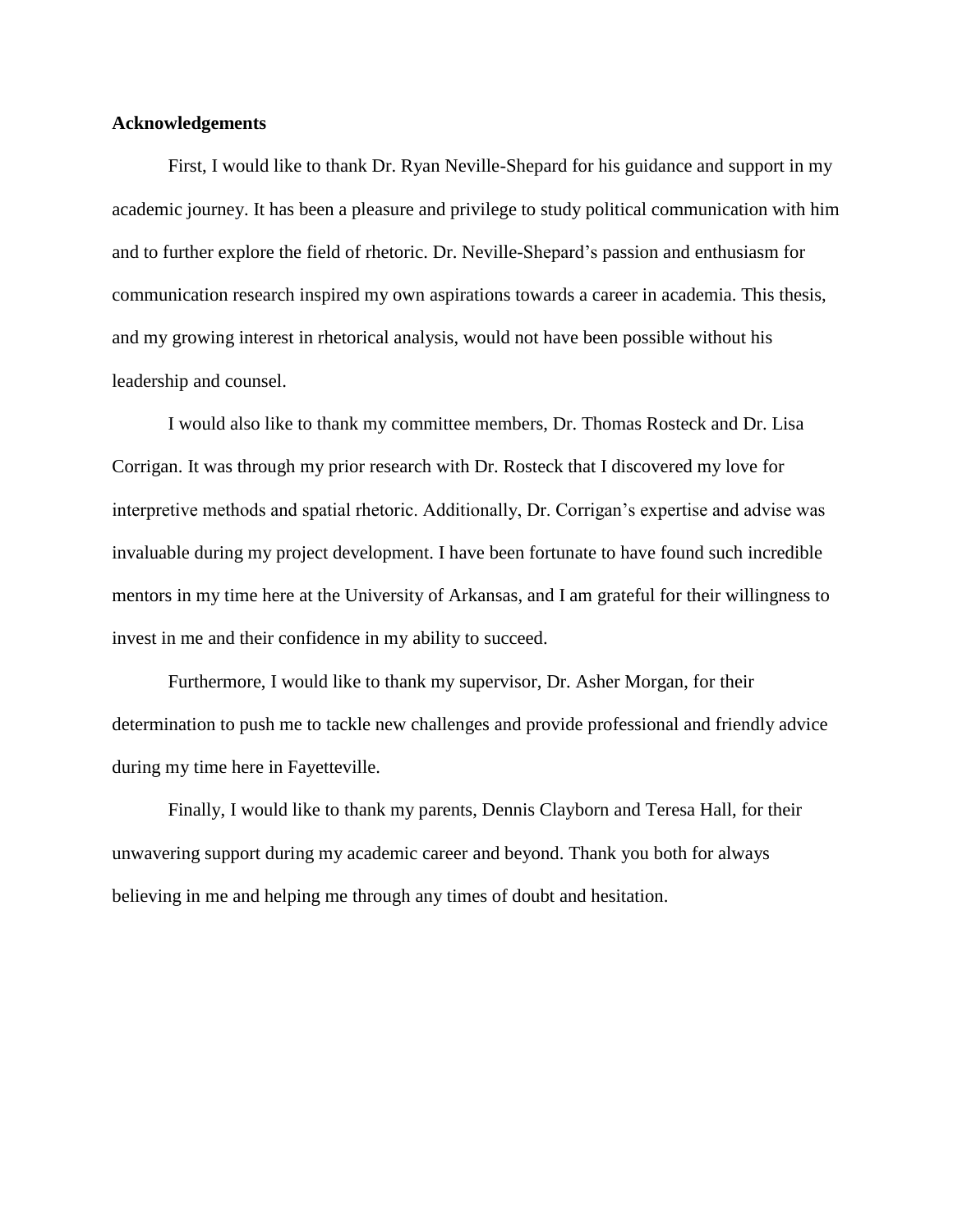**Acknowledgements**

First, I would like to thank Dr. Ryan Neville-Shepard for his guidance and support in my academic journey. It has been a pleasure and privilege to study political communication with him and to further explore the field of rhetoric. Dr. Neville-Shepard's passion and enthusiasm for communication research inspired my own aspirations towards a career in academia. This thesis, and my growing interest in rhetorical analysis, would not have been possible without his leadership and counsel.

I would also like to thank my committee members, Dr. Thomas Rosteck and Dr. Lisa Corrigan. It was through my prior research with Dr. Rosteck that I discovered my love for interpretive methods and spatial rhetoric. Additionally, Dr. Corrigan's expertise and advise was invaluable during my project development. I have been fortunate to have found such incredible mentors in my time here at the University of Arkansas, and I am grateful for their willingness to invest in me and their confidence in my ability to succeed.

Furthermore, I would like to thank my supervisor, Dr. Asher Morgan, for their determination to push me to tackle new challenges and provide professional and friendly advice during my time here in Fayetteville.

Finally, I would like to thank my parents, Dennis Clayborn and Teresa Hall, for their unwavering support during my academic career and beyond. Thank you both for always believing in me and helping me through any times of doubt and hesitation.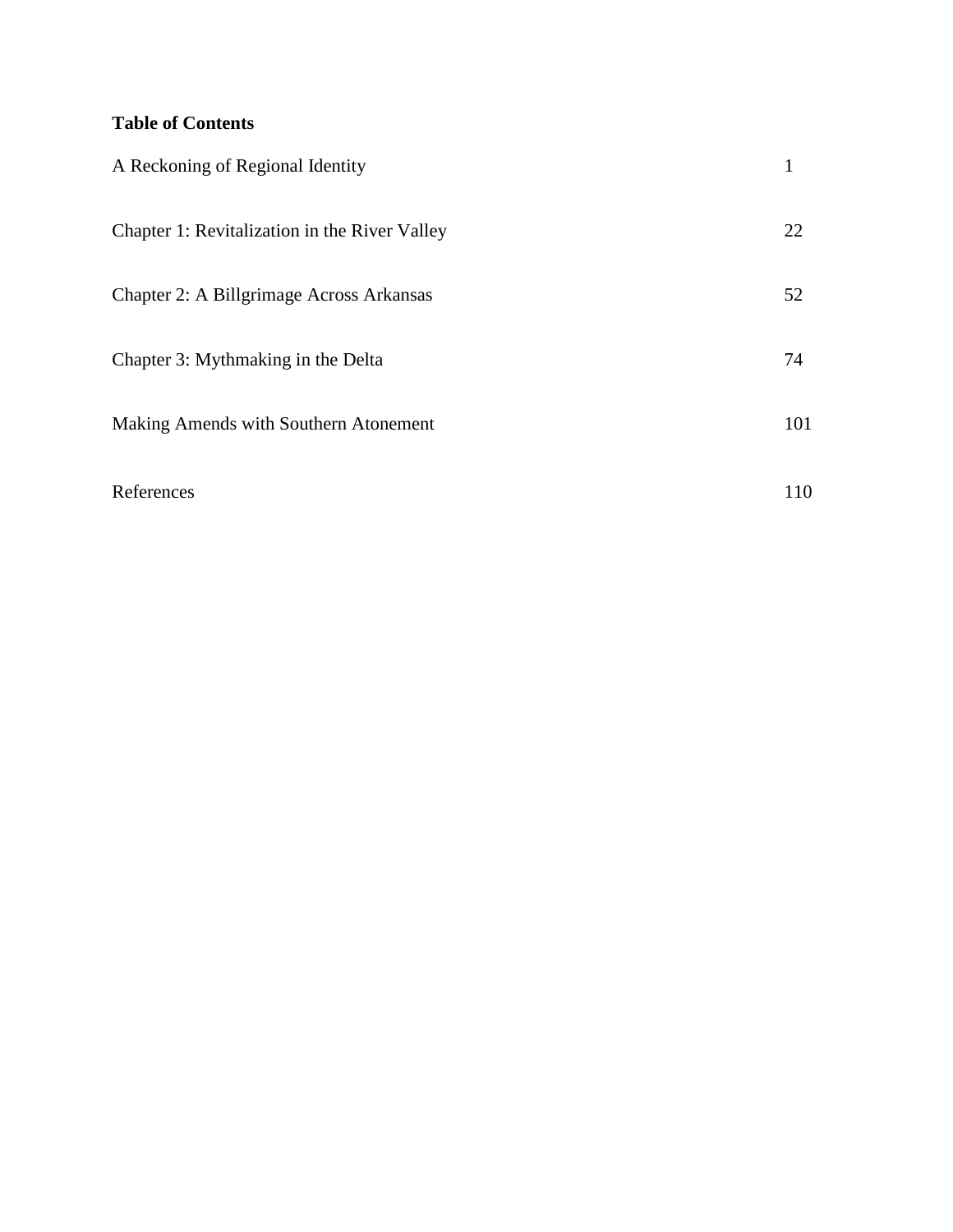**Table of Contents**

| | |
|---|---|
| A Reckoning of Regional Identity | 1 |
| Chapter 1: Revitalization in the River Valley | 22 |
| Chapter 2: A Billgrimage Across Arkansas | 52 |
| Chapter 3: Mythmaking in the Delta | 74 |
| Making Amends with Southern Atonement | 101 |
| References | 110 |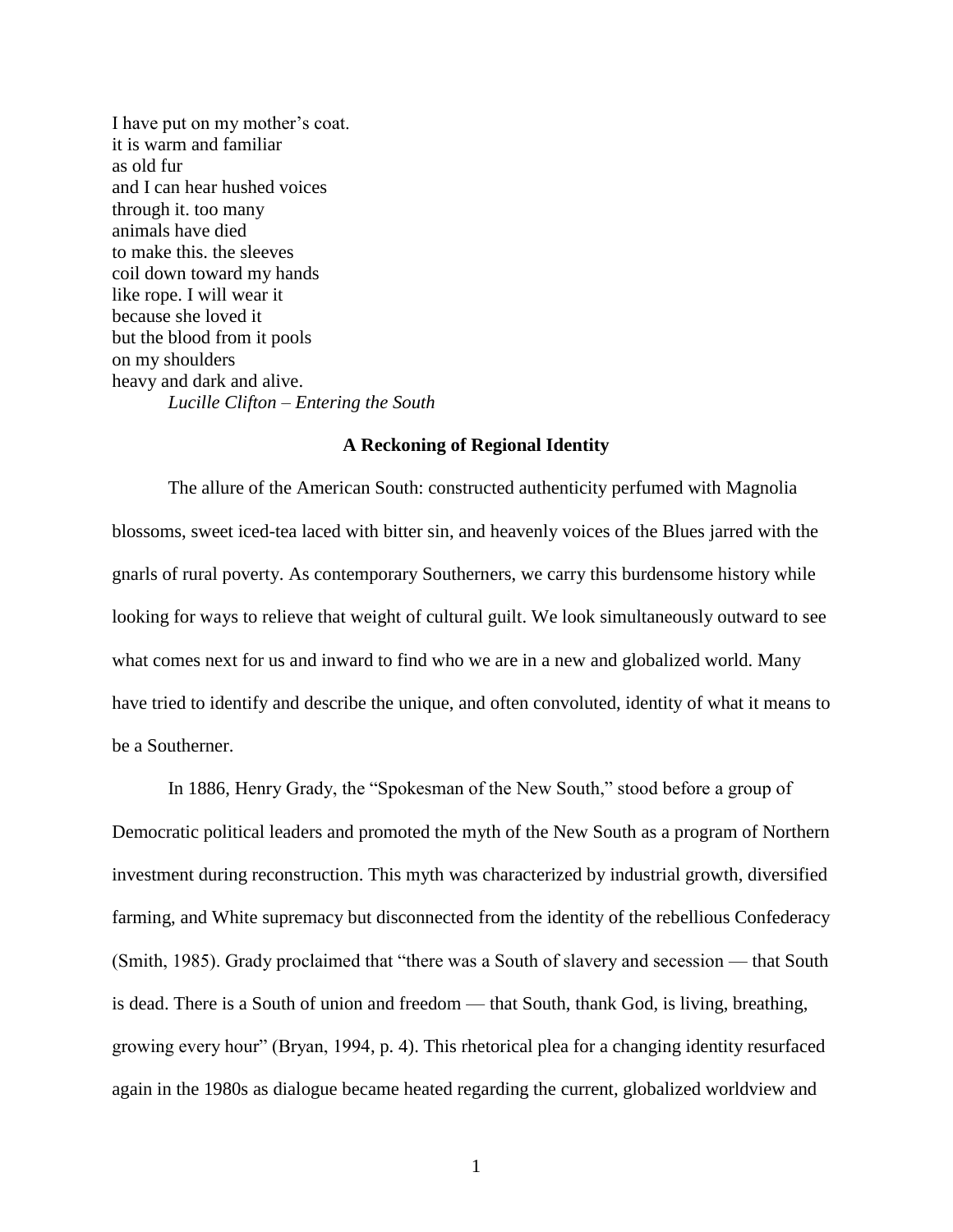I have put on my mother's coat.  
it is warm and familiar  
as old fur  
and I can hear hushed voices  
through it. too many  
animals have died  
to make this. the sleeves  
coil down toward my hands  
like rope. I will wear it  
because she loved it  
but the blood from it pools  
on my shoulders  
heavy and dark and alive.  
*Lucille Clifton – Entering the South*

## A Reckoning of Regional Identity

The allure of the American South: constructed authenticity perfumed with Magnolia blossoms, sweet iced-tea laced with bitter sin, and heavenly voices of the Blues jarred with the gnarls of rural poverty. As contemporary Southerners, we carry this burdensome history while looking for ways to relieve that weight of cultural guilt. We look simultaneously outward to see what comes next for us and inward to find who we are in a new and globalized world. Many have tried to identify and describe the unique, and often convoluted, identity of what it means to be a Southerner.

In 1886, Henry Grady, the "Spokesman of the New South," stood before a group of Democratic political leaders and promoted the myth of the New South as a program of Northern investment during reconstruction. This myth was characterized by industrial growth, diversified farming, and White supremacy but disconnected from the identity of the rebellious Confederacy (Smith, 1985). Grady proclaimed that "there was a South of slavery and secession — that South is dead. There is a South of union and freedom — that South, thank God, is living, breathing, growing every hour" (Bryan, 1994, p. 4). This rhetorical plea for a changing identity resurfaced again in the 1980s as dialogue became heated regarding the current, globalized worldview and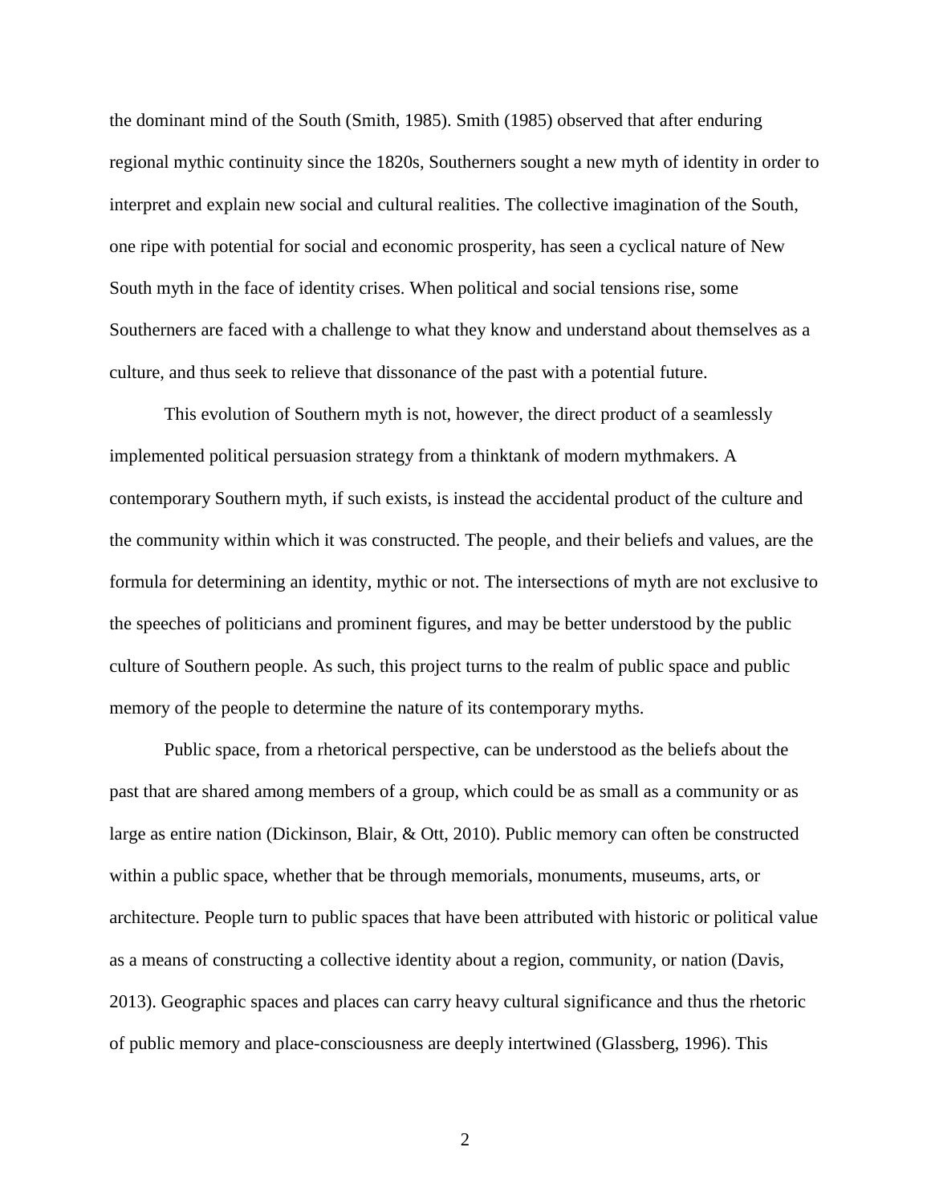the dominant mind of the South (Smith, 1985). Smith (1985) observed that after enduring regional mythic continuity since the 1820s, Southerners sought a new myth of identity in order to interpret and explain new social and cultural realities. The collective imagination of the South, one ripe with potential for social and economic prosperity, has seen a cyclical nature of New South myth in the face of identity crises. When political and social tensions rise, some Southerners are faced with a challenge to what they know and understand about themselves as a culture, and thus seek to relieve that dissonance of the past with a potential future.

This evolution of Southern myth is not, however, the direct product of a seamlessly implemented political persuasion strategy from a thinktank of modern mythmakers. A contemporary Southern myth, if such exists, is instead the accidental product of the culture and the community within which it was constructed. The people, and their beliefs and values, are the formula for determining an identity, mythic or not. The intersections of myth are not exclusive to the speeches of politicians and prominent figures, and may be better understood by the public culture of Southern people. As such, this project turns to the realm of public space and public memory of the people to determine the nature of its contemporary myths.

Public space, from a rhetorical perspective, can be understood as the beliefs about the past that are shared among members of a group, which could be as small as a community or as large as entire nation (Dickinson, Blair, & Ott, 2010). Public memory can often be constructed within a public space, whether that be through memorials, monuments, museums, arts, or architecture. People turn to public spaces that have been attributed with historic or political value as a means of constructing a collective identity about a region, community, or nation (Davis, 2013). Geographic spaces and places can carry heavy cultural significance and thus the rhetoric of public memory and place-consciousness are deeply intertwined (Glassberg, 1996). This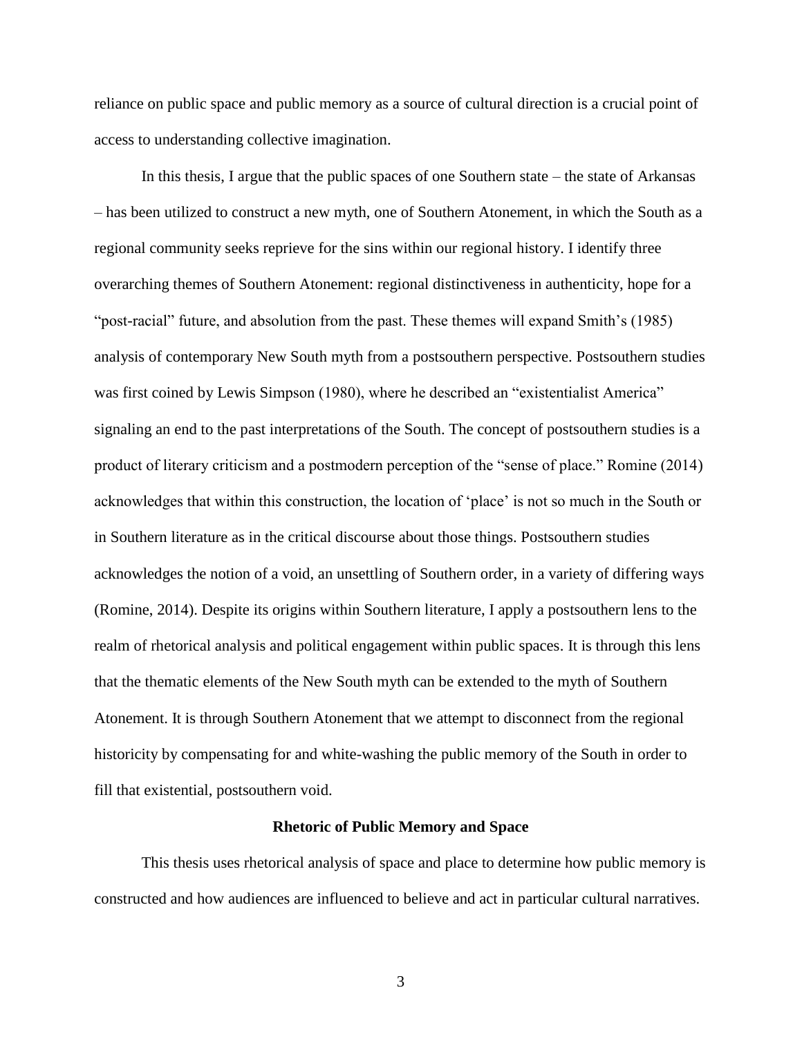reliance on public space and public memory as a source of cultural direction is a crucial point of access to understanding collective imagination.

In this thesis, I argue that the public spaces of one Southern state – the state of Arkansas – has been utilized to construct a new myth, one of Southern Atonement, in which the South as a regional community seeks reprieve for the sins within our regional history. I identify three overarching themes of Southern Atonement: regional distinctiveness in authenticity, hope for a "post-racial" future, and absolution from the past. These themes will expand Smith's (1985) analysis of contemporary New South myth from a postsouthern perspective. Postsouthern studies was first coined by Lewis Simpson (1980), where he described an "existentialist America" signaling an end to the past interpretations of the South. The concept of postsouthern studies is a product of literary criticism and a postmodern perception of the "sense of place." Romine (2014) acknowledges that within this construction, the location of 'place' is not so much in the South or in Southern literature as in the critical discourse about those things. Postsouthern studies acknowledges the notion of a void, an unsettling of Southern order, in a variety of differing ways (Romine, 2014). Despite its origins within Southern literature, I apply a postsouthern lens to the realm of rhetorical analysis and political engagement within public spaces. It is through this lens that the thematic elements of the New South myth can be extended to the myth of Southern Atonement. It is through Southern Atonement that we attempt to disconnect from the regional historicity by compensating for and white-washing the public memory of the South in order to fill that existential, postsouthern void.

## Rhetoric of Public Memory and Space

This thesis uses rhetorical analysis of space and place to determine how public memory is constructed and how audiences are influenced to believe and act in particular cultural narratives.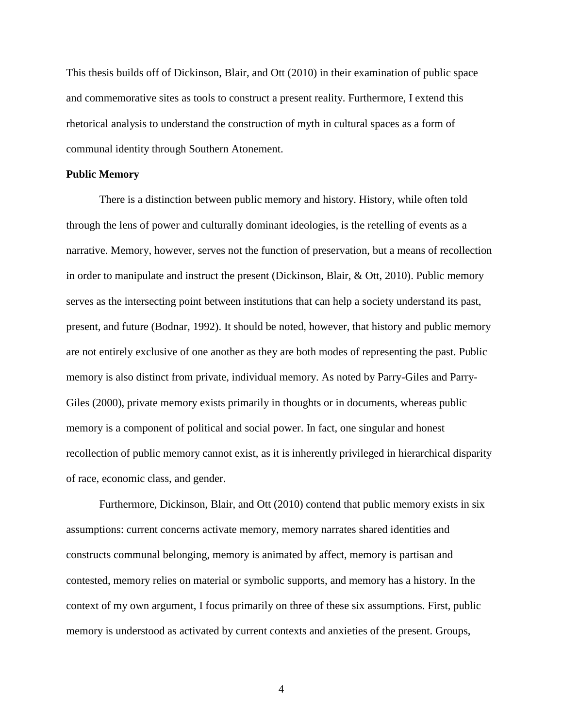This thesis builds off of Dickinson, Blair, and Ott (2010) in their examination of public space and commemorative sites as tools to construct a present reality. Furthermore, I extend this rhetorical analysis to understand the construction of myth in cultural spaces as a form of communal identity through Southern Atonement.

**Public Memory**

There is a distinction between public memory and history. History, while often told through the lens of power and culturally dominant ideologies, is the retelling of events as a narrative. Memory, however, serves not the function of preservation, but a means of recollection in order to manipulate and instruct the present (Dickinson, Blair, & Ott, 2010). Public memory serves as the intersecting point between institutions that can help a society understand its past, present, and future (Bodnar, 1992). It should be noted, however, that history and public memory are not entirely exclusive of one another as they are both modes of representing the past. Public memory is also distinct from private, individual memory. As noted by Parry-Giles and Parry-Giles (2000), private memory exists primarily in thoughts or in documents, whereas public memory is a component of political and social power. In fact, one singular and honest recollection of public memory cannot exist, as it is inherently privileged in hierarchical disparity of race, economic class, and gender.

Furthermore, Dickinson, Blair, and Ott (2010) contend that public memory exists in six assumptions: current concerns activate memory, memory narrates shared identities and constructs communal belonging, memory is animated by affect, memory is partisan and contested, memory relies on material or symbolic supports, and memory has a history. In the context of my own argument, I focus primarily on three of these six assumptions. First, public memory is understood as activated by current contexts and anxieties of the present. Groups,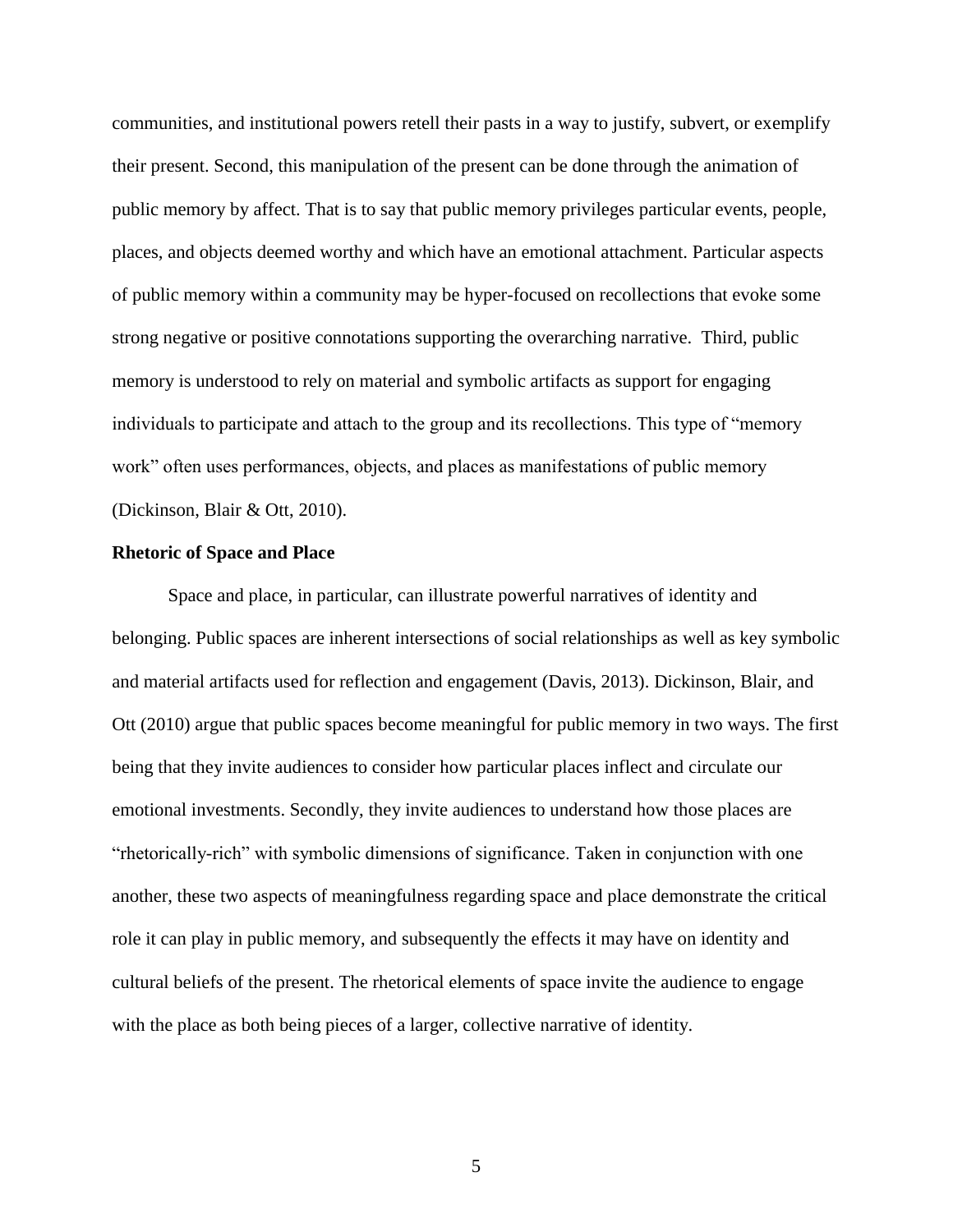communities, and institutional powers retell their pasts in a way to justify, subvert, or exemplify their present. Second, this manipulation of the present can be done through the animation of public memory by affect. That is to say that public memory privileges particular events, people, places, and objects deemed worthy and which have an emotional attachment. Particular aspects of public memory within a community may be hyper-focused on recollections that evoke some strong negative or positive connotations supporting the overarching narrative. Third, public memory is understood to rely on material and symbolic artifacts as support for engaging individuals to participate and attach to the group and its recollections. This type of "memory work" often uses performances, objects, and places as manifestations of public memory (Dickinson, Blair & Ott, 2010).

**Rhetoric of Space and Place**

Space and place, in particular, can illustrate powerful narratives of identity and belonging. Public spaces are inherent intersections of social relationships as well as key symbolic and material artifacts used for reflection and engagement (Davis, 2013). Dickinson, Blair, and Ott (2010) argue that public spaces become meaningful for public memory in two ways. The first being that they invite audiences to consider how particular places inflect and circulate our emotional investments. Secondly, they invite audiences to understand how those places are "rhetorically-rich" with symbolic dimensions of significance. Taken in conjunction with one another, these two aspects of meaningfulness regarding space and place demonstrate the critical role it can play in public memory, and subsequently the effects it may have on identity and cultural beliefs of the present. The rhetorical elements of space invite the audience to engage with the place as both being pieces of a larger, collective narrative of identity.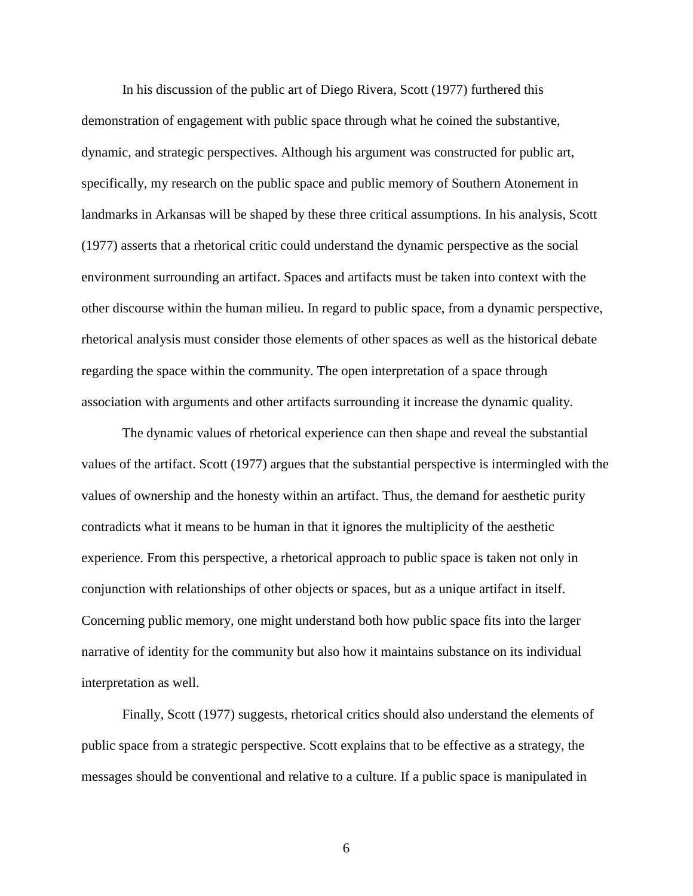In his discussion of the public art of Diego Rivera, Scott (1977) furthered this demonstration of engagement with public space through what he coined the substantive, dynamic, and strategic perspectives. Although his argument was constructed for public art, specifically, my research on the public space and public memory of Southern Atonement in landmarks in Arkansas will be shaped by these three critical assumptions. In his analysis, Scott (1977) asserts that a rhetorical critic could understand the dynamic perspective as the social environment surrounding an artifact. Spaces and artifacts must be taken into context with the other discourse within the human milieu. In regard to public space, from a dynamic perspective, rhetorical analysis must consider those elements of other spaces as well as the historical debate regarding the space within the community. The open interpretation of a space through association with arguments and other artifacts surrounding it increase the dynamic quality.

The dynamic values of rhetorical experience can then shape and reveal the substantial values of the artifact. Scott (1977) argues that the substantial perspective is intermingled with the values of ownership and the honesty within an artifact. Thus, the demand for aesthetic purity contradicts what it means to be human in that it ignores the multiplicity of the aesthetic experience. From this perspective, a rhetorical approach to public space is taken not only in conjunction with relationships of other objects or spaces, but as a unique artifact in itself. Concerning public memory, one might understand both how public space fits into the larger narrative of identity for the community but also how it maintains substance on its individual interpretation as well.

Finally, Scott (1977) suggests, rhetorical critics should also understand the elements of public space from a strategic perspective. Scott explains that to be effective as a strategy, the messages should be conventional and relative to a culture. If a public space is manipulated in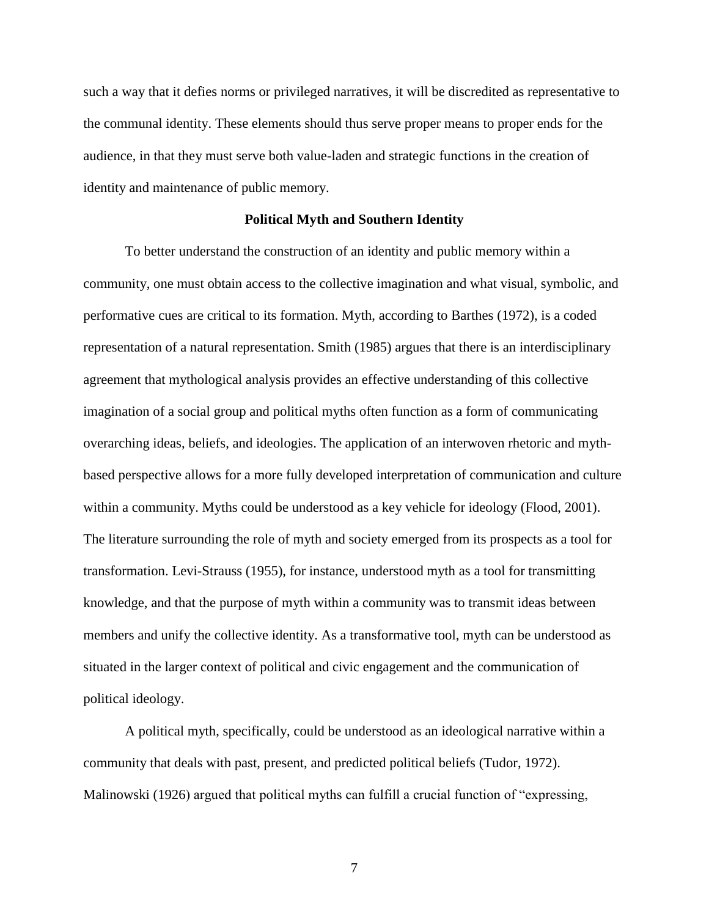such a way that it defies norms or privileged narratives, it will be discredited as representative to the communal identity. These elements should thus serve proper means to proper ends for the audience, in that they must serve both value-laden and strategic functions in the creation of identity and maintenance of public memory.

### Political Myth and Southern Identity

To better understand the construction of an identity and public memory within a community, one must obtain access to the collective imagination and what visual, symbolic, and performative cues are critical to its formation. Myth, according to Barthes (1972), is a coded representation of a natural representation. Smith (1985) argues that there is an interdisciplinary agreement that mythological analysis provides an effective understanding of this collective imagination of a social group and political myths often function as a form of communicating overarching ideas, beliefs, and ideologies. The application of an interwoven rhetoric and myth-based perspective allows for a more fully developed interpretation of communication and culture within a community. Myths could be understood as a key vehicle for ideology (Flood, 2001). The literature surrounding the role of myth and society emerged from its prospects as a tool for transformation. Levi-Strauss (1955), for instance, understood myth as a tool for transmitting knowledge, and that the purpose of myth within a community was to transmit ideas between members and unify the collective identity. As a transformative tool, myth can be understood as situated in the larger context of political and civic engagement and the communication of political ideology.

A political myth, specifically, could be understood as an ideological narrative within a community that deals with past, present, and predicted political beliefs (Tudor, 1972). Malinowski (1926) argued that political myths can fulfill a crucial function of "expressing,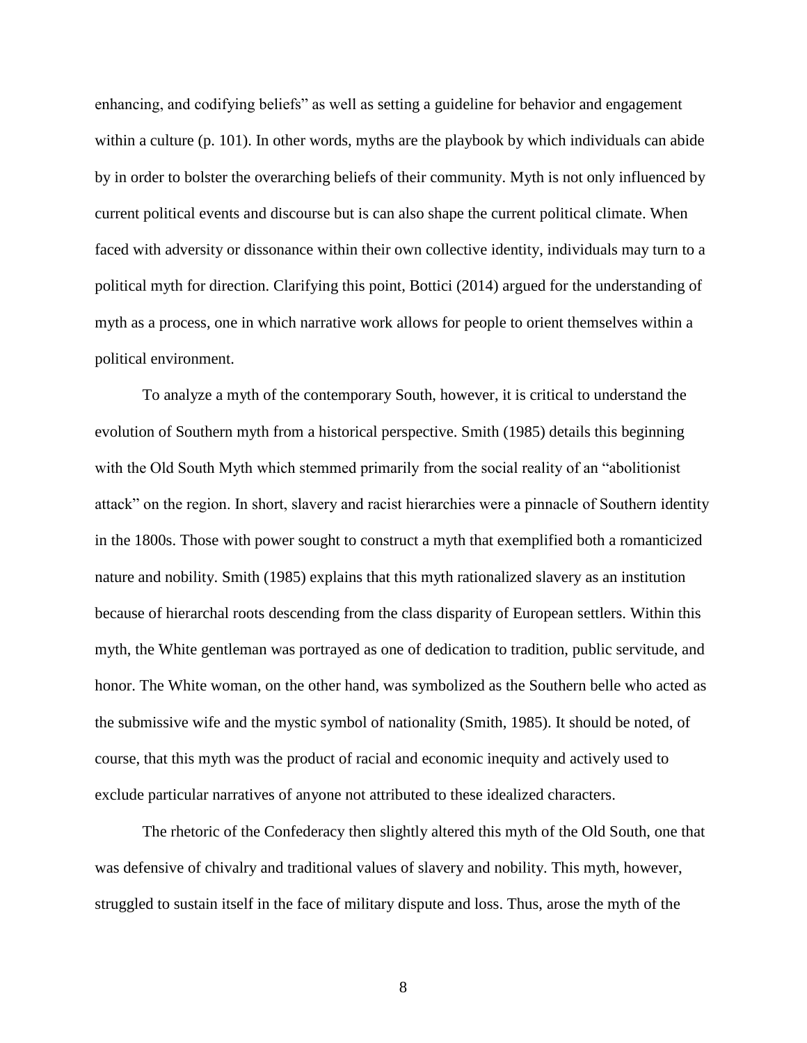enhancing, and codifying beliefs" as well as setting a guideline for behavior and engagement within a culture (p. 101). In other words, myths are the playbook by which individuals can abide by in order to bolster the overarching beliefs of their community. Myth is not only influenced by current political events and discourse but is can also shape the current political climate. When faced with adversity or dissonance within their own collective identity, individuals may turn to a political myth for direction. Clarifying this point, Bottici (2014) argued for the understanding of myth as a process, one in which narrative work allows for people to orient themselves within a political environment.

To analyze a myth of the contemporary South, however, it is critical to understand the evolution of Southern myth from a historical perspective. Smith (1985) details this beginning with the Old South Myth which stemmed primarily from the social reality of an "abolitionist attack" on the region. In short, slavery and racist hierarchies were a pinnacle of Southern identity in the 1800s. Those with power sought to construct a myth that exemplified both a romanticized nature and nobility. Smith (1985) explains that this myth rationalized slavery as an institution because of hierarchal roots descending from the class disparity of European settlers. Within this myth, the White gentleman was portrayed as one of dedication to tradition, public servitude, and honor. The White woman, on the other hand, was symbolized as the Southern belle who acted as the submissive wife and the mystic symbol of nationality (Smith, 1985). It should be noted, of course, that this myth was the product of racial and economic inequity and actively used to exclude particular narratives of anyone not attributed to these idealized characters.

The rhetoric of the Confederacy then slightly altered this myth of the Old South, one that was defensive of chivalry and traditional values of slavery and nobility. This myth, however, struggled to sustain itself in the face of military dispute and loss. Thus, arose the myth of the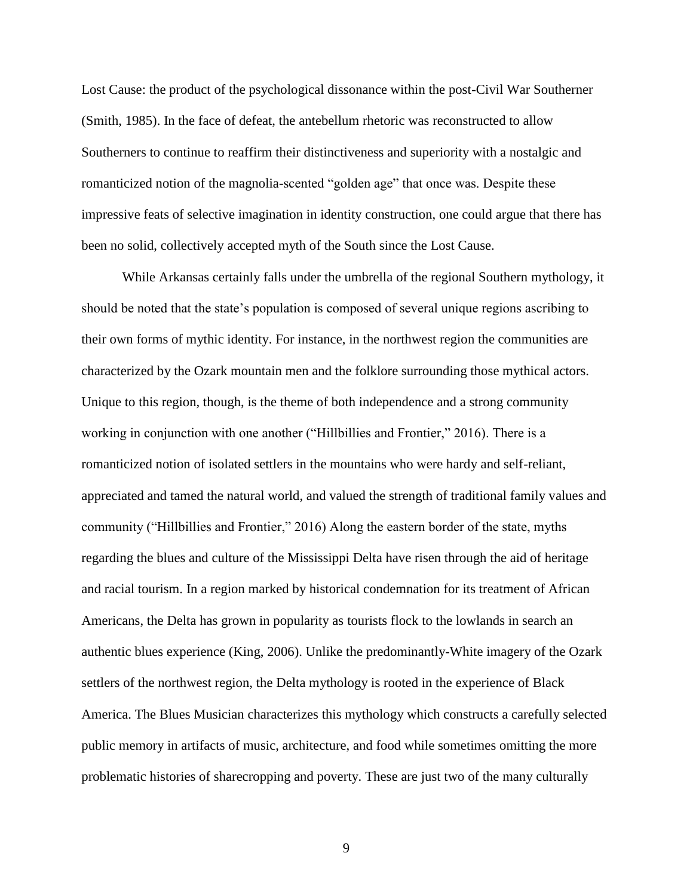Lost Cause: the product of the psychological dissonance within the post-Civil War Southerner (Smith, 1985). In the face of defeat, the antebellum rhetoric was reconstructed to allow Southerners to continue to reaffirm their distinctiveness and superiority with a nostalgic and romanticized notion of the magnolia-scented "golden age" that once was. Despite these impressive feats of selective imagination in identity construction, one could argue that there has been no solid, collectively accepted myth of the South since the Lost Cause.

While Arkansas certainly falls under the umbrella of the regional Southern mythology, it should be noted that the state's population is composed of several unique regions ascribing to their own forms of mythic identity. For instance, in the northwest region the communities are characterized by the Ozark mountain men and the folklore surrounding those mythical actors. Unique to this region, though, is the theme of both independence and a strong community working in conjunction with one another ("Hillbillies and Frontier," 2016). There is a romanticized notion of isolated settlers in the mountains who were hardy and self-reliant, appreciated and tamed the natural world, and valued the strength of traditional family values and community ("Hillbillies and Frontier," 2016) Along the eastern border of the state, myths regarding the blues and culture of the Mississippi Delta have risen through the aid of heritage and racial tourism. In a region marked by historical condemnation for its treatment of African Americans, the Delta has grown in popularity as tourists flock to the lowlands in search an authentic blues experience (King, 2006). Unlike the predominantly-White imagery of the Ozark settlers of the northwest region, the Delta mythology is rooted in the experience of Black America. The Blues Musician characterizes this mythology which constructs a carefully selected public memory in artifacts of music, architecture, and food while sometimes omitting the more problematic histories of sharecropping and poverty. These are just two of the many culturally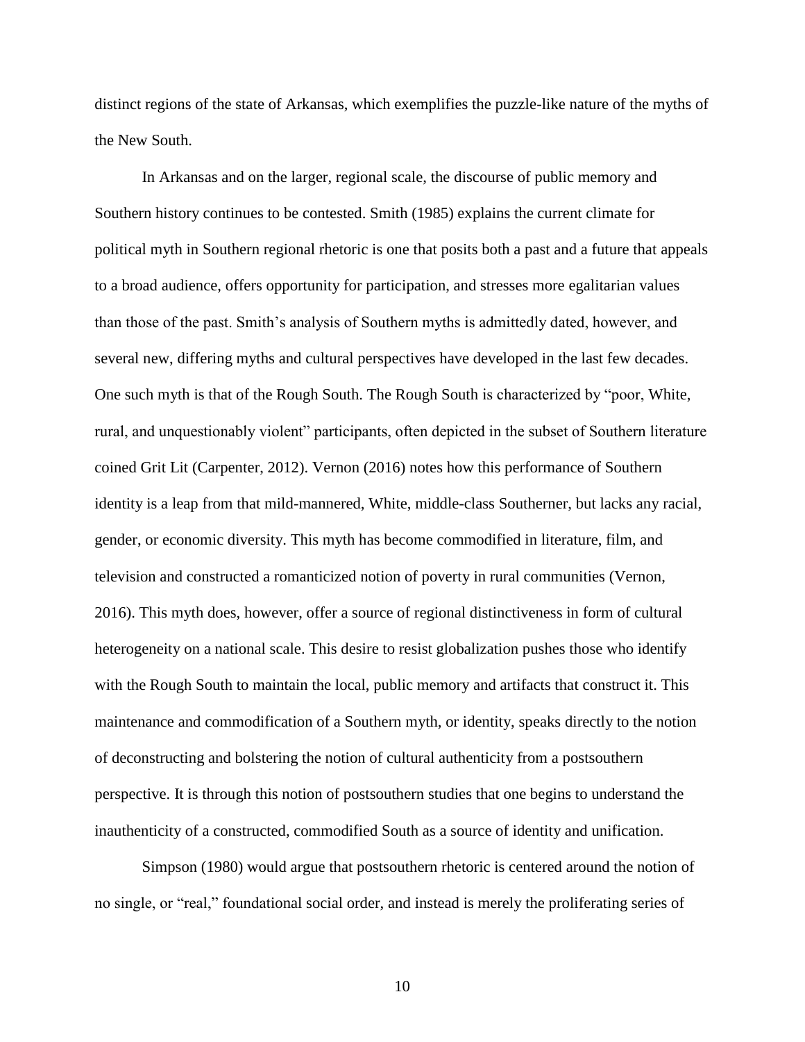distinct regions of the state of Arkansas, which exemplifies the puzzle-like nature of the myths of the New South.

In Arkansas and on the larger, regional scale, the discourse of public memory and Southern history continues to be contested. Smith (1985) explains the current climate for political myth in Southern regional rhetoric is one that posits both a past and a future that appeals to a broad audience, offers opportunity for participation, and stresses more egalitarian values than those of the past. Smith's analysis of Southern myths is admittedly dated, however, and several new, differing myths and cultural perspectives have developed in the last few decades. One such myth is that of the Rough South. The Rough South is characterized by "poor, White, rural, and unquestionably violent" participants, often depicted in the subset of Southern literature coined Grit Lit (Carpenter, 2012). Vernon (2016) notes how this performance of Southern identity is a leap from that mild-mannered, White, middle-class Southerner, but lacks any racial, gender, or economic diversity. This myth has become commodified in literature, film, and television and constructed a romanticized notion of poverty in rural communities (Vernon, 2016). This myth does, however, offer a source of regional distinctiveness in form of cultural heterogeneity on a national scale. This desire to resist globalization pushes those who identify with the Rough South to maintain the local, public memory and artifacts that construct it. This maintenance and commodification of a Southern myth, or identity, speaks directly to the notion of deconstructing and bolstering the notion of cultural authenticity from a postsouthern perspective. It is through this notion of postsouthern studies that one begins to understand the inauthenticity of a constructed, commodified South as a source of identity and unification.

Simpson (1980) would argue that postsouthern rhetoric is centered around the notion of no single, or "real," foundational social order, and instead is merely the proliferating series of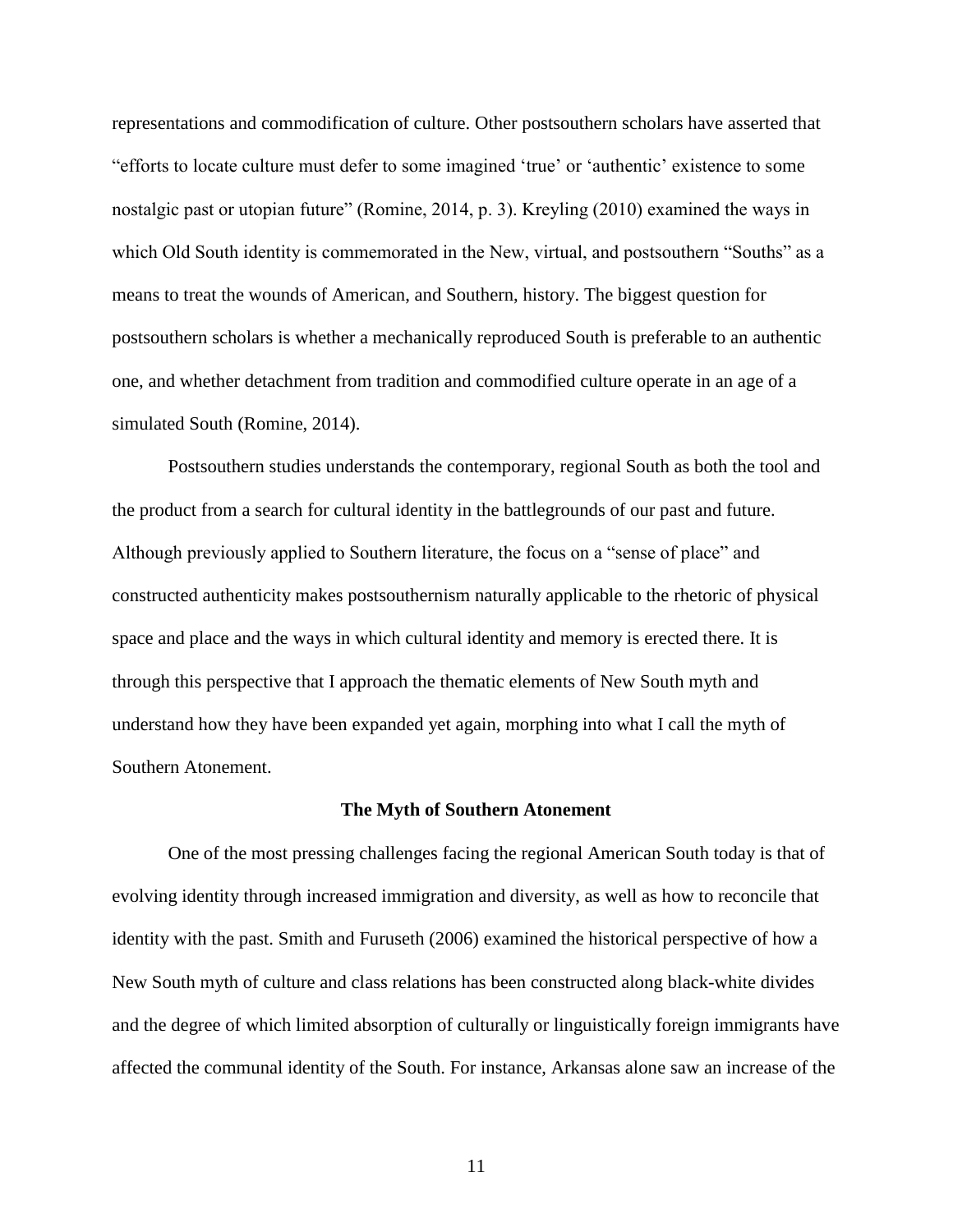representations and commodification of culture. Other postsouthern scholars have asserted that "efforts to locate culture must defer to some imagined 'true' or 'authentic' existence to some nostalgic past or utopian future" (Romine, 2014, p. 3). Kreyling (2010) examined the ways in which Old South identity is commemorated in the New, virtual, and postsouthern "Souths" as a means to treat the wounds of American, and Southern, history. The biggest question for postsouthern scholars is whether a mechanically reproduced South is preferable to an authentic one, and whether detachment from tradition and commodified culture operate in an age of a simulated South (Romine, 2014).

Postsouthern studies understands the contemporary, regional South as both the tool and the product from a search for cultural identity in the battlegrounds of our past and future. Although previously applied to Southern literature, the focus on a "sense of place" and constructed authenticity makes postsouthernism naturally applicable to the rhetoric of physical space and place and the ways in which cultural identity and memory is erected there. It is through this perspective that I approach the thematic elements of New South myth and understand how they have been expanded yet again, morphing into what I call the myth of Southern Atonement.

## The Myth of Southern Atonement

One of the most pressing challenges facing the regional American South today is that of evolving identity through increased immigration and diversity, as well as how to reconcile that identity with the past. Smith and Furuseth (2006) examined the historical perspective of how a New South myth of culture and class relations has been constructed along black-white divides and the degree of which limited absorption of culturally or linguistically foreign immigrants have affected the communal identity of the South. For instance, Arkansas alone saw an increase of the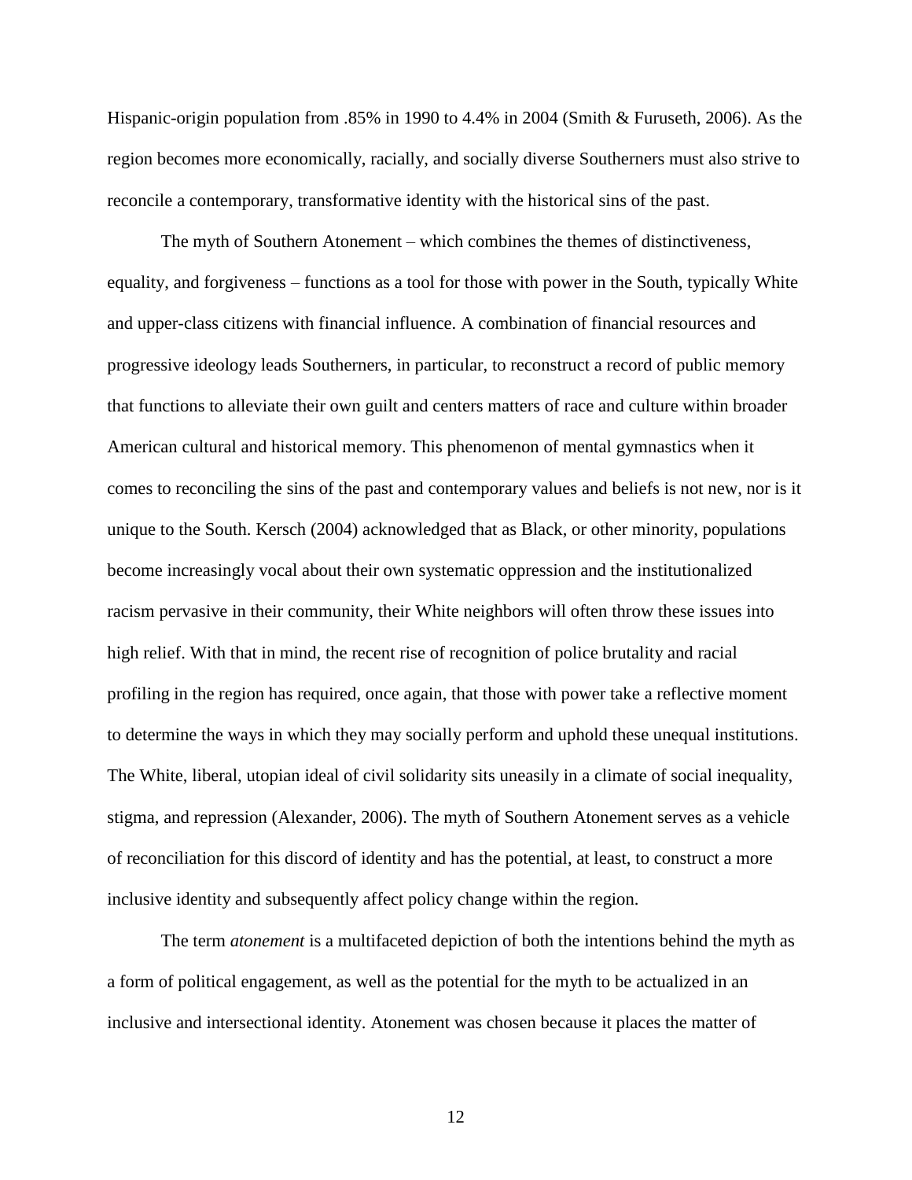Hispanic-origin population from .85% in 1990 to 4.4% in 2004 (Smith & Furuseth, 2006). As the region becomes more economically, racially, and socially diverse Southerners must also strive to reconcile a contemporary, transformative identity with the historical sins of the past.

The myth of Southern Atonement – which combines the themes of distinctiveness, equality, and forgiveness – functions as a tool for those with power in the South, typically White and upper-class citizens with financial influence. A combination of financial resources and progressive ideology leads Southerners, in particular, to reconstruct a record of public memory that functions to alleviate their own guilt and centers matters of race and culture within broader American cultural and historical memory. This phenomenon of mental gymnastics when it comes to reconciling the sins of the past and contemporary values and beliefs is not new, nor is it unique to the South. Kersch (2004) acknowledged that as Black, or other minority, populations become increasingly vocal about their own systematic oppression and the institutionalized racism pervasive in their community, their White neighbors will often throw these issues into high relief. With that in mind, the recent rise of recognition of police brutality and racial profiling in the region has required, once again, that those with power take a reflective moment to determine the ways in which they may socially perform and uphold these unequal institutions. The White, liberal, utopian ideal of civil solidarity sits uneasily in a climate of social inequality, stigma, and repression (Alexander, 2006). The myth of Southern Atonement serves as a vehicle of reconciliation for this discord of identity and has the potential, at least, to construct a more inclusive identity and subsequently affect policy change within the region.

The term *atonement* is a multifaceted depiction of both the intentions behind the myth as a form of political engagement, as well as the potential for the myth to be actualized in an inclusive and intersectional identity. Atonement was chosen because it places the matter of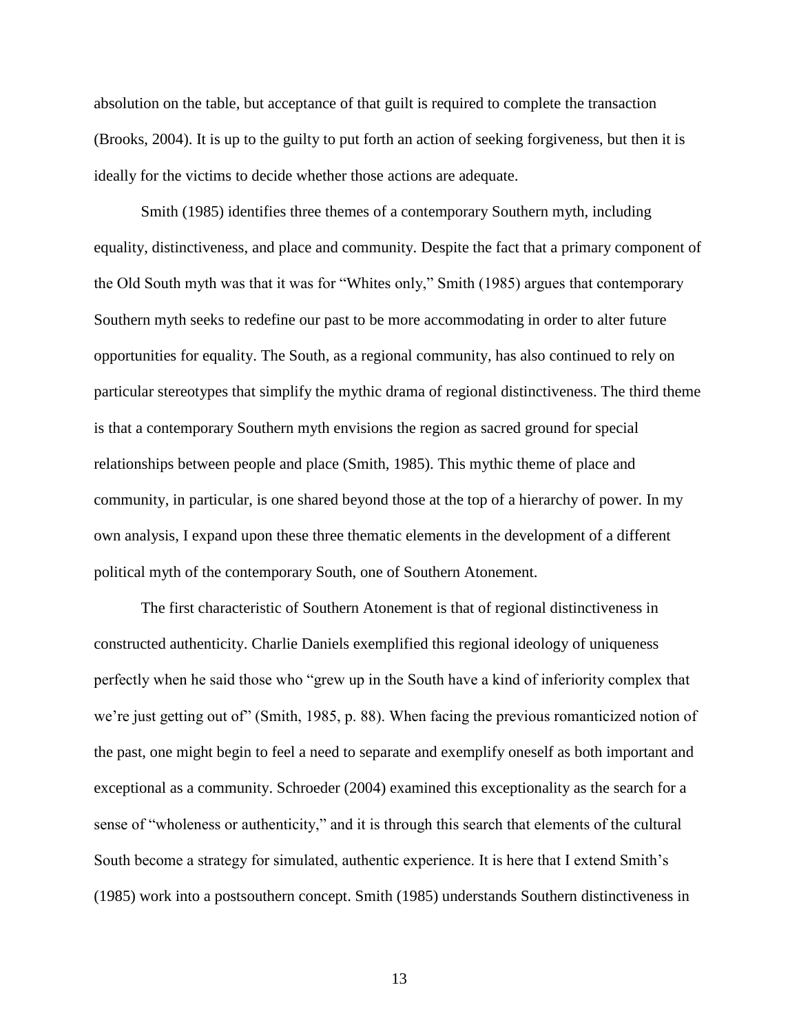absolution on the table, but acceptance of that guilt is required to complete the transaction (Brooks, 2004). It is up to the guilty to put forth an action of seeking forgiveness, but then it is ideally for the victims to decide whether those actions are adequate.

Smith (1985) identifies three themes of a contemporary Southern myth, including equality, distinctiveness, and place and community. Despite the fact that a primary component of the Old South myth was that it was for "Whites only," Smith (1985) argues that contemporary Southern myth seeks to redefine our past to be more accommodating in order to alter future opportunities for equality. The South, as a regional community, has also continued to rely on particular stereotypes that simplify the mythic drama of regional distinctiveness. The third theme is that a contemporary Southern myth envisions the region as sacred ground for special relationships between people and place (Smith, 1985). This mythic theme of place and community, in particular, is one shared beyond those at the top of a hierarchy of power. In my own analysis, I expand upon these three thematic elements in the development of a different political myth of the contemporary South, one of Southern Atonement.

The first characteristic of Southern Atonement is that of regional distinctiveness in constructed authenticity. Charlie Daniels exemplified this regional ideology of uniqueness perfectly when he said those who "grew up in the South have a kind of inferiority complex that we're just getting out of" (Smith, 1985, p. 88). When facing the previous romanticized notion of the past, one might begin to feel a need to separate and exemplify oneself as both important and exceptional as a community. Schroeder (2004) examined this exceptionality as the search for a sense of "wholeness or authenticity," and it is through this search that elements of the cultural South become a strategy for simulated, authentic experience. It is here that I extend Smith's (1985) work into a postsouthern concept. Smith (1985) understands Southern distinctiveness in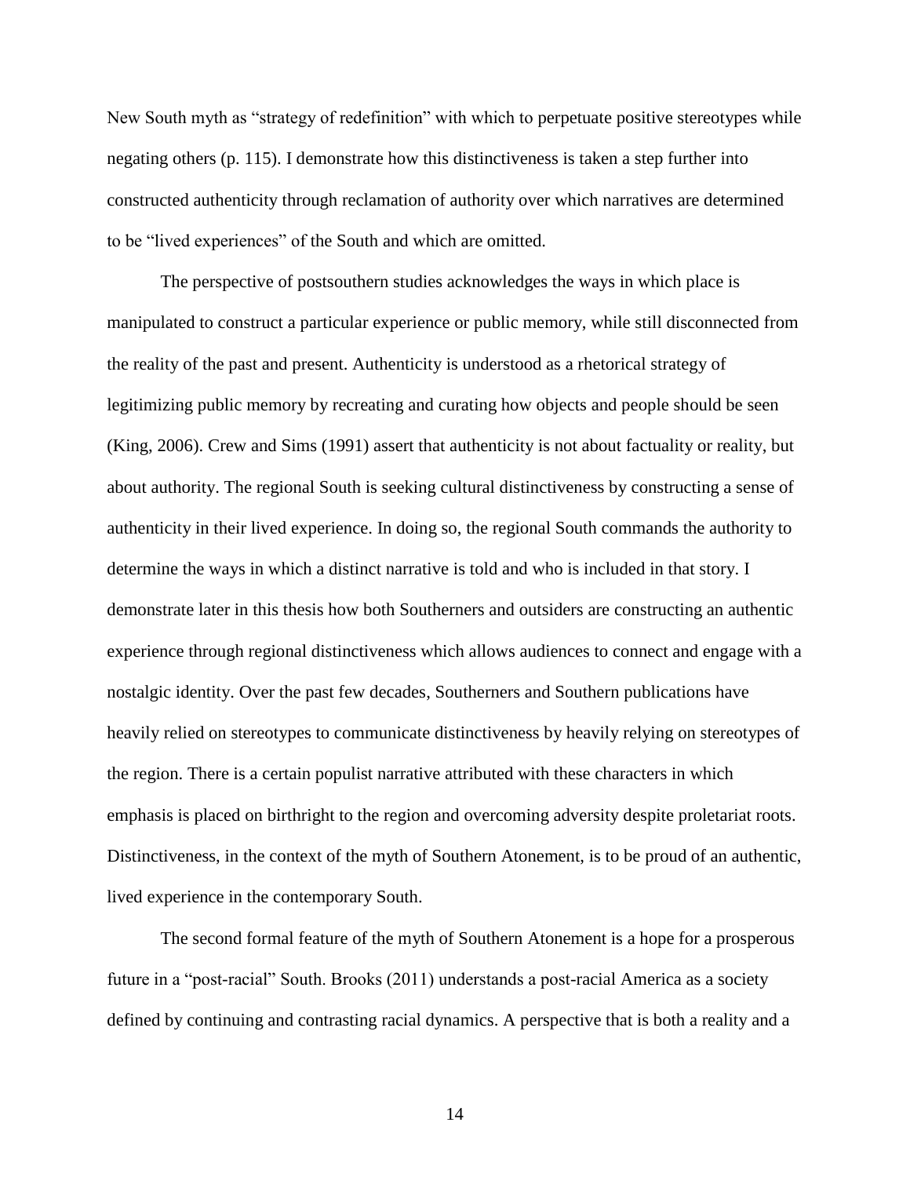New South myth as "strategy of redefinition" with which to perpetuate positive stereotypes while negating others (p. 115). I demonstrate how this distinctiveness is taken a step further into constructed authenticity through reclamation of authority over which narratives are determined to be "lived experiences" of the South and which are omitted.

The perspective of postsouthern studies acknowledges the ways in which place is manipulated to construct a particular experience or public memory, while still disconnected from the reality of the past and present. Authenticity is understood as a rhetorical strategy of legitimizing public memory by recreating and curating how objects and people should be seen (King, 2006). Crew and Sims (1991) assert that authenticity is not about factuality or reality, but about authority. The regional South is seeking cultural distinctiveness by constructing a sense of authenticity in their lived experience. In doing so, the regional South commands the authority to determine the ways in which a distinct narrative is told and who is included in that story. I demonstrate later in this thesis how both Southerners and outsiders are constructing an authentic experience through regional distinctiveness which allows audiences to connect and engage with a nostalgic identity. Over the past few decades, Southerners and Southern publications have heavily relied on stereotypes to communicate distinctiveness by heavily relying on stereotypes of the region. There is a certain populist narrative attributed with these characters in which emphasis is placed on birthright to the region and overcoming adversity despite proletariat roots. Distinctiveness, in the context of the myth of Southern Atonement, is to be proud of an authentic, lived experience in the contemporary South.

The second formal feature of the myth of Southern Atonement is a hope for a prosperous future in a "post-racial" South. Brooks (2011) understands a post-racial America as a society defined by continuing and contrasting racial dynamics. A perspective that is both a reality and a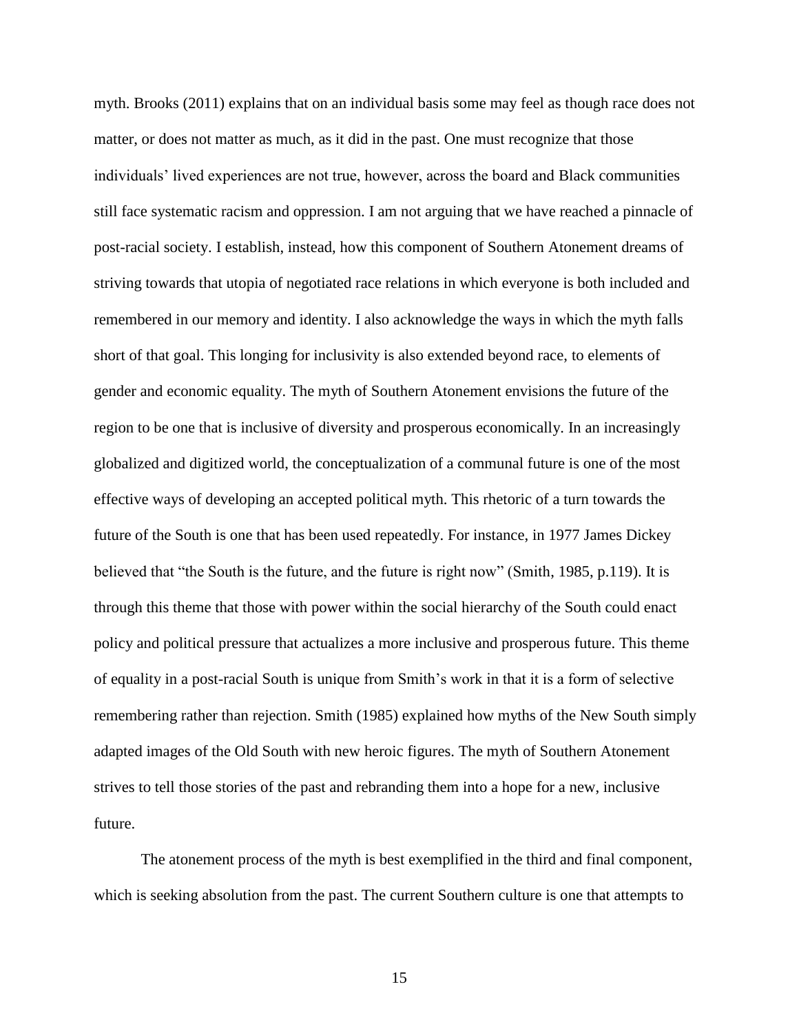myth. Brooks (2011) explains that on an individual basis some may feel as though race does not matter, or does not matter as much, as it did in the past. One must recognize that those individuals' lived experiences are not true, however, across the board and Black communities still face systematic racism and oppression. I am not arguing that we have reached a pinnacle of post-racial society. I establish, instead, how this component of Southern Atonement dreams of striving towards that utopia of negotiated race relations in which everyone is both included and remembered in our memory and identity. I also acknowledge the ways in which the myth falls short of that goal. This longing for inclusivity is also extended beyond race, to elements of gender and economic equality. The myth of Southern Atonement envisions the future of the region to be one that is inclusive of diversity and prosperous economically. In an increasingly globalized and digitized world, the conceptualization of a communal future is one of the most effective ways of developing an accepted political myth. This rhetoric of a turn towards the future of the South is one that has been used repeatedly. For instance, in 1977 James Dickey believed that "the South is the future, and the future is right now" (Smith, 1985, p.119). It is through this theme that those with power within the social hierarchy of the South could enact policy and political pressure that actualizes a more inclusive and prosperous future. This theme of equality in a post-racial South is unique from Smith's work in that it is a form of selective remembering rather than rejection. Smith (1985) explained how myths of the New South simply adapted images of the Old South with new heroic figures. The myth of Southern Atonement strives to tell those stories of the past and rebranding them into a hope for a new, inclusive future.

The atonement process of the myth is best exemplified in the third and final component, which is seeking absolution from the past. The current Southern culture is one that attempts to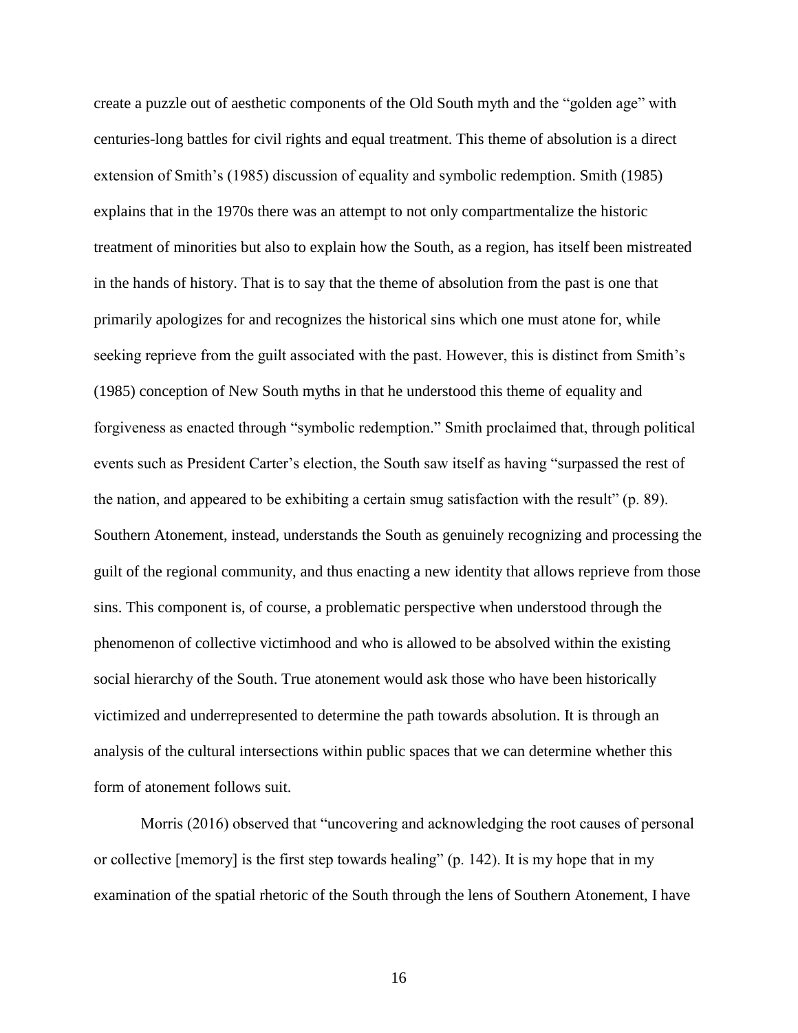create a puzzle out of aesthetic components of the Old South myth and the "golden age" with centuries-long battles for civil rights and equal treatment. This theme of absolution is a direct extension of Smith's (1985) discussion of equality and symbolic redemption. Smith (1985) explains that in the 1970s there was an attempt to not only compartmentalize the historic treatment of minorities but also to explain how the South, as a region, has itself been mistreated in the hands of history. That is to say that the theme of absolution from the past is one that primarily apologizes for and recognizes the historical sins which one must atone for, while seeking reprieve from the guilt associated with the past. However, this is distinct from Smith's (1985) conception of New South myths in that he understood this theme of equality and forgiveness as enacted through "symbolic redemption." Smith proclaimed that, through political events such as President Carter's election, the South saw itself as having "surpassed the rest of the nation, and appeared to be exhibiting a certain smug satisfaction with the result" (p. 89). Southern Atonement, instead, understands the South as genuinely recognizing and processing the guilt of the regional community, and thus enacting a new identity that allows reprieve from those sins. This component is, of course, a problematic perspective when understood through the phenomenon of collective victimhood and who is allowed to be absolved within the existing social hierarchy of the South. True atonement would ask those who have been historically victimized and underrepresented to determine the path towards absolution. It is through an analysis of the cultural intersections within public spaces that we can determine whether this form of atonement follows suit.

Morris (2016) observed that "uncovering and acknowledging the root causes of personal or collective [memory] is the first step towards healing" (p. 142). It is my hope that in my examination of the spatial rhetoric of the South through the lens of Southern Atonement, I have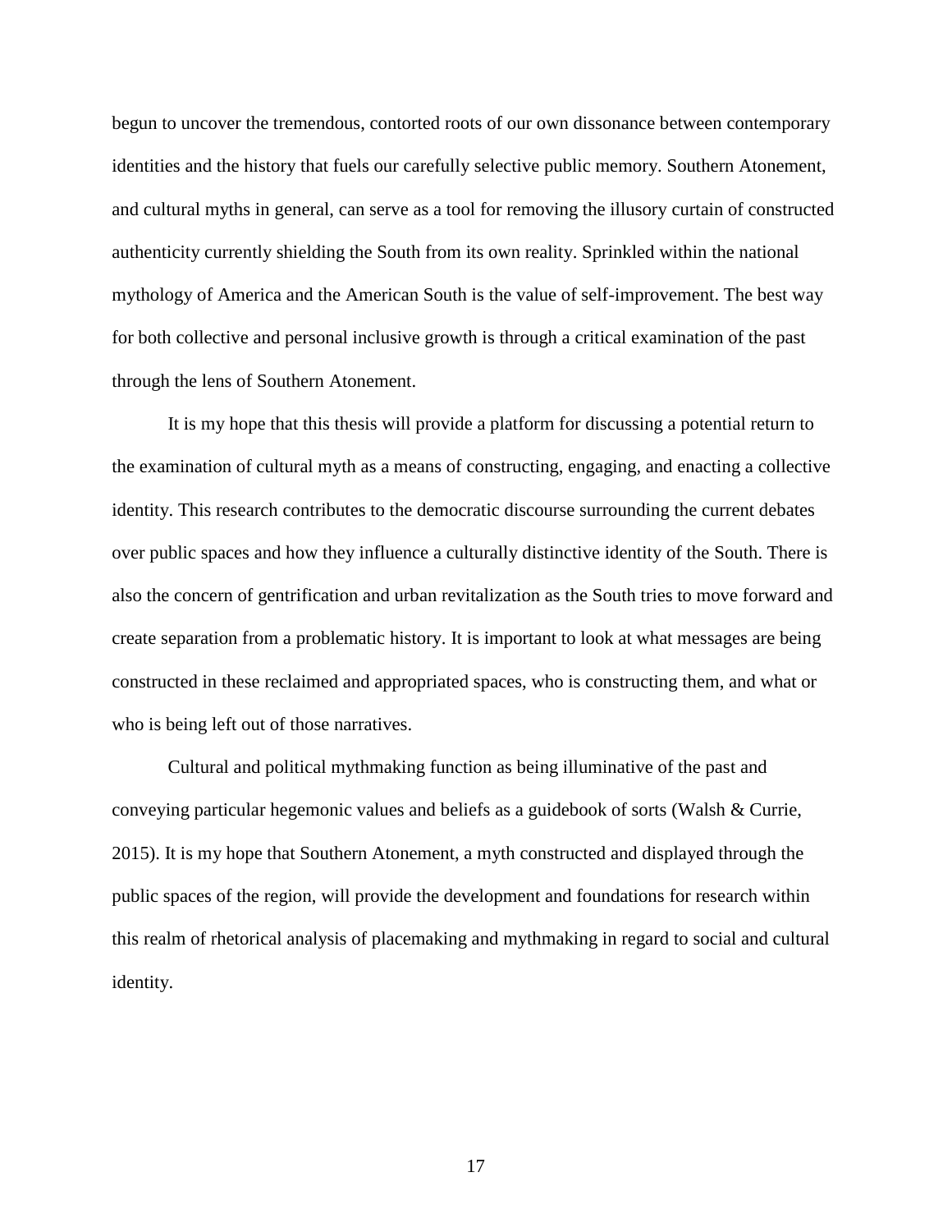begun to uncover the tremendous, contorted roots of our own dissonance between contemporary identities and the history that fuels our carefully selective public memory. Southern Atonement, and cultural myths in general, can serve as a tool for removing the illusory curtain of constructed authenticity currently shielding the South from its own reality. Sprinkled within the national mythology of America and the American South is the value of self-improvement. The best way for both collective and personal inclusive growth is through a critical examination of the past through the lens of Southern Atonement.

It is my hope that this thesis will provide a platform for discussing a potential return to the examination of cultural myth as a means of constructing, engaging, and enacting a collective identity. This research contributes to the democratic discourse surrounding the current debates over public spaces and how they influence a culturally distinctive identity of the South. There is also the concern of gentrification and urban revitalization as the South tries to move forward and create separation from a problematic history. It is important to look at what messages are being constructed in these reclaimed and appropriated spaces, who is constructing them, and what or who is being left out of those narratives.

Cultural and political mythmaking function as being illuminative of the past and conveying particular hegemonic values and beliefs as a guidebook of sorts (Walsh & Currie, 2015). It is my hope that Southern Atonement, a myth constructed and displayed through the public spaces of the region, will provide the development and foundations for research within this realm of rhetorical analysis of placemaking and mythmaking in regard to social and cultural identity.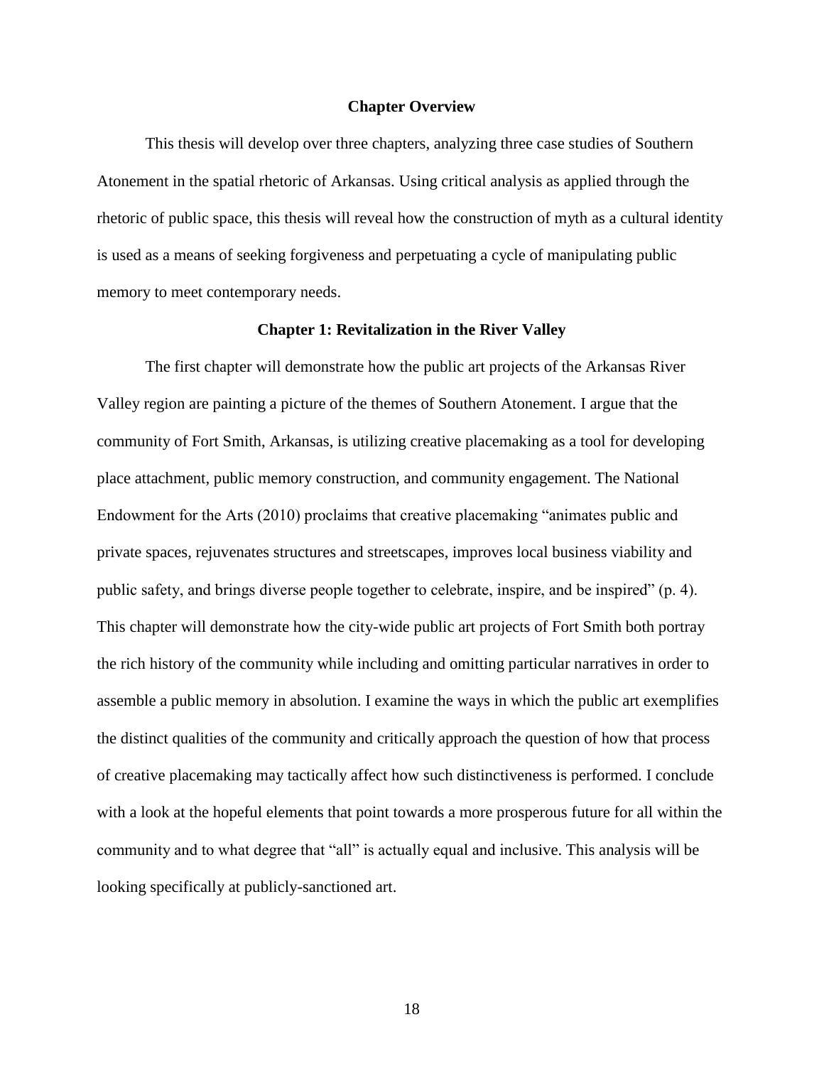## Chapter Overview

This thesis will develop over three chapters, analyzing three case studies of Southern Atonement in the spatial rhetoric of Arkansas. Using critical analysis as applied through the rhetoric of public space, this thesis will reveal how the construction of myth as a cultural identity is used as a means of seeking forgiveness and perpetuating a cycle of manipulating public memory to meet contemporary needs.

### Chapter 1: Revitalization in the River Valley

The first chapter will demonstrate how the public art projects of the Arkansas River Valley region are painting a picture of the themes of Southern Atonement. I argue that the community of Fort Smith, Arkansas, is utilizing creative placemaking as a tool for developing place attachment, public memory construction, and community engagement. The National Endowment for the Arts (2010) proclaims that creative placemaking "animates public and private spaces, rejuvenates structures and streetscapes, improves local business viability and public safety, and brings diverse people together to celebrate, inspire, and be inspired" (p. 4). This chapter will demonstrate how the city-wide public art projects of Fort Smith both portray the rich history of the community while including and omitting particular narratives in order to assemble a public memory in absolution. I examine the ways in which the public art exemplifies the distinct qualities of the community and critically approach the question of how that process of creative placemaking may tactically affect how such distinctiveness is performed. I conclude with a look at the hopeful elements that point towards a more prosperous future for all within the community and to what degree that "all" is actually equal and inclusive. This analysis will be looking specifically at publicly-sanctioned art.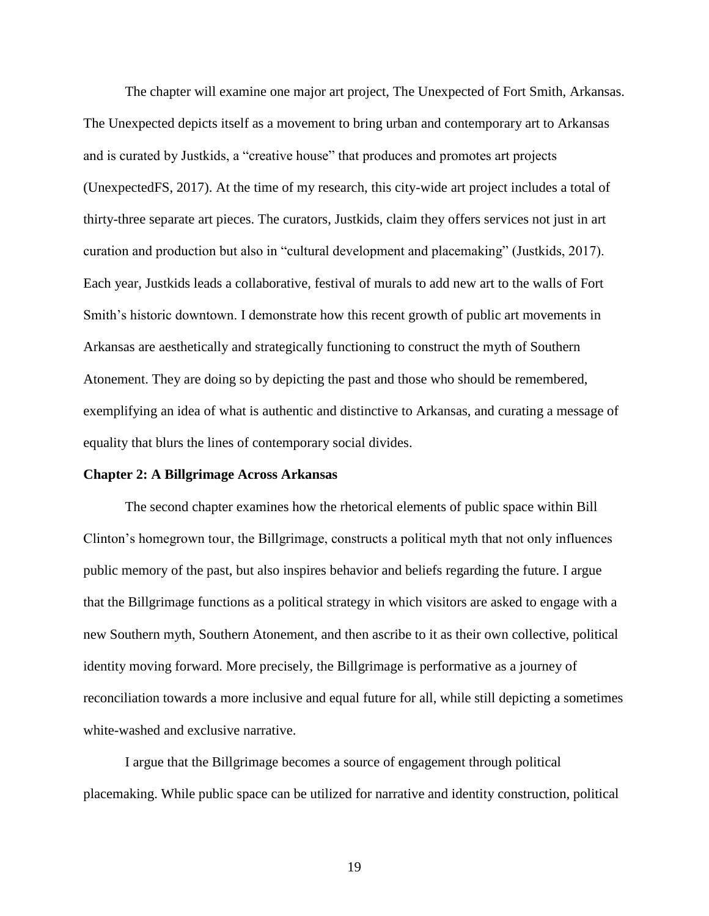The chapter will examine one major art project, The Unexpected of Fort Smith, Arkansas. The Unexpected depicts itself as a movement to bring urban and contemporary art to Arkansas and is curated by Justkids, a "creative house" that produces and promotes art projects (UnexpectedFS, 2017). At the time of my research, this city-wide art project includes a total of thirty-three separate art pieces. The curators, Justkids, claim they offers services not just in art curation and production but also in "cultural development and placemaking" (Justkids, 2017). Each year, Justkids leads a collaborative, festival of murals to add new art to the walls of Fort Smith's historic downtown. I demonstrate how this recent growth of public art movements in Arkansas are aesthetically and strategically functioning to construct the myth of Southern Atonement. They are doing so by depicting the past and those who should be remembered, exemplifying an idea of what is authentic and distinctive to Arkansas, and curating a message of equality that blurs the lines of contemporary social divides.

**Chapter 2: A Billgrimage Across Arkansas**

The second chapter examines how the rhetorical elements of public space within Bill Clinton's homegrown tour, the Billgrimage, constructs a political myth that not only influences public memory of the past, but also inspires behavior and beliefs regarding the future. I argue that the Billgrimage functions as a political strategy in which visitors are asked to engage with a new Southern myth, Southern Atonement, and then ascribe to it as their own collective, political identity moving forward. More precisely, the Billgrimage is performative as a journey of reconciliation towards a more inclusive and equal future for all, while still depicting a sometimes white-washed and exclusive narrative.

I argue that the Billgrimage becomes a source of engagement through political placemaking. While public space can be utilized for narrative and identity construction, political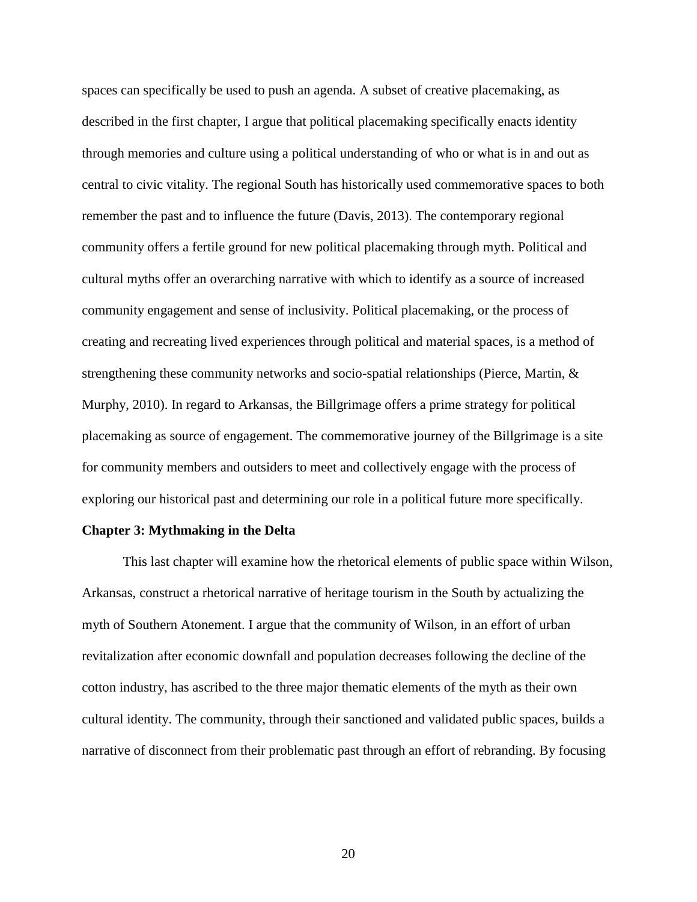spaces can specifically be used to push an agenda. A subset of creative placemaking, as described in the first chapter, I argue that political placemaking specifically enacts identity through memories and culture using a political understanding of who or what is in and out as central to civic vitality. The regional South has historically used commemorative spaces to both remember the past and to influence the future (Davis, 2013). The contemporary regional community offers a fertile ground for new political placemaking through myth. Political and cultural myths offer an overarching narrative with which to identify as a source of increased community engagement and sense of inclusivity. Political placemaking, or the process of creating and recreating lived experiences through political and material spaces, is a method of strengthening these community networks and socio-spatial relationships (Pierce, Martin, & Murphy, 2010). In regard to Arkansas, the Billgrimage offers a prime strategy for political placemaking as source of engagement. The commemorative journey of the Billgrimage is a site for community members and outsiders to meet and collectively engage with the process of exploring our historical past and determining our role in a political future more specifically.

**Chapter 3: Mythmaking in the Delta**

This last chapter will examine how the rhetorical elements of public space within Wilson, Arkansas, construct a rhetorical narrative of heritage tourism in the South by actualizing the myth of Southern Atonement. I argue that the community of Wilson, in an effort of urban revitalization after economic downfall and population decreases following the decline of the cotton industry, has ascribed to the three major thematic elements of the myth as their own cultural identity. The community, through their sanctioned and validated public spaces, builds a narrative of disconnect from their problematic past through an effort of rebranding. By focusing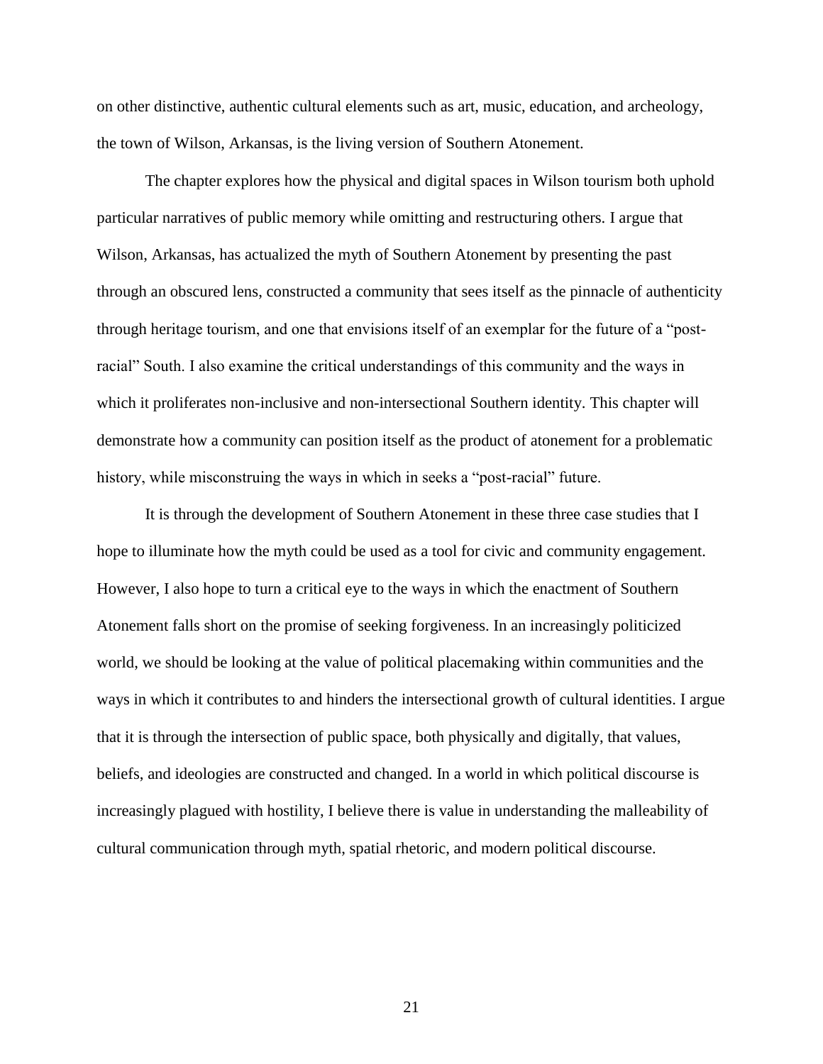on other distinctive, authentic cultural elements such as art, music, education, and archeology, the town of Wilson, Arkansas, is the living version of Southern Atonement.

The chapter explores how the physical and digital spaces in Wilson tourism both uphold particular narratives of public memory while omitting and restructuring others. I argue that Wilson, Arkansas, has actualized the myth of Southern Atonement by presenting the past through an obscured lens, constructed a community that sees itself as the pinnacle of authenticity through heritage tourism, and one that envisions itself of an exemplar for the future of a "post-racial" South. I also examine the critical understandings of this community and the ways in which it proliferates non-inclusive and non-intersectional Southern identity. This chapter will demonstrate how a community can position itself as the product of atonement for a problematic history, while misconstruing the ways in which in seeks a "post-racial" future.

It is through the development of Southern Atonement in these three case studies that I hope to illuminate how the myth could be used as a tool for civic and community engagement. However, I also hope to turn a critical eye to the ways in which the enactment of Southern Atonement falls short on the promise of seeking forgiveness. In an increasingly politicized world, we should be looking at the value of political placemaking within communities and the ways in which it contributes to and hinders the intersectional growth of cultural identities. I argue that it is through the intersection of public space, both physically and digitally, that values, beliefs, and ideologies are constructed and changed. In a world in which political discourse is increasingly plagued with hostility, I believe there is value in understanding the malleability of cultural communication through myth, spatial rhetoric, and modern political discourse.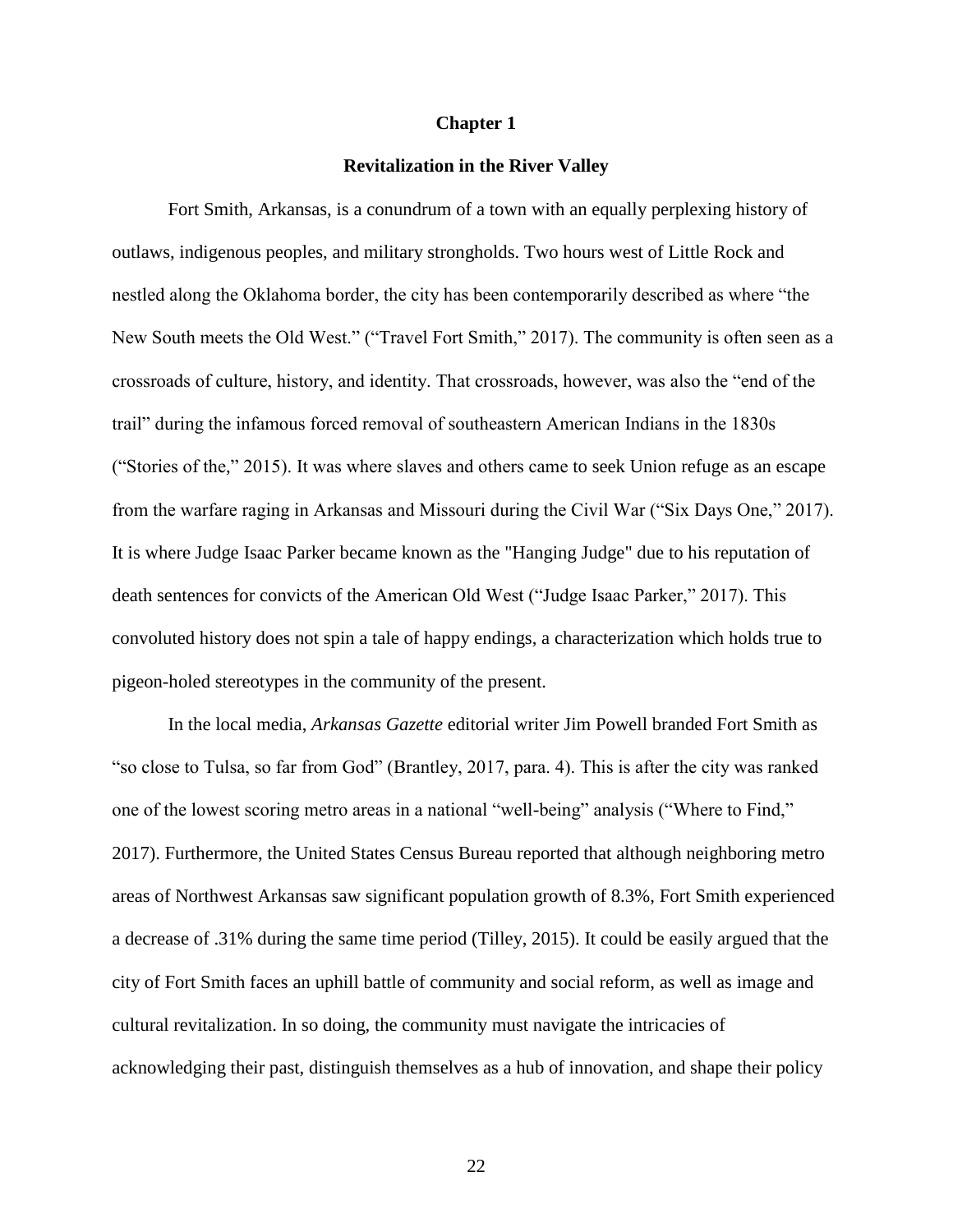# Chapter 1

## Revitalization in the River Valley

Fort Smith, Arkansas, is a conundrum of a town with an equally perplexing history of outlaws, indigenous peoples, and military strongholds. Two hours west of Little Rock and nestled along the Oklahoma border, the city has been contemporarily described as where "the New South meets the Old West." ("Travel Fort Smith," 2017). The community is often seen as a crossroads of culture, history, and identity. That crossroads, however, was also the "end of the trail" during the infamous forced removal of southeastern American Indians in the 1830s ("Stories of the," 2015). It was where slaves and others came to seek Union refuge as an escape from the warfare raging in Arkansas and Missouri during the Civil War ("Six Days One," 2017). It is where Judge Isaac Parker became known as the "Hanging Judge" due to his reputation of death sentences for convicts of the American Old West ("Judge Isaac Parker," 2017). This convoluted history does not spin a tale of happy endings, a characterization which holds true to pigeon-holed stereotypes in the community of the present.

In the local media, *Arkansas Gazette* editorial writer Jim Powell branded Fort Smith as "so close to Tulsa, so far from God" (Brantley, 2017, para. 4). This is after the city was ranked one of the lowest scoring metro areas in a national "well-being" analysis ("Where to Find," 2017). Furthermore, the United States Census Bureau reported that although neighboring metro areas of Northwest Arkansas saw significant population growth of 8.3%, Fort Smith experienced a decrease of .31% during the same time period (Tilley, 2015). It could be easily argued that the city of Fort Smith faces an uphill battle of community and social reform, as well as image and cultural revitalization. In so doing, the community must navigate the intricacies of acknowledging their past, distinguish themselves as a hub of innovation, and shape their policy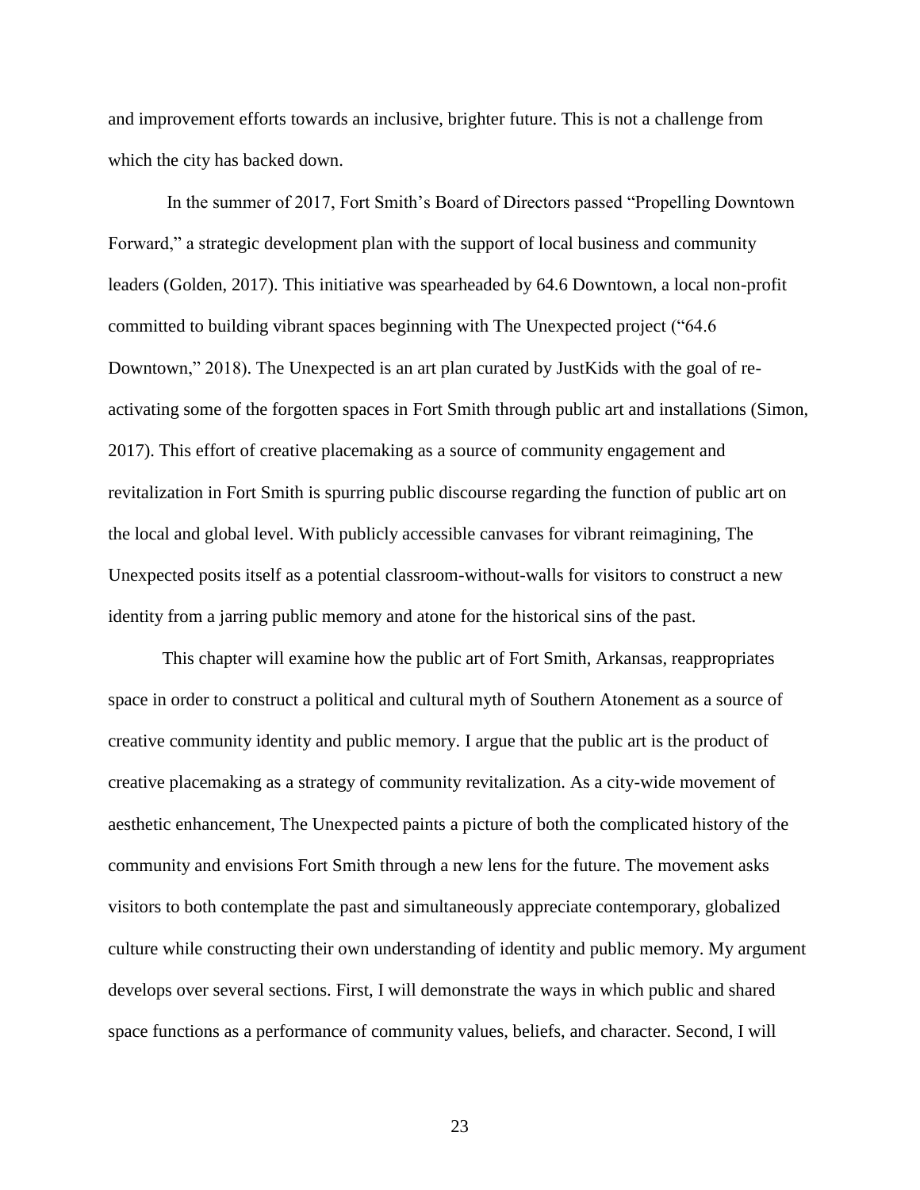and improvement efforts towards an inclusive, brighter future. This is not a challenge from which the city has backed down.

In the summer of 2017, Fort Smith's Board of Directors passed "Propelling Downtown Forward," a strategic development plan with the support of local business and community leaders (Golden, 2017). This initiative was spearheaded by 64.6 Downtown, a local non-profit committed to building vibrant spaces beginning with The Unexpected project ("64.6 Downtown," 2018). The Unexpected is an art plan curated by JustKids with the goal of re-activating some of the forgotten spaces in Fort Smith through public art and installations (Simon, 2017). This effort of creative placemaking as a source of community engagement and revitalization in Fort Smith is spurring public discourse regarding the function of public art on the local and global level. With publicly accessible canvases for vibrant reimagining, The Unexpected posits itself as a potential classroom-without-walls for visitors to construct a new identity from a jarring public memory and atone for the historical sins of the past.

This chapter will examine how the public art of Fort Smith, Arkansas, reappropriates space in order to construct a political and cultural myth of Southern Atonement as a source of creative community identity and public memory. I argue that the public art is the product of creative placemaking as a strategy of community revitalization. As a city-wide movement of aesthetic enhancement, The Unexpected paints a picture of both the complicated history of the community and envisions Fort Smith through a new lens for the future. The movement asks visitors to both contemplate the past and simultaneously appreciate contemporary, globalized culture while constructing their own understanding of identity and public memory. My argument develops over several sections. First, I will demonstrate the ways in which public and shared space functions as a performance of community values, beliefs, and character. Second, I will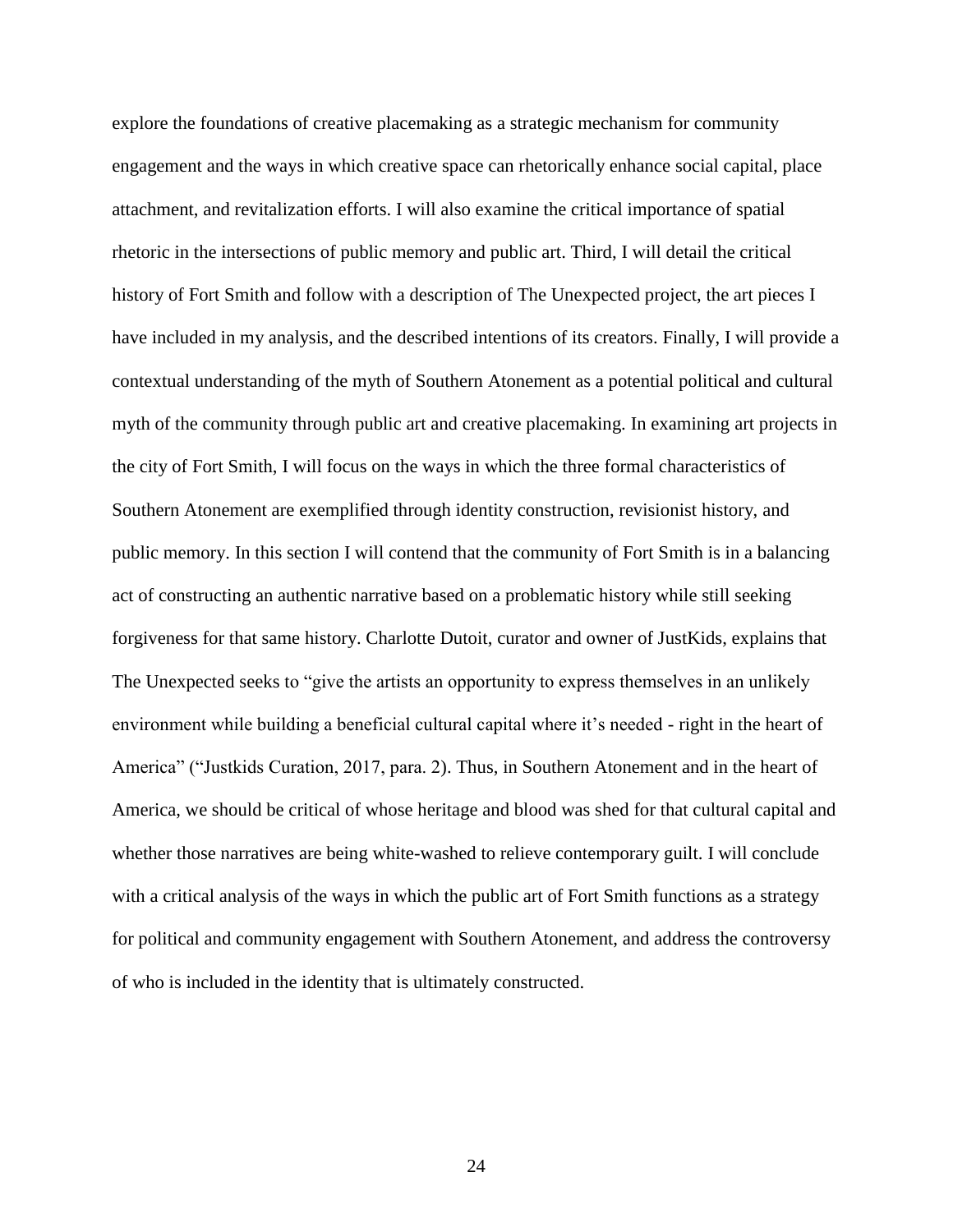explore the foundations of creative placemaking as a strategic mechanism for community engagement and the ways in which creative space can rhetorically enhance social capital, place attachment, and revitalization efforts. I will also examine the critical importance of spatial rhetoric in the intersections of public memory and public art. Third, I will detail the critical history of Fort Smith and follow with a description of The Unexpected project, the art pieces I have included in my analysis, and the described intentions of its creators. Finally, I will provide a contextual understanding of the myth of Southern Atonement as a potential political and cultural myth of the community through public art and creative placemaking. In examining art projects in the city of Fort Smith, I will focus on the ways in which the three formal characteristics of Southern Atonement are exemplified through identity construction, revisionist history, and public memory. In this section I will contend that the community of Fort Smith is in a balancing act of constructing an authentic narrative based on a problematic history while still seeking forgiveness for that same history. Charlotte Dutoit, curator and owner of JustKids, explains that The Unexpected seeks to "give the artists an opportunity to express themselves in an unlikely environment while building a beneficial cultural capital where it's needed - right in the heart of America" ("Justkids Curation, 2017, para. 2). Thus, in Southern Atonement and in the heart of America, we should be critical of whose heritage and blood was shed for that cultural capital and whether those narratives are being white-washed to relieve contemporary guilt. I will conclude with a critical analysis of the ways in which the public art of Fort Smith functions as a strategy for political and community engagement with Southern Atonement, and address the controversy of who is included in the identity that is ultimately constructed.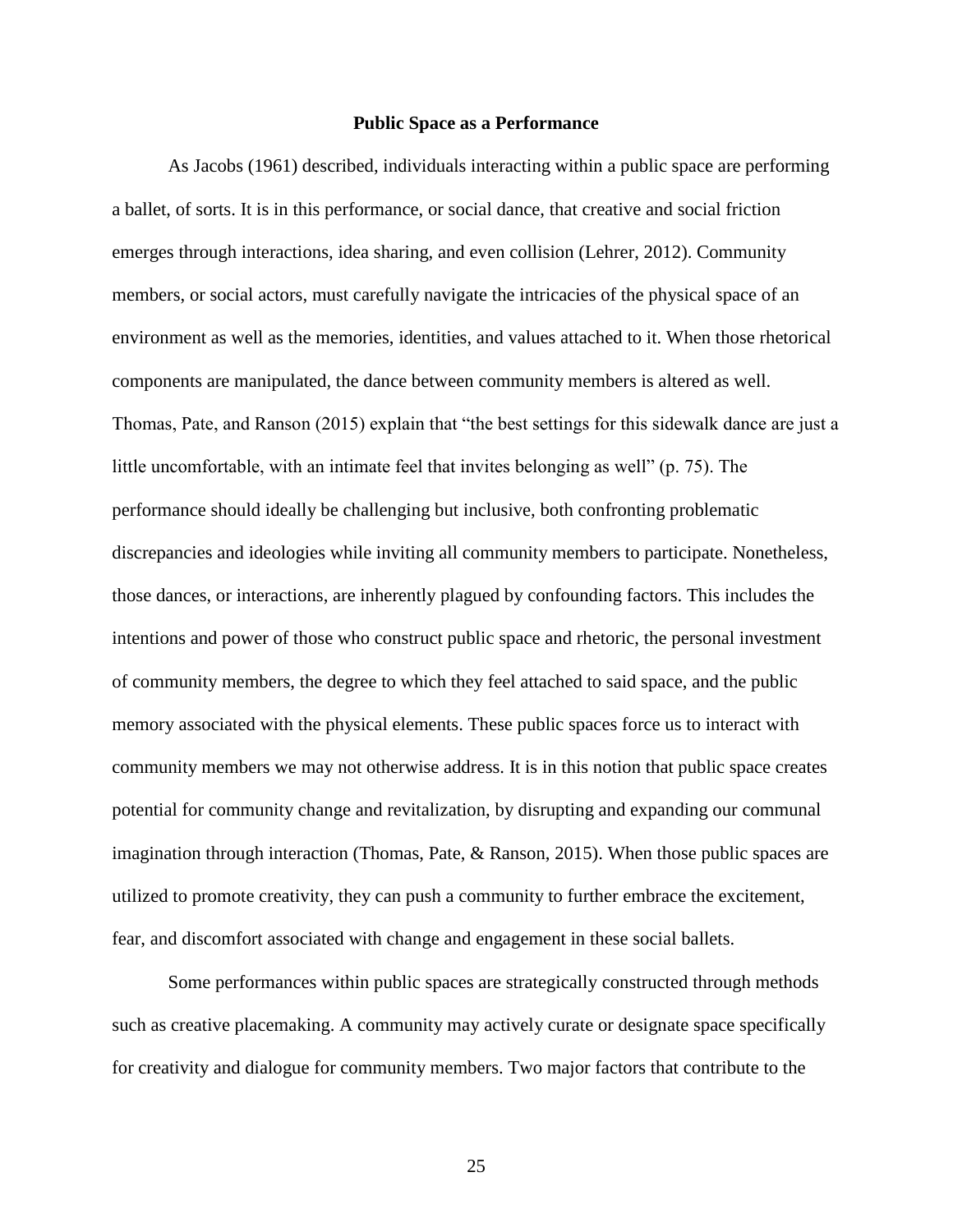## Public Space as a Performance

As Jacobs (1961) described, individuals interacting within a public space are performing a ballet, of sorts. It is in this performance, or social dance, that creative and social friction emerges through interactions, idea sharing, and even collision (Lehrer, 2012). Community members, or social actors, must carefully navigate the intricacies of the physical space of an environment as well as the memories, identities, and values attached to it. When those rhetorical components are manipulated, the dance between community members is altered as well. Thomas, Pate, and Ranson (2015) explain that "the best settings for this sidewalk dance are just a little uncomfortable, with an intimate feel that invites belonging as well" (p. 75). The performance should ideally be challenging but inclusive, both confronting problematic discrepancies and ideologies while inviting all community members to participate. Nonetheless, those dances, or interactions, are inherently plagued by confounding factors. This includes the intentions and power of those who construct public space and rhetoric, the personal investment of community members, the degree to which they feel attached to said space, and the public memory associated with the physical elements. These public spaces force us to interact with community members we may not otherwise address. It is in this notion that public space creates potential for community change and revitalization, by disrupting and expanding our communal imagination through interaction (Thomas, Pate, & Ranson, 2015). When those public spaces are utilized to promote creativity, they can push a community to further embrace the excitement, fear, and discomfort associated with change and engagement in these social ballets.

Some performances within public spaces are strategically constructed through methods such as creative placemaking. A community may actively curate or designate space specifically for creativity and dialogue for community members. Two major factors that contribute to the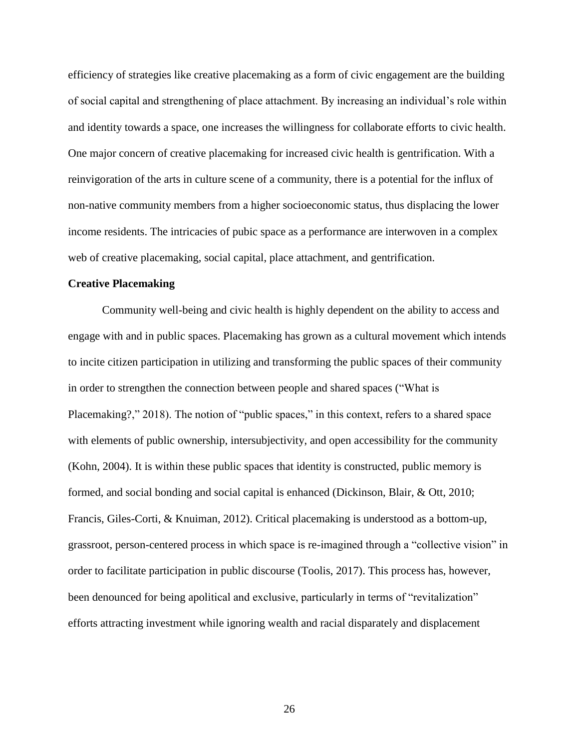efficiency of strategies like creative placemaking as a form of civic engagement are the building of social capital and strengthening of place attachment. By increasing an individual's role within and identity towards a space, one increases the willingness for collaborate efforts to civic health. One major concern of creative placemaking for increased civic health is gentrification. With a reinvigoration of the arts in culture scene of a community, there is a potential for the influx of non-native community members from a higher socioeconomic status, thus displacing the lower income residents. The intricacies of pubic space as a performance are interwoven in a complex web of creative placemaking, social capital, place attachment, and gentrification.

**Creative Placemaking**

Community well-being and civic health is highly dependent on the ability to access and engage with and in public spaces. Placemaking has grown as a cultural movement which intends to incite citizen participation in utilizing and transforming the public spaces of their community in order to strengthen the connection between people and shared spaces ("What is Placemaking?," 2018). The notion of "public spaces," in this context, refers to a shared space with elements of public ownership, intersubjectivity, and open accessibility for the community (Kohn, 2004). It is within these public spaces that identity is constructed, public memory is formed, and social bonding and social capital is enhanced (Dickinson, Blair, & Ott, 2010; Francis, Giles-Corti, & Knuiman, 2012). Critical placemaking is understood as a bottom-up, grassroot, person-centered process in which space is re-imagined through a "collective vision" in order to facilitate participation in public discourse (Toolis, 2017). This process has, however, been denounced for being apolitical and exclusive, particularly in terms of "revitalization" efforts attracting investment while ignoring wealth and racial disparately and displacement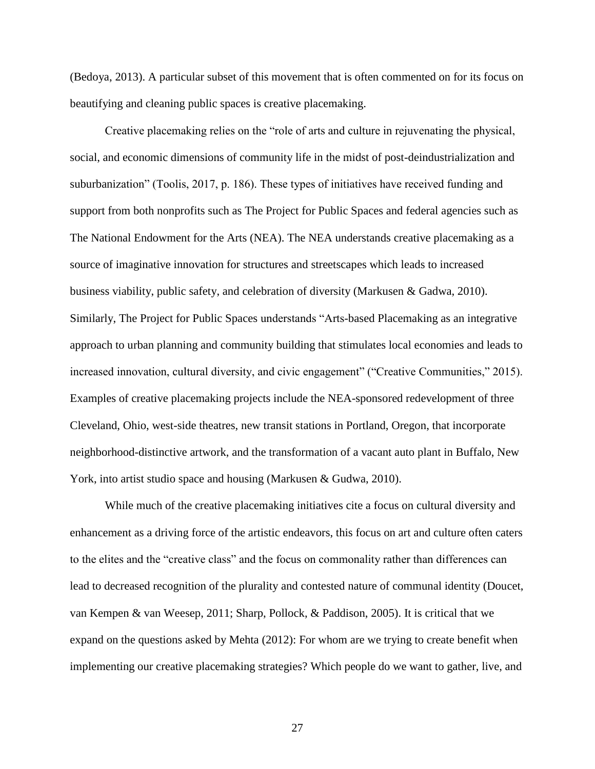(Bedoya, 2013). A particular subset of this movement that is often commented on for its focus on beautifying and cleaning public spaces is creative placemaking.

Creative placemaking relies on the "role of arts and culture in rejuvenating the physical, social, and economic dimensions of community life in the midst of post-deindustrialization and suburbanization" (Toolis, 2017, p. 186). These types of initiatives have received funding and support from both nonprofits such as The Project for Public Spaces and federal agencies such as The National Endowment for the Arts (NEA). The NEA understands creative placemaking as a source of imaginative innovation for structures and streetscapes which leads to increased business viability, public safety, and celebration of diversity (Markusen & Gadwa, 2010). Similarly, The Project for Public Spaces understands "Arts-based Placemaking as an integrative approach to urban planning and community building that stimulates local economies and leads to increased innovation, cultural diversity, and civic engagement" ("Creative Communities," 2015). Examples of creative placemaking projects include the NEA-sponsored redevelopment of three Cleveland, Ohio, west-side theatres, new transit stations in Portland, Oregon, that incorporate neighborhood-distinctive artwork, and the transformation of a vacant auto plant in Buffalo, New York, into artist studio space and housing (Markusen & Gudwa, 2010).

While much of the creative placemaking initiatives cite a focus on cultural diversity and enhancement as a driving force of the artistic endeavors, this focus on art and culture often caters to the elites and the "creative class" and the focus on commonality rather than differences can lead to decreased recognition of the plurality and contested nature of communal identity (Doucet, van Kempen & van Weesep, 2011; Sharp, Pollock, & Paddison, 2005). It is critical that we expand on the questions asked by Mehta (2012): For whom are we trying to create benefit when implementing our creative placemaking strategies? Which people do we want to gather, live, and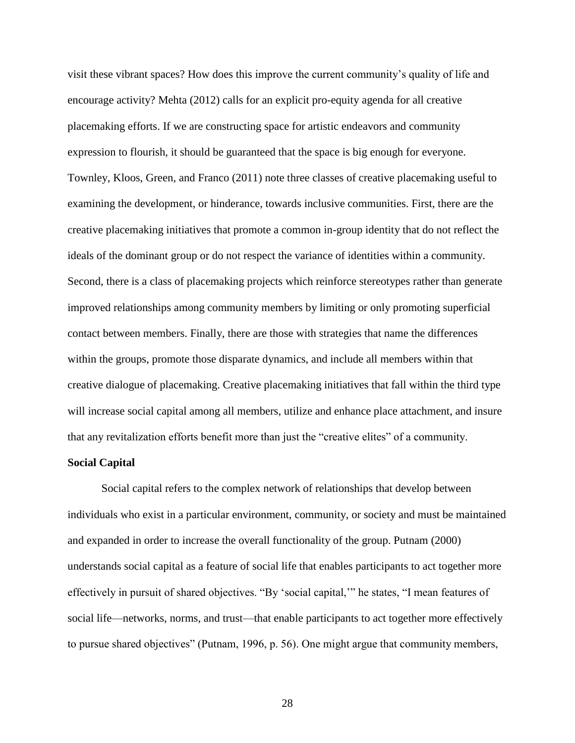visit these vibrant spaces? How does this improve the current community's quality of life and encourage activity? Mehta (2012) calls for an explicit pro-equity agenda for all creative placemaking efforts. If we are constructing space for artistic endeavors and community expression to flourish, it should be guaranteed that the space is big enough for everyone. Townley, Kloos, Green, and Franco (2011) note three classes of creative placemaking useful to examining the development, or hinderance, towards inclusive communities. First, there are the creative placemaking initiatives that promote a common in-group identity that do not reflect the ideals of the dominant group or do not respect the variance of identities within a community. Second, there is a class of placemaking projects which reinforce stereotypes rather than generate improved relationships among community members by limiting or only promoting superficial contact between members. Finally, there are those with strategies that name the differences within the groups, promote those disparate dynamics, and include all members within that creative dialogue of placemaking. Creative placemaking initiatives that fall within the third type will increase social capital among all members, utilize and enhance place attachment, and insure that any revitalization efforts benefit more than just the "creative elites" of a community.

**Social Capital**

Social capital refers to the complex network of relationships that develop between individuals who exist in a particular environment, community, or society and must be maintained and expanded in order to increase the overall functionality of the group. Putnam (2000) understands social capital as a feature of social life that enables participants to act together more effectively in pursuit of shared objectives. "By 'social capital,'" he states, "I mean features of social life—networks, norms, and trust—that enable participants to act together more effectively to pursue shared objectives" (Putnam, 1996, p. 56). One might argue that community members,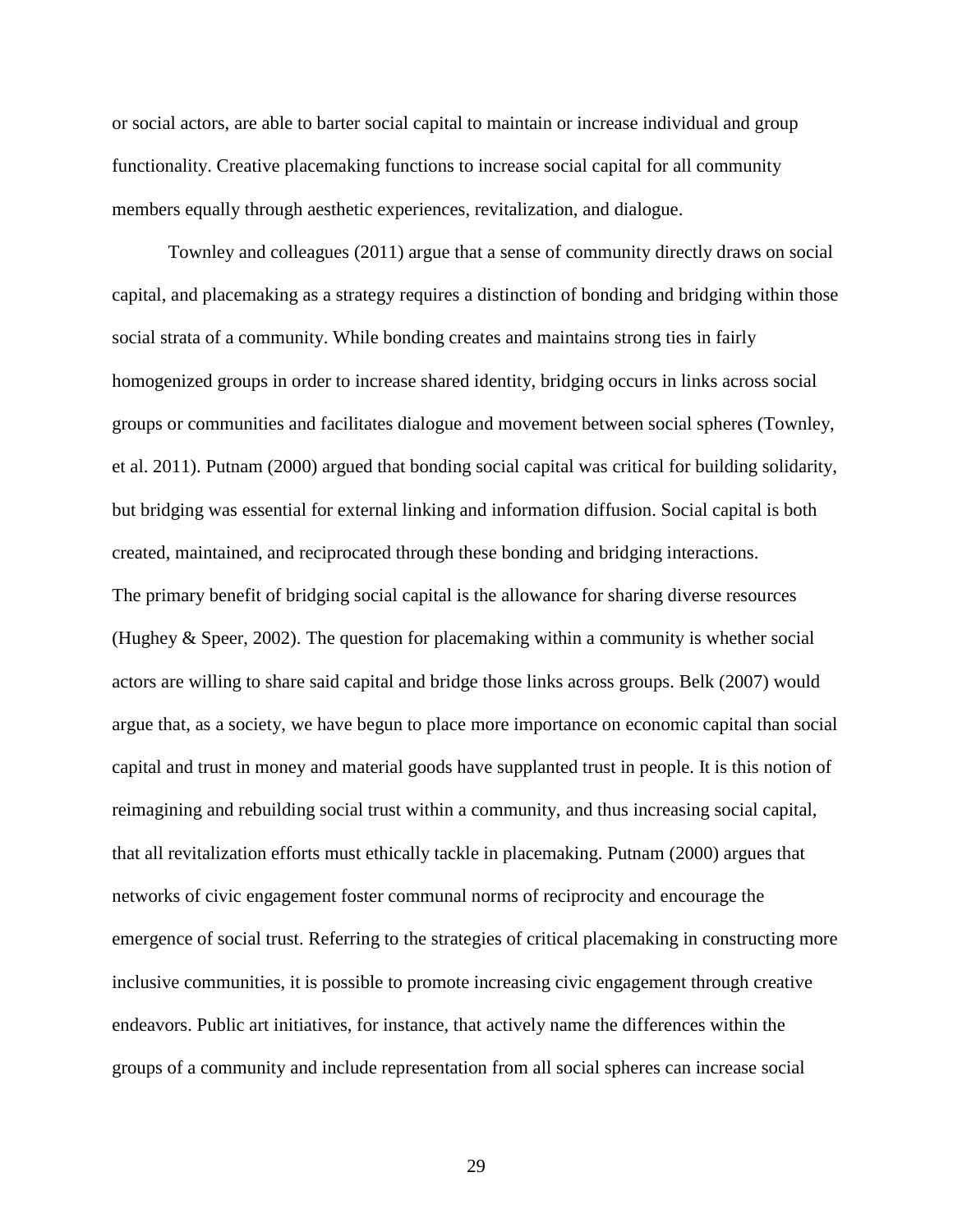or social actors, are able to barter social capital to maintain or increase individual and group functionality. Creative placemaking functions to increase social capital for all community members equally through aesthetic experiences, revitalization, and dialogue.

Townley and colleagues (2011) argue that a sense of community directly draws on social capital, and placemaking as a strategy requires a distinction of bonding and bridging within those social strata of a community. While bonding creates and maintains strong ties in fairly homogenized groups in order to increase shared identity, bridging occurs in links across social groups or communities and facilitates dialogue and movement between social spheres (Townley, et al. 2011). Putnam (2000) argued that bonding social capital was critical for building solidarity, but bridging was essential for external linking and information diffusion. Social capital is both created, maintained, and reciprocated through these bonding and bridging interactions.

The primary benefit of bridging social capital is the allowance for sharing diverse resources (Hughey & Speer, 2002). The question for placemaking within a community is whether social actors are willing to share said capital and bridge those links across groups. Belk (2007) would argue that, as a society, we have begun to place more importance on economic capital than social capital and trust in money and material goods have supplanted trust in people. It is this notion of reimagining and rebuilding social trust within a community, and thus increasing social capital, that all revitalization efforts must ethically tackle in placemaking. Putnam (2000) argues that networks of civic engagement foster communal norms of reciprocity and encourage the emergence of social trust. Referring to the strategies of critical placemaking in constructing more inclusive communities, it is possible to promote increasing civic engagement through creative endeavors. Public art initiatives, for instance, that actively name the differences within the groups of a community and include representation from all social spheres can increase social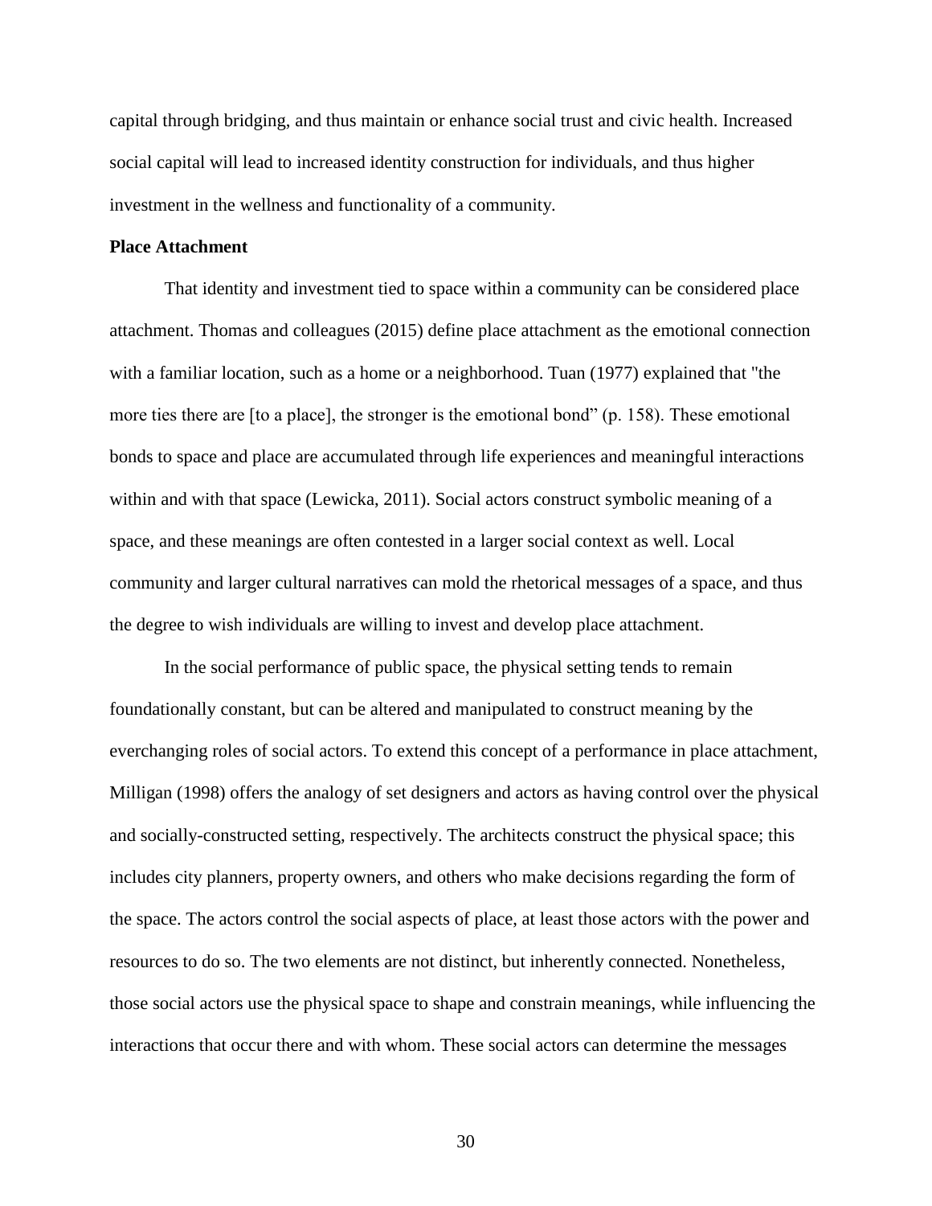capital through bridging, and thus maintain or enhance social trust and civic health. Increased social capital will lead to increased identity construction for individuals, and thus higher investment in the wellness and functionality of a community.

**Place Attachment**

That identity and investment tied to space within a community can be considered place attachment. Thomas and colleagues (2015) define place attachment as the emotional connection with a familiar location, such as a home or a neighborhood. Tuan (1977) explained that "the more ties there are [to a place], the stronger is the emotional bond" (p. 158). These emotional bonds to space and place are accumulated through life experiences and meaningful interactions within and with that space (Lewicka, 2011). Social actors construct symbolic meaning of a space, and these meanings are often contested in a larger social context as well. Local community and larger cultural narratives can mold the rhetorical messages of a space, and thus the degree to wish individuals are willing to invest and develop place attachment.

In the social performance of public space, the physical setting tends to remain foundationally constant, but can be altered and manipulated to construct meaning by the everchanging roles of social actors. To extend this concept of a performance in place attachment, Milligan (1998) offers the analogy of set designers and actors as having control over the physical and socially-constructed setting, respectively. The architects construct the physical space; this includes city planners, property owners, and others who make decisions regarding the form of the space. The actors control the social aspects of place, at least those actors with the power and resources to do so. The two elements are not distinct, but inherently connected. Nonetheless, those social actors use the physical space to shape and constrain meanings, while influencing the interactions that occur there and with whom. These social actors can determine the messages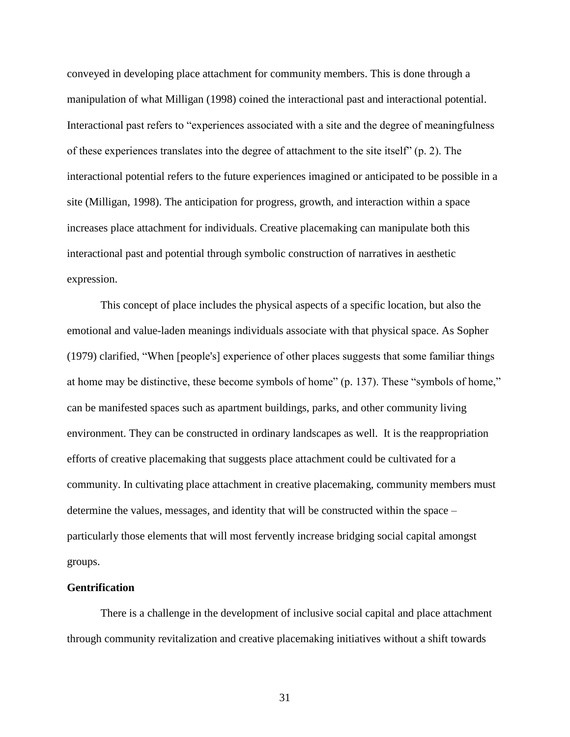conveyed in developing place attachment for community members. This is done through a manipulation of what Milligan (1998) coined the interactional past and interactional potential. Interactional past refers to "experiences associated with a site and the degree of meaningfulness of these experiences translates into the degree of attachment to the site itself" (p. 2). The interactional potential refers to the future experiences imagined or anticipated to be possible in a site (Milligan, 1998). The anticipation for progress, growth, and interaction within a space increases place attachment for individuals. Creative placemaking can manipulate both this interactional past and potential through symbolic construction of narratives in aesthetic expression.

This concept of place includes the physical aspects of a specific location, but also the emotional and value-laden meanings individuals associate with that physical space. As Sopher (1979) clarified, "When [people's] experience of other places suggests that some familiar things at home may be distinctive, these become symbols of home" (p. 137). These "symbols of home," can be manifested spaces such as apartment buildings, parks, and other community living environment. They can be constructed in ordinary landscapes as well. It is the reappropriation efforts of creative placemaking that suggests place attachment could be cultivated for a community. In cultivating place attachment in creative placemaking, community members must determine the values, messages, and identity that will be constructed within the space – particularly those elements that will most fervently increase bridging social capital amongst groups.

**Gentrification**

There is a challenge in the development of inclusive social capital and place attachment through community revitalization and creative placemaking initiatives without a shift towards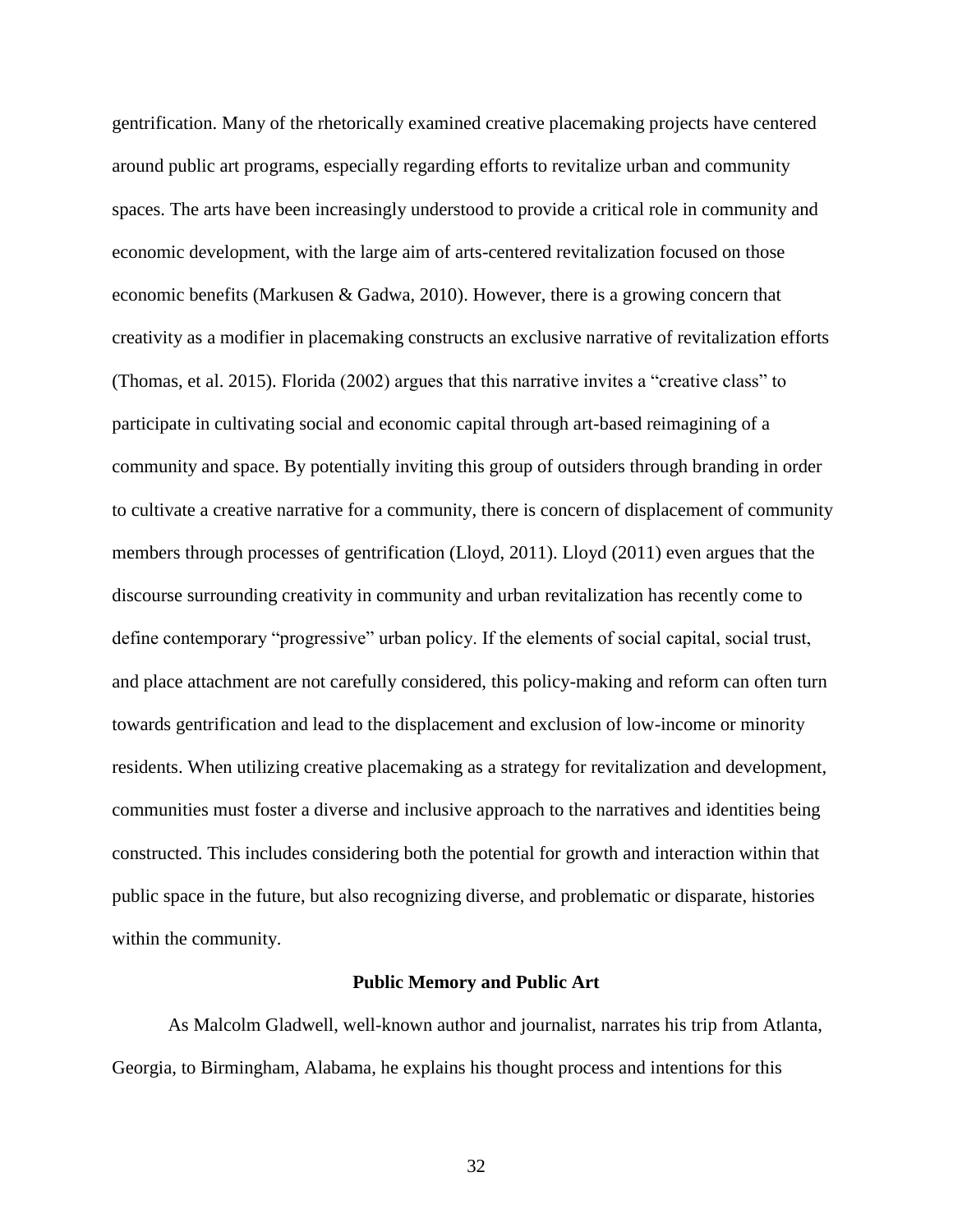gentrification. Many of the rhetorically examined creative placemaking projects have centered around public art programs, especially regarding efforts to revitalize urban and community spaces. The arts have been increasingly understood to provide a critical role in community and economic development, with the large aim of arts-centered revitalization focused on those economic benefits (Markusen & Gadwa, 2010). However, there is a growing concern that creativity as a modifier in placemaking constructs an exclusive narrative of revitalization efforts (Thomas, et al. 2015). Florida (2002) argues that this narrative invites a "creative class" to participate in cultivating social and economic capital through art-based reimagining of a community and space. By potentially inviting this group of outsiders through branding in order to cultivate a creative narrative for a community, there is concern of displacement of community members through processes of gentrification (Lloyd, 2011). Lloyd (2011) even argues that the discourse surrounding creativity in community and urban revitalization has recently come to define contemporary "progressive" urban policy. If the elements of social capital, social trust, and place attachment are not carefully considered, this policy-making and reform can often turn towards gentrification and lead to the displacement and exclusion of low-income or minority residents. When utilizing creative placemaking as a strategy for revitalization and development, communities must foster a diverse and inclusive approach to the narratives and identities being constructed. This includes considering both the potential for growth and interaction within that public space in the future, but also recognizing diverse, and problematic or disparate, histories within the community.

## Public Memory and Public Art

As Malcolm Gladwell, well-known author and journalist, narrates his trip from Atlanta, Georgia, to Birmingham, Alabama, he explains his thought process and intentions for this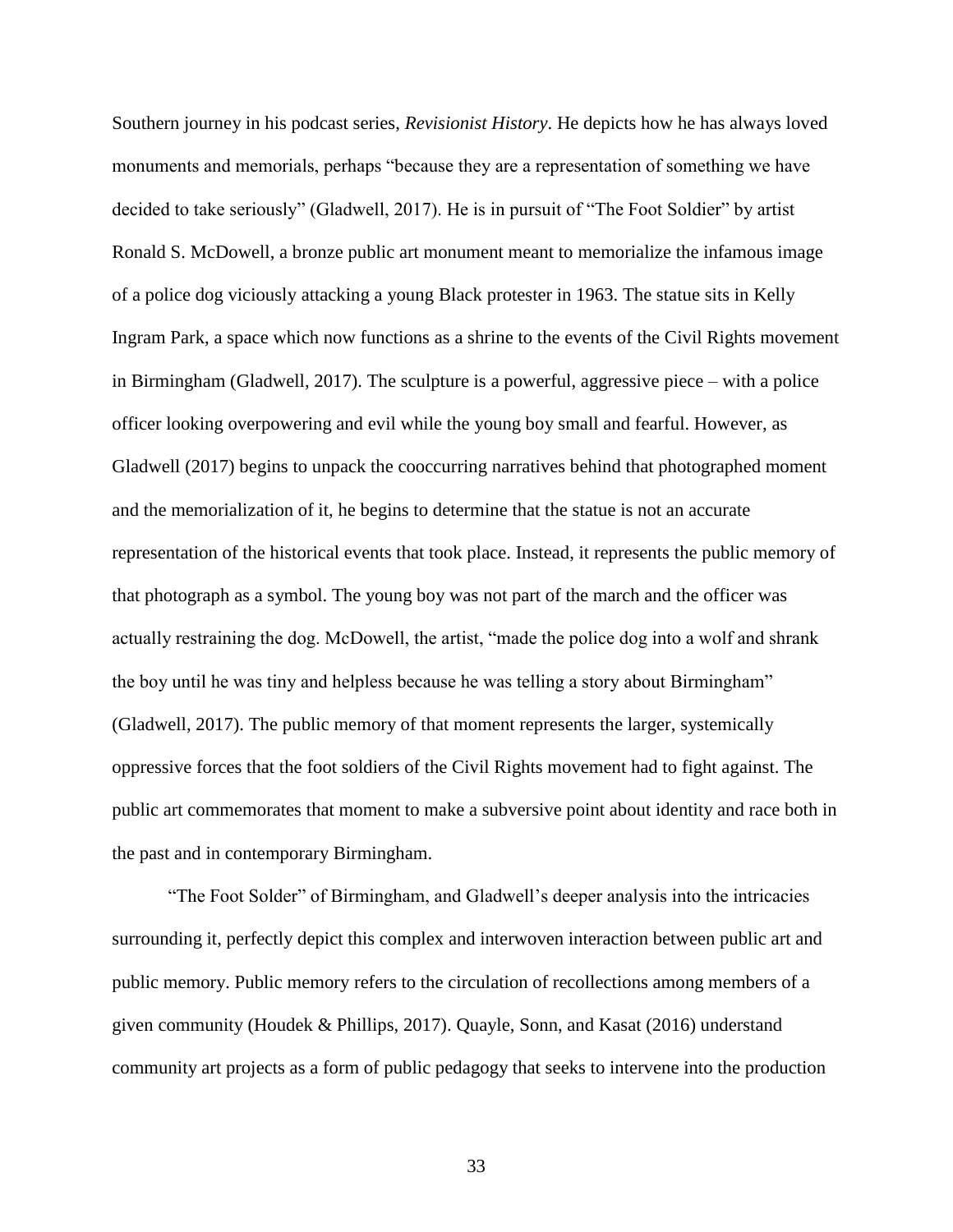Southern journey in his podcast series, *Revisionist History*. He depicts how he has always loved monuments and memorials, perhaps "because they are a representation of something we have decided to take seriously" (Gladwell, 2017). He is in pursuit of "The Foot Soldier" by artist Ronald S. McDowell, a bronze public art monument meant to memorialize the infamous image of a police dog viciously attacking a young Black protester in 1963. The statue sits in Kelly Ingram Park, a space which now functions as a shrine to the events of the Civil Rights movement in Birmingham (Gladwell, 2017). The sculpture is a powerful, aggressive piece – with a police officer looking overpowering and evil while the young boy small and fearful. However, as Gladwell (2017) begins to unpack the cooccurring narratives behind that photographed moment and the memorialization of it, he begins to determine that the statue is not an accurate representation of the historical events that took place. Instead, it represents the public memory of that photograph as a symbol. The young boy was not part of the march and the officer was actually restraining the dog. McDowell, the artist, "made the police dog into a wolf and shrank the boy until he was tiny and helpless because he was telling a story about Birmingham" (Gladwell, 2017). The public memory of that moment represents the larger, systemically oppressive forces that the foot soldiers of the Civil Rights movement had to fight against. The public art commemorates that moment to make a subversive point about identity and race both in the past and in contemporary Birmingham.

"The Foot Solder" of Birmingham, and Gladwell's deeper analysis into the intricacies surrounding it, perfectly depict this complex and interwoven interaction between public art and public memory. Public memory refers to the circulation of recollections among members of a given community (Houdek & Phillips, 2017). Quayle, Sonn, and Kasat (2016) understand community art projects as a form of public pedagogy that seeks to intervene into the production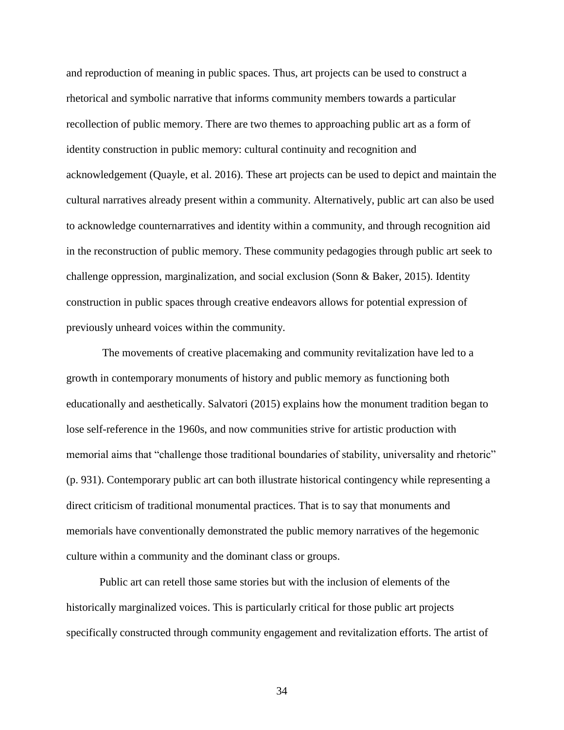and reproduction of meaning in public spaces. Thus, art projects can be used to construct a rhetorical and symbolic narrative that informs community members towards a particular recollection of public memory. There are two themes to approaching public art as a form of identity construction in public memory: cultural continuity and recognition and acknowledgement (Quayle, et al. 2016). These art projects can be used to depict and maintain the cultural narratives already present within a community. Alternatively, public art can also be used to acknowledge counternarratives and identity within a community, and through recognition aid in the reconstruction of public memory. These community pedagogies through public art seek to challenge oppression, marginalization, and social exclusion (Sonn & Baker, 2015). Identity construction in public spaces through creative endeavors allows for potential expression of previously unheard voices within the community.

The movements of creative placemaking and community revitalization have led to a growth in contemporary monuments of history and public memory as functioning both educationally and aesthetically. Salvatori (2015) explains how the monument tradition began to lose self-reference in the 1960s, and now communities strive for artistic production with memorial aims that "challenge those traditional boundaries of stability, universality and rhetoric" (p. 931). Contemporary public art can both illustrate historical contingency while representing a direct criticism of traditional monumental practices. That is to say that monuments and memorials have conventionally demonstrated the public memory narratives of the hegemonic culture within a community and the dominant class or groups.

Public art can retell those same stories but with the inclusion of elements of the historically marginalized voices. This is particularly critical for those public art projects specifically constructed through community engagement and revitalization efforts. The artist of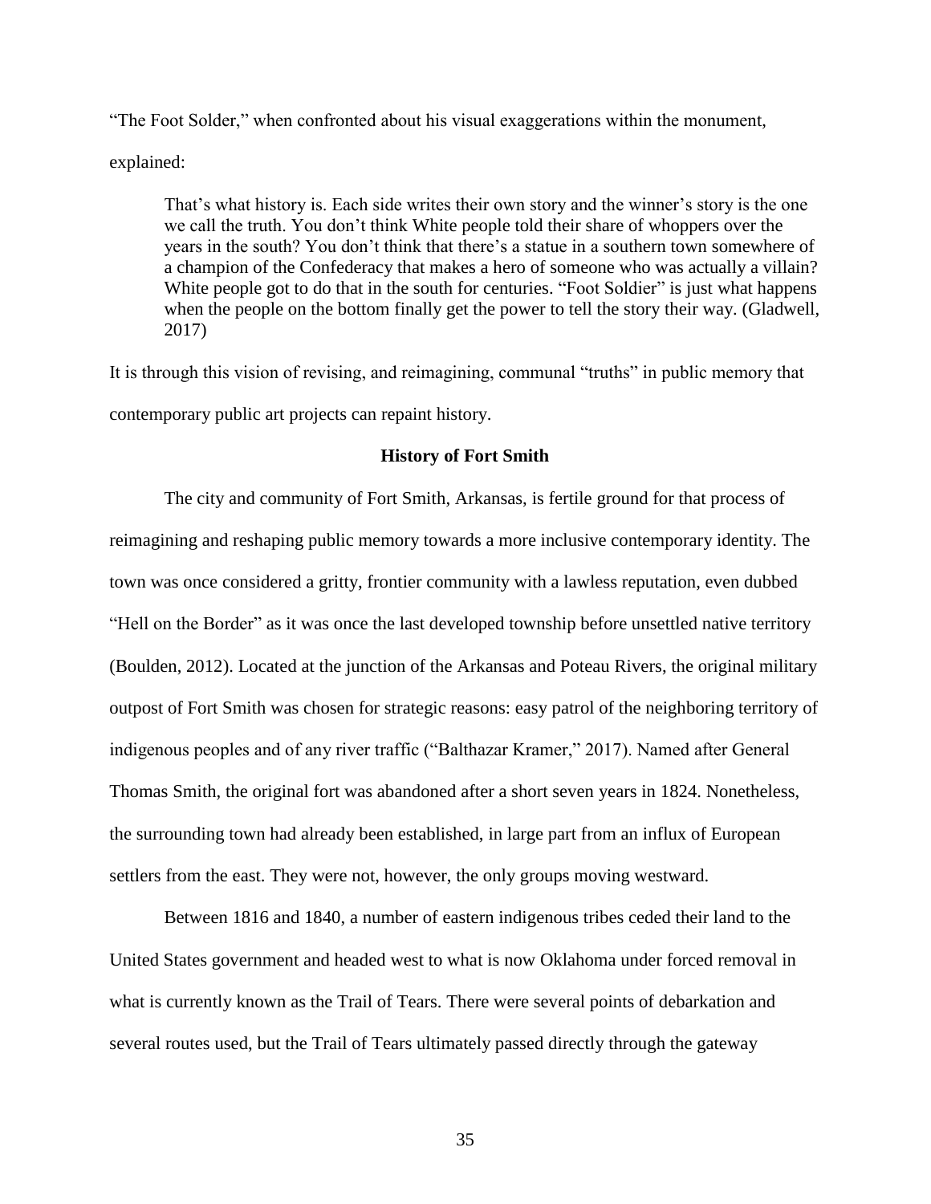"The Foot Solder," when confronted about his visual exaggerations within the monument, explained:

> That's what history is. Each side writes their own story and the winner's story is the one we call the truth. You don't think White people told their share of whoppers over the years in the south? You don't think that there's a statue in a southern town somewhere of a champion of the Confederacy that makes a hero of someone who was actually a villain? White people got to do that in the south for centuries. "Foot Soldier" is just what happens when the people on the bottom finally get the power to tell the story their way. (Gladwell, 2017)

It is through this vision of revising, and reimagining, communal "truths" in public memory that contemporary public art projects can repaint history.

## History of Fort Smith

The city and community of Fort Smith, Arkansas, is fertile ground for that process of reimagining and reshaping public memory towards a more inclusive contemporary identity. The town was once considered a gritty, frontier community with a lawless reputation, even dubbed "Hell on the Border" as it was once the last developed township before unsettled native territory (Boulden, 2012). Located at the junction of the Arkansas and Poteau Rivers, the original military outpost of Fort Smith was chosen for strategic reasons: easy patrol of the neighboring territory of indigenous peoples and of any river traffic ("Balthazar Kramer," 2017). Named after General Thomas Smith, the original fort was abandoned after a short seven years in 1824. Nonetheless, the surrounding town had already been established, in large part from an influx of European settlers from the east. They were not, however, the only groups moving westward.

Between 1816 and 1840, a number of eastern indigenous tribes ceded their land to the United States government and headed west to what is now Oklahoma under forced removal in what is currently known as the Trail of Tears. There were several points of debarkation and several routes used, but the Trail of Tears ultimately passed directly through the gateway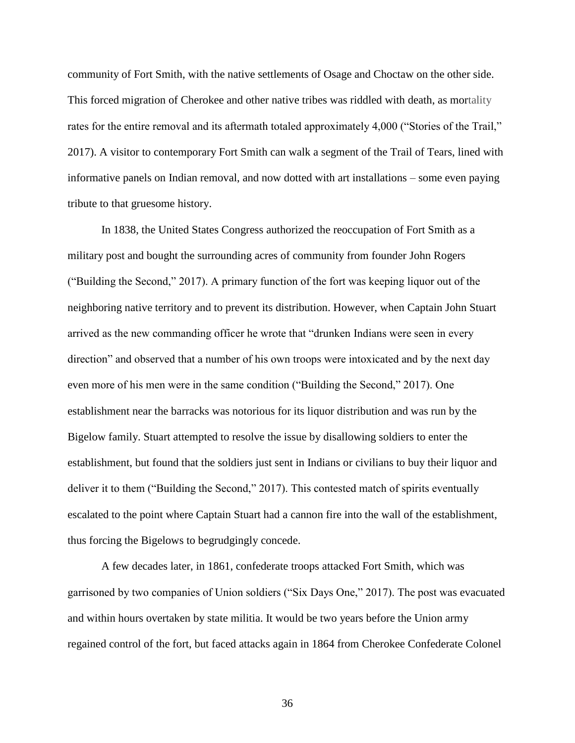community of Fort Smith, with the native settlements of Osage and Choctaw on the other side. This forced migration of Cherokee and other native tribes was riddled with death, as mortality rates for the entire removal and its aftermath totaled approximately 4,000 ("Stories of the Trail," 2017). A visitor to contemporary Fort Smith can walk a segment of the Trail of Tears, lined with informative panels on Indian removal, and now dotted with art installations – some even paying tribute to that gruesome history.

In 1838, the United States Congress authorized the reoccupation of Fort Smith as a military post and bought the surrounding acres of community from founder John Rogers ("Building the Second," 2017). A primary function of the fort was keeping liquor out of the neighboring native territory and to prevent its distribution. However, when Captain John Stuart arrived as the new commanding officer he wrote that "drunken Indians were seen in every direction" and observed that a number of his own troops were intoxicated and by the next day even more of his men were in the same condition ("Building the Second," 2017). One establishment near the barracks was notorious for its liquor distribution and was run by the Bigelow family. Stuart attempted to resolve the issue by disallowing soldiers to enter the establishment, but found that the soldiers just sent in Indians or civilians to buy their liquor and deliver it to them ("Building the Second," 2017). This contested match of spirits eventually escalated to the point where Captain Stuart had a cannon fire into the wall of the establishment, thus forcing the Bigelows to begrudgingly concede.

A few decades later, in 1861, confederate troops attacked Fort Smith, which was garrisoned by two companies of Union soldiers ("Six Days One," 2017). The post was evacuated and within hours overtaken by state militia. It would be two years before the Union army regained control of the fort, but faced attacks again in 1864 from Cherokee Confederate Colonel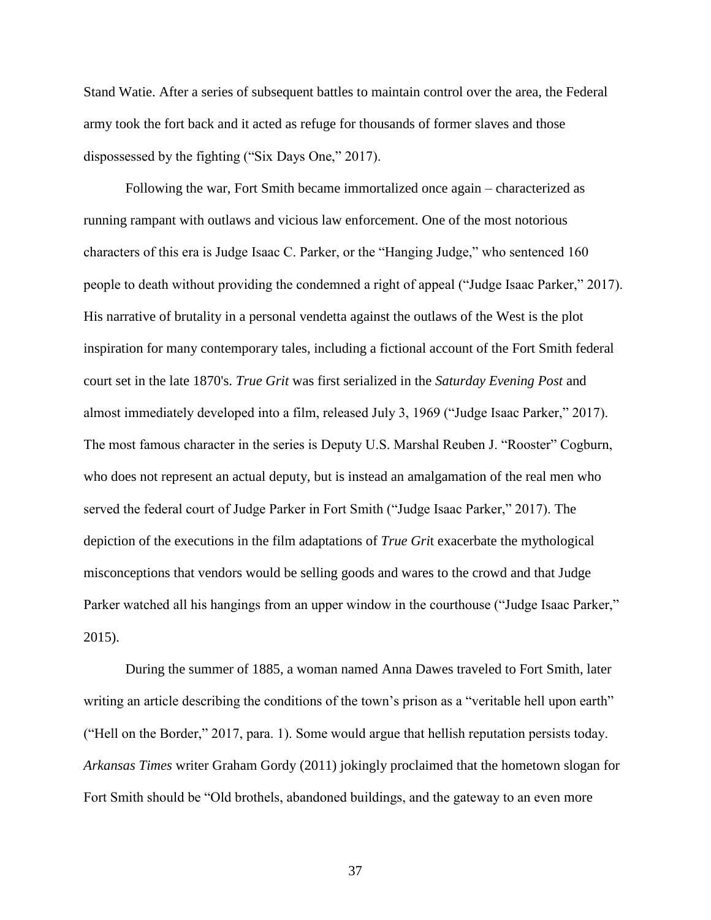Stand Watie. After a series of subsequent battles to maintain control over the area, the Federal army took the fort back and it acted as refuge for thousands of former slaves and those dispossessed by the fighting ("Six Days One," 2017).

Following the war, Fort Smith became immortalized once again – characterized as running rampant with outlaws and vicious law enforcement. One of the most notorious characters of this era is Judge Isaac C. Parker, or the "Hanging Judge," who sentenced 160 people to death without providing the condemned a right of appeal ("Judge Isaac Parker," 2017). His narrative of brutality in a personal vendetta against the outlaws of the West is the plot inspiration for many contemporary tales, including a fictional account of the Fort Smith federal court set in the late 1870's. *True Grit* was first serialized in the *Saturday Evening Post* and almost immediately developed into a film, released July 3, 1969 ("Judge Isaac Parker," 2017). The most famous character in the series is Deputy U.S. Marshal Reuben J. "Rooster" Cogburn, who does not represent an actual deputy, but is instead an amalgamation of the real men who served the federal court of Judge Parker in Fort Smith ("Judge Isaac Parker," 2017). The depiction of the executions in the film adaptations of *True Grit* exacerbate the mythological misconceptions that vendors would be selling goods and wares to the crowd and that Judge Parker watched all his hangings from an upper window in the courthouse ("Judge Isaac Parker," 2015).

During the summer of 1885, a woman named Anna Dawes traveled to Fort Smith, later writing an article describing the conditions of the town's prison as a "veritable hell upon earth" ("Hell on the Border," 2017, para. 1). Some would argue that hellish reputation persists today. *Arkansas Times* writer Graham Gordy (2011) jokingly proclaimed that the hometown slogan for Fort Smith should be "Old brothels, abandoned buildings, and the gateway to an even more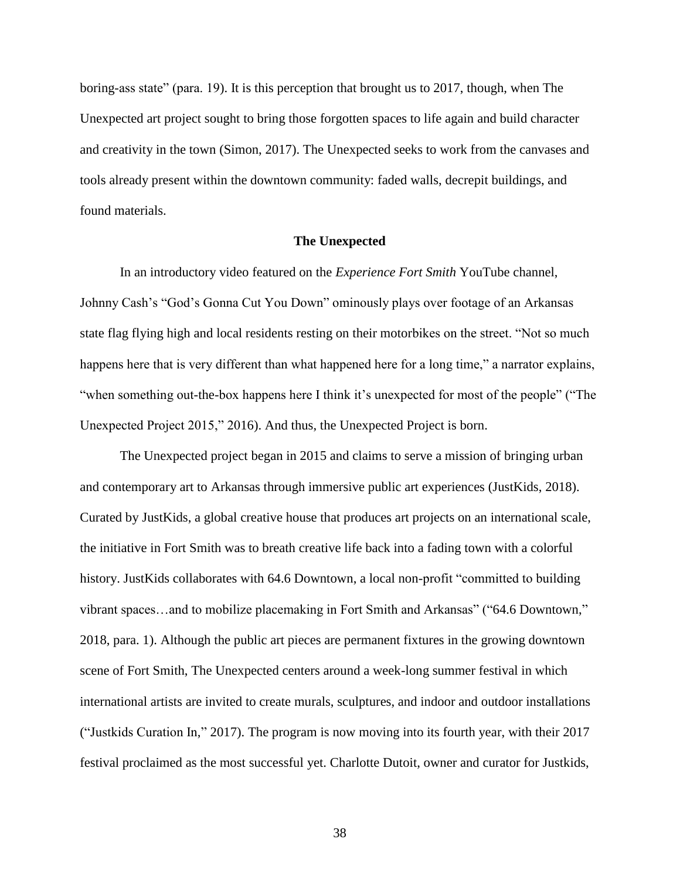boring-ass state" (para. 19). It is this perception that brought us to 2017, though, when The Unexpected art project sought to bring those forgotten spaces to life again and build character and creativity in the town (Simon, 2017). The Unexpected seeks to work from the canvases and tools already present within the downtown community: faded walls, decrepit buildings, and found materials.

## The Unexpected

In an introductory video featured on the *Experience Fort Smith* YouTube channel, Johnny Cash's "God's Gonna Cut You Down" ominously plays over footage of an Arkansas state flag flying high and local residents resting on their motorbikes on the street. "Not so much happens here that is very different than what happened here for a long time," a narrator explains, "when something out-the-box happens here I think it's unexpected for most of the people" ("The Unexpected Project 2015," 2016). And thus, the Unexpected Project is born.

The Unexpected project began in 2015 and claims to serve a mission of bringing urban and contemporary art to Arkansas through immersive public art experiences (JustKids, 2018). Curated by JustKids, a global creative house that produces art projects on an international scale, the initiative in Fort Smith was to breath creative life back into a fading town with a colorful history. JustKids collaborates with 64.6 Downtown, a local non-profit "committed to building vibrant spaces…and to mobilize placemaking in Fort Smith and Arkansas" ("64.6 Downtown," 2018, para. 1). Although the public art pieces are permanent fixtures in the growing downtown scene of Fort Smith, The Unexpected centers around a week-long summer festival in which international artists are invited to create murals, sculptures, and indoor and outdoor installations ("Justkids Curation In," 2017). The program is now moving into its fourth year, with their 2017 festival proclaimed as the most successful yet. Charlotte Dutoit, owner and curator for Justkids,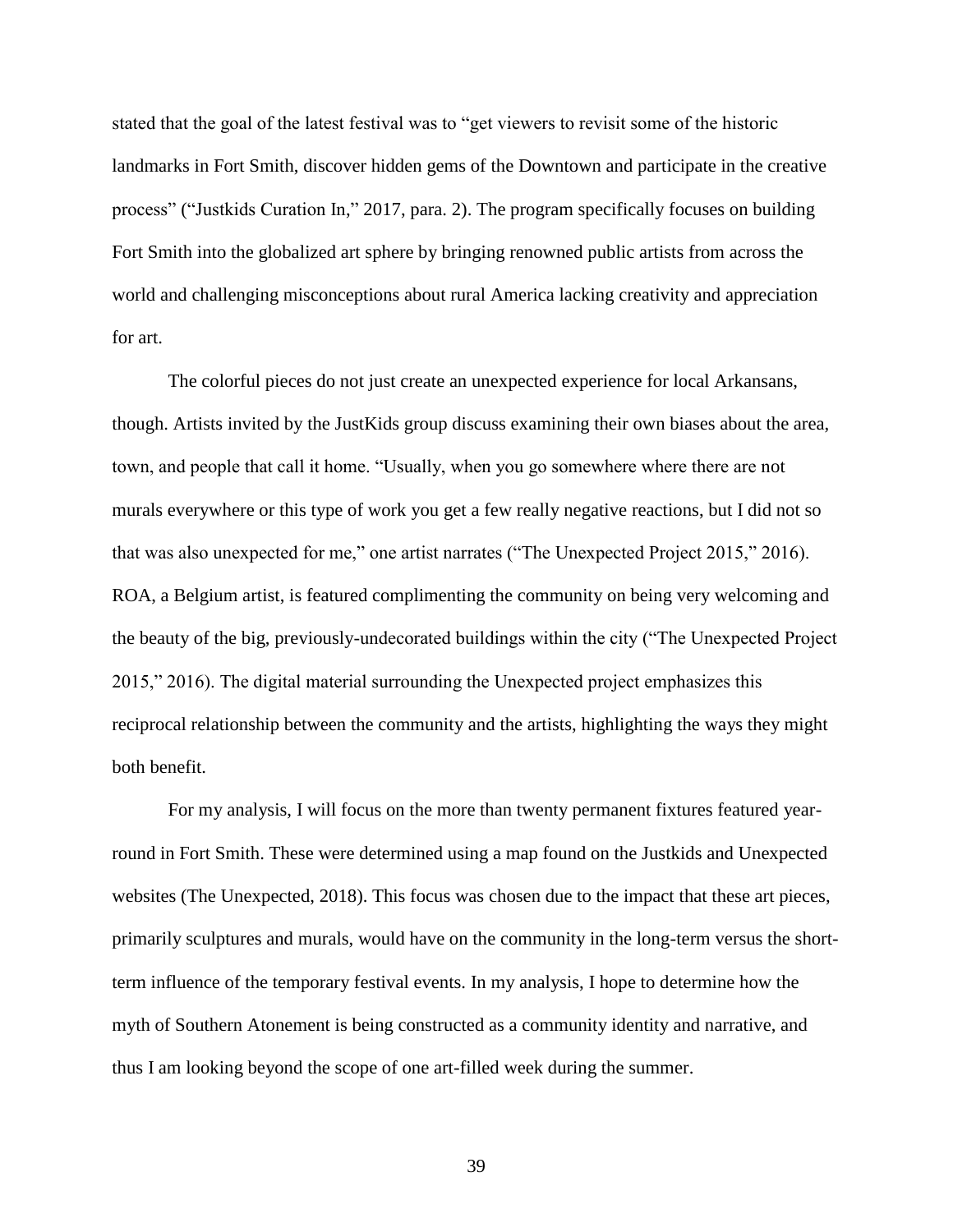stated that the goal of the latest festival was to "get viewers to revisit some of the historic landmarks in Fort Smith, discover hidden gems of the Downtown and participate in the creative process" ("Justkids Curation In," 2017, para. 2). The program specifically focuses on building Fort Smith into the globalized art sphere by bringing renowned public artists from across the world and challenging misconceptions about rural America lacking creativity and appreciation for art.

The colorful pieces do not just create an unexpected experience for local Arkansans, though. Artists invited by the JustKids group discuss examining their own biases about the area, town, and people that call it home. "Usually, when you go somewhere where there are not murals everywhere or this type of work you get a few really negative reactions, but I did not so that was also unexpected for me," one artist narrates ("The Unexpected Project 2015," 2016). ROA, a Belgium artist, is featured complimenting the community on being very welcoming and the beauty of the big, previously-undecorated buildings within the city ("The Unexpected Project 2015," 2016). The digital material surrounding the Unexpected project emphasizes this reciprocal relationship between the community and the artists, highlighting the ways they might both benefit.

For my analysis, I will focus on the more than twenty permanent fixtures featured year-round in Fort Smith. These were determined using a map found on the Justkids and Unexpected websites (The Unexpected, 2018). This focus was chosen due to the impact that these art pieces, primarily sculptures and murals, would have on the community in the long-term versus the short-term influence of the temporary festival events. In my analysis, I hope to determine how the myth of Southern Atonement is being constructed as a community identity and narrative, and thus I am looking beyond the scope of one art-filled week during the summer.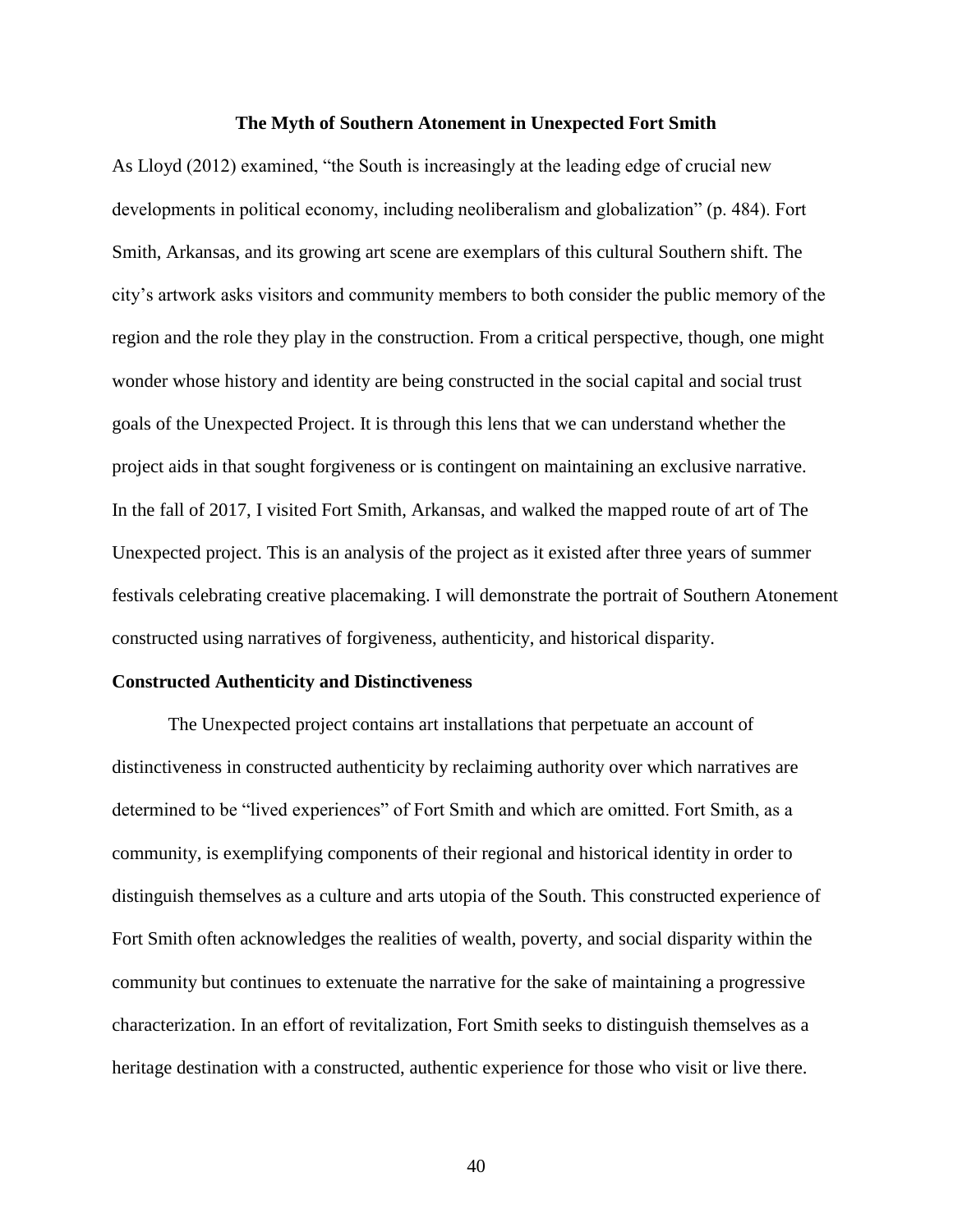## The Myth of Southern Atonement in Unexpected Fort Smith

As Lloyd (2012) examined, "the South is increasingly at the leading edge of crucial new developments in political economy, including neoliberalism and globalization" (p. 484). Fort Smith, Arkansas, and its growing art scene are exemplars of this cultural Southern shift. The city's artwork asks visitors and community members to both consider the public memory of the region and the role they play in the construction. From a critical perspective, though, one might wonder whose history and identity are being constructed in the social capital and social trust goals of the Unexpected Project. It is through this lens that we can understand whether the project aids in that sought forgiveness or is contingent on maintaining an exclusive narrative.

In the fall of 2017, I visited Fort Smith, Arkansas, and walked the mapped route of art of The Unexpected project. This is an analysis of the project as it existed after three years of summer festivals celebrating creative placemaking. I will demonstrate the portrait of Southern Atonement constructed using narratives of forgiveness, authenticity, and historical disparity.

### Constructed Authenticity and Distinctiveness

The Unexpected project contains art installations that perpetuate an account of distinctiveness in constructed authenticity by reclaiming authority over which narratives are determined to be "lived experiences" of Fort Smith and which are omitted. Fort Smith, as a community, is exemplifying components of their regional and historical identity in order to distinguish themselves as a culture and arts utopia of the South. This constructed experience of Fort Smith often acknowledges the realities of wealth, poverty, and social disparity within the community but continues to extenuate the narrative for the sake of maintaining a progressive characterization. In an effort of revitalization, Fort Smith seeks to distinguish themselves as a heritage destination with a constructed, authentic experience for those who visit or live there.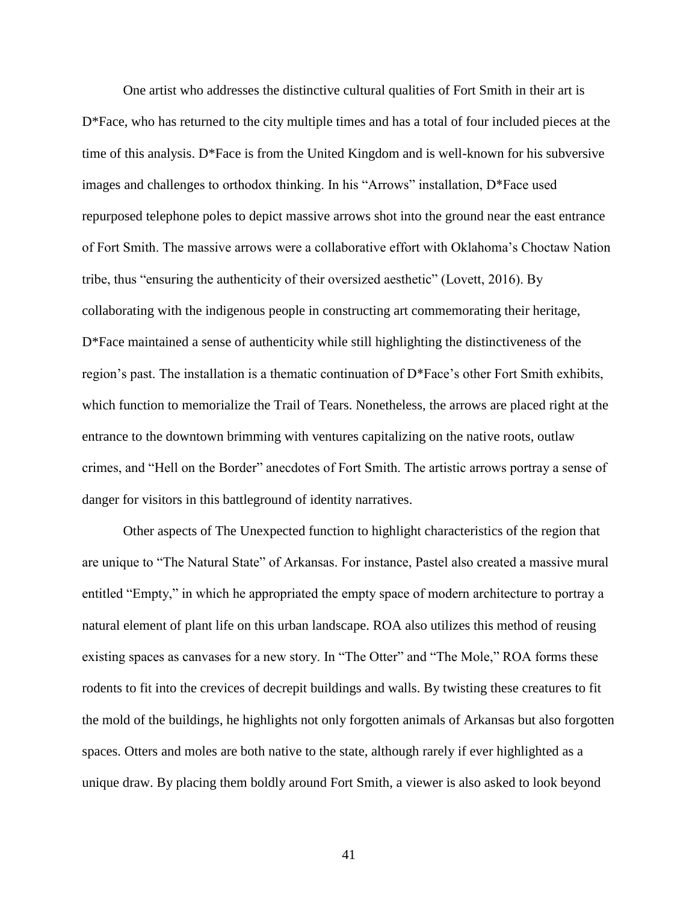One artist who addresses the distinctive cultural qualities of Fort Smith in their art is D*Face, who has returned to the city multiple times and has a total of four included pieces at the time of this analysis. D*Face is from the United Kingdom and is well-known for his subversive images and challenges to orthodox thinking. In his "Arrows" installation, D*Face used repurposed telephone poles to depict massive arrows shot into the ground near the east entrance of Fort Smith. The massive arrows were a collaborative effort with Oklahoma's Choctaw Nation tribe, thus "ensuring the authenticity of their oversized aesthetic" (Lovett, 2016). By collaborating with the indigenous people in constructing art commemorating their heritage, D*Face maintained a sense of authenticity while still highlighting the distinctiveness of the region's past. The installation is a thematic continuation of D*Face's other Fort Smith exhibits, which function to memorialize the Trail of Tears. Nonetheless, the arrows are placed right at the entrance to the downtown brimming with ventures capitalizing on the native roots, outlaw crimes, and "Hell on the Border" anecdotes of Fort Smith. The artistic arrows portray a sense of danger for visitors in this battleground of identity narratives.

Other aspects of The Unexpected function to highlight characteristics of the region that are unique to "The Natural State" of Arkansas. For instance, Pastel also created a massive mural entitled "Empty," in which he appropriated the empty space of modern architecture to portray a natural element of plant life on this urban landscape. ROA also utilizes this method of reusing existing spaces as canvases for a new story. In "The Otter" and "The Mole," ROA forms these rodents to fit into the crevices of decrepit buildings and walls. By twisting these creatures to fit the mold of the buildings, he highlights not only forgotten animals of Arkansas but also forgotten spaces. Otters and moles are both native to the state, although rarely if ever highlighted as a unique draw. By placing them boldly around Fort Smith, a viewer is also asked to look beyond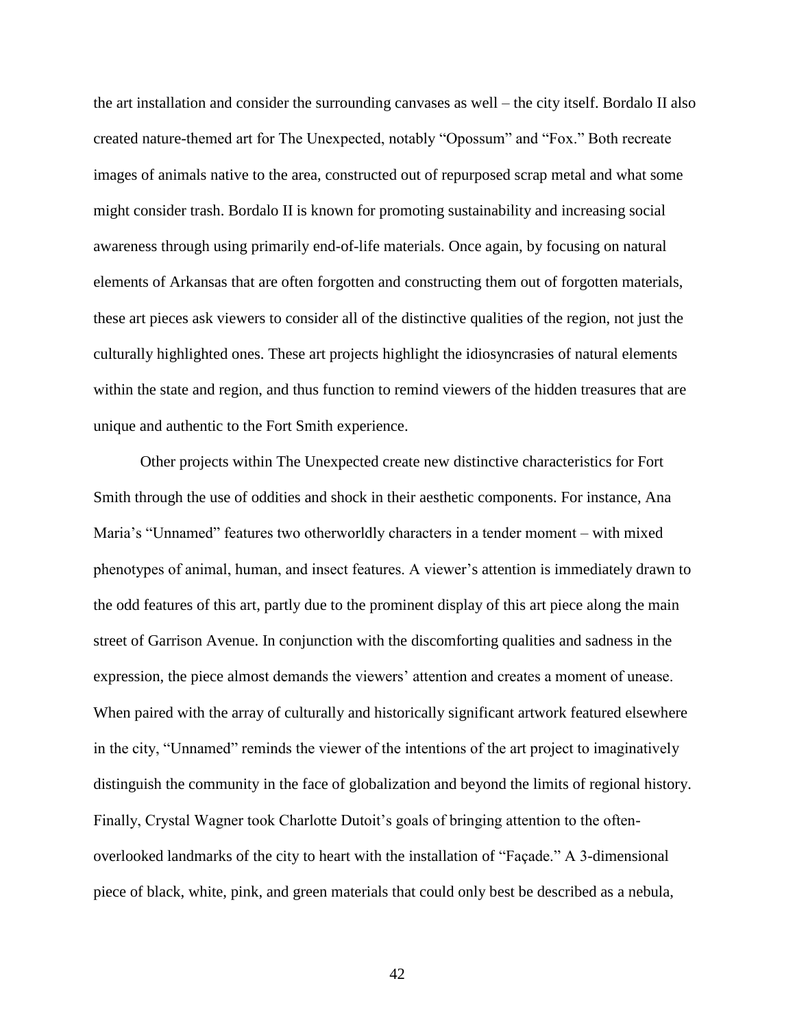the art installation and consider the surrounding canvases as well – the city itself. Bordalo II also created nature-themed art for The Unexpected, notably "Opossum" and "Fox." Both recreate images of animals native to the area, constructed out of repurposed scrap metal and what some might consider trash. Bordalo II is known for promoting sustainability and increasing social awareness through using primarily end-of-life materials. Once again, by focusing on natural elements of Arkansas that are often forgotten and constructing them out of forgotten materials, these art pieces ask viewers to consider all of the distinctive qualities of the region, not just the culturally highlighted ones. These art projects highlight the idiosyncrasies of natural elements within the state and region, and thus function to remind viewers of the hidden treasures that are unique and authentic to the Fort Smith experience.

Other projects within The Unexpected create new distinctive characteristics for Fort Smith through the use of oddities and shock in their aesthetic components. For instance, Ana Maria's "Unnamed" features two otherworldly characters in a tender moment – with mixed phenotypes of animal, human, and insect features. A viewer's attention is immediately drawn to the odd features of this art, partly due to the prominent display of this art piece along the main street of Garrison Avenue. In conjunction with the discomforting qualities and sadness in the expression, the piece almost demands the viewers' attention and creates a moment of unease. When paired with the array of culturally and historically significant artwork featured elsewhere in the city, "Unnamed" reminds the viewer of the intentions of the art project to imaginatively distinguish the community in the face of globalization and beyond the limits of regional history. Finally, Crystal Wagner took Charlotte Dutoit's goals of bringing attention to the often-overlooked landmarks of the city to heart with the installation of "Façade." A 3-dimensional piece of black, white, pink, and green materials that could only best be described as a nebula,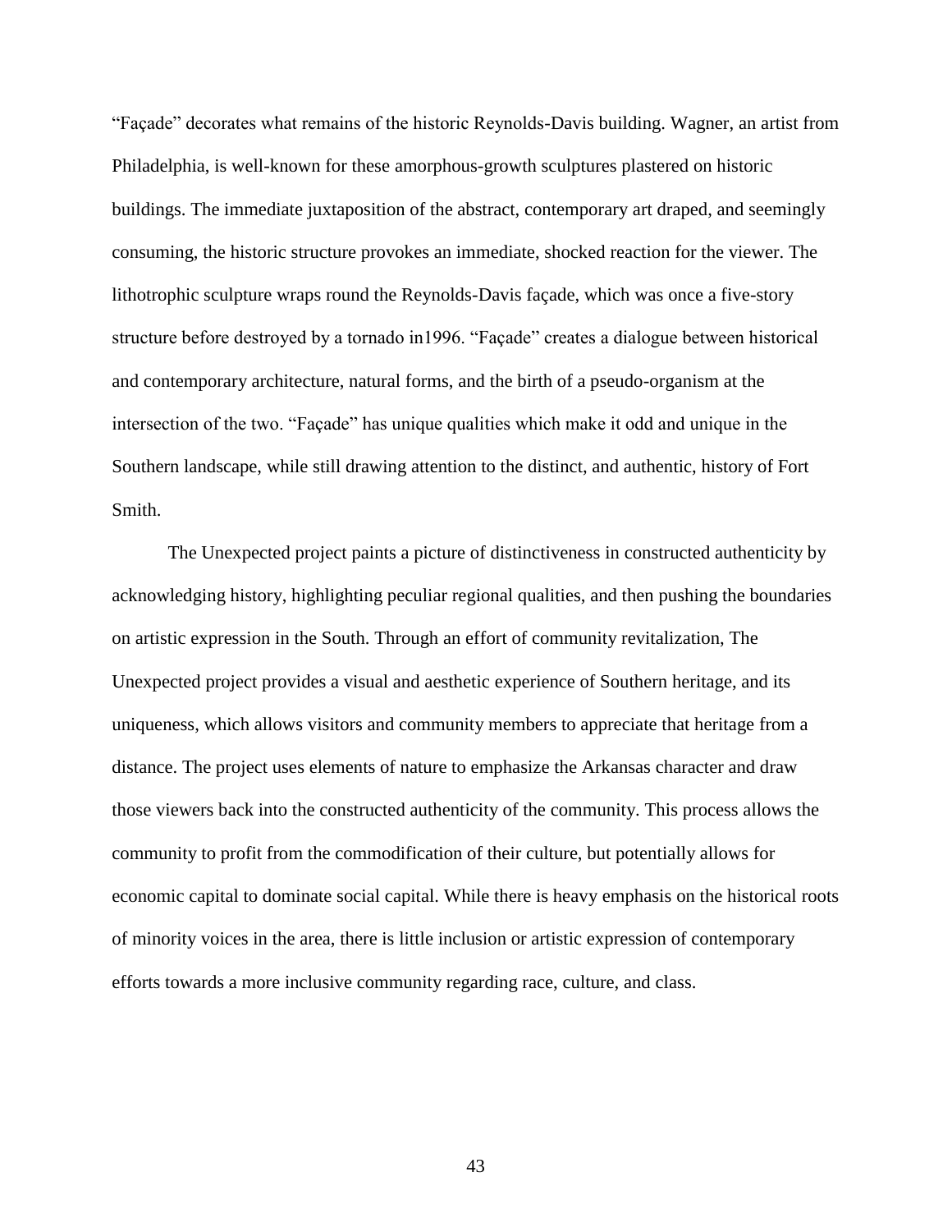"Façade" decorates what remains of the historic Reynolds-Davis building. Wagner, an artist from Philadelphia, is well-known for these amorphous-growth sculptures plastered on historic buildings. The immediate juxtaposition of the abstract, contemporary art draped, and seemingly consuming, the historic structure provokes an immediate, shocked reaction for the viewer. The lithotrophic sculpture wraps round the Reynolds-Davis façade, which was once a five-story structure before destroyed by a tornado in1996. "Façade" creates a dialogue between historical and contemporary architecture, natural forms, and the birth of a pseudo-organism at the intersection of the two. "Façade" has unique qualities which make it odd and unique in the Southern landscape, while still drawing attention to the distinct, and authentic, history of Fort Smith.

The Unexpected project paints a picture of distinctiveness in constructed authenticity by acknowledging history, highlighting peculiar regional qualities, and then pushing the boundaries on artistic expression in the South. Through an effort of community revitalization, The Unexpected project provides a visual and aesthetic experience of Southern heritage, and its uniqueness, which allows visitors and community members to appreciate that heritage from a distance. The project uses elements of nature to emphasize the Arkansas character and draw those viewers back into the constructed authenticity of the community. This process allows the community to profit from the commodification of their culture, but potentially allows for economic capital to dominate social capital. While there is heavy emphasis on the historical roots of minority voices in the area, there is little inclusion or artistic expression of contemporary efforts towards a more inclusive community regarding race, culture, and class.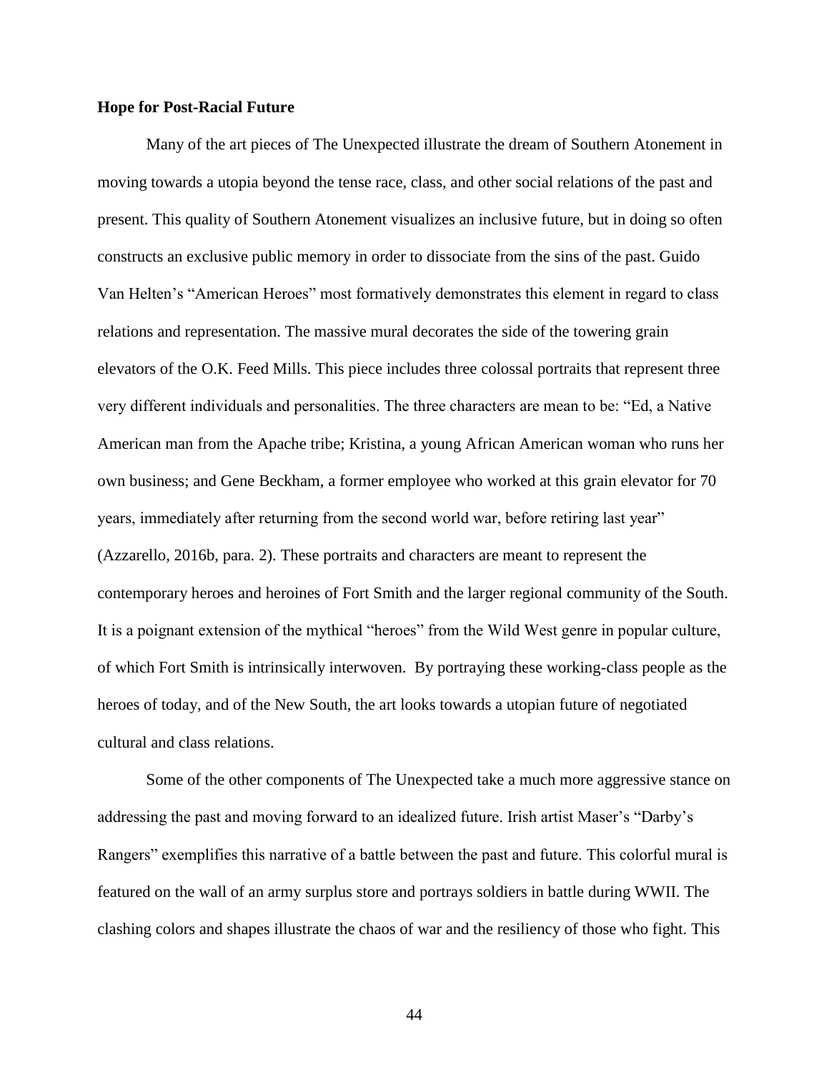**Hope for Post-Racial Future**

Many of the art pieces of The Unexpected illustrate the dream of Southern Atonement in moving towards a utopia beyond the tense race, class, and other social relations of the past and present. This quality of Southern Atonement visualizes an inclusive future, but in doing so often constructs an exclusive public memory in order to dissociate from the sins of the past. Guido Van Helten's "American Heroes" most formatively demonstrates this element in regard to class relations and representation. The massive mural decorates the side of the towering grain elevators of the O.K. Feed Mills. This piece includes three colossal portraits that represent three very different individuals and personalities. The three characters are mean to be: "Ed, a Native American man from the Apache tribe; Kristina, a young African American woman who runs her own business; and Gene Beckham, a former employee who worked at this grain elevator for 70 years, immediately after returning from the second world war, before retiring last year" (Azzarello, 2016b, para. 2). These portraits and characters are meant to represent the contemporary heroes and heroines of Fort Smith and the larger regional community of the South. It is a poignant extension of the mythical "heroes" from the Wild West genre in popular culture, of which Fort Smith is intrinsically interwoven. By portraying these working-class people as the heroes of today, and of the New South, the art looks towards a utopian future of negotiated cultural and class relations.

Some of the other components of The Unexpected take a much more aggressive stance on addressing the past and moving forward to an idealized future. Irish artist Maser's "Darby's Rangers" exemplifies this narrative of a battle between the past and future. This colorful mural is featured on the wall of an army surplus store and portrays soldiers in battle during WWII. The clashing colors and shapes illustrate the chaos of war and the resiliency of those who fight. This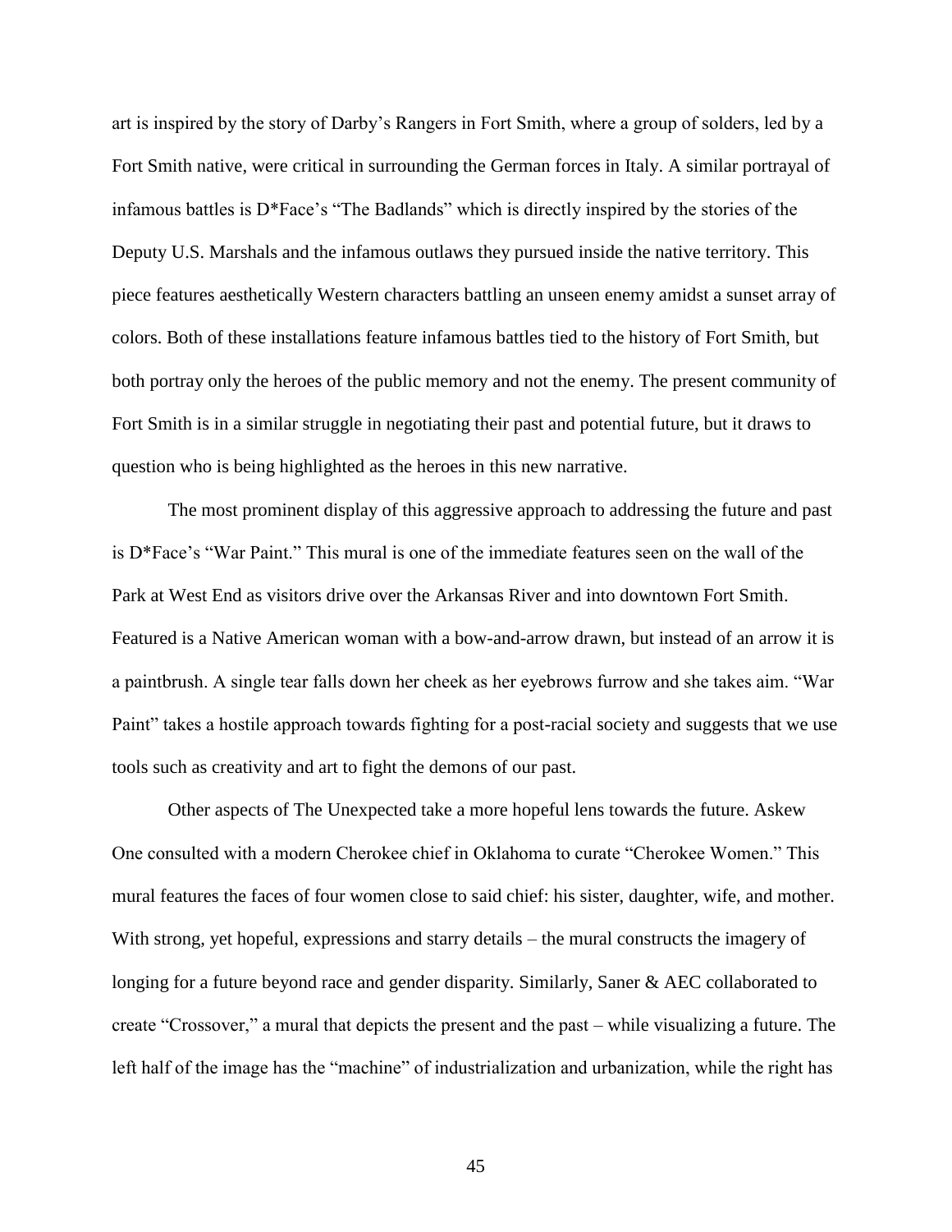art is inspired by the story of Darby's Rangers in Fort Smith, where a group of solders, led by a Fort Smith native, were critical in surrounding the German forces in Italy. A similar portrayal of infamous battles is D*Face's "The Badlands" which is directly inspired by the stories of the Deputy U.S. Marshals and the infamous outlaws they pursued inside the native territory. This piece features aesthetically Western characters battling an unseen enemy amidst a sunset array of colors. Both of these installations feature infamous battles tied to the history of Fort Smith, but both portray only the heroes of the public memory and not the enemy. The present community of Fort Smith is in a similar struggle in negotiating their past and potential future, but it draws to question who is being highlighted as the heroes in this new narrative.

The most prominent display of this aggressive approach to addressing the future and past is D*Face's "War Paint." This mural is one of the immediate features seen on the wall of the Park at West End as visitors drive over the Arkansas River and into downtown Fort Smith. Featured is a Native American woman with a bow-and-arrow drawn, but instead of an arrow it is a paintbrush. A single tear falls down her cheek as her eyebrows furrow and she takes aim. "War Paint" takes a hostile approach towards fighting for a post-racial society and suggests that we use tools such as creativity and art to fight the demons of our past.

Other aspects of The Unexpected take a more hopeful lens towards the future. Askew One consulted with a modern Cherokee chief in Oklahoma to curate "Cherokee Women." This mural features the faces of four women close to said chief: his sister, daughter, wife, and mother. With strong, yet hopeful, expressions and starry details – the mural constructs the imagery of longing for a future beyond race and gender disparity. Similarly, Saner & AEC collaborated to create "Crossover," a mural that depicts the present and the past – while visualizing a future. The left half of the image has the "machine" of industrialization and urbanization, while the right has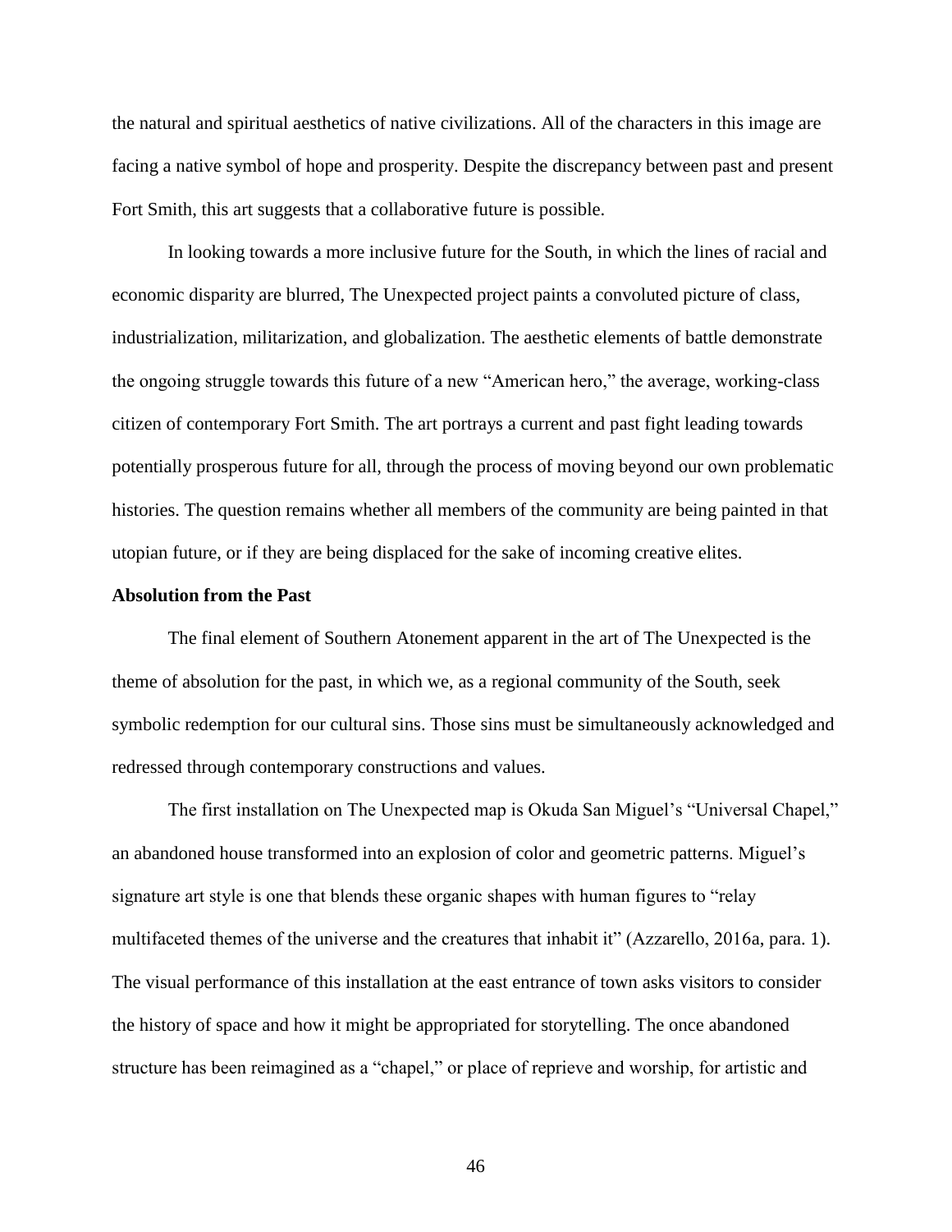the natural and spiritual aesthetics of native civilizations. All of the characters in this image are facing a native symbol of hope and prosperity. Despite the discrepancy between past and present Fort Smith, this art suggests that a collaborative future is possible.

In looking towards a more inclusive future for the South, in which the lines of racial and economic disparity are blurred, The Unexpected project paints a convoluted picture of class, industrialization, militarization, and globalization. The aesthetic elements of battle demonstrate the ongoing struggle towards this future of a new "American hero," the average, working-class citizen of contemporary Fort Smith. The art portrays a current and past fight leading towards potentially prosperous future for all, through the process of moving beyond our own problematic histories. The question remains whether all members of the community are being painted in that utopian future, or if they are being displaced for the sake of incoming creative elites.

**Absolution from the Past**

The final element of Southern Atonement apparent in the art of The Unexpected is the theme of absolution for the past, in which we, as a regional community of the South, seek symbolic redemption for our cultural sins. Those sins must be simultaneously acknowledged and redressed through contemporary constructions and values.

The first installation on The Unexpected map is Okuda San Miguel's "Universal Chapel," an abandoned house transformed into an explosion of color and geometric patterns. Miguel's signature art style is one that blends these organic shapes with human figures to "relay multifaceted themes of the universe and the creatures that inhabit it" (Azzarello, 2016a, para. 1). The visual performance of this installation at the east entrance of town asks visitors to consider the history of space and how it might be appropriated for storytelling. The once abandoned structure has been reimagined as a "chapel," or place of reprieve and worship, for artistic and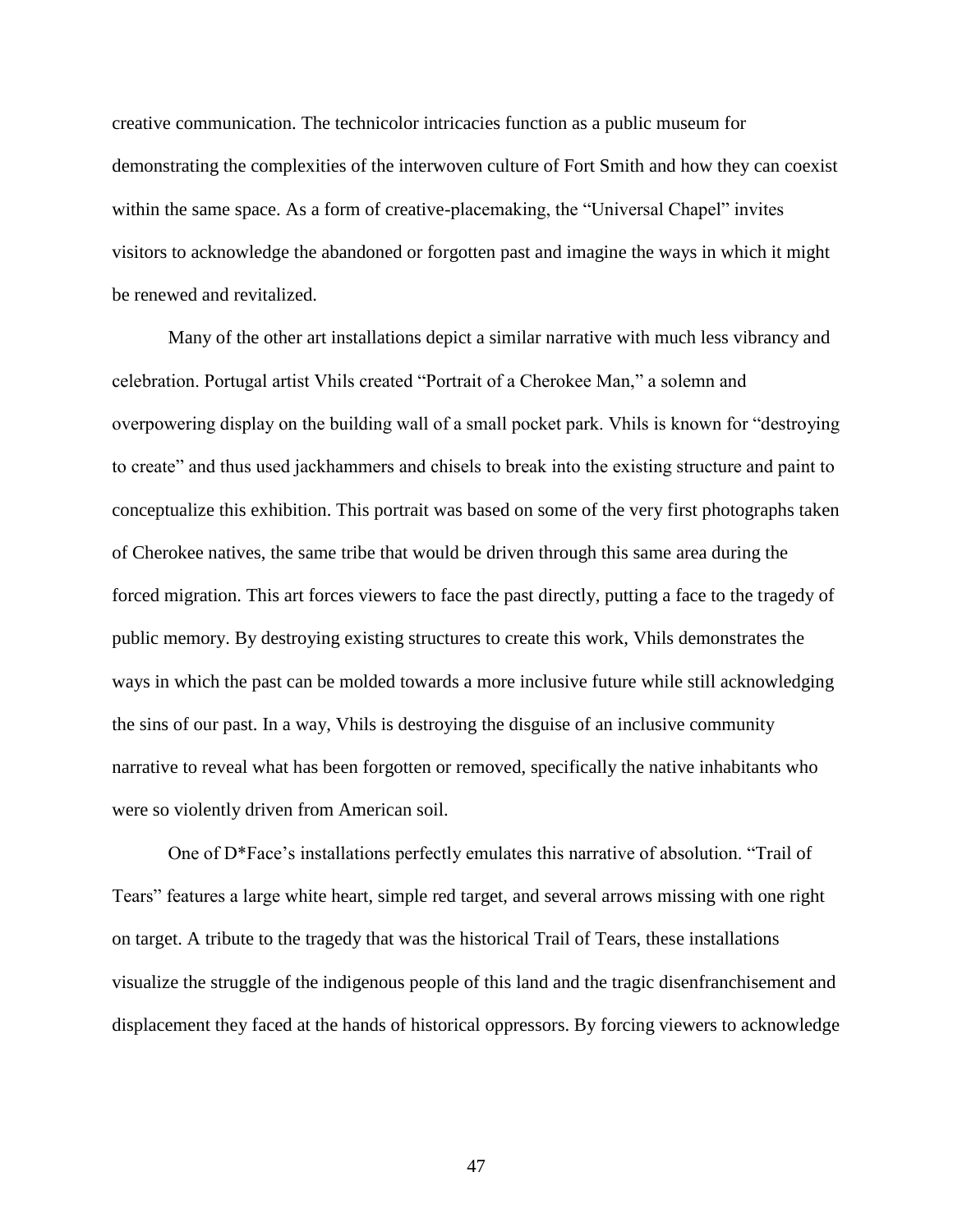creative communication. The technicolor intricacies function as a public museum for demonstrating the complexities of the interwoven culture of Fort Smith and how they can coexist within the same space. As a form of creative-placemaking, the "Universal Chapel" invites visitors to acknowledge the abandoned or forgotten past and imagine the ways in which it might be renewed and revitalized.

Many of the other art installations depict a similar narrative with much less vibrancy and celebration. Portugal artist Vhils created "Portrait of a Cherokee Man," a solemn and overpowering display on the building wall of a small pocket park. Vhils is known for "destroying to create" and thus used jackhammers and chisels to break into the existing structure and paint to conceptualize this exhibition. This portrait was based on some of the very first photographs taken of Cherokee natives, the same tribe that would be driven through this same area during the forced migration. This art forces viewers to face the past directly, putting a face to the tragedy of public memory. By destroying existing structures to create this work, Vhils demonstrates the ways in which the past can be molded towards a more inclusive future while still acknowledging the sins of our past. In a way, Vhils is destroying the disguise of an inclusive community narrative to reveal what has been forgotten or removed, specifically the native inhabitants who were so violently driven from American soil.

One of D*Face's installations perfectly emulates this narrative of absolution. "Trail of Tears" features a large white heart, simple red target, and several arrows missing with one right on target. A tribute to the tragedy that was the historical Trail of Tears, these installations visualize the struggle of the indigenous people of this land and the tragic disenfranchisement and displacement they faced at the hands of historical oppressors. By forcing viewers to acknowledge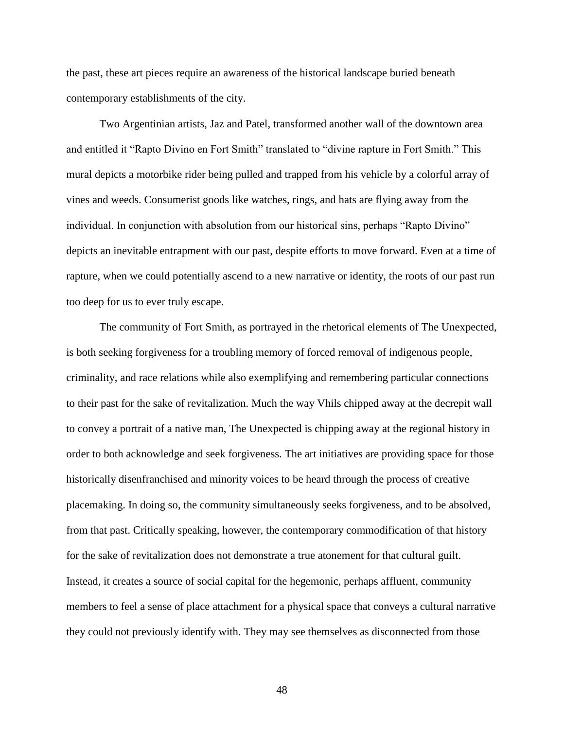the past, these art pieces require an awareness of the historical landscape buried beneath contemporary establishments of the city.

Two Argentinian artists, Jaz and Patel, transformed another wall of the downtown area and entitled it "Rapto Divino en Fort Smith" translated to "divine rapture in Fort Smith." This mural depicts a motorbike rider being pulled and trapped from his vehicle by a colorful array of vines and weeds. Consumerist goods like watches, rings, and hats are flying away from the individual. In conjunction with absolution from our historical sins, perhaps "Rapto Divino" depicts an inevitable entrapment with our past, despite efforts to move forward. Even at a time of rapture, when we could potentially ascend to a new narrative or identity, the roots of our past run too deep for us to ever truly escape.

The community of Fort Smith, as portrayed in the rhetorical elements of The Unexpected, is both seeking forgiveness for a troubling memory of forced removal of indigenous people, criminality, and race relations while also exemplifying and remembering particular connections to their past for the sake of revitalization. Much the way Vhils chipped away at the decrepit wall to convey a portrait of a native man, The Unexpected is chipping away at the regional history in order to both acknowledge and seek forgiveness. The art initiatives are providing space for those historically disenfranchised and minority voices to be heard through the process of creative placemaking. In doing so, the community simultaneously seeks forgiveness, and to be absolved, from that past. Critically speaking, however, the contemporary commodification of that history for the sake of revitalization does not demonstrate a true atonement for that cultural guilt. Instead, it creates a source of social capital for the hegemonic, perhaps affluent, community members to feel a sense of place attachment for a physical space that conveys a cultural narrative they could not previously identify with. They may see themselves as disconnected from those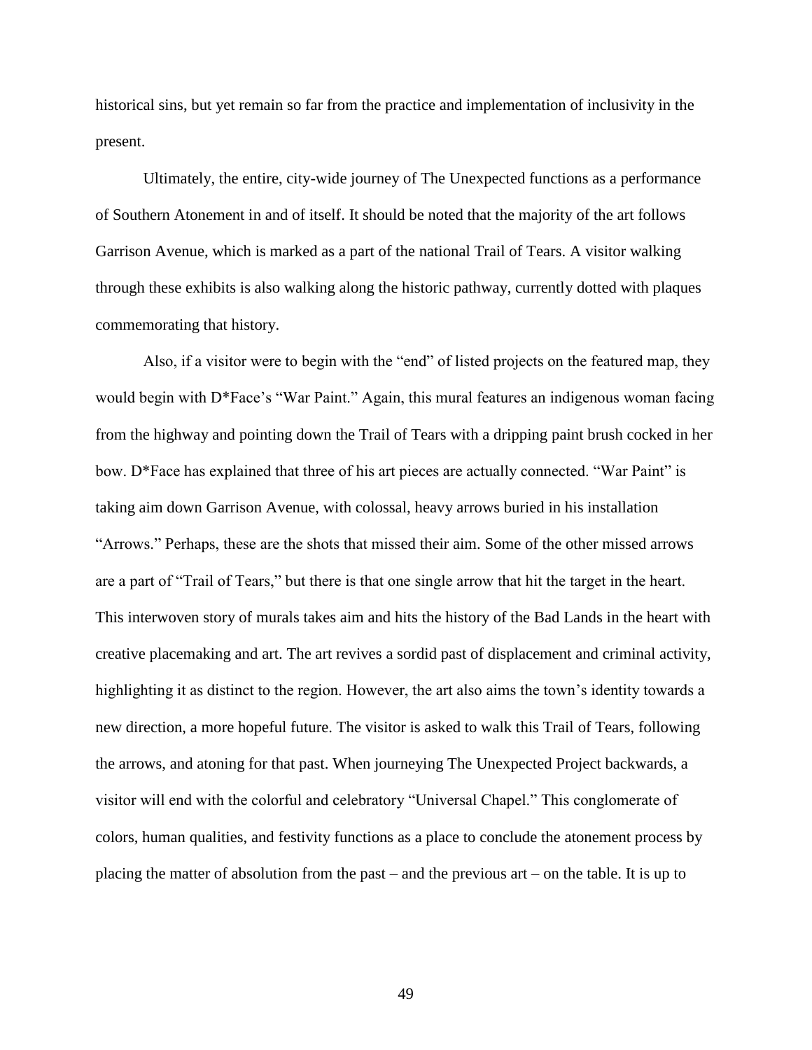historical sins, but yet remain so far from the practice and implementation of inclusivity in the present.

Ultimately, the entire, city-wide journey of The Unexpected functions as a performance of Southern Atonement in and of itself. It should be noted that the majority of the art follows Garrison Avenue, which is marked as a part of the national Trail of Tears. A visitor walking through these exhibits is also walking along the historic pathway, currently dotted with plaques commemorating that history.

Also, if a visitor were to begin with the "end" of listed projects on the featured map, they would begin with D*Face's "War Paint." Again, this mural features an indigenous woman facing from the highway and pointing down the Trail of Tears with a dripping paint brush cocked in her bow. D*Face has explained that three of his art pieces are actually connected. "War Paint" is taking aim down Garrison Avenue, with colossal, heavy arrows buried in his installation "Arrows." Perhaps, these are the shots that missed their aim. Some of the other missed arrows are a part of "Trail of Tears," but there is that one single arrow that hit the target in the heart. This interwoven story of murals takes aim and hits the history of the Bad Lands in the heart with creative placemaking and art. The art revives a sordid past of displacement and criminal activity, highlighting it as distinct to the region. However, the art also aims the town's identity towards a new direction, a more hopeful future. The visitor is asked to walk this Trail of Tears, following the arrows, and atoning for that past. When journeying The Unexpected Project backwards, a visitor will end with the colorful and celebratory "Universal Chapel." This conglomerate of colors, human qualities, and festivity functions as a place to conclude the atonement process by placing the matter of absolution from the past – and the previous art – on the table. It is up to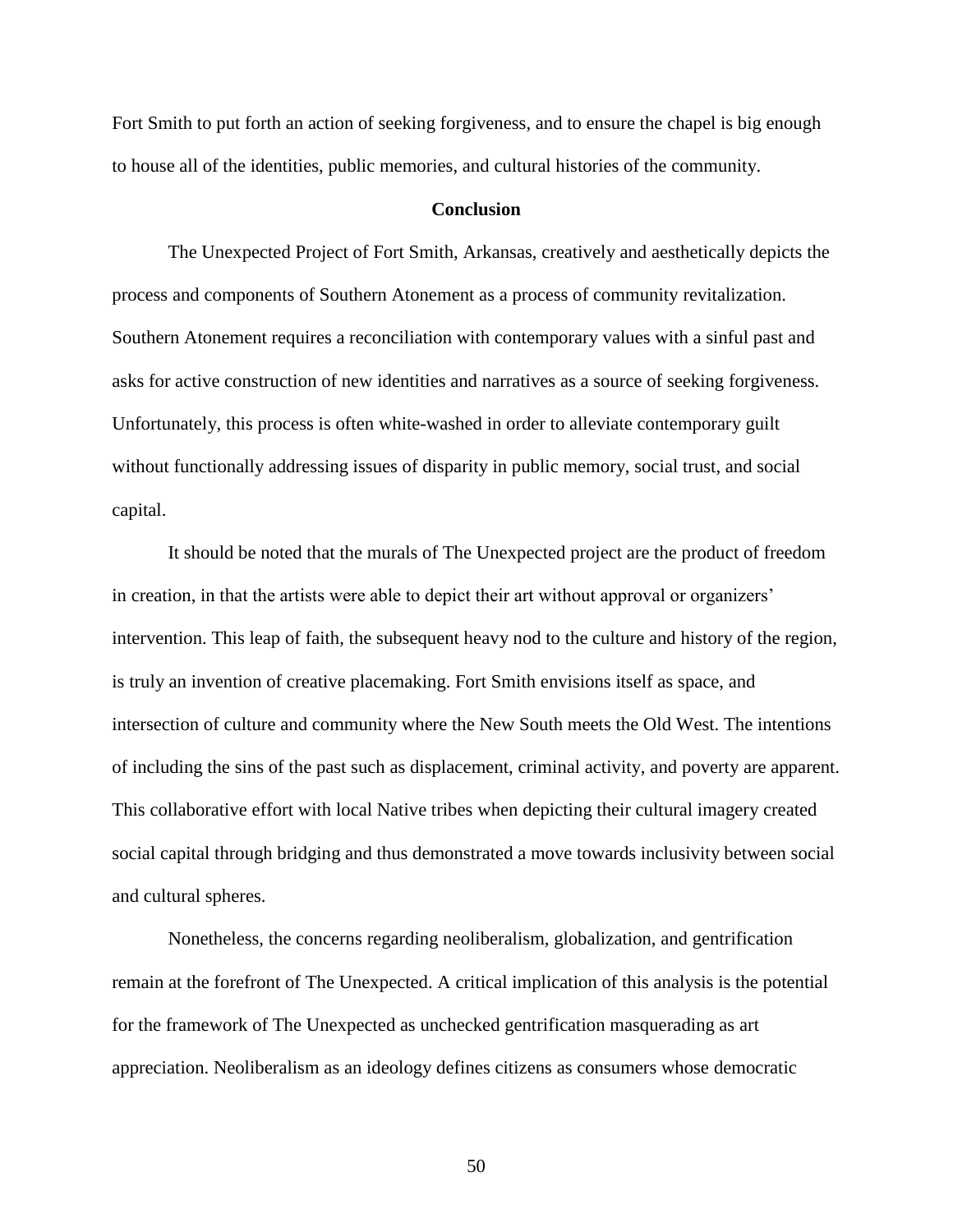Fort Smith to put forth an action of seeking forgiveness, and to ensure the chapel is big enough to house all of the identities, public memories, and cultural histories of the community.

## Conclusion

The Unexpected Project of Fort Smith, Arkansas, creatively and aesthetically depicts the process and components of Southern Atonement as a process of community revitalization. Southern Atonement requires a reconciliation with contemporary values with a sinful past and asks for active construction of new identities and narratives as a source of seeking forgiveness. Unfortunately, this process is often white-washed in order to alleviate contemporary guilt without functionally addressing issues of disparity in public memory, social trust, and social capital.

It should be noted that the murals of The Unexpected project are the product of freedom in creation, in that the artists were able to depict their art without approval or organizers' intervention. This leap of faith, the subsequent heavy nod to the culture and history of the region, is truly an invention of creative placemaking. Fort Smith envisions itself as space, and intersection of culture and community where the New South meets the Old West. The intentions of including the sins of the past such as displacement, criminal activity, and poverty are apparent. This collaborative effort with local Native tribes when depicting their cultural imagery created social capital through bridging and thus demonstrated a move towards inclusivity between social and cultural spheres.

Nonetheless, the concerns regarding neoliberalism, globalization, and gentrification remain at the forefront of The Unexpected. A critical implication of this analysis is the potential for the framework of The Unexpected as unchecked gentrification masquerading as art appreciation. Neoliberalism as an ideology defines citizens as consumers whose democratic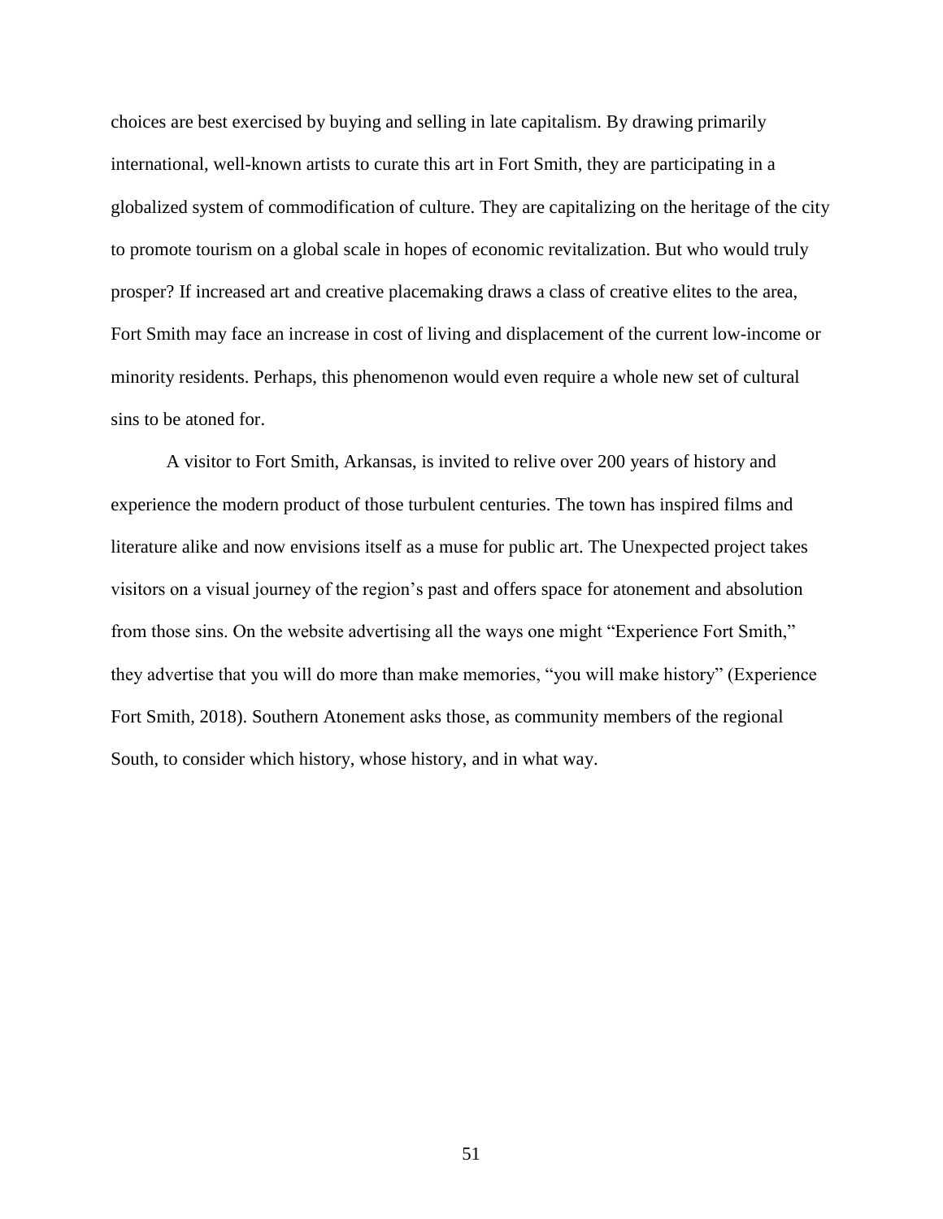choices are best exercised by buying and selling in late capitalism. By drawing primarily international, well-known artists to curate this art in Fort Smith, they are participating in a globalized system of commodification of culture. They are capitalizing on the heritage of the city to promote tourism on a global scale in hopes of economic revitalization. But who would truly prosper? If increased art and creative placemaking draws a class of creative elites to the area, Fort Smith may face an increase in cost of living and displacement of the current low-income or minority residents. Perhaps, this phenomenon would even require a whole new set of cultural sins to be atoned for.

A visitor to Fort Smith, Arkansas, is invited to relive over 200 years of history and experience the modern product of those turbulent centuries. The town has inspired films and literature alike and now envisions itself as a muse for public art. The Unexpected project takes visitors on a visual journey of the region's past and offers space for atonement and absolution from those sins. On the website advertising all the ways one might "Experience Fort Smith," they advertise that you will do more than make memories, "you will make history" (Experience Fort Smith, 2018). Southern Atonement asks those, as community members of the regional South, to consider which history, whose history, and in what way.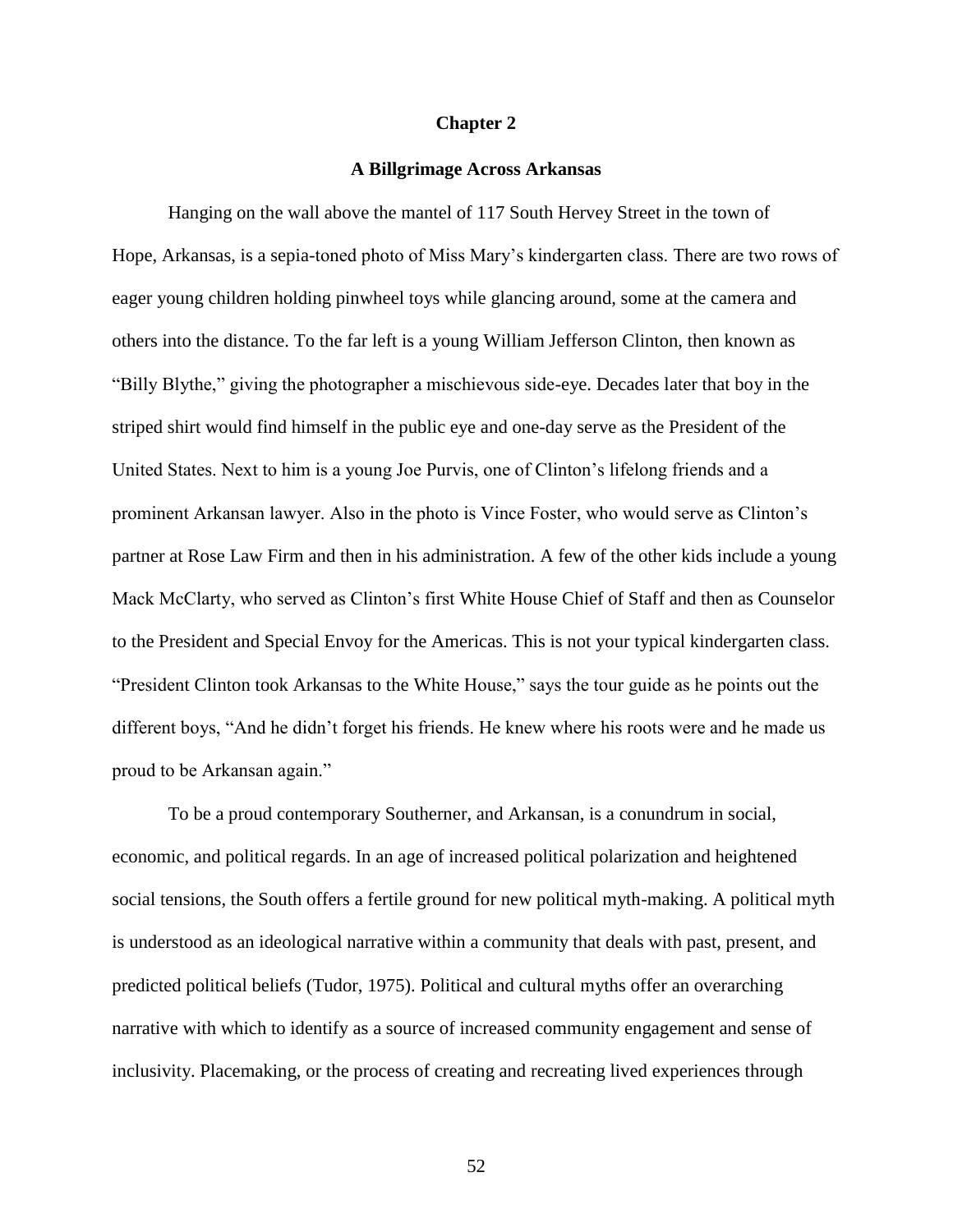# Chapter 2

## A Billgrimage Across Arkansas

Hanging on the wall above the mantel of 117 South Hervey Street in the town of Hope, Arkansas, is a sepia-toned photo of Miss Mary's kindergarten class. There are two rows of eager young children holding pinwheel toys while glancing around, some at the camera and others into the distance. To the far left is a young William Jefferson Clinton, then known as "Billy Blythe," giving the photographer a mischievous side-eye. Decades later that boy in the striped shirt would find himself in the public eye and one-day serve as the President of the United States. Next to him is a young Joe Purvis, one of Clinton's lifelong friends and a prominent Arkansan lawyer. Also in the photo is Vince Foster, who would serve as Clinton's partner at Rose Law Firm and then in his administration. A few of the other kids include a young Mack McClarty, who served as Clinton's first White House Chief of Staff and then as Counselor to the President and Special Envoy for the Americas. This is not your typical kindergarten class. "President Clinton took Arkansas to the White House," says the tour guide as he points out the different boys, "And he didn't forget his friends. He knew where his roots were and he made us proud to be Arkansan again."

To be a proud contemporary Southerner, and Arkansan, is a conundrum in social, economic, and political regards. In an age of increased political polarization and heightened social tensions, the South offers a fertile ground for new political myth-making. A political myth is understood as an ideological narrative within a community that deals with past, present, and predicted political beliefs (Tudor, 1975). Political and cultural myths offer an overarching narrative with which to identify as a source of increased community engagement and sense of inclusivity. Placemaking, or the process of creating and recreating lived experiences through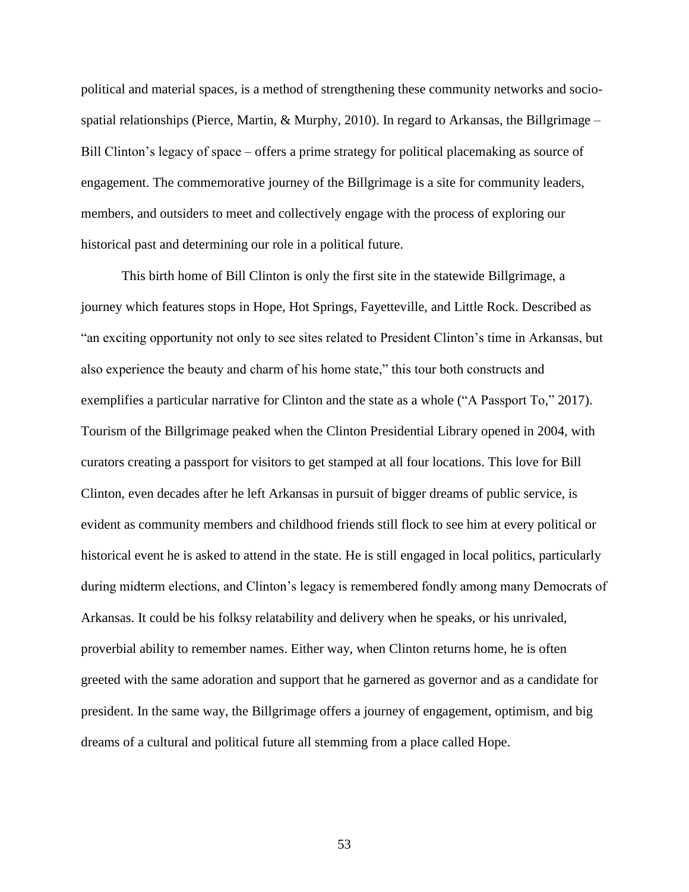political and material spaces, is a method of strengthening these community networks and socio-spatial relationships (Pierce, Martin, & Murphy, 2010). In regard to Arkansas, the Billgrimage – Bill Clinton's legacy of space – offers a prime strategy for political placemaking as source of engagement. The commemorative journey of the Billgrimage is a site for community leaders, members, and outsiders to meet and collectively engage with the process of exploring our historical past and determining our role in a political future.

This birth home of Bill Clinton is only the first site in the statewide Billgrimage, a journey which features stops in Hope, Hot Springs, Fayetteville, and Little Rock. Described as "an exciting opportunity not only to see sites related to President Clinton's time in Arkansas, but also experience the beauty and charm of his home state," this tour both constructs and exemplifies a particular narrative for Clinton and the state as a whole ("A Passport To," 2017). Tourism of the Billgrimage peaked when the Clinton Presidential Library opened in 2004, with curators creating a passport for visitors to get stamped at all four locations. This love for Bill Clinton, even decades after he left Arkansas in pursuit of bigger dreams of public service, is evident as community members and childhood friends still flock to see him at every political or historical event he is asked to attend in the state. He is still engaged in local politics, particularly during midterm elections, and Clinton's legacy is remembered fondly among many Democrats of Arkansas. It could be his folksy relatability and delivery when he speaks, or his unrivaled, proverbial ability to remember names. Either way, when Clinton returns home, he is often greeted with the same adoration and support that he garnered as governor and as a candidate for president. In the same way, the Billgrimage offers a journey of engagement, optimism, and big dreams of a cultural and political future all stemming from a place called Hope.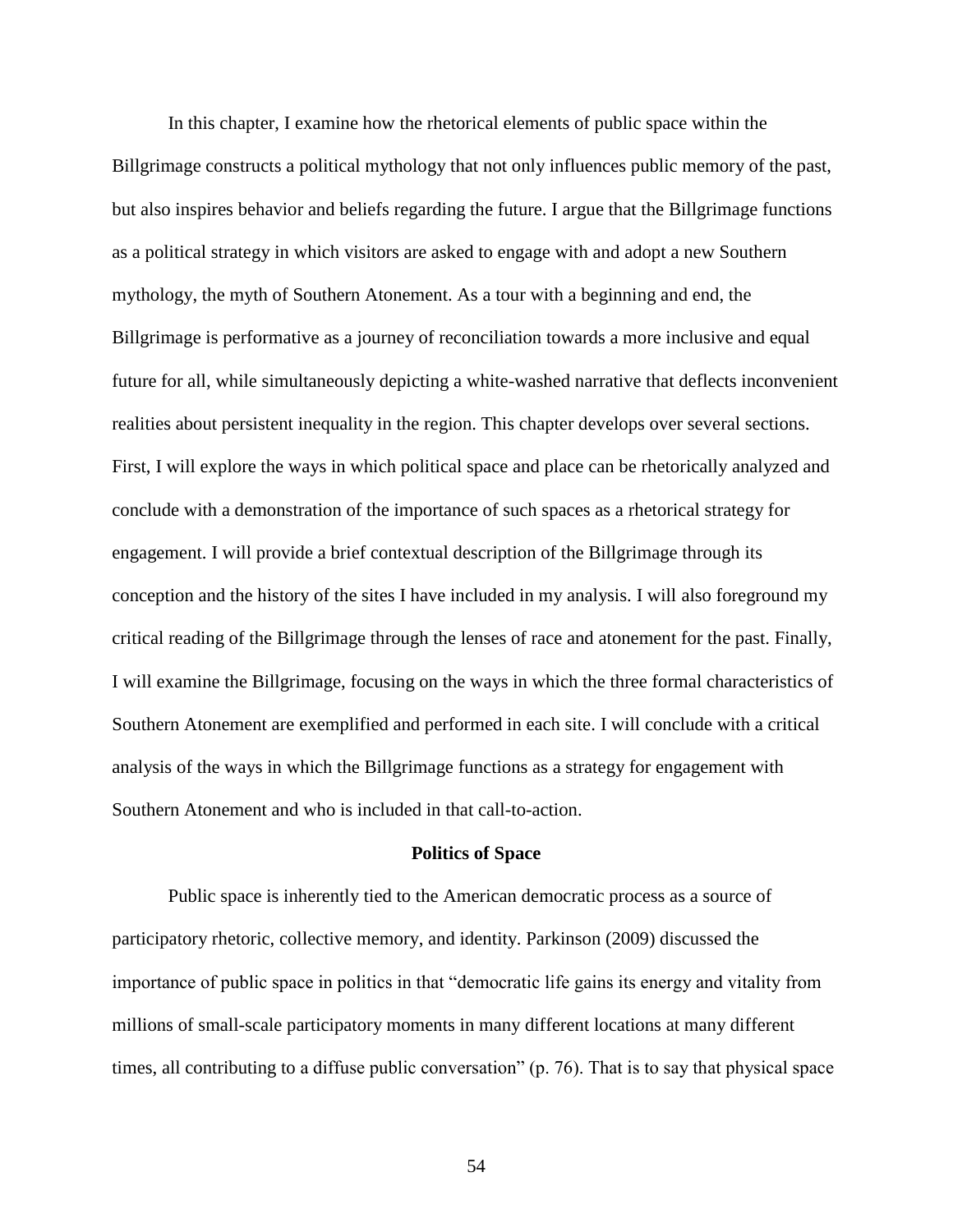In this chapter, I examine how the rhetorical elements of public space within the Billgrimage constructs a political mythology that not only influences public memory of the past, but also inspires behavior and beliefs regarding the future. I argue that the Billgrimage functions as a political strategy in which visitors are asked to engage with and adopt a new Southern mythology, the myth of Southern Atonement. As a tour with a beginning and end, the Billgrimage is performative as a journey of reconciliation towards a more inclusive and equal future for all, while simultaneously depicting a white-washed narrative that deflects inconvenient realities about persistent inequality in the region. This chapter develops over several sections. First, I will explore the ways in which political space and place can be rhetorically analyzed and conclude with a demonstration of the importance of such spaces as a rhetorical strategy for engagement. I will provide a brief contextual description of the Billgrimage through its conception and the history of the sites I have included in my analysis. I will also foreground my critical reading of the Billgrimage through the lenses of race and atonement for the past. Finally, I will examine the Billgrimage, focusing on the ways in which the three formal characteristics of Southern Atonement are exemplified and performed in each site. I will conclude with a critical analysis of the ways in which the Billgrimage functions as a strategy for engagement with Southern Atonement and who is included in that call-to-action.

## Politics of Space

Public space is inherently tied to the American democratic process as a source of participatory rhetoric, collective memory, and identity. Parkinson (2009) discussed the importance of public space in politics in that "democratic life gains its energy and vitality from millions of small-scale participatory moments in many different locations at many different times, all contributing to a diffuse public conversation" (p. 76). That is to say that physical space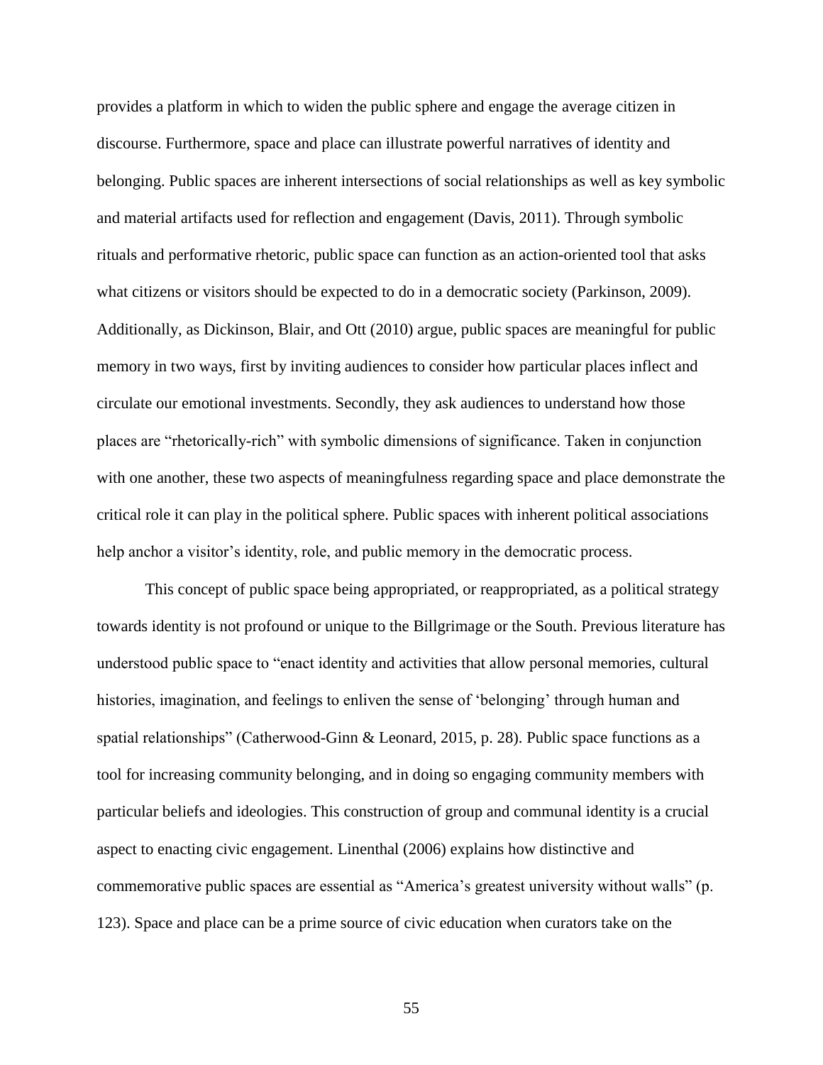provides a platform in which to widen the public sphere and engage the average citizen in discourse. Furthermore, space and place can illustrate powerful narratives of identity and belonging. Public spaces are inherent intersections of social relationships as well as key symbolic and material artifacts used for reflection and engagement (Davis, 2011). Through symbolic rituals and performative rhetoric, public space can function as an action-oriented tool that asks what citizens or visitors should be expected to do in a democratic society (Parkinson, 2009). Additionally, as Dickinson, Blair, and Ott (2010) argue, public spaces are meaningful for public memory in two ways, first by inviting audiences to consider how particular places inflect and circulate our emotional investments. Secondly, they ask audiences to understand how those places are "rhetorically-rich" with symbolic dimensions of significance. Taken in conjunction with one another, these two aspects of meaningfulness regarding space and place demonstrate the critical role it can play in the political sphere. Public spaces with inherent political associations help anchor a visitor's identity, role, and public memory in the democratic process.

This concept of public space being appropriated, or reappropriated, as a political strategy towards identity is not profound or unique to the Billgrimage or the South. Previous literature has understood public space to "enact identity and activities that allow personal memories, cultural histories, imagination, and feelings to enliven the sense of 'belonging' through human and spatial relationships" (Catherwood-Ginn & Leonard, 2015, p. 28). Public space functions as a tool for increasing community belonging, and in doing so engaging community members with particular beliefs and ideologies. This construction of group and communal identity is a crucial aspect to enacting civic engagement. Linenthal (2006) explains how distinctive and commemorative public spaces are essential as "America's greatest university without walls" (p. 123). Space and place can be a prime source of civic education when curators take on the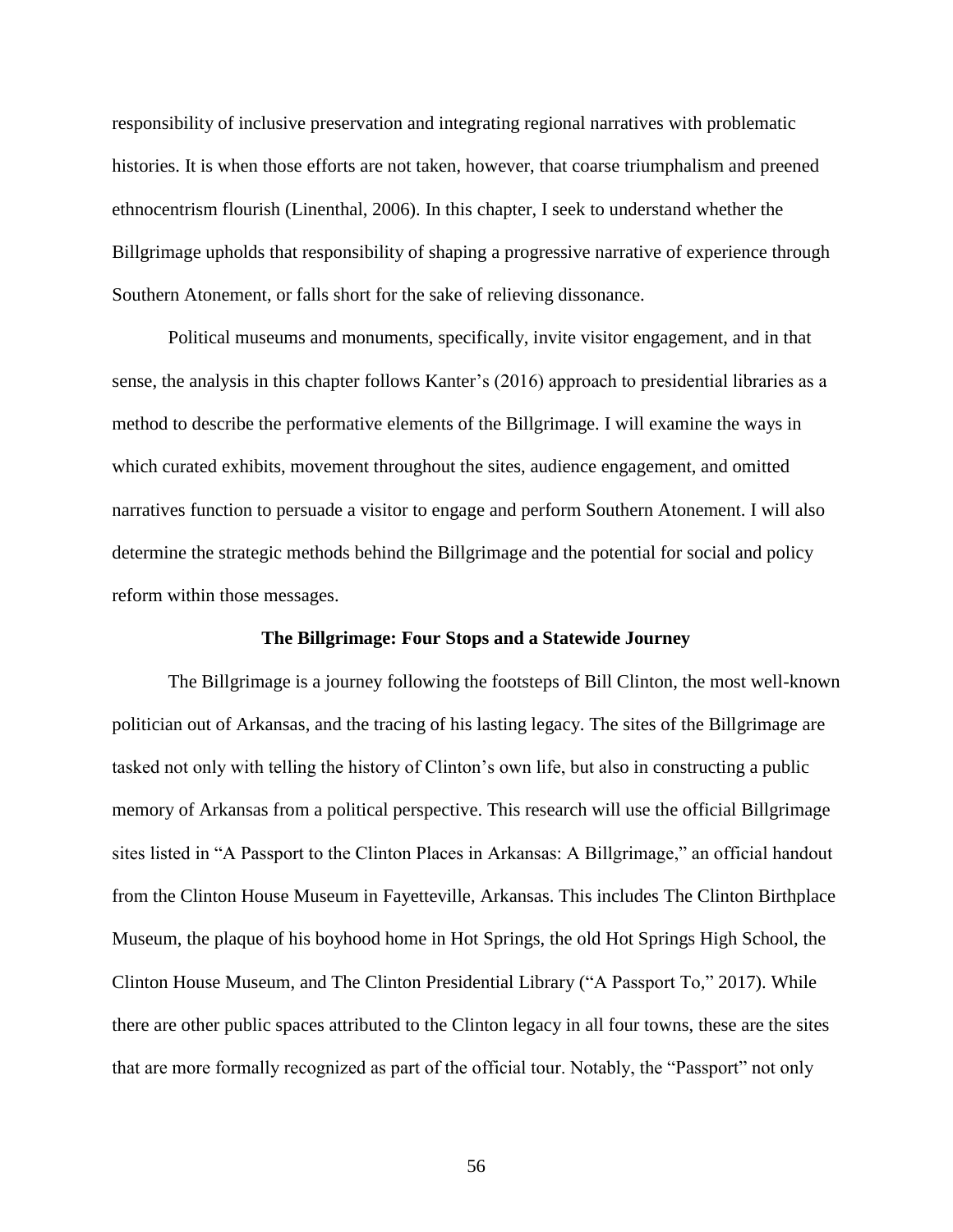responsibility of inclusive preservation and integrating regional narratives with problematic histories. It is when those efforts are not taken, however, that coarse triumphalism and preened ethnocentrism flourish (Linenthal, 2006). In this chapter, I seek to understand whether the Billgrimage upholds that responsibility of shaping a progressive narrative of experience through Southern Atonement, or falls short for the sake of relieving dissonance.

Political museums and monuments, specifically, invite visitor engagement, and in that sense, the analysis in this chapter follows Kanter's (2016) approach to presidential libraries as a method to describe the performative elements of the Billgrimage. I will examine the ways in which curated exhibits, movement throughout the sites, audience engagement, and omitted narratives function to persuade a visitor to engage and perform Southern Atonement. I will also determine the strategic methods behind the Billgrimage and the potential for social and policy reform within those messages.

## The Billgrimage: Four Stops and a Statewide Journey

The Billgrimage is a journey following the footsteps of Bill Clinton, the most well-known politician out of Arkansas, and the tracing of his lasting legacy. The sites of the Billgrimage are tasked not only with telling the history of Clinton's own life, but also in constructing a public memory of Arkansas from a political perspective. This research will use the official Billgrimage sites listed in "A Passport to the Clinton Places in Arkansas: A Billgrimage," an official handout from the Clinton House Museum in Fayetteville, Arkansas. This includes The Clinton Birthplace Museum, the plaque of his boyhood home in Hot Springs, the old Hot Springs High School, the Clinton House Museum, and The Clinton Presidential Library ("A Passport To," 2017). While there are other public spaces attributed to the Clinton legacy in all four towns, these are the sites that are more formally recognized as part of the official tour. Notably, the "Passport" not only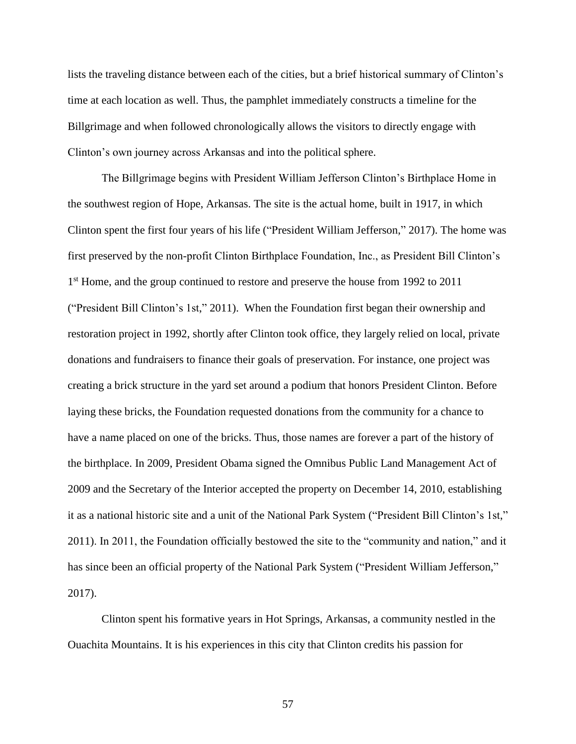lists the traveling distance between each of the cities, but a brief historical summary of Clinton's time at each location as well. Thus, the pamphlet immediately constructs a timeline for the Billgrimage and when followed chronologically allows the visitors to directly engage with Clinton's own journey across Arkansas and into the political sphere.

The Billgrimage begins with President William Jefferson Clinton's Birthplace Home in the southwest region of Hope, Arkansas. The site is the actual home, built in 1917, in which Clinton spent the first four years of his life ("President William Jefferson," 2017). The home was first preserved by the non-profit Clinton Birthplace Foundation, Inc., as President Bill Clinton's 1st Home, and the group continued to restore and preserve the house from 1992 to 2011 ("President Bill Clinton's 1st," 2011). When the Foundation first began their ownership and restoration project in 1992, shortly after Clinton took office, they largely relied on local, private donations and fundraisers to finance their goals of preservation. For instance, one project was creating a brick structure in the yard set around a podium that honors President Clinton. Before laying these bricks, the Foundation requested donations from the community for a chance to have a name placed on one of the bricks. Thus, those names are forever a part of the history of the birthplace. In 2009, President Obama signed the Omnibus Public Land Management Act of 2009 and the Secretary of the Interior accepted the property on December 14, 2010, establishing it as a national historic site and a unit of the National Park System ("President Bill Clinton's 1st," 2011). In 2011, the Foundation officially bestowed the site to the "community and nation," and it has since been an official property of the National Park System ("President William Jefferson," 2017).

Clinton spent his formative years in Hot Springs, Arkansas, a community nestled in the Ouachita Mountains. It is his experiences in this city that Clinton credits his passion for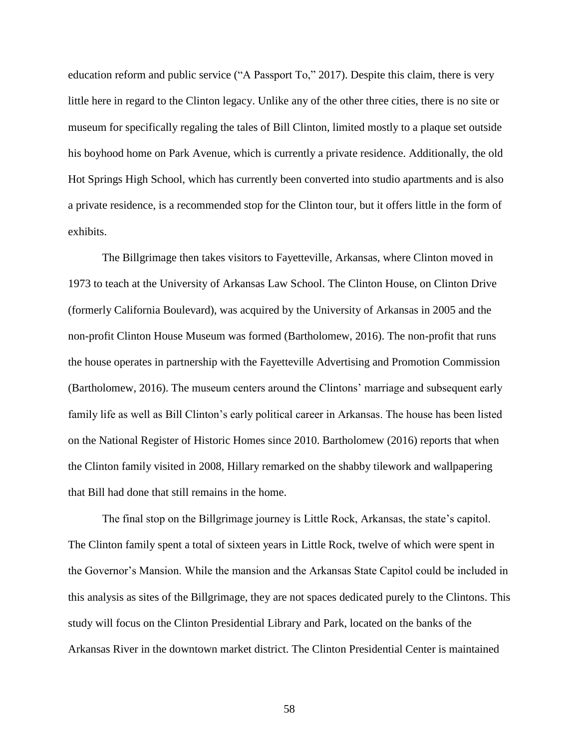education reform and public service ("A Passport To," 2017). Despite this claim, there is very little here in regard to the Clinton legacy. Unlike any of the other three cities, there is no site or museum for specifically regaling the tales of Bill Clinton, limited mostly to a plaque set outside his boyhood home on Park Avenue, which is currently a private residence. Additionally, the old Hot Springs High School, which has currently been converted into studio apartments and is also a private residence, is a recommended stop for the Clinton tour, but it offers little in the form of exhibits.

The Billgrimage then takes visitors to Fayetteville, Arkansas, where Clinton moved in 1973 to teach at the University of Arkansas Law School. The Clinton House, on Clinton Drive (formerly California Boulevard), was acquired by the University of Arkansas in 2005 and the non-profit Clinton House Museum was formed (Bartholomew, 2016). The non-profit that runs the house operates in partnership with the Fayetteville Advertising and Promotion Commission (Bartholomew, 2016). The museum centers around the Clintons' marriage and subsequent early family life as well as Bill Clinton's early political career in Arkansas. The house has been listed on the National Register of Historic Homes since 2010. Bartholomew (2016) reports that when the Clinton family visited in 2008, Hillary remarked on the shabby tilework and wallpapering that Bill had done that still remains in the home.

The final stop on the Billgrimage journey is Little Rock, Arkansas, the state's capitol. The Clinton family spent a total of sixteen years in Little Rock, twelve of which were spent in the Governor's Mansion. While the mansion and the Arkansas State Capitol could be included in this analysis as sites of the Billgrimage, they are not spaces dedicated purely to the Clintons. This study will focus on the Clinton Presidential Library and Park, located on the banks of the Arkansas River in the downtown market district. The Clinton Presidential Center is maintained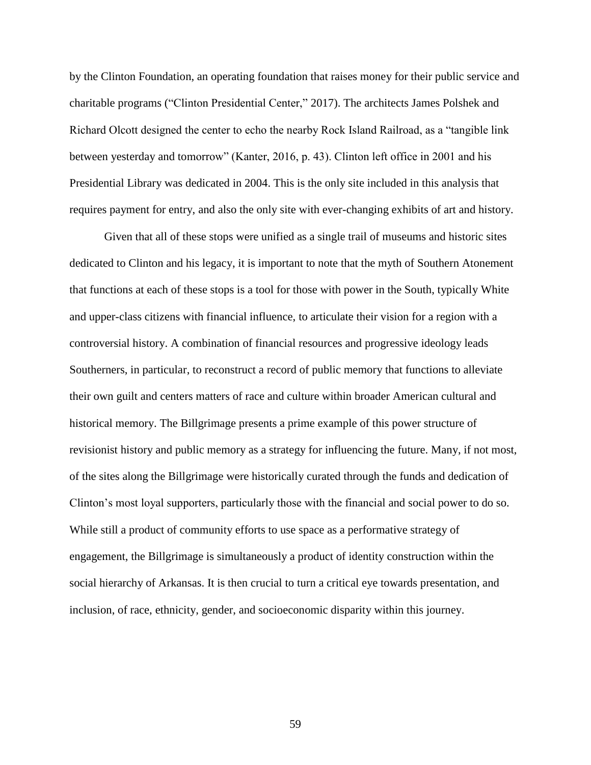by the Clinton Foundation, an operating foundation that raises money for their public service and charitable programs ("Clinton Presidential Center," 2017). The architects James Polshek and Richard Olcott designed the center to echo the nearby Rock Island Railroad, as a "tangible link between yesterday and tomorrow" (Kanter, 2016, p. 43). Clinton left office in 2001 and his Presidential Library was dedicated in 2004. This is the only site included in this analysis that requires payment for entry, and also the only site with ever-changing exhibits of art and history.

Given that all of these stops were unified as a single trail of museums and historic sites dedicated to Clinton and his legacy, it is important to note that the myth of Southern Atonement that functions at each of these stops is a tool for those with power in the South, typically White and upper-class citizens with financial influence, to articulate their vision for a region with a controversial history. A combination of financial resources and progressive ideology leads Southerners, in particular, to reconstruct a record of public memory that functions to alleviate their own guilt and centers matters of race and culture within broader American cultural and historical memory. The Billgrimage presents a prime example of this power structure of revisionist history and public memory as a strategy for influencing the future. Many, if not most, of the sites along the Billgrimage were historically curated through the funds and dedication of Clinton's most loyal supporters, particularly those with the financial and social power to do so. While still a product of community efforts to use space as a performative strategy of engagement, the Billgrimage is simultaneously a product of identity construction within the social hierarchy of Arkansas. It is then crucial to turn a critical eye towards presentation, and inclusion, of race, ethnicity, gender, and socioeconomic disparity within this journey.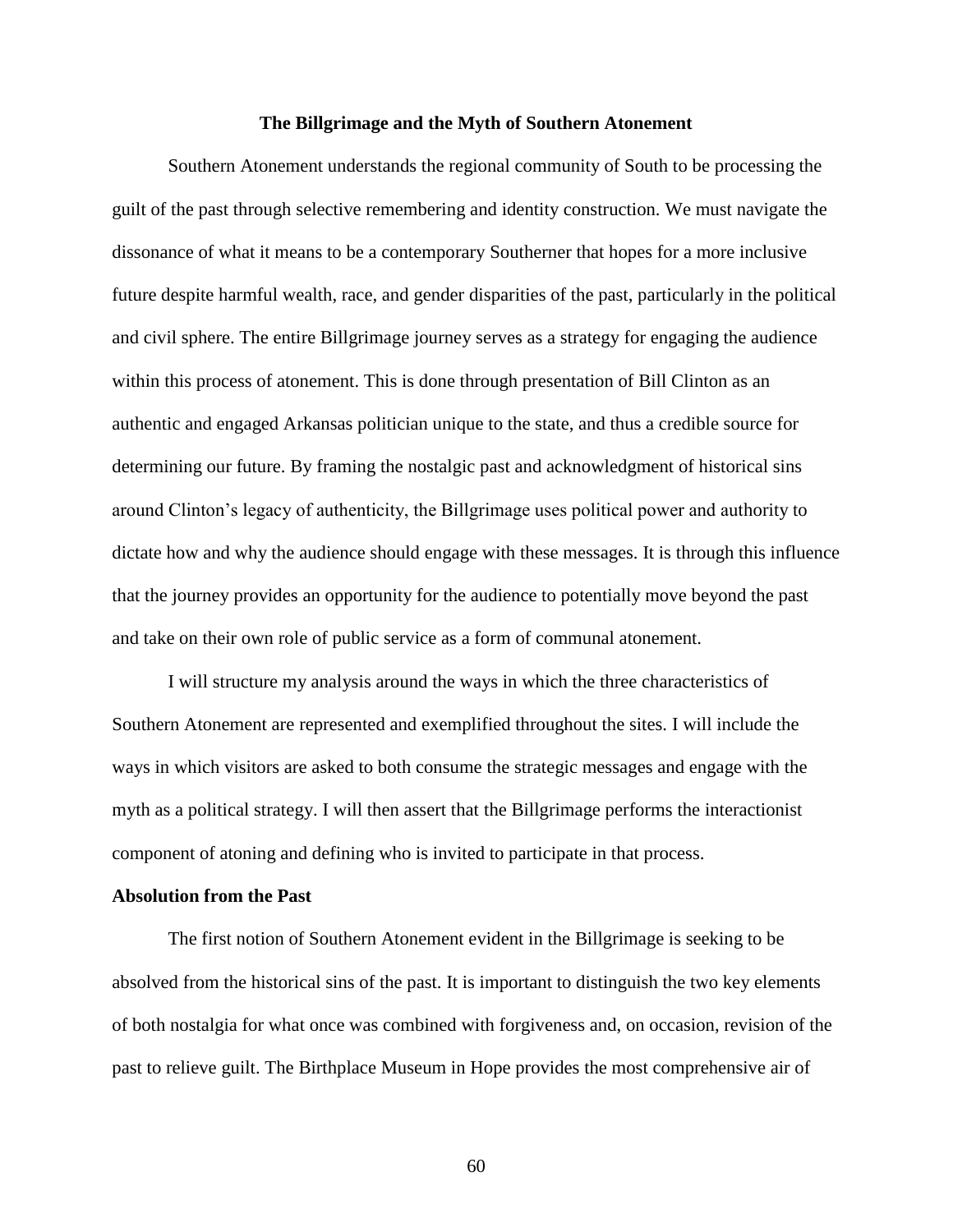## The Billgrimage and the Myth of Southern Atonement

Southern Atonement understands the regional community of South to be processing the guilt of the past through selective remembering and identity construction. We must navigate the dissonance of what it means to be a contemporary Southerner that hopes for a more inclusive future despite harmful wealth, race, and gender disparities of the past, particularly in the political and civil sphere. The entire Billgrimage journey serves as a strategy for engaging the audience within this process of atonement. This is done through presentation of Bill Clinton as an authentic and engaged Arkansas politician unique to the state, and thus a credible source for determining our future. By framing the nostalgic past and acknowledgment of historical sins around Clinton's legacy of authenticity, the Billgrimage uses political power and authority to dictate how and why the audience should engage with these messages. It is through this influence that the journey provides an opportunity for the audience to potentially move beyond the past and take on their own role of public service as a form of communal atonement.

I will structure my analysis around the ways in which the three characteristics of Southern Atonement are represented and exemplified throughout the sites. I will include the ways in which visitors are asked to both consume the strategic messages and engage with the myth as a political strategy. I will then assert that the Billgrimage performs the interactionist component of atoning and defining who is invited to participate in that process.

### Absolution from the Past

The first notion of Southern Atonement evident in the Billgrimage is seeking to be absolved from the historical sins of the past. It is important to distinguish the two key elements of both nostalgia for what once was combined with forgiveness and, on occasion, revision of the past to relieve guilt. The Birthplace Museum in Hope provides the most comprehensive air of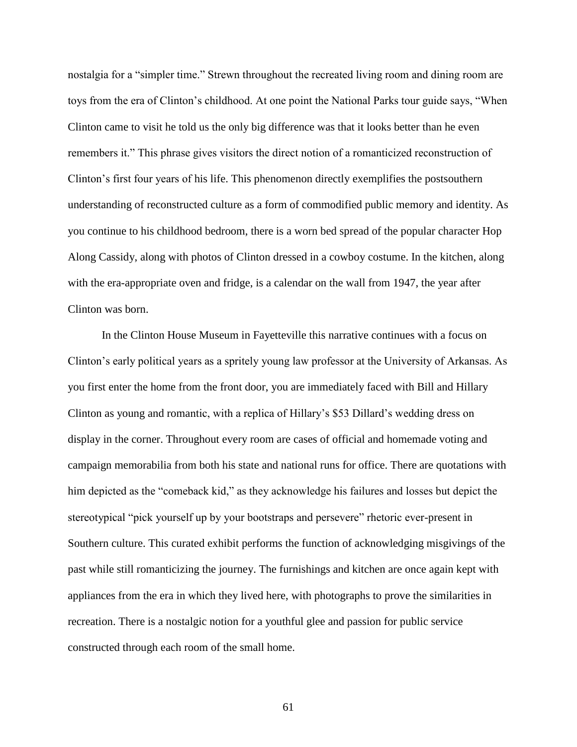nostalgia for a "simpler time." Strewn throughout the recreated living room and dining room are toys from the era of Clinton's childhood. At one point the National Parks tour guide says, "When Clinton came to visit he told us the only big difference was that it looks better than he even remembers it." This phrase gives visitors the direct notion of a romanticized reconstruction of Clinton's first four years of his life. This phenomenon directly exemplifies the postsouthern understanding of reconstructed culture as a form of commodified public memory and identity. As you continue to his childhood bedroom, there is a worn bed spread of the popular character Hop Along Cassidy, along with photos of Clinton dressed in a cowboy costume. In the kitchen, along with the era-appropriate oven and fridge, is a calendar on the wall from 1947, the year after Clinton was born.

In the Clinton House Museum in Fayetteville this narrative continues with a focus on Clinton's early political years as a spritely young law professor at the University of Arkansas. As you first enter the home from the front door, you are immediately faced with Bill and Hillary Clinton as young and romantic, with a replica of Hillary's $53 Dillard's wedding dress on display in the corner. Throughout every room are cases of official and homemade voting and campaign memorabilia from both his state and national runs for office. There are quotations with him depicted as the "comeback kid," as they acknowledge his failures and losses but depict the stereotypical "pick yourself up by your bootstraps and persevere" rhetoric ever-present in Southern culture. This curated exhibit performs the function of acknowledging misgivings of the past while still romanticizing the journey. The furnishings and kitchen are once again kept with appliances from the era in which they lived here, with photographs to prove the similarities in recreation. There is a nostalgic notion for a youthful glee and passion for public service constructed through each room of the small home.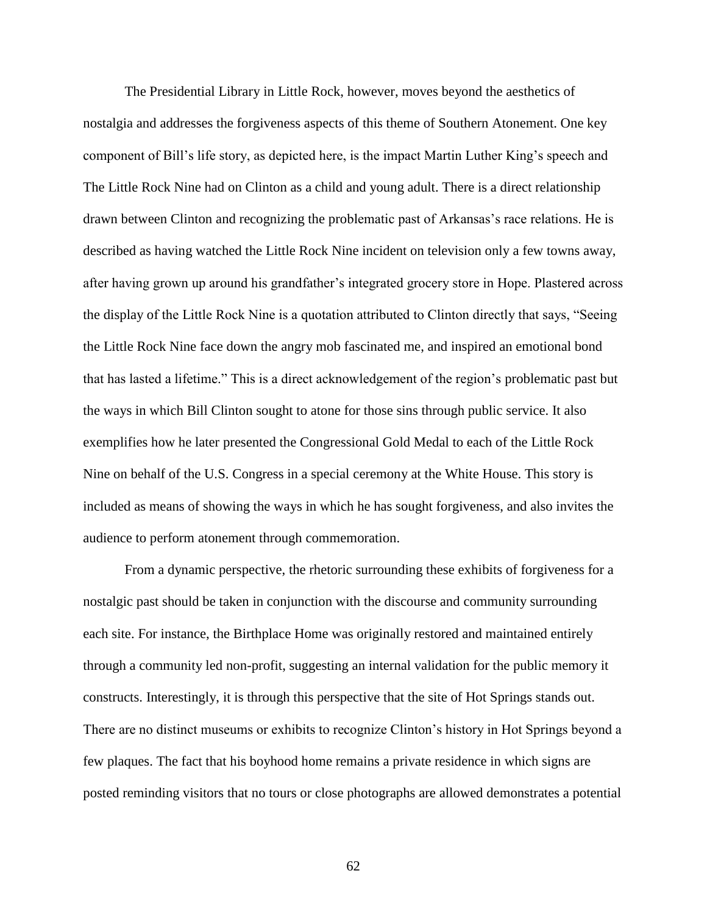The Presidential Library in Little Rock, however, moves beyond the aesthetics of nostalgia and addresses the forgiveness aspects of this theme of Southern Atonement. One key component of Bill's life story, as depicted here, is the impact Martin Luther King's speech and The Little Rock Nine had on Clinton as a child and young adult. There is a direct relationship drawn between Clinton and recognizing the problematic past of Arkansas's race relations. He is described as having watched the Little Rock Nine incident on television only a few towns away, after having grown up around his grandfather's integrated grocery store in Hope. Plastered across the display of the Little Rock Nine is a quotation attributed to Clinton directly that says, "Seeing the Little Rock Nine face down the angry mob fascinated me, and inspired an emotional bond that has lasted a lifetime." This is a direct acknowledgement of the region's problematic past but the ways in which Bill Clinton sought to atone for those sins through public service. It also exemplifies how he later presented the Congressional Gold Medal to each of the Little Rock Nine on behalf of the U.S. Congress in a special ceremony at the White House. This story is included as means of showing the ways in which he has sought forgiveness, and also invites the audience to perform atonement through commemoration.

From a dynamic perspective, the rhetoric surrounding these exhibits of forgiveness for a nostalgic past should be taken in conjunction with the discourse and community surrounding each site. For instance, the Birthplace Home was originally restored and maintained entirely through a community led non-profit, suggesting an internal validation for the public memory it constructs. Interestingly, it is through this perspective that the site of Hot Springs stands out. There are no distinct museums or exhibits to recognize Clinton's history in Hot Springs beyond a few plaques. The fact that his boyhood home remains a private residence in which signs are posted reminding visitors that no tours or close photographs are allowed demonstrates a potential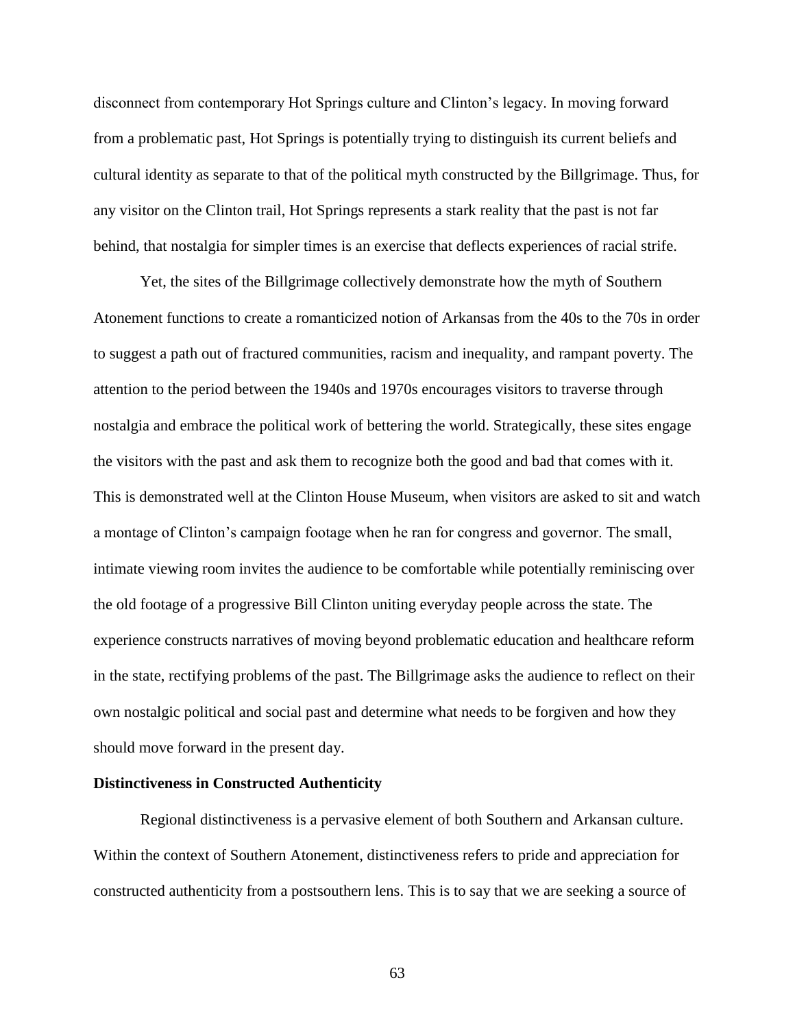disconnect from contemporary Hot Springs culture and Clinton's legacy. In moving forward from a problematic past, Hot Springs is potentially trying to distinguish its current beliefs and cultural identity as separate to that of the political myth constructed by the Billgrimage. Thus, for any visitor on the Clinton trail, Hot Springs represents a stark reality that the past is not far behind, that nostalgia for simpler times is an exercise that deflects experiences of racial strife.

Yet, the sites of the Billgrimage collectively demonstrate how the myth of Southern Atonement functions to create a romanticized notion of Arkansas from the 40s to the 70s in order to suggest a path out of fractured communities, racism and inequality, and rampant poverty. The attention to the period between the 1940s and 1970s encourages visitors to traverse through nostalgia and embrace the political work of bettering the world. Strategically, these sites engage the visitors with the past and ask them to recognize both the good and bad that comes with it. This is demonstrated well at the Clinton House Museum, when visitors are asked to sit and watch a montage of Clinton's campaign footage when he ran for congress and governor. The small, intimate viewing room invites the audience to be comfortable while potentially reminiscing over the old footage of a progressive Bill Clinton uniting everyday people across the state. The experience constructs narratives of moving beyond problematic education and healthcare reform in the state, rectifying problems of the past. The Billgrimage asks the audience to reflect on their own nostalgic political and social past and determine what needs to be forgiven and how they should move forward in the present day.

**Distinctiveness in Constructed Authenticity**

Regional distinctiveness is a pervasive element of both Southern and Arkansan culture. Within the context of Southern Atonement, distinctiveness refers to pride and appreciation for constructed authenticity from a postsouthern lens. This is to say that we are seeking a source of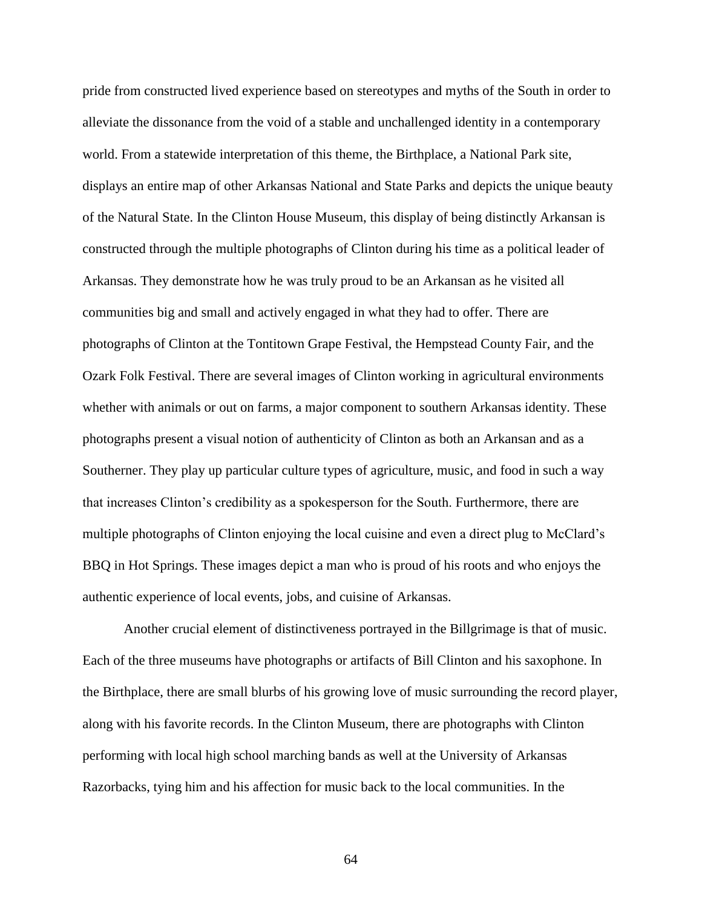pride from constructed lived experience based on stereotypes and myths of the South in order to alleviate the dissonance from the void of a stable and unchallenged identity in a contemporary world. From a statewide interpretation of this theme, the Birthplace, a National Park site, displays an entire map of other Arkansas National and State Parks and depicts the unique beauty of the Natural State. In the Clinton House Museum, this display of being distinctly Arkansan is constructed through the multiple photographs of Clinton during his time as a political leader of Arkansas. They demonstrate how he was truly proud to be an Arkansan as he visited all communities big and small and actively engaged in what they had to offer. There are photographs of Clinton at the Tontitown Grape Festival, the Hempstead County Fair, and the Ozark Folk Festival. There are several images of Clinton working in agricultural environments whether with animals or out on farms, a major component to southern Arkansas identity. These photographs present a visual notion of authenticity of Clinton as both an Arkansan and as a Southerner. They play up particular culture types of agriculture, music, and food in such a way that increases Clinton's credibility as a spokesperson for the South. Furthermore, there are multiple photographs of Clinton enjoying the local cuisine and even a direct plug to McClard's BBQ in Hot Springs. These images depict a man who is proud of his roots and who enjoys the authentic experience of local events, jobs, and cuisine of Arkansas.

Another crucial element of distinctiveness portrayed in the Billgrimage is that of music. Each of the three museums have photographs or artifacts of Bill Clinton and his saxophone. In the Birthplace, there are small blurbs of his growing love of music surrounding the record player, along with his favorite records. In the Clinton Museum, there are photographs with Clinton performing with local high school marching bands as well at the University of Arkansas Razorbacks, tying him and his affection for music back to the local communities. In the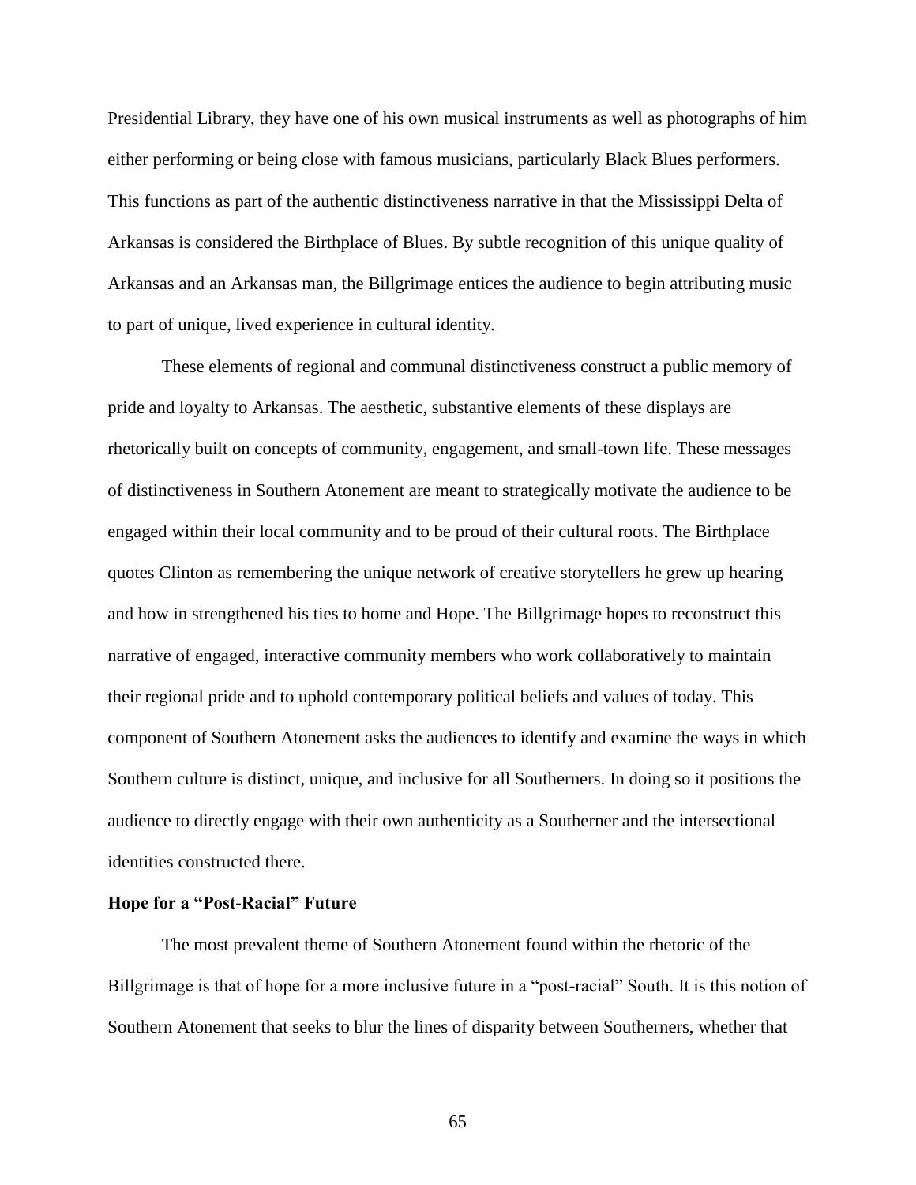Presidential Library, they have one of his own musical instruments as well as photographs of him either performing or being close with famous musicians, particularly Black Blues performers. This functions as part of the authentic distinctiveness narrative in that the Mississippi Delta of Arkansas is considered the Birthplace of Blues. By subtle recognition of this unique quality of Arkansas and an Arkansas man, the Billgrimage entices the audience to begin attributing music to part of unique, lived experience in cultural identity.

These elements of regional and communal distinctiveness construct a public memory of pride and loyalty to Arkansas. The aesthetic, substantive elements of these displays are rhetorically built on concepts of community, engagement, and small-town life. These messages of distinctiveness in Southern Atonement are meant to strategically motivate the audience to be engaged within their local community and to be proud of their cultural roots. The Birthplace quotes Clinton as remembering the unique network of creative storytellers he grew up hearing and how in strengthened his ties to home and Hope. The Billgrimage hopes to reconstruct this narrative of engaged, interactive community members who work collaboratively to maintain their regional pride and to uphold contemporary political beliefs and values of today. This component of Southern Atonement asks the audiences to identify and examine the ways in which Southern culture is distinct, unique, and inclusive for all Southerners. In doing so it positions the audience to directly engage with their own authenticity as a Southerner and the intersectional identities constructed there.

**Hope for a "Post-Racial" Future**

The most prevalent theme of Southern Atonement found within the rhetoric of the Billgrimage is that of hope for a more inclusive future in a "post-racial" South. It is this notion of Southern Atonement that seeks to blur the lines of disparity between Southerners, whether that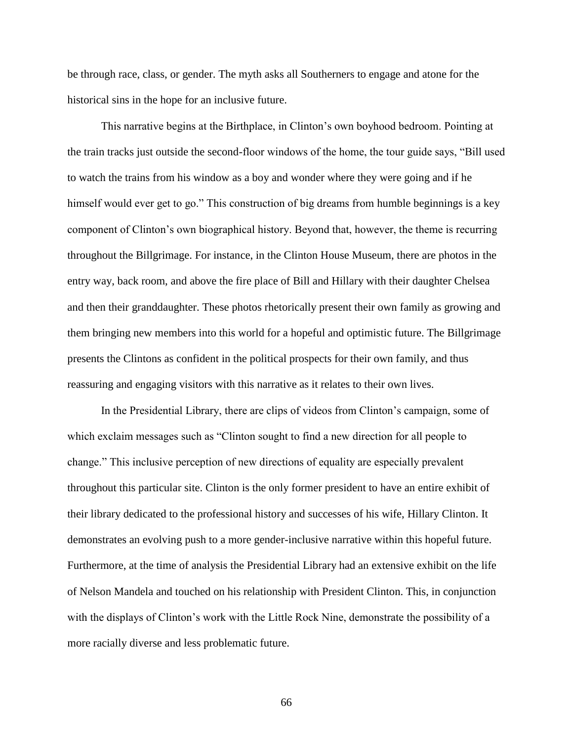be through race, class, or gender. The myth asks all Southerners to engage and atone for the historical sins in the hope for an inclusive future.

This narrative begins at the Birthplace, in Clinton's own boyhood bedroom. Pointing at the train tracks just outside the second-floor windows of the home, the tour guide says, "Bill used to watch the trains from his window as a boy and wonder where they were going and if he himself would ever get to go." This construction of big dreams from humble beginnings is a key component of Clinton's own biographical history. Beyond that, however, the theme is recurring throughout the Billgrimage. For instance, in the Clinton House Museum, there are photos in the entry way, back room, and above the fire place of Bill and Hillary with their daughter Chelsea and then their granddaughter. These photos rhetorically present their own family as growing and them bringing new members into this world for a hopeful and optimistic future. The Billgrimage presents the Clintons as confident in the political prospects for their own family, and thus reassuring and engaging visitors with this narrative as it relates to their own lives.

In the Presidential Library, there are clips of videos from Clinton's campaign, some of which exclaim messages such as "Clinton sought to find a new direction for all people to change." This inclusive perception of new directions of equality are especially prevalent throughout this particular site. Clinton is the only former president to have an entire exhibit of their library dedicated to the professional history and successes of his wife, Hillary Clinton. It demonstrates an evolving push to a more gender-inclusive narrative within this hopeful future. Furthermore, at the time of analysis the Presidential Library had an extensive exhibit on the life of Nelson Mandela and touched on his relationship with President Clinton. This, in conjunction with the displays of Clinton's work with the Little Rock Nine, demonstrate the possibility of a more racially diverse and less problematic future.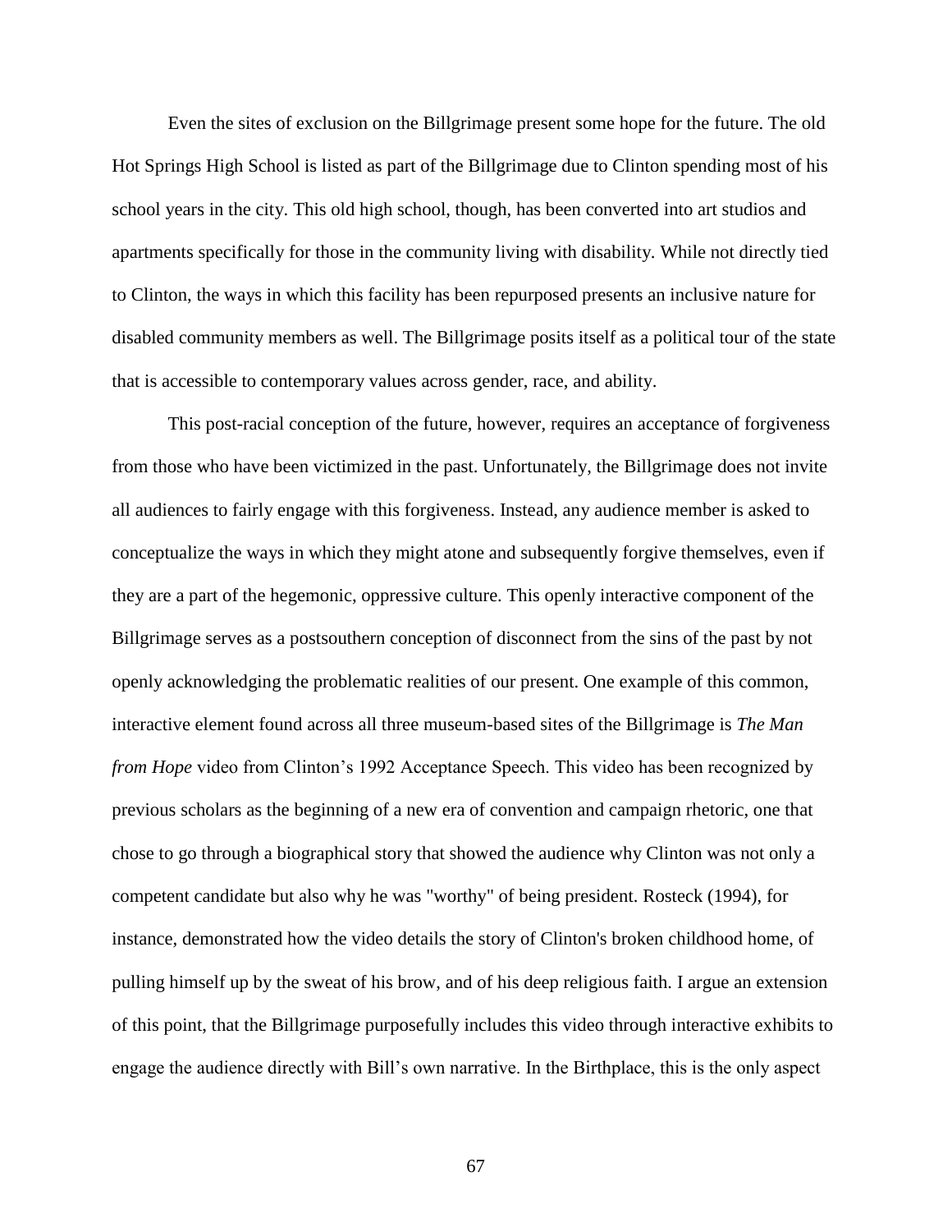Even the sites of exclusion on the Billgrimage present some hope for the future. The old Hot Springs High School is listed as part of the Billgrimage due to Clinton spending most of his school years in the city. This old high school, though, has been converted into art studios and apartments specifically for those in the community living with disability. While not directly tied to Clinton, the ways in which this facility has been repurposed presents an inclusive nature for disabled community members as well. The Billgrimage posits itself as a political tour of the state that is accessible to contemporary values across gender, race, and ability.

This post-racial conception of the future, however, requires an acceptance of forgiveness from those who have been victimized in the past. Unfortunately, the Billgrimage does not invite all audiences to fairly engage with this forgiveness. Instead, any audience member is asked to conceptualize the ways in which they might atone and subsequently forgive themselves, even if they are a part of the hegemonic, oppressive culture. This openly interactive component of the Billgrimage serves as a postsouthern conception of disconnect from the sins of the past by not openly acknowledging the problematic realities of our present. One example of this common, interactive element found across all three museum-based sites of the Billgrimage is *The Man from Hope* video from Clinton's 1992 Acceptance Speech. This video has been recognized by previous scholars as the beginning of a new era of convention and campaign rhetoric, one that chose to go through a biographical story that showed the audience why Clinton was not only a competent candidate but also why he was "worthy" of being president. Rosteck (1994), for instance, demonstrated how the video details the story of Clinton's broken childhood home, of pulling himself up by the sweat of his brow, and of his deep religious faith. I argue an extension of this point, that the Billgrimage purposefully includes this video through interactive exhibits to engage the audience directly with Bill's own narrative. In the Birthplace, this is the only aspect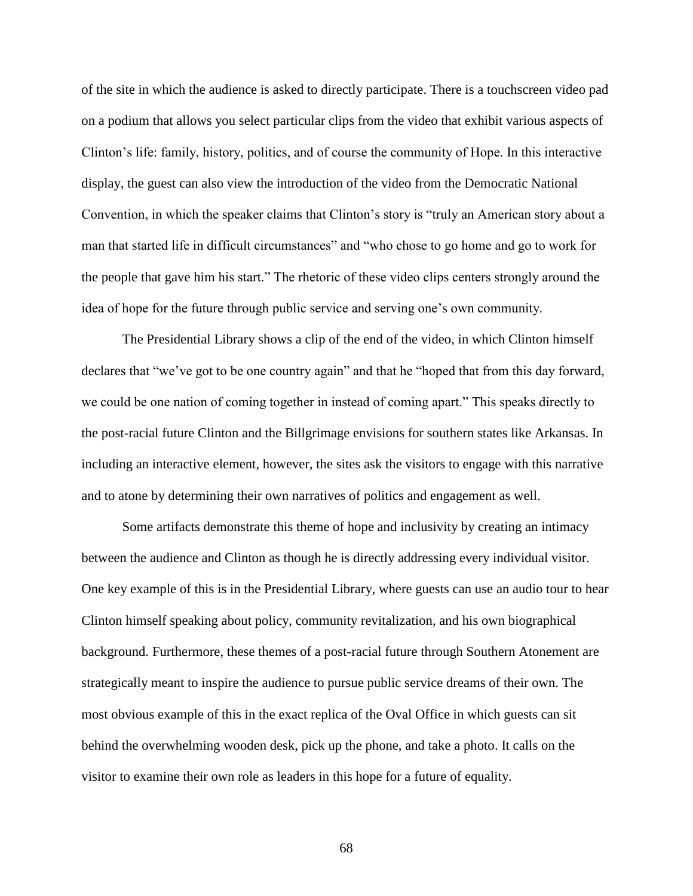of the site in which the audience is asked to directly participate. There is a touchscreen video pad on a podium that allows you select particular clips from the video that exhibit various aspects of Clinton's life: family, history, politics, and of course the community of Hope. In this interactive display, the guest can also view the introduction of the video from the Democratic National Convention, in which the speaker claims that Clinton's story is "truly an American story about a man that started life in difficult circumstances" and "who chose to go home and go to work for the people that gave him his start." The rhetoric of these video clips centers strongly around the idea of hope for the future through public service and serving one's own community.

The Presidential Library shows a clip of the end of the video, in which Clinton himself declares that "we've got to be one country again" and that he "hoped that from this day forward, we could be one nation of coming together in instead of coming apart." This speaks directly to the post-racial future Clinton and the Billgrimage envisions for southern states like Arkansas. In including an interactive element, however, the sites ask the visitors to engage with this narrative and to atone by determining their own narratives of politics and engagement as well.

Some artifacts demonstrate this theme of hope and inclusivity by creating an intimacy between the audience and Clinton as though he is directly addressing every individual visitor. One key example of this is in the Presidential Library, where guests can use an audio tour to hear Clinton himself speaking about policy, community revitalization, and his own biographical background. Furthermore, these themes of a post-racial future through Southern Atonement are strategically meant to inspire the audience to pursue public service dreams of their own. The most obvious example of this in the exact replica of the Oval Office in which guests can sit behind the overwhelming wooden desk, pick up the phone, and take a photo. It calls on the visitor to examine their own role as leaders in this hope for a future of equality.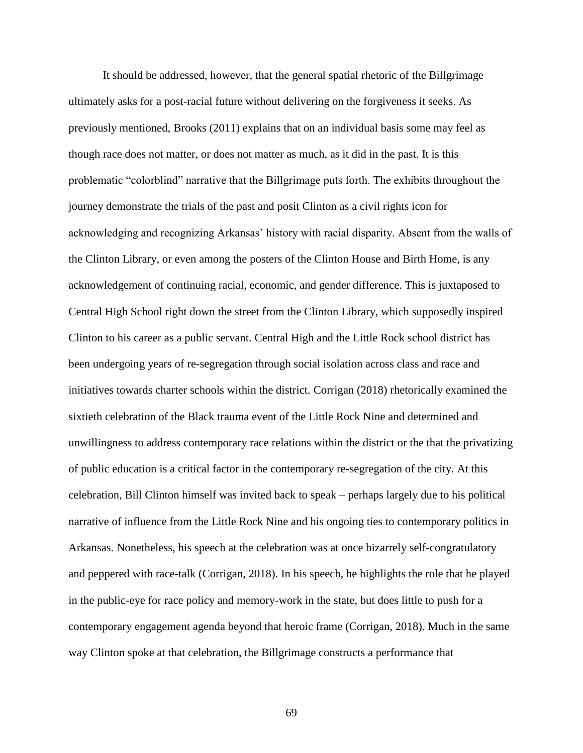It should be addressed, however, that the general spatial rhetoric of the Billgrimage ultimately asks for a post-racial future without delivering on the forgiveness it seeks. As previously mentioned, Brooks (2011) explains that on an individual basis some may feel as though race does not matter, or does not matter as much, as it did in the past. It is this problematic "colorblind" narrative that the Billgrimage puts forth. The exhibits throughout the journey demonstrate the trials of the past and posit Clinton as a civil rights icon for acknowledging and recognizing Arkansas' history with racial disparity. Absent from the walls of the Clinton Library, or even among the posters of the Clinton House and Birth Home, is any acknowledgement of continuing racial, economic, and gender difference. This is juxtaposed to Central High School right down the street from the Clinton Library, which supposedly inspired Clinton to his career as a public servant. Central High and the Little Rock school district has been undergoing years of re-segregation through social isolation across class and race and initiatives towards charter schools within the district. Corrigan (2018) rhetorically examined the sixtieth celebration of the Black trauma event of the Little Rock Nine and determined and unwillingness to address contemporary race relations within the district or the that the privatizing of public education is a critical factor in the contemporary re-segregation of the city. At this celebration, Bill Clinton himself was invited back to speak – perhaps largely due to his political narrative of influence from the Little Rock Nine and his ongoing ties to contemporary politics in Arkansas. Nonetheless, his speech at the celebration was at once bizarrely self-congratulatory and peppered with race-talk (Corrigan, 2018). In his speech, he highlights the role that he played in the public-eye for race policy and memory-work in the state, but does little to push for a contemporary engagement agenda beyond that heroic frame (Corrigan, 2018). Much in the same way Clinton spoke at that celebration, the Billgrimage constructs a performance that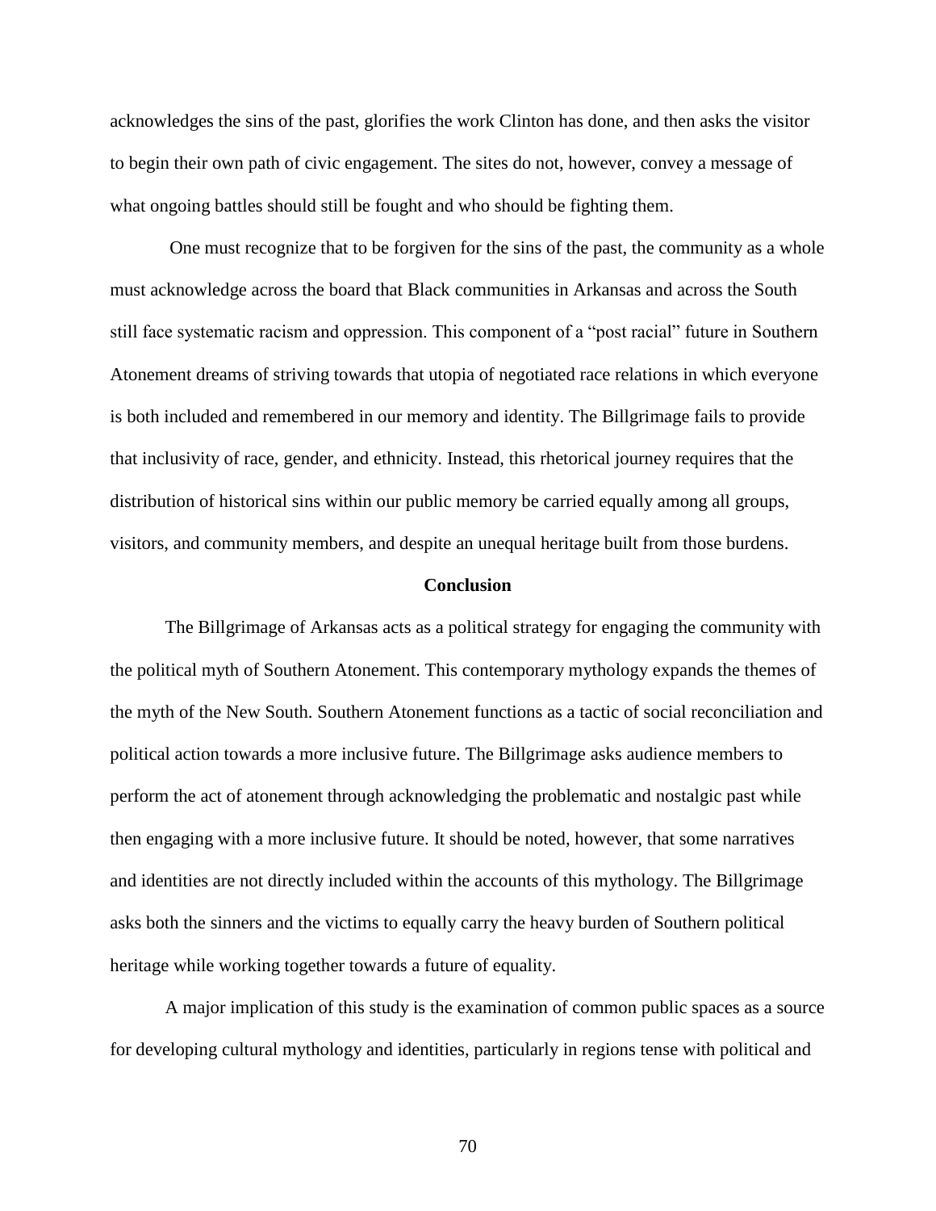acknowledges the sins of the past, glorifies the work Clinton has done, and then asks the visitor to begin their own path of civic engagement. The sites do not, however, convey a message of what ongoing battles should still be fought and who should be fighting them.

One must recognize that to be forgiven for the sins of the past, the community as a whole must acknowledge across the board that Black communities in Arkansas and across the South still face systematic racism and oppression. This component of a "post racial" future in Southern Atonement dreams of striving towards that utopia of negotiated race relations in which everyone is both included and remembered in our memory and identity. The Billgrimage fails to provide that inclusivity of race, gender, and ethnicity. Instead, this rhetorical journey requires that the distribution of historical sins within our public memory be carried equally among all groups, visitors, and community members, and despite an unequal heritage built from those burdens.

## Conclusion

The Billgrimage of Arkansas acts as a political strategy for engaging the community with the political myth of Southern Atonement. This contemporary mythology expands the themes of the myth of the New South. Southern Atonement functions as a tactic of social reconciliation and political action towards a more inclusive future. The Billgrimage asks audience members to perform the act of atonement through acknowledging the problematic and nostalgic past while then engaging with a more inclusive future. It should be noted, however, that some narratives and identities are not directly included within the accounts of this mythology. The Billgrimage asks both the sinners and the victims to equally carry the heavy burden of Southern political heritage while working together towards a future of equality.

A major implication of this study is the examination of common public spaces as a source for developing cultural mythology and identities, particularly in regions tense with political and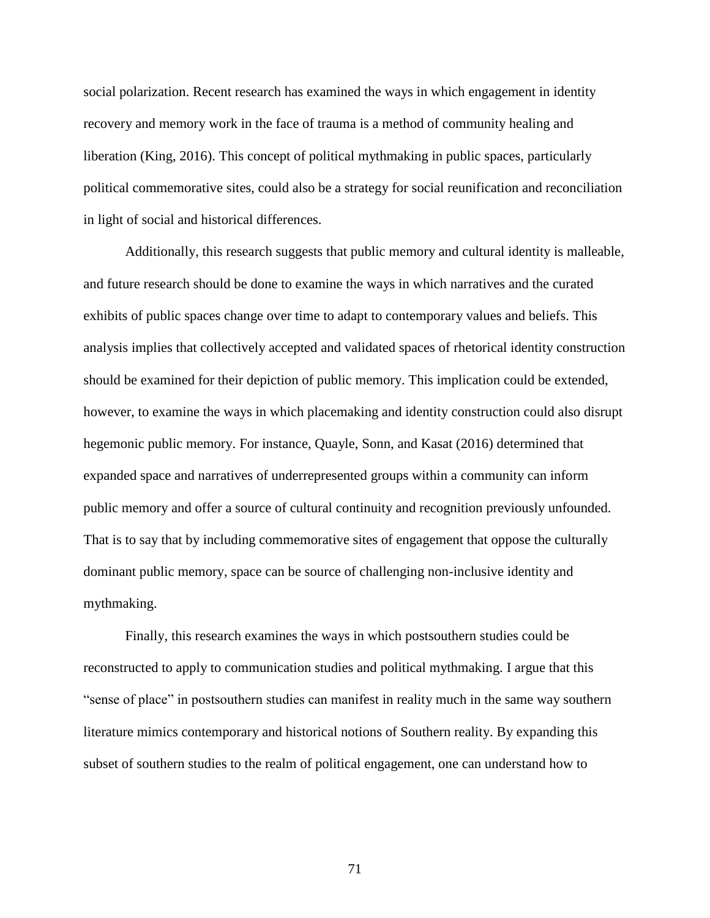social polarization. Recent research has examined the ways in which engagement in identity recovery and memory work in the face of trauma is a method of community healing and liberation (King, 2016). This concept of political mythmaking in public spaces, particularly political commemorative sites, could also be a strategy for social reunification and reconciliation in light of social and historical differences.

Additionally, this research suggests that public memory and cultural identity is malleable, and future research should be done to examine the ways in which narratives and the curated exhibits of public spaces change over time to adapt to contemporary values and beliefs. This analysis implies that collectively accepted and validated spaces of rhetorical identity construction should be examined for their depiction of public memory. This implication could be extended, however, to examine the ways in which placemaking and identity construction could also disrupt hegemonic public memory. For instance, Quayle, Sonn, and Kasat (2016) determined that expanded space and narratives of underrepresented groups within a community can inform public memory and offer a source of cultural continuity and recognition previously unfounded. That is to say that by including commemorative sites of engagement that oppose the culturally dominant public memory, space can be source of challenging non-inclusive identity and mythmaking.

Finally, this research examines the ways in which postsouthern studies could be reconstructed to apply to communication studies and political mythmaking. I argue that this "sense of place" in postsouthern studies can manifest in reality much in the same way southern literature mimics contemporary and historical notions of Southern reality. By expanding this subset of southern studies to the realm of political engagement, one can understand how to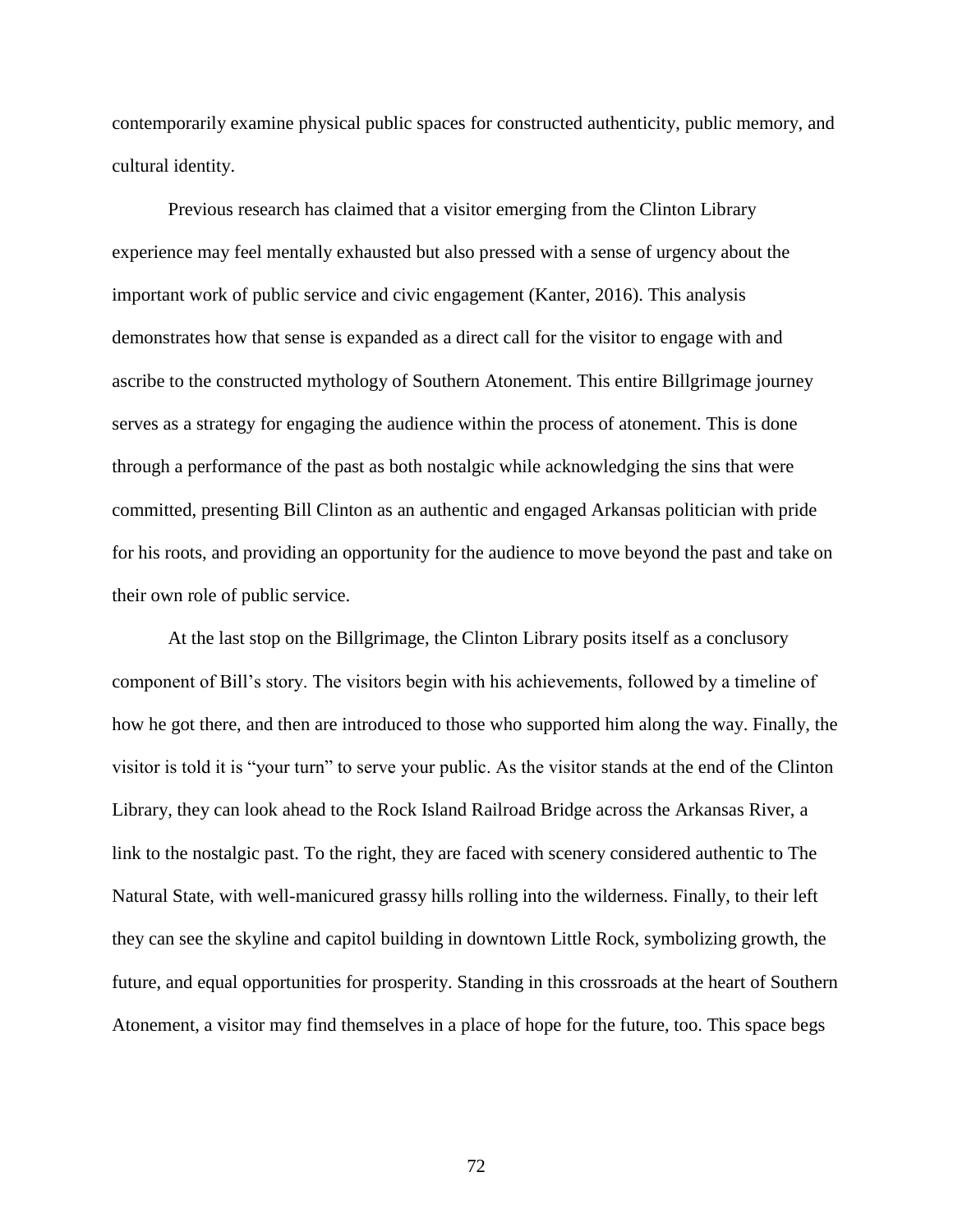contemporarily examine physical public spaces for constructed authenticity, public memory, and cultural identity.

Previous research has claimed that a visitor emerging from the Clinton Library experience may feel mentally exhausted but also pressed with a sense of urgency about the important work of public service and civic engagement (Kanter, 2016). This analysis demonstrates how that sense is expanded as a direct call for the visitor to engage with and ascribe to the constructed mythology of Southern Atonement. This entire Billgrimage journey serves as a strategy for engaging the audience within the process of atonement. This is done through a performance of the past as both nostalgic while acknowledging the sins that were committed, presenting Bill Clinton as an authentic and engaged Arkansas politician with pride for his roots, and providing an opportunity for the audience to move beyond the past and take on their own role of public service.

At the last stop on the Billgrimage, the Clinton Library posits itself as a conclusory component of Bill's story. The visitors begin with his achievements, followed by a timeline of how he got there, and then are introduced to those who supported him along the way. Finally, the visitor is told it is "your turn" to serve your public. As the visitor stands at the end of the Clinton Library, they can look ahead to the Rock Island Railroad Bridge across the Arkansas River, a link to the nostalgic past. To the right, they are faced with scenery considered authentic to The Natural State, with well-manicured grassy hills rolling into the wilderness. Finally, to their left they can see the skyline and capitol building in downtown Little Rock, symbolizing growth, the future, and equal opportunities for prosperity. Standing in this crossroads at the heart of Southern Atonement, a visitor may find themselves in a place of hope for the future, too. This space begs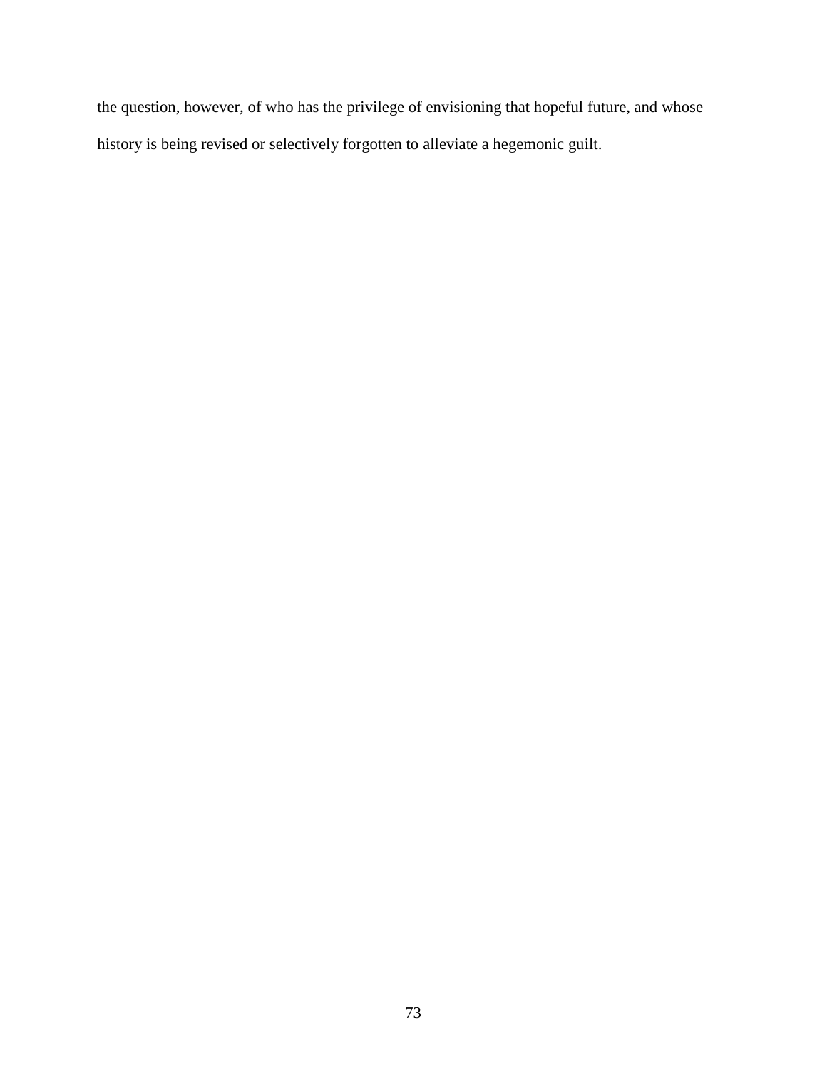the question, however, of who has the privilege of envisioning that hopeful future, and whose history is being revised or selectively forgotten to alleviate a hegemonic guilt.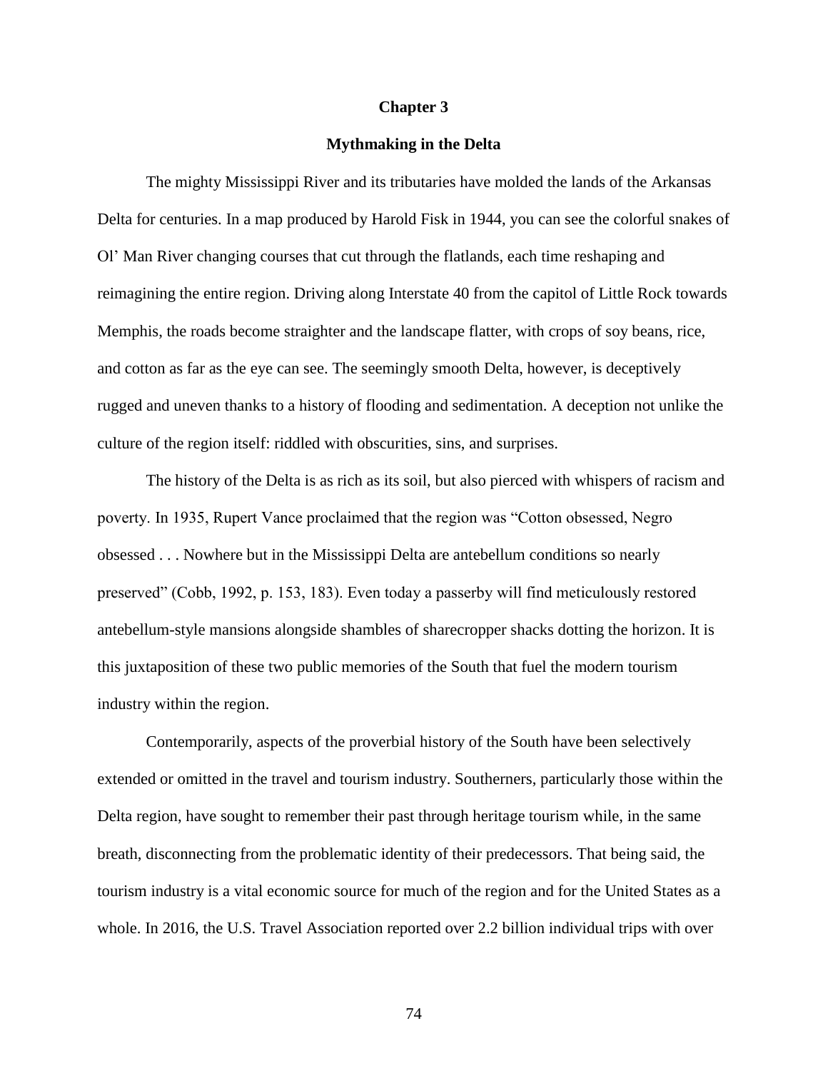# Chapter 3

## Mythmaking in the Delta

The mighty Mississippi River and its tributaries have molded the lands of the Arkansas Delta for centuries. In a map produced by Harold Fisk in 1944, you can see the colorful snakes of Ol' Man River changing courses that cut through the flatlands, each time reshaping and reimagining the entire region. Driving along Interstate 40 from the capitol of Little Rock towards Memphis, the roads become straighter and the landscape flatter, with crops of soy beans, rice, and cotton as far as the eye can see. The seemingly smooth Delta, however, is deceptively rugged and uneven thanks to a history of flooding and sedimentation. A deception not unlike the culture of the region itself: riddled with obscurities, sins, and surprises.

The history of the Delta is as rich as its soil, but also pierced with whispers of racism and poverty. In 1935, Rupert Vance proclaimed that the region was "Cotton obsessed, Negro obsessed . . . Nowhere but in the Mississippi Delta are antebellum conditions so nearly preserved" (Cobb, 1992, p. 153, 183). Even today a passerby will find meticulously restored antebellum-style mansions alongside shambles of sharecropper shacks dotting the horizon. It is this juxtaposition of these two public memories of the South that fuel the modern tourism industry within the region.

Contemporarily, aspects of the proverbial history of the South have been selectively extended or omitted in the travel and tourism industry. Southerners, particularly those within the Delta region, have sought to remember their past through heritage tourism while, in the same breath, disconnecting from the problematic identity of their predecessors. That being said, the tourism industry is a vital economic source for much of the region and for the United States as a whole. In 2016, the U.S. Travel Association reported over 2.2 billion individual trips with over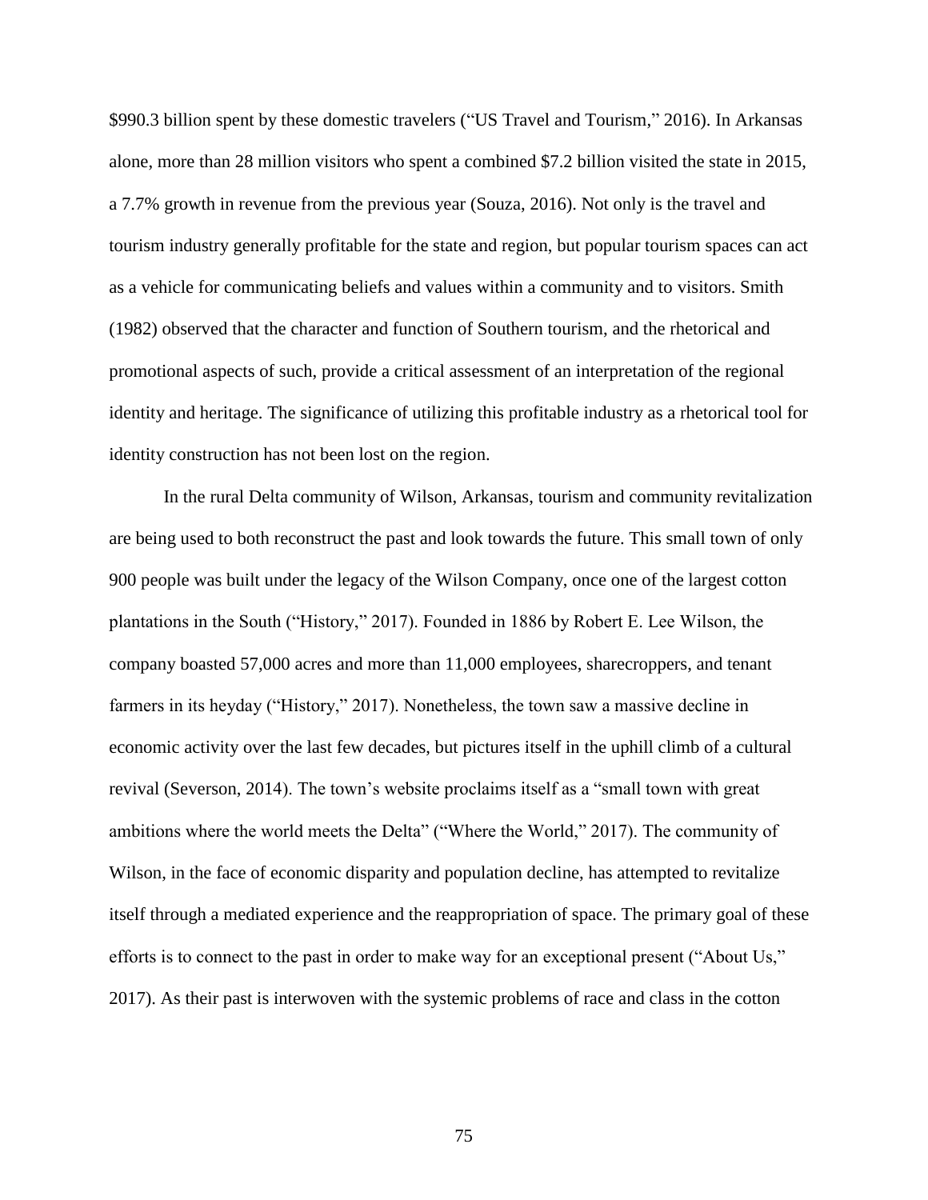$990.3 billion spent by these domestic travelers (“US Travel and Tourism,” 2016). In Arkansas alone, more than 28 million visitors who spent a combined $7.2 billion visited the state in 2015, a 7.7% growth in revenue from the previous year (Souza, 2016). Not only is the travel and tourism industry generally profitable for the state and region, but popular tourism spaces can act as a vehicle for communicating beliefs and values within a community and to visitors. Smith (1982) observed that the character and function of Southern tourism, and the rhetorical and promotional aspects of such, provide a critical assessment of an interpretation of the regional identity and heritage. The significance of utilizing this profitable industry as a rhetorical tool for identity construction has not been lost on the region.

In the rural Delta community of Wilson, Arkansas, tourism and community revitalization are being used to both reconstruct the past and look towards the future. This small town of only 900 people was built under the legacy of the Wilson Company, once one of the largest cotton plantations in the South (“History,” 2017). Founded in 1886 by Robert E. Lee Wilson, the company boasted 57,000 acres and more than 11,000 employees, sharecroppers, and tenant farmers in its heyday (“History,” 2017). Nonetheless, the town saw a massive decline in economic activity over the last few decades, but pictures itself in the uphill climb of a cultural revival (Severson, 2014). The town’s website proclaims itself as a “small town with great ambitions where the world meets the Delta” (“Where the World,” 2017). The community of Wilson, in the face of economic disparity and population decline, has attempted to revitalize itself through a mediated experience and the reappropriation of space. The primary goal of these efforts is to connect to the past in order to make way for an exceptional present (“About Us,” 2017). As their past is interwoven with the systemic problems of race and class in the cotton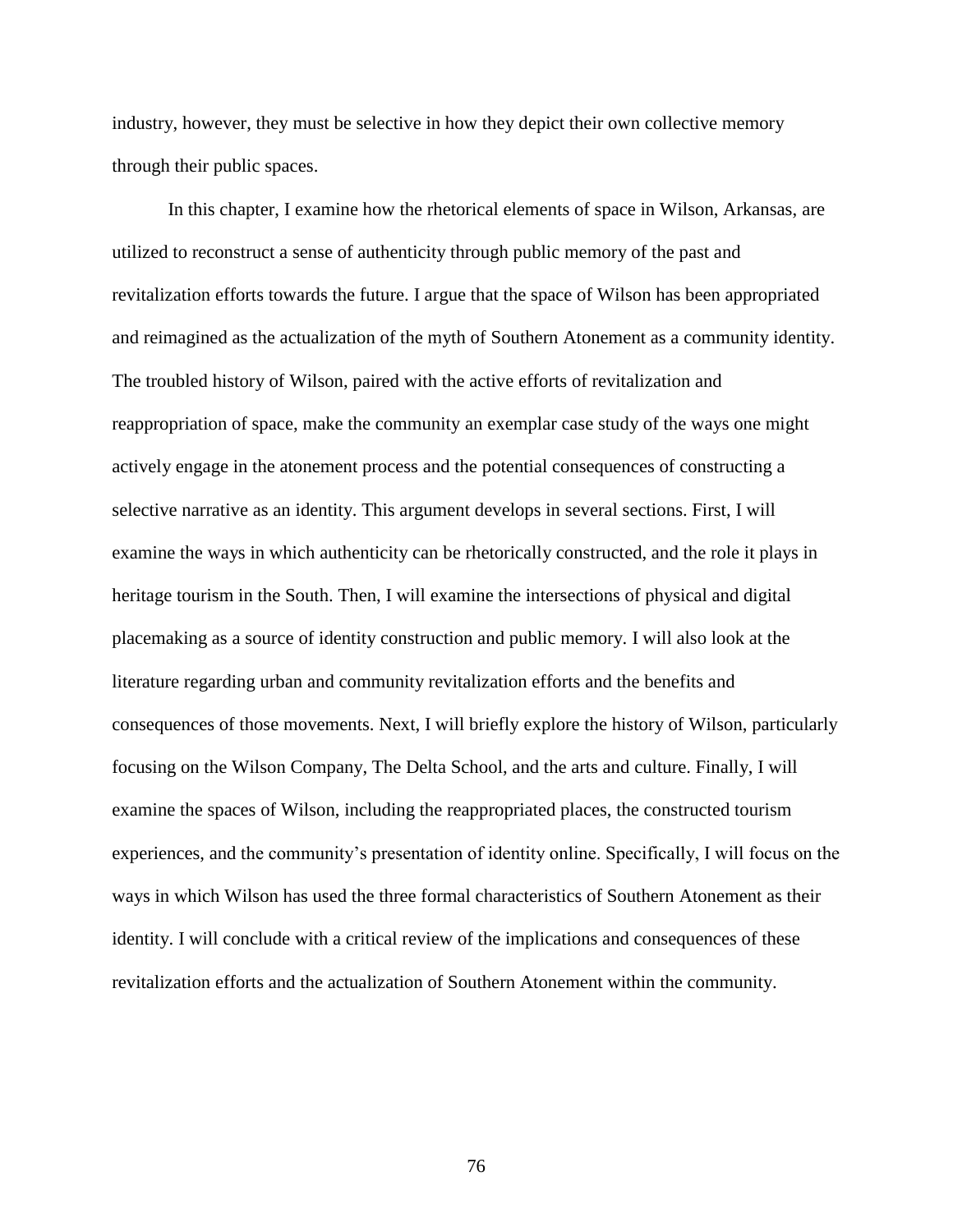industry, however, they must be selective in how they depict their own collective memory through their public spaces.

In this chapter, I examine how the rhetorical elements of space in Wilson, Arkansas, are utilized to reconstruct a sense of authenticity through public memory of the past and revitalization efforts towards the future. I argue that the space of Wilson has been appropriated and reimagined as the actualization of the myth of Southern Atonement as a community identity. The troubled history of Wilson, paired with the active efforts of revitalization and reappropriation of space, make the community an exemplar case study of the ways one might actively engage in the atonement process and the potential consequences of constructing a selective narrative as an identity. This argument develops in several sections. First, I will examine the ways in which authenticity can be rhetorically constructed, and the role it plays in heritage tourism in the South. Then, I will examine the intersections of physical and digital placemaking as a source of identity construction and public memory. I will also look at the literature regarding urban and community revitalization efforts and the benefits and consequences of those movements. Next, I will briefly explore the history of Wilson, particularly focusing on the Wilson Company, The Delta School, and the arts and culture. Finally, I will examine the spaces of Wilson, including the reappropriated places, the constructed tourism experiences, and the community's presentation of identity online. Specifically, I will focus on the ways in which Wilson has used the three formal characteristics of Southern Atonement as their identity. I will conclude with a critical review of the implications and consequences of these revitalization efforts and the actualization of Southern Atonement within the community.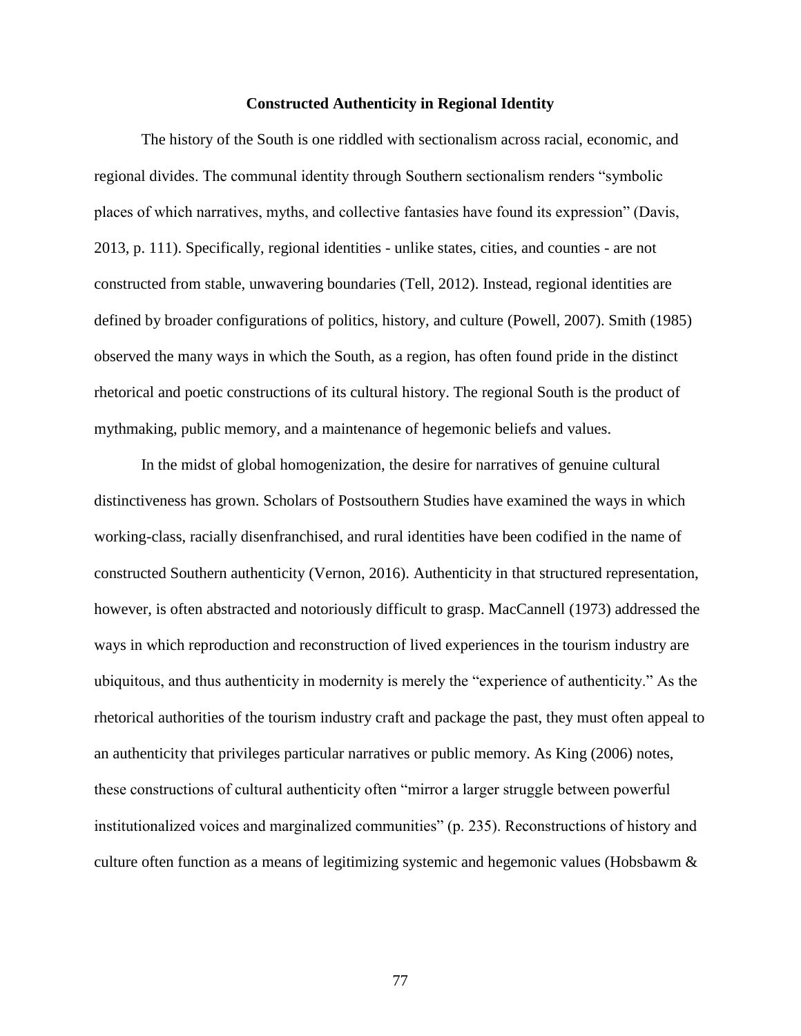## Constructed Authenticity in Regional Identity

The history of the South is one riddled with sectionalism across racial, economic, and regional divides. The communal identity through Southern sectionalism renders "symbolic places of which narratives, myths, and collective fantasies have found its expression" (Davis, 2013, p. 111). Specifically, regional identities - unlike states, cities, and counties - are not constructed from stable, unwavering boundaries (Tell, 2012). Instead, regional identities are defined by broader configurations of politics, history, and culture (Powell, 2007). Smith (1985) observed the many ways in which the South, as a region, has often found pride in the distinct rhetorical and poetic constructions of its cultural history. The regional South is the product of mythmaking, public memory, and a maintenance of hegemonic beliefs and values.

In the midst of global homogenization, the desire for narratives of genuine cultural distinctiveness has grown. Scholars of Postsouthern Studies have examined the ways in which working-class, racially disenfranchised, and rural identities have been codified in the name of constructed Southern authenticity (Vernon, 2016). Authenticity in that structured representation, however, is often abstracted and notoriously difficult to grasp. MacCannell (1973) addressed the ways in which reproduction and reconstruction of lived experiences in the tourism industry are ubiquitous, and thus authenticity in modernity is merely the "experience of authenticity." As the rhetorical authorities of the tourism industry craft and package the past, they must often appeal to an authenticity that privileges particular narratives or public memory. As King (2006) notes, these constructions of cultural authenticity often "mirror a larger struggle between powerful institutionalized voices and marginalized communities" (p. 235). Reconstructions of history and culture often function as a means of legitimizing systemic and hegemonic values (Hobsbawm &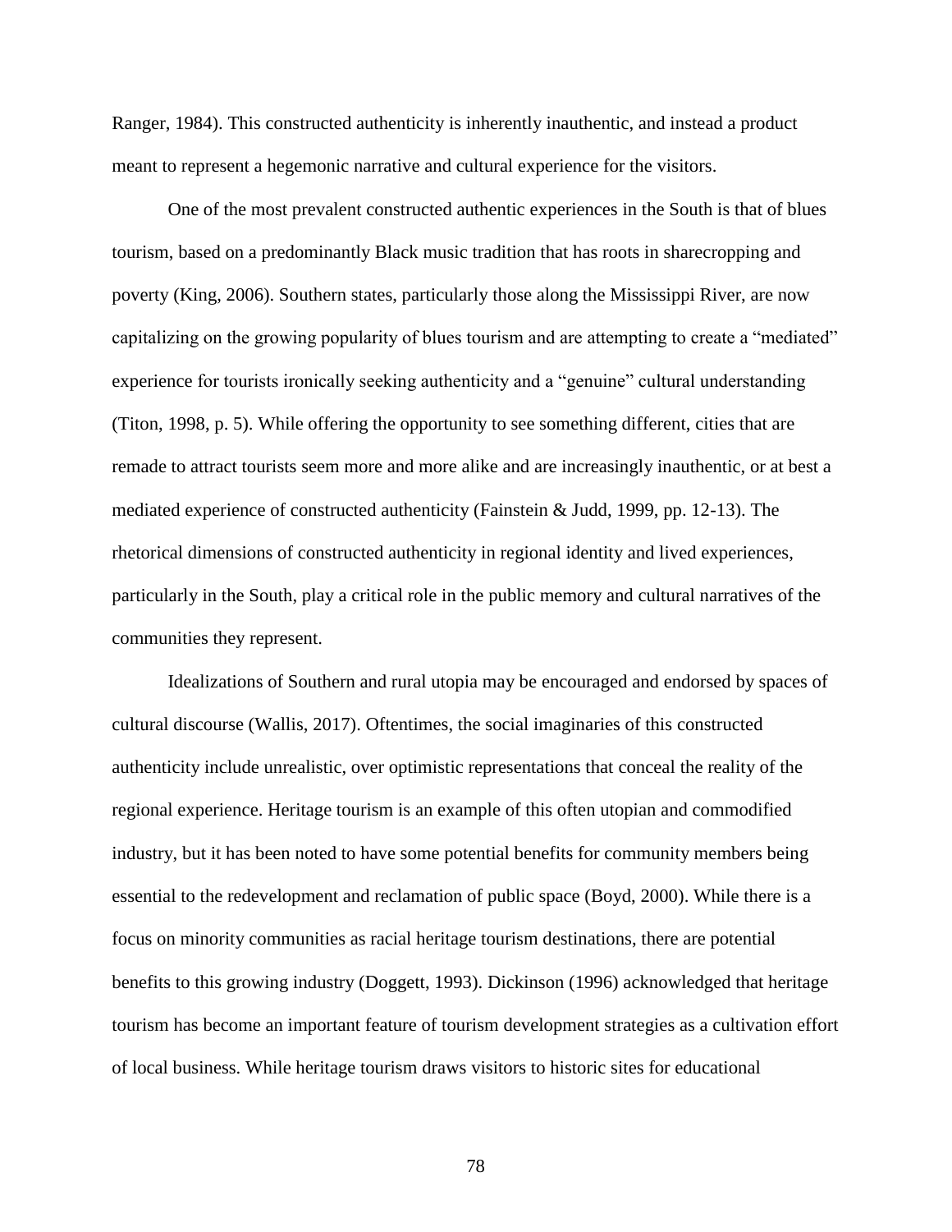Ranger, 1984). This constructed authenticity is inherently inauthentic, and instead a product meant to represent a hegemonic narrative and cultural experience for the visitors.

One of the most prevalent constructed authentic experiences in the South is that of blues tourism, based on a predominantly Black music tradition that has roots in sharecropping and poverty (King, 2006). Southern states, particularly those along the Mississippi River, are now capitalizing on the growing popularity of blues tourism and are attempting to create a "mediated" experience for tourists ironically seeking authenticity and a "genuine" cultural understanding (Titon, 1998, p. 5). While offering the opportunity to see something different, cities that are remade to attract tourists seem more and more alike and are increasingly inauthentic, or at best a mediated experience of constructed authenticity (Fainstein & Judd, 1999, pp. 12-13). The rhetorical dimensions of constructed authenticity in regional identity and lived experiences, particularly in the South, play a critical role in the public memory and cultural narratives of the communities they represent.

Idealizations of Southern and rural utopia may be encouraged and endorsed by spaces of cultural discourse (Wallis, 2017). Oftentimes, the social imaginaries of this constructed authenticity include unrealistic, over optimistic representations that conceal the reality of the regional experience. Heritage tourism is an example of this often utopian and commodified industry, but it has been noted to have some potential benefits for community members being essential to the redevelopment and reclamation of public space (Boyd, 2000). While there is a focus on minority communities as racial heritage tourism destinations, there are potential benefits to this growing industry (Doggett, 1993). Dickinson (1996) acknowledged that heritage tourism has become an important feature of tourism development strategies as a cultivation effort of local business. While heritage tourism draws visitors to historic sites for educational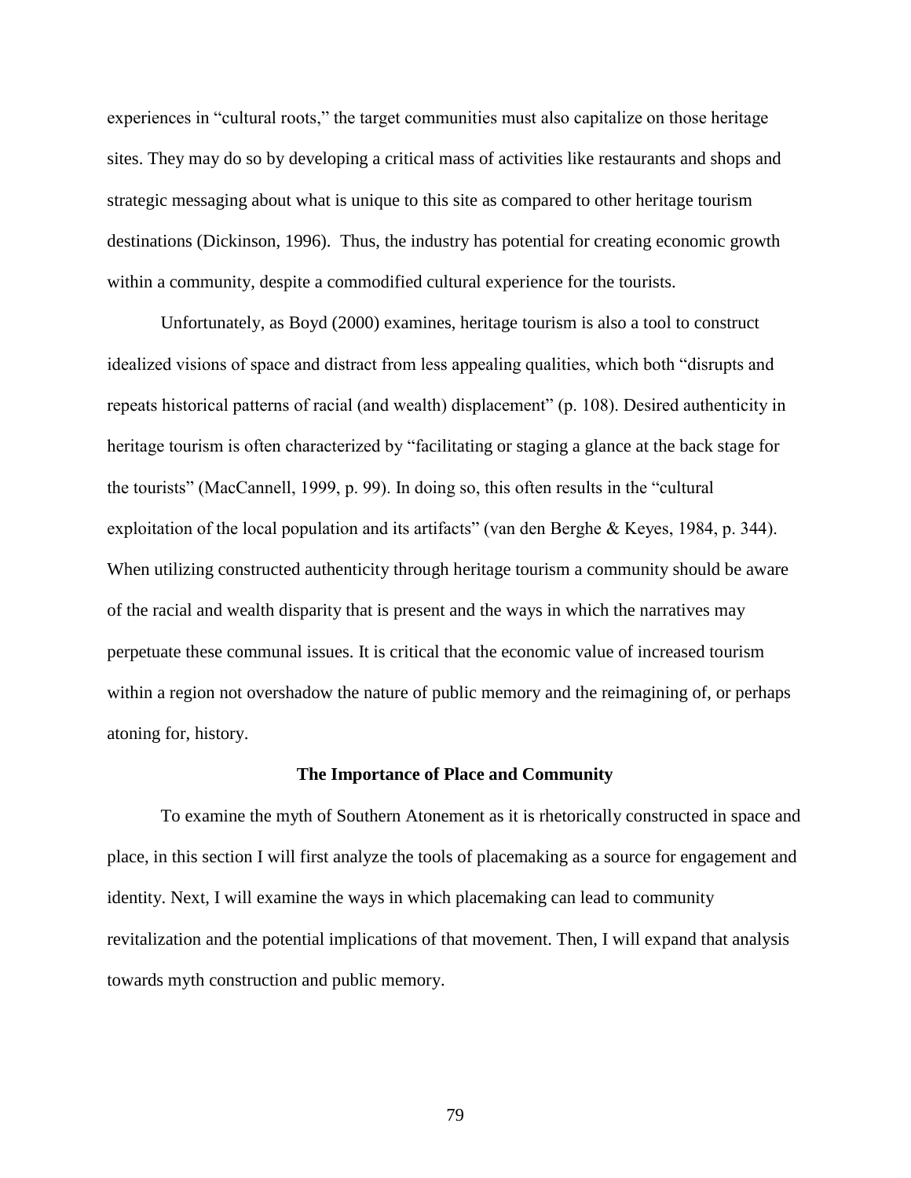experiences in "cultural roots," the target communities must also capitalize on those heritage sites. They may do so by developing a critical mass of activities like restaurants and shops and strategic messaging about what is unique to this site as compared to other heritage tourism destinations (Dickinson, 1996). Thus, the industry has potential for creating economic growth within a community, despite a commodified cultural experience for the tourists.

Unfortunately, as Boyd (2000) examines, heritage tourism is also a tool to construct idealized visions of space and distract from less appealing qualities, which both "disrupts and repeats historical patterns of racial (and wealth) displacement" (p. 108). Desired authenticity in heritage tourism is often characterized by "facilitating or staging a glance at the back stage for the tourists" (MacCannell, 1999, p. 99). In doing so, this often results in the "cultural exploitation of the local population and its artifacts" (van den Berghe & Keyes, 1984, p. 344). When utilizing constructed authenticity through heritage tourism a community should be aware of the racial and wealth disparity that is present and the ways in which the narratives may perpetuate these communal issues. It is critical that the economic value of increased tourism within a region not overshadow the nature of public memory and the reimagining of, or perhaps atoning for, history.

## The Importance of Place and Community

To examine the myth of Southern Atonement as it is rhetorically constructed in space and place, in this section I will first analyze the tools of placemaking as a source for engagement and identity. Next, I will examine the ways in which placemaking can lead to community revitalization and the potential implications of that movement. Then, I will expand that analysis towards myth construction and public memory.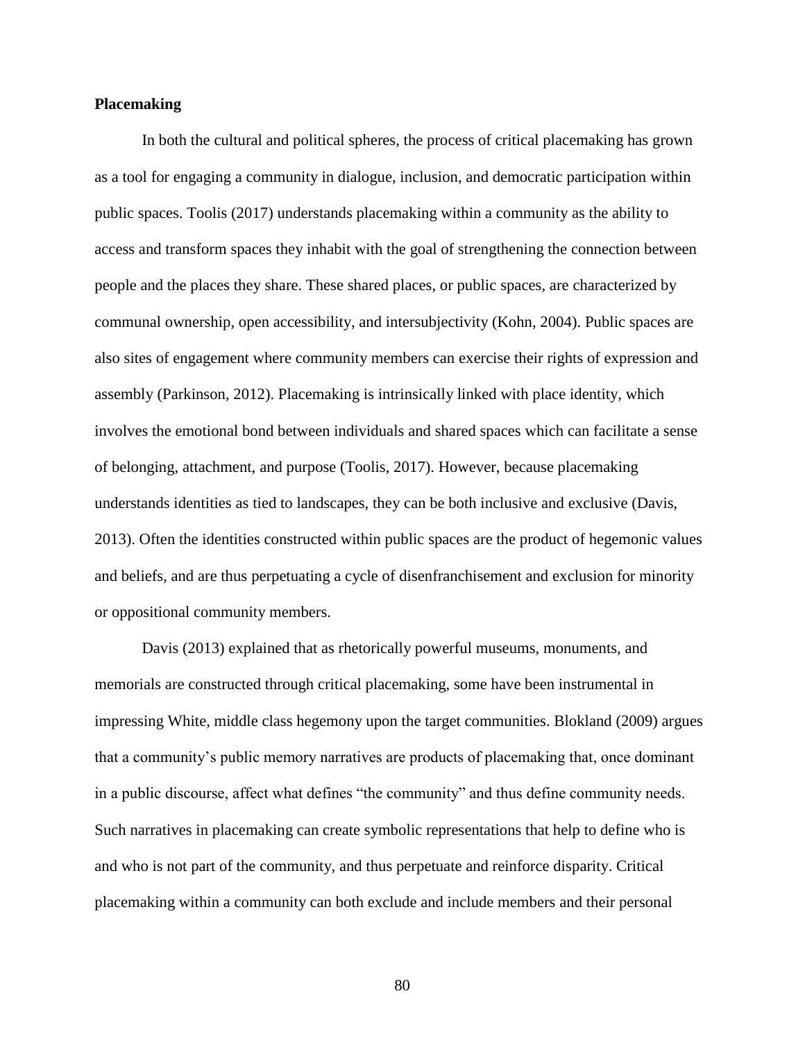**Placemaking**

In both the cultural and political spheres, the process of critical placemaking has grown as a tool for engaging a community in dialogue, inclusion, and democratic participation within public spaces. Toolis (2017) understands placemaking within a community as the ability to access and transform spaces they inhabit with the goal of strengthening the connection between people and the places they share. These shared places, or public spaces, are characterized by communal ownership, open accessibility, and intersubjectivity (Kohn, 2004). Public spaces are also sites of engagement where community members can exercise their rights of expression and assembly (Parkinson, 2012). Placemaking is intrinsically linked with place identity, which involves the emotional bond between individuals and shared spaces which can facilitate a sense of belonging, attachment, and purpose (Toolis, 2017). However, because placemaking understands identities as tied to landscapes, they can be both inclusive and exclusive (Davis, 2013). Often the identities constructed within public spaces are the product of hegemonic values and beliefs, and are thus perpetuating a cycle of disenfranchisement and exclusion for minority or oppositional community members.

Davis (2013) explained that as rhetorically powerful museums, monuments, and memorials are constructed through critical placemaking, some have been instrumental in impressing White, middle class hegemony upon the target communities. Blokland (2009) argues that a community's public memory narratives are products of placemaking that, once dominant in a public discourse, affect what defines "the community" and thus define community needs. Such narratives in placemaking can create symbolic representations that help to define who is and who is not part of the community, and thus perpetuate and reinforce disparity. Critical placemaking within a community can both exclude and include members and their personal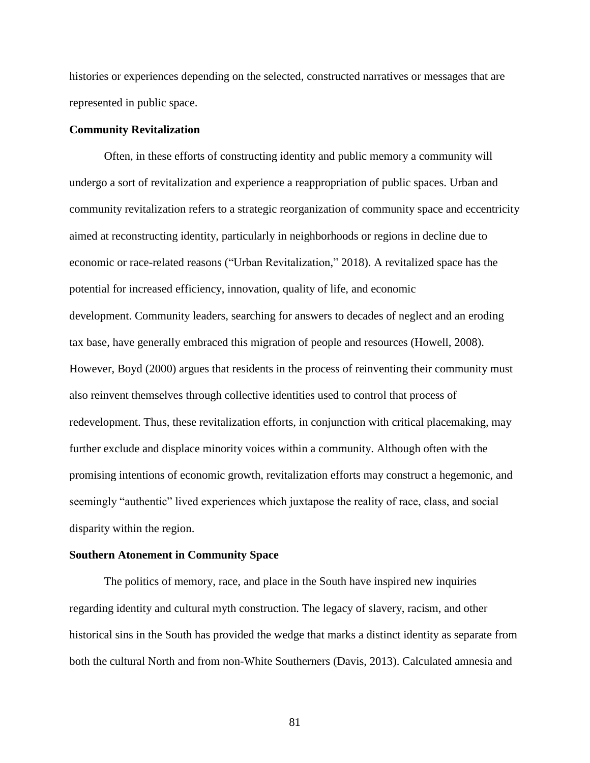histories or experiences depending on the selected, constructed narratives or messages that are represented in public space.

**Community Revitalization**

Often, in these efforts of constructing identity and public memory a community will undergo a sort of revitalization and experience a reappropriation of public spaces. Urban and community revitalization refers to a strategic reorganization of community space and eccentricity aimed at reconstructing identity, particularly in neighborhoods or regions in decline due to economic or race-related reasons ("Urban Revitalization," 2018). A revitalized space has the potential for increased efficiency, innovation, quality of life, and economic development. Community leaders, searching for answers to decades of neglect and an eroding tax base, have generally embraced this migration of people and resources (Howell, 2008). However, Boyd (2000) argues that residents in the process of reinventing their community must also reinvent themselves through collective identities used to control that process of redevelopment. Thus, these revitalization efforts, in conjunction with critical placemaking, may further exclude and displace minority voices within a community. Although often with the promising intentions of economic growth, revitalization efforts may construct a hegemonic, and seemingly "authentic" lived experiences which juxtapose the reality of race, class, and social disparity within the region.

**Southern Atonement in Community Space**

The politics of memory, race, and place in the South have inspired new inquiries regarding identity and cultural myth construction. The legacy of slavery, racism, and other historical sins in the South has provided the wedge that marks a distinct identity as separate from both the cultural North and from non-White Southerners (Davis, 2013). Calculated amnesia and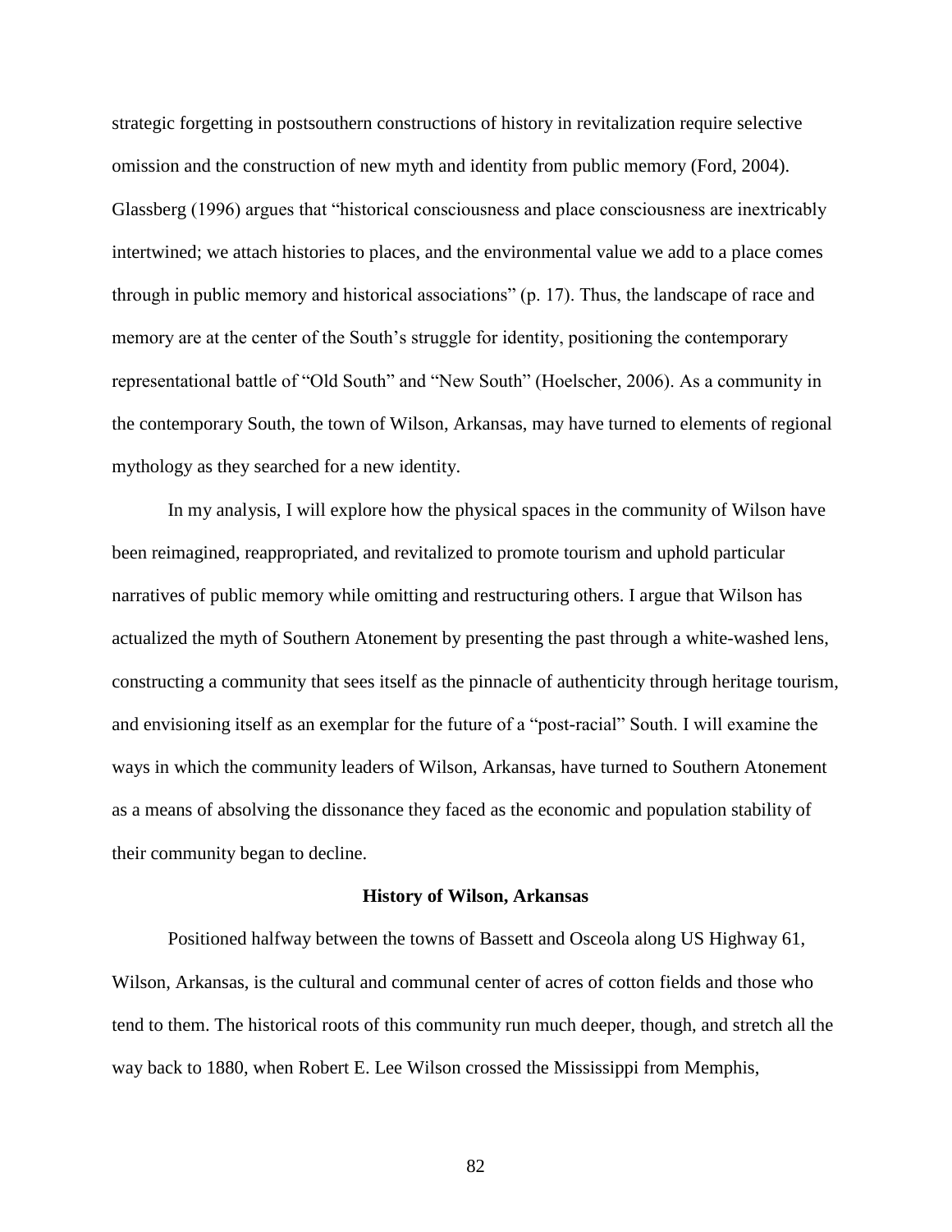strategic forgetting in postsouthern constructions of history in revitalization require selective omission and the construction of new myth and identity from public memory (Ford, 2004). Glassberg (1996) argues that "historical consciousness and place consciousness are inextricably intertwined; we attach histories to places, and the environmental value we add to a place comes through in public memory and historical associations" (p. 17). Thus, the landscape of race and memory are at the center of the South's struggle for identity, positioning the contemporary representational battle of "Old South" and "New South" (Hoelscher, 2006). As a community in the contemporary South, the town of Wilson, Arkansas, may have turned to elements of regional mythology as they searched for a new identity.

In my analysis, I will explore how the physical spaces in the community of Wilson have been reimagined, reappropriated, and revitalized to promote tourism and uphold particular narratives of public memory while omitting and restructuring others. I argue that Wilson has actualized the myth of Southern Atonement by presenting the past through a white-washed lens, constructing a community that sees itself as the pinnacle of authenticity through heritage tourism, and envisioning itself as an exemplar for the future of a "post-racial" South. I will examine the ways in which the community leaders of Wilson, Arkansas, have turned to Southern Atonement as a means of absolving the dissonance they faced as the economic and population stability of their community began to decline.

## History of Wilson, Arkansas

Positioned halfway between the towns of Bassett and Osceola along US Highway 61, Wilson, Arkansas, is the cultural and communal center of acres of cotton fields and those who tend to them. The historical roots of this community run much deeper, though, and stretch all the way back to 1880, when Robert E. Lee Wilson crossed the Mississippi from Memphis,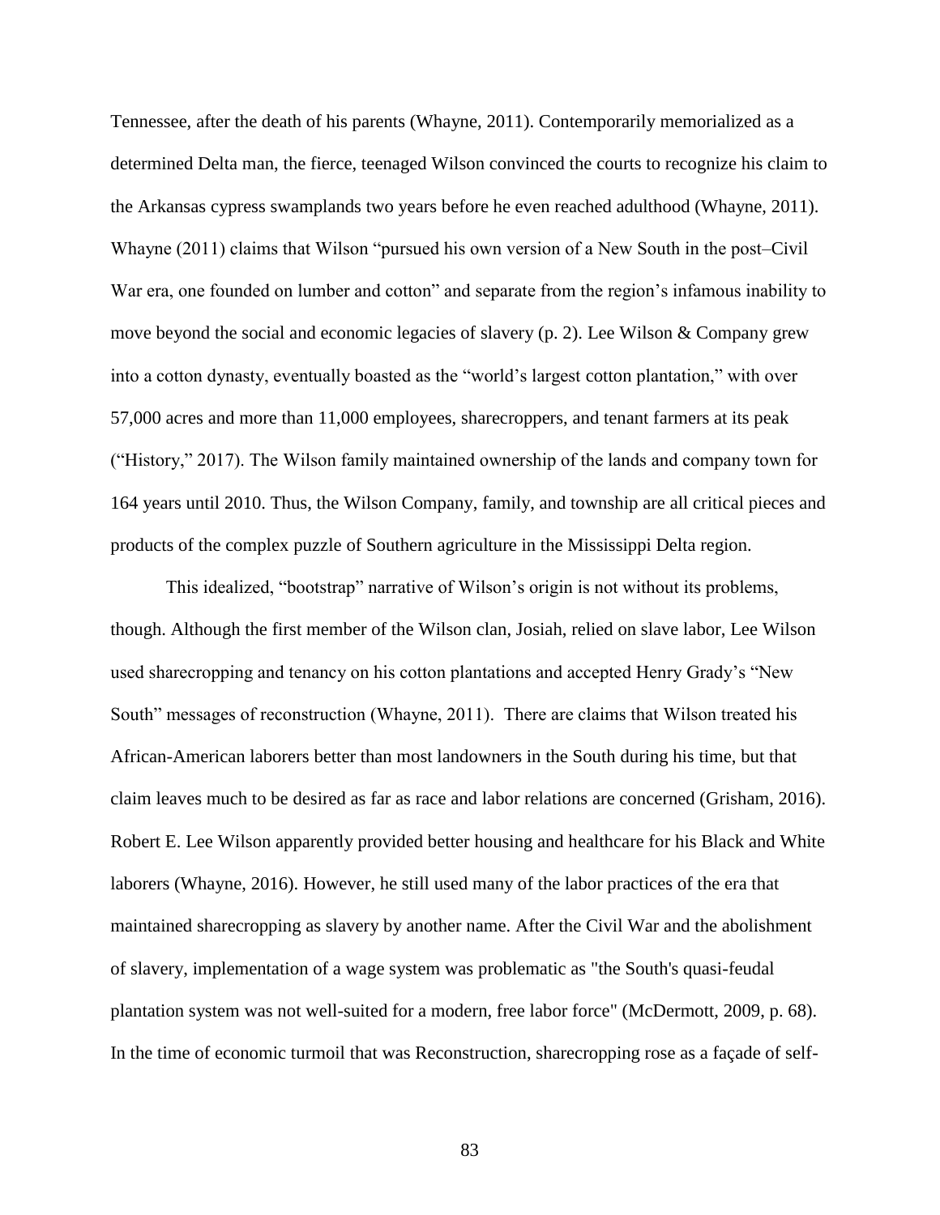Tennessee, after the death of his parents (Whayne, 2011). Contemporarily memorialized as a determined Delta man, the fierce, teenaged Wilson convinced the courts to recognize his claim to the Arkansas cypress swamplands two years before he even reached adulthood (Whayne, 2011). Whayne (2011) claims that Wilson "pursued his own version of a New South in the post–Civil War era, one founded on lumber and cotton" and separate from the region's infamous inability to move beyond the social and economic legacies of slavery (p. 2). Lee Wilson & Company grew into a cotton dynasty, eventually boasted as the "world's largest cotton plantation," with over 57,000 acres and more than 11,000 employees, sharecroppers, and tenant farmers at its peak ("History," 2017). The Wilson family maintained ownership of the lands and company town for 164 years until 2010. Thus, the Wilson Company, family, and township are all critical pieces and products of the complex puzzle of Southern agriculture in the Mississippi Delta region.

This idealized, "bootstrap" narrative of Wilson's origin is not without its problems, though. Although the first member of the Wilson clan, Josiah, relied on slave labor, Lee Wilson used sharecropping and tenancy on his cotton plantations and accepted Henry Grady's "New South" messages of reconstruction (Whayne, 2011). There are claims that Wilson treated his African-American laborers better than most landowners in the South during his time, but that claim leaves much to be desired as far as race and labor relations are concerned (Grisham, 2016). Robert E. Lee Wilson apparently provided better housing and healthcare for his Black and White laborers (Whayne, 2016). However, he still used many of the labor practices of the era that maintained sharecropping as slavery by another name. After the Civil War and the abolishment of slavery, implementation of a wage system was problematic as "the South's quasi-feudal plantation system was not well-suited for a modern, free labor force" (McDermott, 2009, p. 68). In the time of economic turmoil that was Reconstruction, sharecropping rose as a façade of self-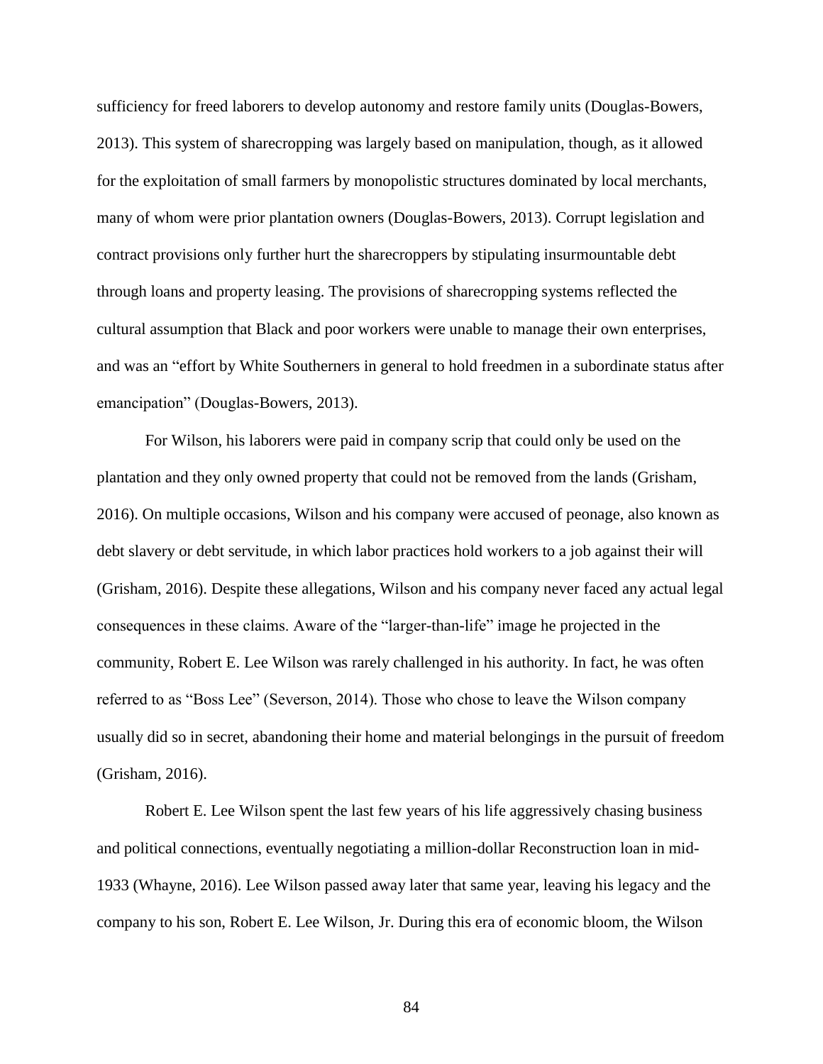sufficiency for freed laborers to develop autonomy and restore family units (Douglas-Bowers, 2013). This system of sharecropping was largely based on manipulation, though, as it allowed for the exploitation of small farmers by monopolistic structures dominated by local merchants, many of whom were prior plantation owners (Douglas-Bowers, 2013). Corrupt legislation and contract provisions only further hurt the sharecroppers by stipulating insurmountable debt through loans and property leasing. The provisions of sharecropping systems reflected the cultural assumption that Black and poor workers were unable to manage their own enterprises, and was an "effort by White Southerners in general to hold freedmen in a subordinate status after emancipation" (Douglas-Bowers, 2013).

For Wilson, his laborers were paid in company scrip that could only be used on the plantation and they only owned property that could not be removed from the lands (Grisham, 2016). On multiple occasions, Wilson and his company were accused of peonage, also known as debt slavery or debt servitude, in which labor practices hold workers to a job against their will (Grisham, 2016). Despite these allegations, Wilson and his company never faced any actual legal consequences in these claims. Aware of the "larger-than-life" image he projected in the community, Robert E. Lee Wilson was rarely challenged in his authority. In fact, he was often referred to as "Boss Lee" (Severson, 2014). Those who chose to leave the Wilson company usually did so in secret, abandoning their home and material belongings in the pursuit of freedom (Grisham, 2016).

Robert E. Lee Wilson spent the last few years of his life aggressively chasing business and political connections, eventually negotiating a million-dollar Reconstruction loan in mid-1933 (Whayne, 2016). Lee Wilson passed away later that same year, leaving his legacy and the company to his son, Robert E. Lee Wilson, Jr. During this era of economic bloom, the Wilson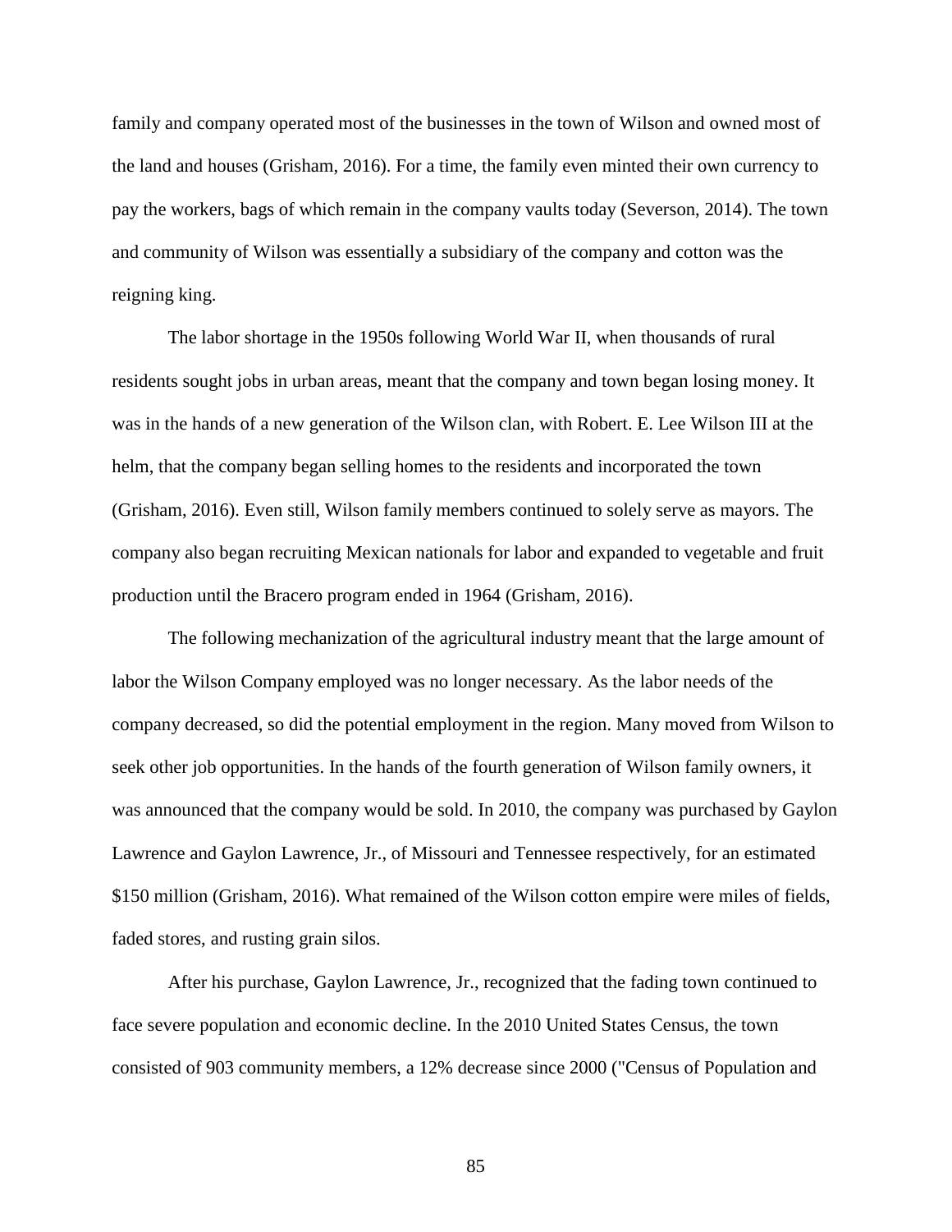family and company operated most of the businesses in the town of Wilson and owned most of the land and houses (Grisham, 2016). For a time, the family even minted their own currency to pay the workers, bags of which remain in the company vaults today (Severson, 2014). The town and community of Wilson was essentially a subsidiary of the company and cotton was the reigning king.

The labor shortage in the 1950s following World War II, when thousands of rural residents sought jobs in urban areas, meant that the company and town began losing money. It was in the hands of a new generation of the Wilson clan, with Robert. E. Lee Wilson III at the helm, that the company began selling homes to the residents and incorporated the town (Grisham, 2016). Even still, Wilson family members continued to solely serve as mayors. The company also began recruiting Mexican nationals for labor and expanded to vegetable and fruit production until the Bracero program ended in 1964 (Grisham, 2016).

The following mechanization of the agricultural industry meant that the large amount of labor the Wilson Company employed was no longer necessary. As the labor needs of the company decreased, so did the potential employment in the region. Many moved from Wilson to seek other job opportunities. In the hands of the fourth generation of Wilson family owners, it was announced that the company would be sold. In 2010, the company was purchased by Gaylon Lawrence and Gaylon Lawrence, Jr., of Missouri and Tennessee respectively, for an estimated $150 million (Grisham, 2016). What remained of the Wilson cotton empire were miles of fields, faded stores, and rusting grain silos.

After his purchase, Gaylon Lawrence, Jr., recognized that the fading town continued to face severe population and economic decline. In the 2010 United States Census, the town consisted of 903 community members, a 12% decrease since 2000 ("Census of Population and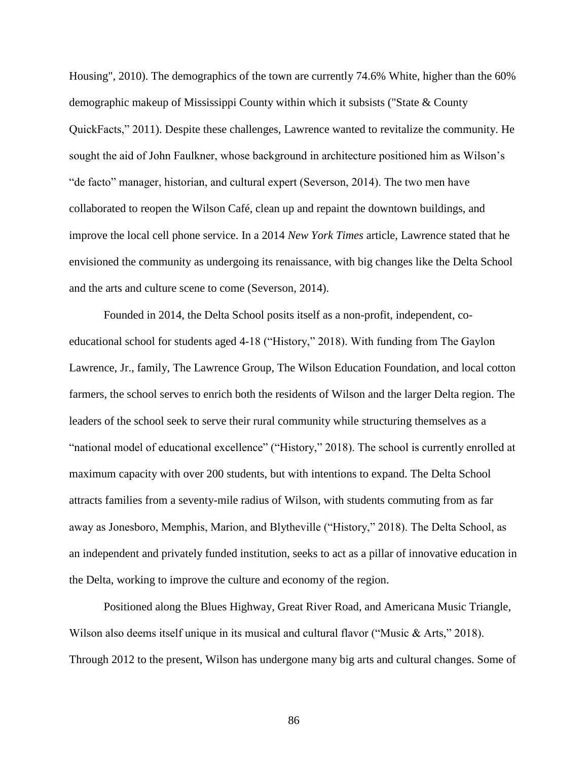Housing", 2010). The demographics of the town are currently 74.6% White, higher than the 60% demographic makeup of Mississippi County within which it subsists ("State & County QuickFacts," 2011). Despite these challenges, Lawrence wanted to revitalize the community. He sought the aid of John Faulkner, whose background in architecture positioned him as Wilson's "de facto" manager, historian, and cultural expert (Severson, 2014). The two men have collaborated to reopen the Wilson Café, clean up and repaint the downtown buildings, and improve the local cell phone service. In a 2014 *New York Times* article, Lawrence stated that he envisioned the community as undergoing its renaissance, with big changes like the Delta School and the arts and culture scene to come (Severson, 2014).

Founded in 2014, the Delta School posits itself as a non-profit, independent, co-educational school for students aged 4-18 ("History," 2018). With funding from The Gaylon Lawrence, Jr., family, The Lawrence Group, The Wilson Education Foundation, and local cotton farmers, the school serves to enrich both the residents of Wilson and the larger Delta region. The leaders of the school seek to serve their rural community while structuring themselves as a "national model of educational excellence" ("History," 2018). The school is currently enrolled at maximum capacity with over 200 students, but with intentions to expand. The Delta School attracts families from a seventy-mile radius of Wilson, with students commuting from as far away as Jonesboro, Memphis, Marion, and Blytheville ("History," 2018). The Delta School, as an independent and privately funded institution, seeks to act as a pillar of innovative education in the Delta, working to improve the culture and economy of the region.

Positioned along the Blues Highway, Great River Road, and Americana Music Triangle, Wilson also deems itself unique in its musical and cultural flavor ("Music & Arts," 2018). Through 2012 to the present, Wilson has undergone many big arts and cultural changes. Some of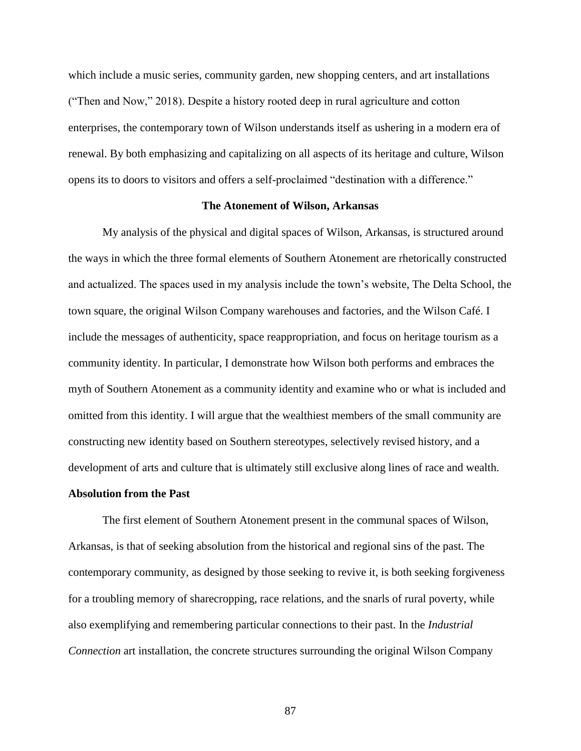which include a music series, community garden, new shopping centers, and art installations ("Then and Now," 2018). Despite a history rooted deep in rural agriculture and cotton enterprises, the contemporary town of Wilson understands itself as ushering in a modern era of renewal. By both emphasizing and capitalizing on all aspects of its heritage and culture, Wilson opens its to doors to visitors and offers a self-proclaimed "destination with a difference."

## The Atonement of Wilson, Arkansas

My analysis of the physical and digital spaces of Wilson, Arkansas, is structured around the ways in which the three formal elements of Southern Atonement are rhetorically constructed and actualized. The spaces used in my analysis include the town's website, The Delta School, the town square, the original Wilson Company warehouses and factories, and the Wilson Café. I include the messages of authenticity, space reappropriation, and focus on heritage tourism as a community identity. In particular, I demonstrate how Wilson both performs and embraces the myth of Southern Atonement as a community identity and examine who or what is included and omitted from this identity. I will argue that the wealthiest members of the small community are constructing new identity based on Southern stereotypes, selectively revised history, and a development of arts and culture that is ultimately still exclusive along lines of race and wealth.

### Absolution from the Past

The first element of Southern Atonement present in the communal spaces of Wilson, Arkansas, is that of seeking absolution from the historical and regional sins of the past. The contemporary community, as designed by those seeking to revive it, is both seeking forgiveness for a troubling memory of sharecropping, race relations, and the snarls of rural poverty, while also exemplifying and remembering particular connections to their past. In the *Industrial Connection* art installation, the concrete structures surrounding the original Wilson Company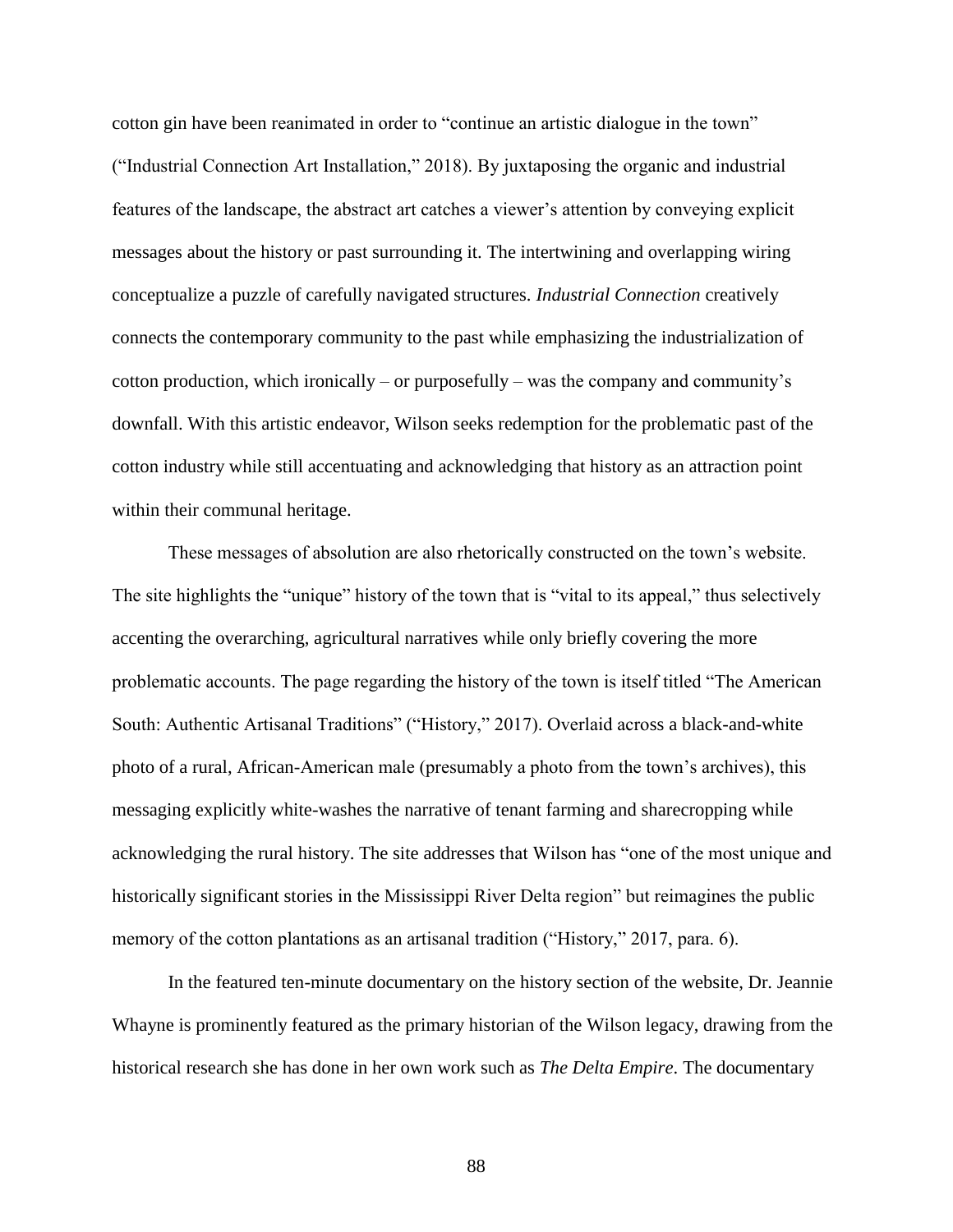cotton gin have been reanimated in order to "continue an artistic dialogue in the town" ("Industrial Connection Art Installation," 2018). By juxtaposing the organic and industrial features of the landscape, the abstract art catches a viewer's attention by conveying explicit messages about the history or past surrounding it. The intertwining and overlapping wiring conceptualize a puzzle of carefully navigated structures. *Industrial Connection* creatively connects the contemporary community to the past while emphasizing the industrialization of cotton production, which ironically – or purposefully – was the company and community's downfall. With this artistic endeavor, Wilson seeks redemption for the problematic past of the cotton industry while still accentuating and acknowledging that history as an attraction point within their communal heritage.

These messages of absolution are also rhetorically constructed on the town's website. The site highlights the "unique" history of the town that is "vital to its appeal," thus selectively accenting the overarching, agricultural narratives while only briefly covering the more problematic accounts. The page regarding the history of the town is itself titled "The American South: Authentic Artisanal Traditions" ("History," 2017). Overlaid across a black-and-white photo of a rural, African-American male (presumably a photo from the town's archives), this messaging explicitly white-washes the narrative of tenant farming and sharecropping while acknowledging the rural history. The site addresses that Wilson has "one of the most unique and historically significant stories in the Mississippi River Delta region" but reimagines the public memory of the cotton plantations as an artisanal tradition ("History," 2017, para. 6).

In the featured ten-minute documentary on the history section of the website, Dr. Jeannie Whayne is prominently featured as the primary historian of the Wilson legacy, drawing from the historical research she has done in her own work such as *The Delta Empire*. The documentary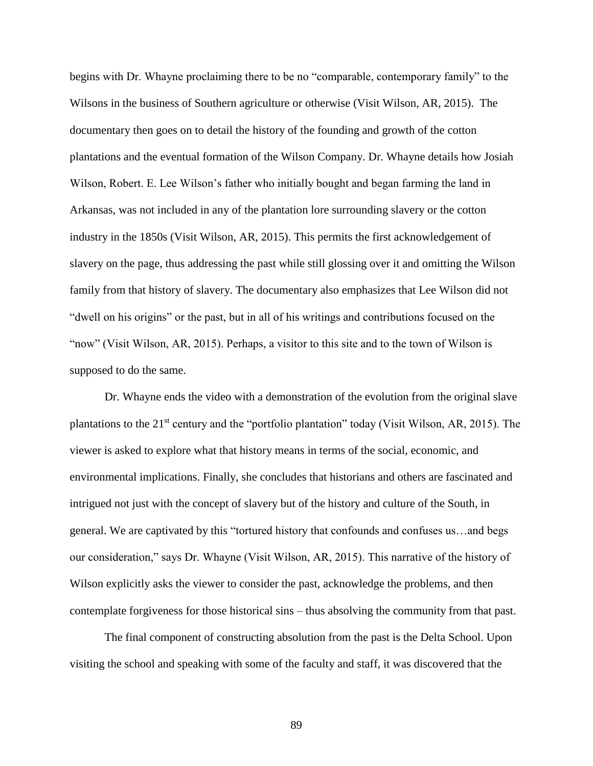begins with Dr. Whayne proclaiming there to be no "comparable, contemporary family" to the Wilsons in the business of Southern agriculture or otherwise (Visit Wilson, AR, 2015). The documentary then goes on to detail the history of the founding and growth of the cotton plantations and the eventual formation of the Wilson Company. Dr. Whayne details how Josiah Wilson, Robert. E. Lee Wilson's father who initially bought and began farming the land in Arkansas, was not included in any of the plantation lore surrounding slavery or the cotton industry in the 1850s (Visit Wilson, AR, 2015). This permits the first acknowledgement of slavery on the page, thus addressing the past while still glossing over it and omitting the Wilson family from that history of slavery. The documentary also emphasizes that Lee Wilson did not "dwell on his origins" or the past, but in all of his writings and contributions focused on the "now" (Visit Wilson, AR, 2015). Perhaps, a visitor to this site and to the town of Wilson is supposed to do the same.

Dr. Whayne ends the video with a demonstration of the evolution from the original slave plantations to the 21st century and the "portfolio plantation" today (Visit Wilson, AR, 2015). The viewer is asked to explore what that history means in terms of the social, economic, and environmental implications. Finally, she concludes that historians and others are fascinated and intrigued not just with the concept of slavery but of the history and culture of the South, in general. We are captivated by this "tortured history that confounds and confuses us…and begs our consideration," says Dr. Whayne (Visit Wilson, AR, 2015). This narrative of the history of Wilson explicitly asks the viewer to consider the past, acknowledge the problems, and then contemplate forgiveness for those historical sins – thus absolving the community from that past.

The final component of constructing absolution from the past is the Delta School. Upon visiting the school and speaking with some of the faculty and staff, it was discovered that the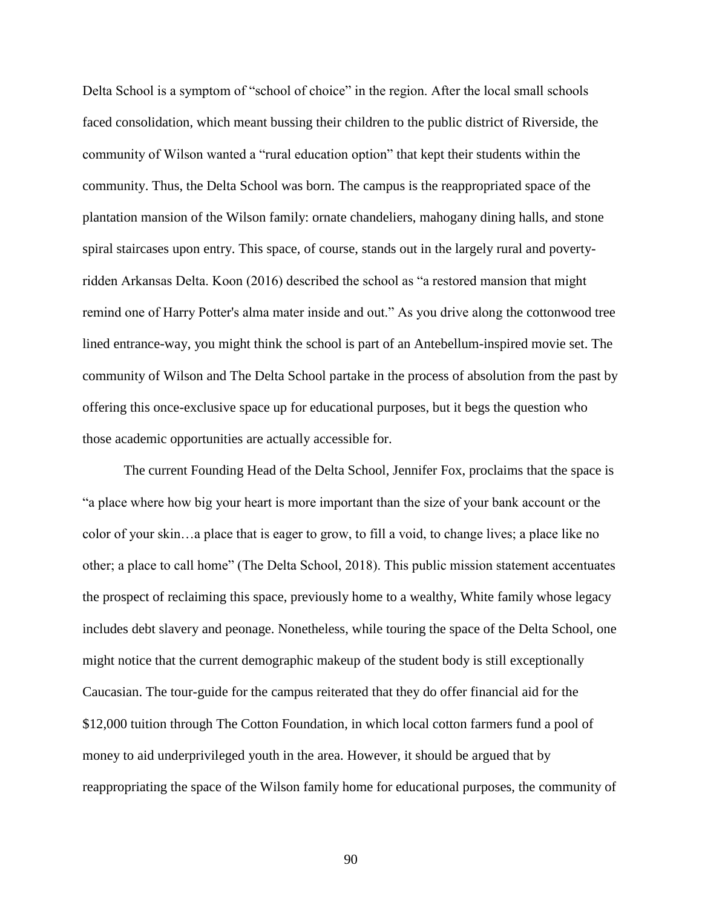Delta School is a symptom of "school of choice" in the region. After the local small schools faced consolidation, which meant bussing their children to the public district of Riverside, the community of Wilson wanted a "rural education option" that kept their students within the community. Thus, the Delta School was born. The campus is the reappropriated space of the plantation mansion of the Wilson family: ornate chandeliers, mahogany dining halls, and stone spiral staircases upon entry. This space, of course, stands out in the largely rural and poverty-ridden Arkansas Delta. Koon (2016) described the school as "a restored mansion that might remind one of Harry Potter's alma mater inside and out." As you drive along the cottonwood tree lined entrance-way, you might think the school is part of an Antebellum-inspired movie set. The community of Wilson and The Delta School partake in the process of absolution from the past by offering this once-exclusive space up for educational purposes, but it begs the question who those academic opportunities are actually accessible for.

The current Founding Head of the Delta School, Jennifer Fox, proclaims that the space is "a place where how big your heart is more important than the size of your bank account or the color of your skin…a place that is eager to grow, to fill a void, to change lives; a place like no other; a place to call home" (The Delta School, 2018). This public mission statement accentuates the prospect of reclaiming this space, previously home to a wealthy, White family whose legacy includes debt slavery and peonage. Nonetheless, while touring the space of the Delta School, one might notice that the current demographic makeup of the student body is still exceptionally Caucasian. The tour-guide for the campus reiterated that they do offer financial aid for the $12,000 tuition through The Cotton Foundation, in which local cotton farmers fund a pool of money to aid underprivileged youth in the area. However, it should be argued that by reappropriating the space of the Wilson family home for educational purposes, the community of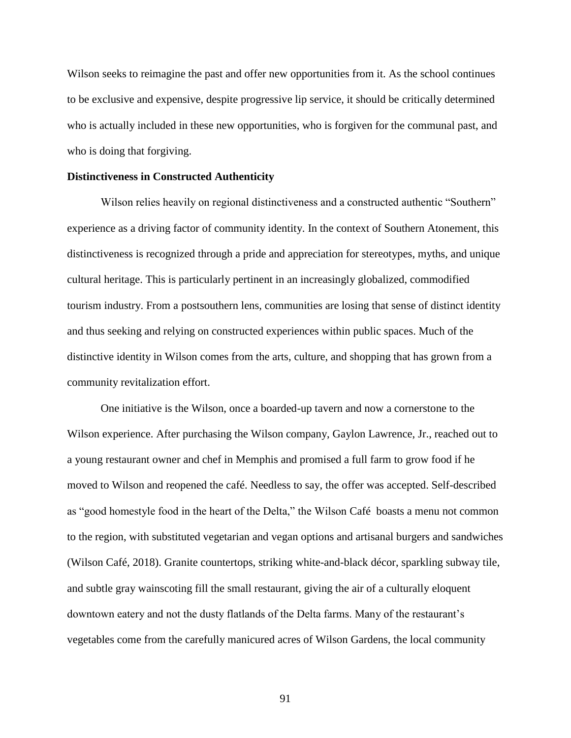Wilson seeks to reimagine the past and offer new opportunities from it. As the school continues to be exclusive and expensive, despite progressive lip service, it should be critically determined who is actually included in these new opportunities, who is forgiven for the communal past, and who is doing that forgiving.

**Distinctiveness in Constructed Authenticity**

Wilson relies heavily on regional distinctiveness and a constructed authentic "Southern" experience as a driving factor of community identity. In the context of Southern Atonement, this distinctiveness is recognized through a pride and appreciation for stereotypes, myths, and unique cultural heritage. This is particularly pertinent in an increasingly globalized, commodified tourism industry. From a postsouthern lens, communities are losing that sense of distinct identity and thus seeking and relying on constructed experiences within public spaces. Much of the distinctive identity in Wilson comes from the arts, culture, and shopping that has grown from a community revitalization effort.

One initiative is the Wilson, once a boarded-up tavern and now a cornerstone to the Wilson experience. After purchasing the Wilson company, Gaylon Lawrence, Jr., reached out to a young restaurant owner and chef in Memphis and promised a full farm to grow food if he moved to Wilson and reopened the café. Needless to say, the offer was accepted. Self-described as "good homestyle food in the heart of the Delta," the Wilson Café boasts a menu not common to the region, with substituted vegetarian and vegan options and artisanal burgers and sandwiches (Wilson Café, 2018). Granite countertops, striking white-and-black décor, sparkling subway tile, and subtle gray wainscoting fill the small restaurant, giving the air of a culturally eloquent downtown eatery and not the dusty flatlands of the Delta farms. Many of the restaurant's vegetables come from the carefully manicured acres of Wilson Gardens, the local community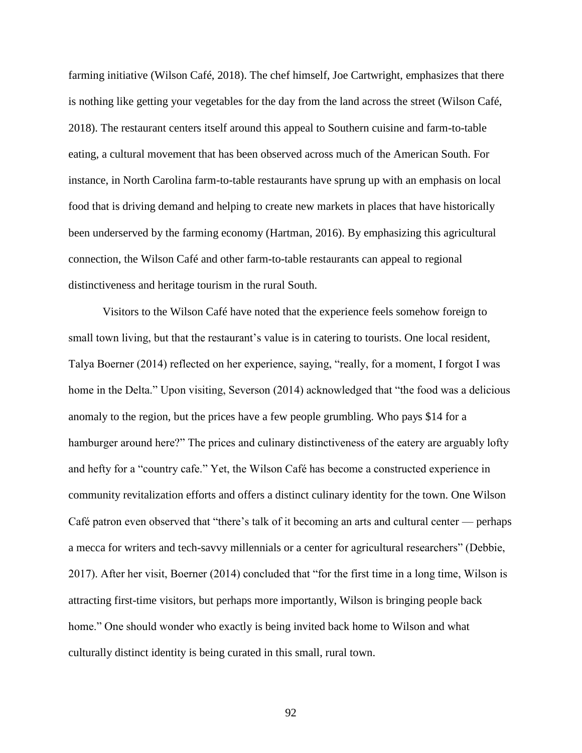farming initiative (Wilson Café, 2018). The chef himself, Joe Cartwright, emphasizes that there is nothing like getting your vegetables for the day from the land across the street (Wilson Café, 2018). The restaurant centers itself around this appeal to Southern cuisine and farm-to-table eating, a cultural movement that has been observed across much of the American South. For instance, in North Carolina farm-to-table restaurants have sprung up with an emphasis on local food that is driving demand and helping to create new markets in places that have historically been underserved by the farming economy (Hartman, 2016). By emphasizing this agricultural connection, the Wilson Café and other farm-to-table restaurants can appeal to regional distinctiveness and heritage tourism in the rural South.

Visitors to the Wilson Café have noted that the experience feels somehow foreign to small town living, but that the restaurant's value is in catering to tourists. One local resident, Talya Boerner (2014) reflected on her experience, saying, "really, for a moment, I forgot I was home in the Delta." Upon visiting, Severson (2014) acknowledged that "the food was a delicious anomaly to the region, but the prices have a few people grumbling. Who pays $14 for a hamburger around here?" The prices and culinary distinctiveness of the eatery are arguably lofty and hefty for a "country cafe." Yet, the Wilson Café has become a constructed experience in community revitalization efforts and offers a distinct culinary identity for the town. One Wilson Café patron even observed that "there's talk of it becoming an arts and cultural center — perhaps a mecca for writers and tech-savvy millennials or a center for agricultural researchers" (Debbie, 2017). After her visit, Boerner (2014) concluded that "for the first time in a long time, Wilson is attracting first-time visitors, but perhaps more importantly, Wilson is bringing people back home." One should wonder who exactly is being invited back home to Wilson and what culturally distinct identity is being curated in this small, rural town.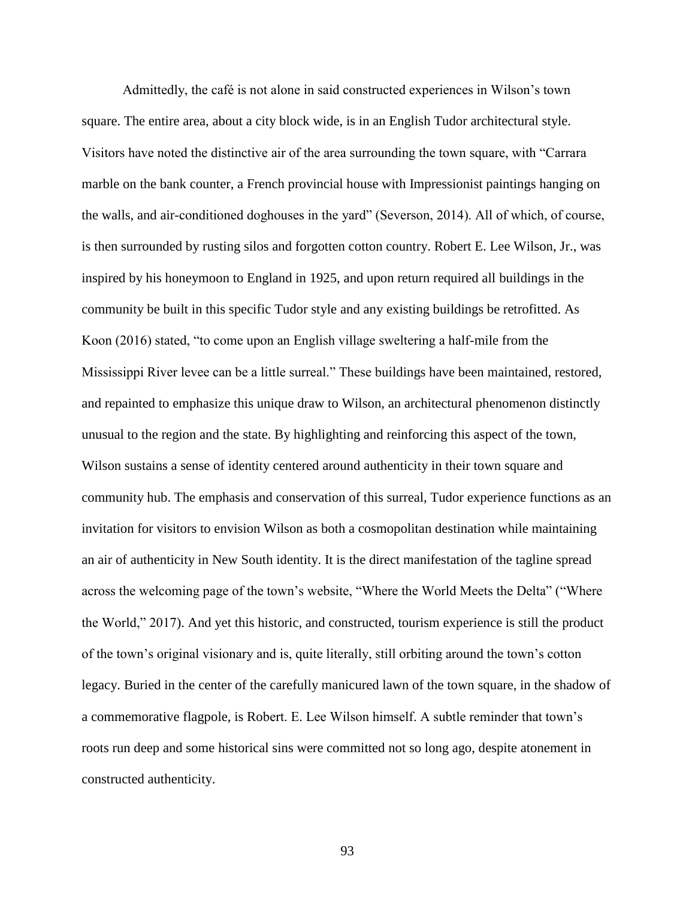Admittedly, the café is not alone in said constructed experiences in Wilson's town square. The entire area, about a city block wide, is in an English Tudor architectural style. Visitors have noted the distinctive air of the area surrounding the town square, with "Carrara marble on the bank counter, a French provincial house with Impressionist paintings hanging on the walls, and air-conditioned doghouses in the yard" (Severson, 2014). All of which, of course, is then surrounded by rusting silos and forgotten cotton country. Robert E. Lee Wilson, Jr., was inspired by his honeymoon to England in 1925, and upon return required all buildings in the community be built in this specific Tudor style and any existing buildings be retrofitted. As Koon (2016) stated, "to come upon an English village sweltering a half-mile from the Mississippi River levee can be a little surreal." These buildings have been maintained, restored, and repainted to emphasize this unique draw to Wilson, an architectural phenomenon distinctly unusual to the region and the state. By highlighting and reinforcing this aspect of the town, Wilson sustains a sense of identity centered around authenticity in their town square and community hub. The emphasis and conservation of this surreal, Tudor experience functions as an invitation for visitors to envision Wilson as both a cosmopolitan destination while maintaining an air of authenticity in New South identity. It is the direct manifestation of the tagline spread across the welcoming page of the town's website, "Where the World Meets the Delta" ("Where the World," 2017). And yet this historic, and constructed, tourism experience is still the product of the town's original visionary and is, quite literally, still orbiting around the town's cotton legacy. Buried in the center of the carefully manicured lawn of the town square, in the shadow of a commemorative flagpole, is Robert. E. Lee Wilson himself. A subtle reminder that town's roots run deep and some historical sins were committed not so long ago, despite atonement in constructed authenticity.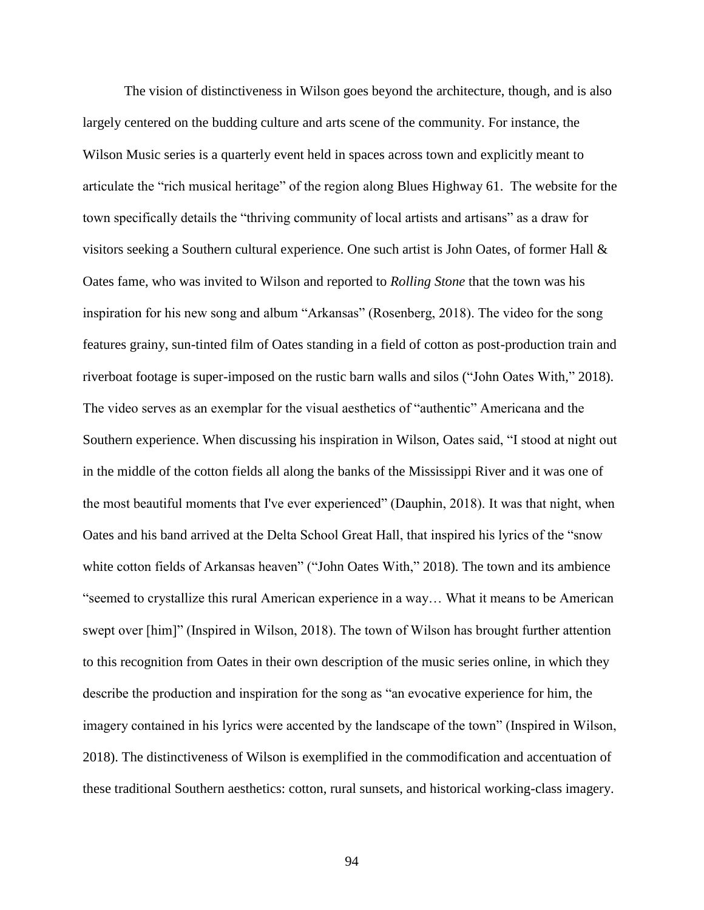The vision of distinctiveness in Wilson goes beyond the architecture, though, and is also largely centered on the budding culture and arts scene of the community. For instance, the Wilson Music series is a quarterly event held in spaces across town and explicitly meant to articulate the "rich musical heritage" of the region along Blues Highway 61. The website for the town specifically details the "thriving community of local artists and artisans" as a draw for visitors seeking a Southern cultural experience. One such artist is John Oates, of former Hall & Oates fame, who was invited to Wilson and reported to *Rolling Stone* that the town was his inspiration for his new song and album "Arkansas" (Rosenberg, 2018). The video for the song features grainy, sun-tinted film of Oates standing in a field of cotton as post-production train and riverboat footage is super-imposed on the rustic barn walls and silos ("John Oates With," 2018). The video serves as an exemplar for the visual aesthetics of "authentic" Americana and the Southern experience. When discussing his inspiration in Wilson, Oates said, "I stood at night out in the middle of the cotton fields all along the banks of the Mississippi River and it was one of the most beautiful moments that I've ever experienced" (Dauphin, 2018). It was that night, when Oates and his band arrived at the Delta School Great Hall, that inspired his lyrics of the "snow white cotton fields of Arkansas heaven" ("John Oates With," 2018). The town and its ambience "seemed to crystallize this rural American experience in a way… What it means to be American swept over [him]" (Inspired in Wilson, 2018). The town of Wilson has brought further attention to this recognition from Oates in their own description of the music series online, in which they describe the production and inspiration for the song as "an evocative experience for him, the imagery contained in his lyrics were accented by the landscape of the town" (Inspired in Wilson, 2018). The distinctiveness of Wilson is exemplified in the commodification and accentuation of these traditional Southern aesthetics: cotton, rural sunsets, and historical working-class imagery.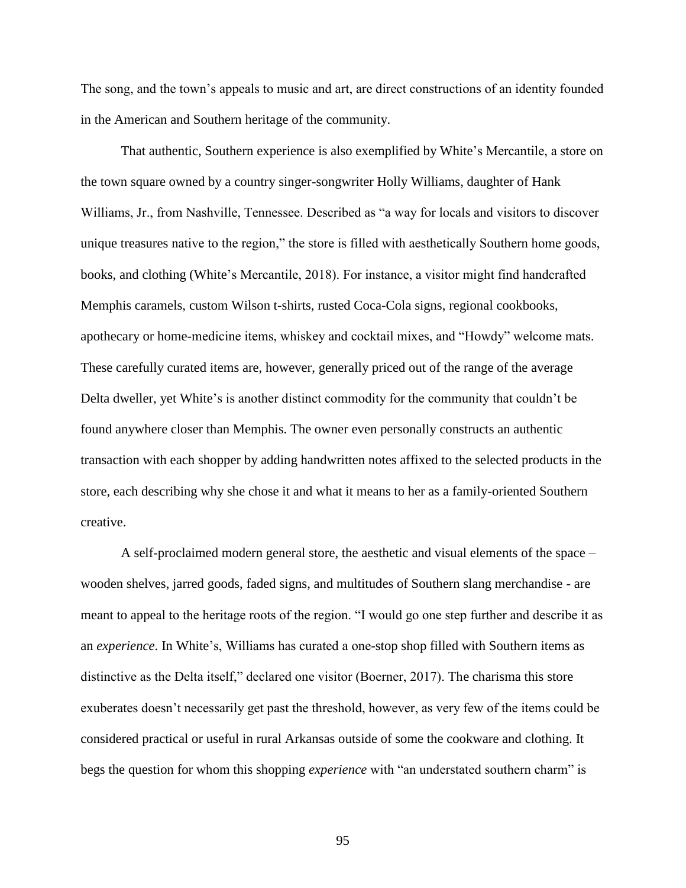The song, and the town's appeals to music and art, are direct constructions of an identity founded in the American and Southern heritage of the community.

That authentic, Southern experience is also exemplified by White's Mercantile, a store on the town square owned by a country singer-songwriter Holly Williams, daughter of Hank Williams, Jr., from Nashville, Tennessee. Described as "a way for locals and visitors to discover unique treasures native to the region," the store is filled with aesthetically Southern home goods, books, and clothing (White's Mercantile, 2018). For instance, a visitor might find handcrafted Memphis caramels, custom Wilson t-shirts, rusted Coca-Cola signs, regional cookbooks, apothecary or home-medicine items, whiskey and cocktail mixes, and "Howdy" welcome mats. These carefully curated items are, however, generally priced out of the range of the average Delta dweller, yet White's is another distinct commodity for the community that couldn't be found anywhere closer than Memphis. The owner even personally constructs an authentic transaction with each shopper by adding handwritten notes affixed to the selected products in the store, each describing why she chose it and what it means to her as a family-oriented Southern creative.

A self-proclaimed modern general store, the aesthetic and visual elements of the space – wooden shelves, jarred goods, faded signs, and multitudes of Southern slang merchandise - are meant to appeal to the heritage roots of the region. "I would go one step further and describe it as an *experience*. In White's, Williams has curated a one-stop shop filled with Southern items as distinctive as the Delta itself," declared one visitor (Boerner, 2017). The charisma this store exuberates doesn't necessarily get past the threshold, however, as very few of the items could be considered practical or useful in rural Arkansas outside of some the cookware and clothing. It begs the question for whom this shopping *experience* with "an understated southern charm" is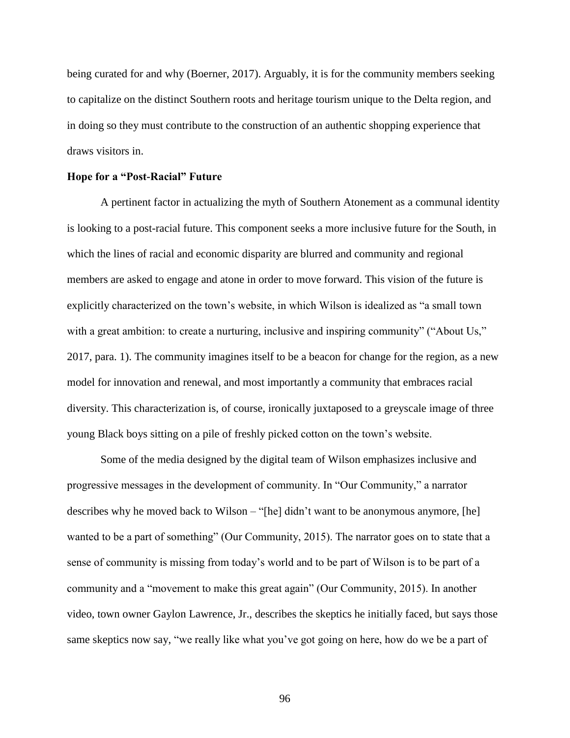being curated for and why (Boerner, 2017). Arguably, it is for the community members seeking to capitalize on the distinct Southern roots and heritage tourism unique to the Delta region, and in doing so they must contribute to the construction of an authentic shopping experience that draws visitors in.

**Hope for a "Post-Racial" Future**

A pertinent factor in actualizing the myth of Southern Atonement as a communal identity is looking to a post-racial future. This component seeks a more inclusive future for the South, in which the lines of racial and economic disparity are blurred and community and regional members are asked to engage and atone in order to move forward. This vision of the future is explicitly characterized on the town's website, in which Wilson is idealized as "a small town with a great ambition: to create a nurturing, inclusive and inspiring community" ("About Us," 2017, para. 1). The community imagines itself to be a beacon for change for the region, as a new model for innovation and renewal, and most importantly a community that embraces racial diversity. This characterization is, of course, ironically juxtaposed to a greyscale image of three young Black boys sitting on a pile of freshly picked cotton on the town's website.

Some of the media designed by the digital team of Wilson emphasizes inclusive and progressive messages in the development of community. In "Our Community," a narrator describes why he moved back to Wilson – "[he] didn't want to be anonymous anymore, [he] wanted to be a part of something" (Our Community, 2015). The narrator goes on to state that a sense of community is missing from today's world and to be part of Wilson is to be part of a community and a "movement to make this great again" (Our Community, 2015). In another video, town owner Gaylon Lawrence, Jr., describes the skeptics he initially faced, but says those same skeptics now say, "we really like what you've got going on here, how do we be a part of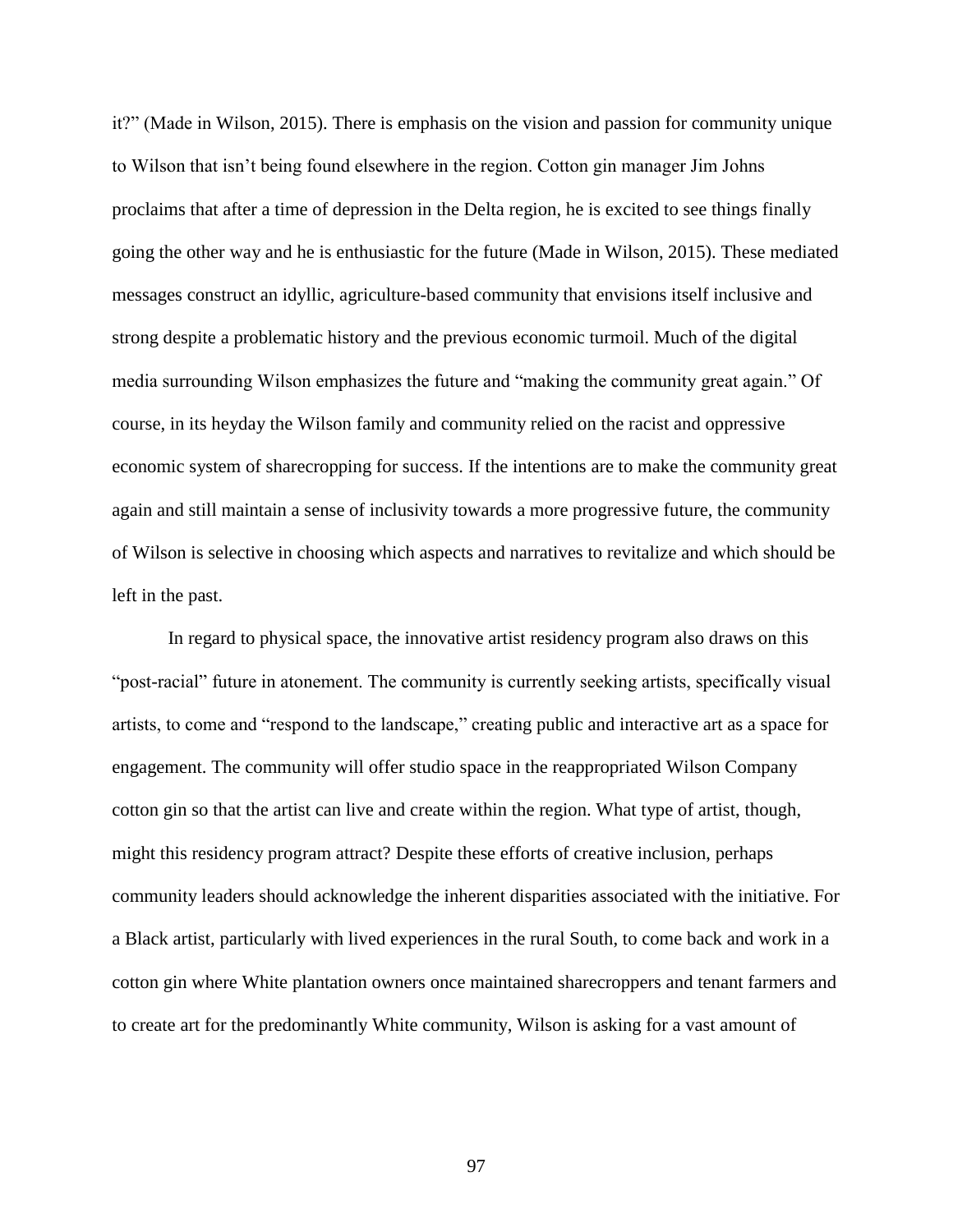it?" (Made in Wilson, 2015). There is emphasis on the vision and passion for community unique to Wilson that isn't being found elsewhere in the region. Cotton gin manager Jim Johns proclaims that after a time of depression in the Delta region, he is excited to see things finally going the other way and he is enthusiastic for the future (Made in Wilson, 2015). These mediated messages construct an idyllic, agriculture-based community that envisions itself inclusive and strong despite a problematic history and the previous economic turmoil. Much of the digital media surrounding Wilson emphasizes the future and "making the community great again." Of course, in its heyday the Wilson family and community relied on the racist and oppressive economic system of sharecropping for success. If the intentions are to make the community great again and still maintain a sense of inclusivity towards a more progressive future, the community of Wilson is selective in choosing which aspects and narratives to revitalize and which should be left in the past.

In regard to physical space, the innovative artist residency program also draws on this "post-racial" future in atonement. The community is currently seeking artists, specifically visual artists, to come and "respond to the landscape," creating public and interactive art as a space for engagement. The community will offer studio space in the reappropriated Wilson Company cotton gin so that the artist can live and create within the region. What type of artist, though, might this residency program attract? Despite these efforts of creative inclusion, perhaps community leaders should acknowledge the inherent disparities associated with the initiative. For a Black artist, particularly with lived experiences in the rural South, to come back and work in a cotton gin where White plantation owners once maintained sharecroppers and tenant farmers and to create art for the predominantly White community, Wilson is asking for a vast amount of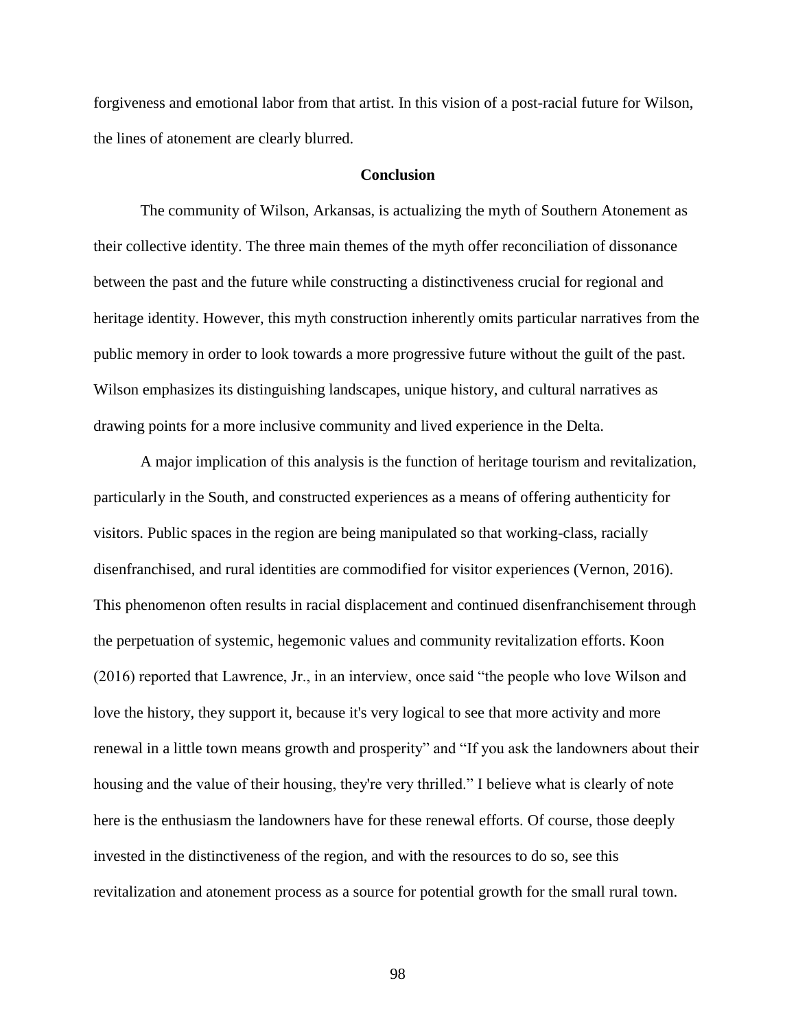forgiveness and emotional labor from that artist. In this vision of a post-racial future for Wilson, the lines of atonement are clearly blurred.

## Conclusion

The community of Wilson, Arkansas, is actualizing the myth of Southern Atonement as their collective identity. The three main themes of the myth offer reconciliation of dissonance between the past and the future while constructing a distinctiveness crucial for regional and heritage identity. However, this myth construction inherently omits particular narratives from the public memory in order to look towards a more progressive future without the guilt of the past. Wilson emphasizes its distinguishing landscapes, unique history, and cultural narratives as drawing points for a more inclusive community and lived experience in the Delta.

A major implication of this analysis is the function of heritage tourism and revitalization, particularly in the South, and constructed experiences as a means of offering authenticity for visitors. Public spaces in the region are being manipulated so that working-class, racially disenfranchised, and rural identities are commodified for visitor experiences (Vernon, 2016). This phenomenon often results in racial displacement and continued disenfranchisement through the perpetuation of systemic, hegemonic values and community revitalization efforts. Koon (2016) reported that Lawrence, Jr., in an interview, once said "the people who love Wilson and love the history, they support it, because it's very logical to see that more activity and more renewal in a little town means growth and prosperity" and "If you ask the landowners about their housing and the value of their housing, they're very thrilled." I believe what is clearly of note here is the enthusiasm the landowners have for these renewal efforts. Of course, those deeply invested in the distinctiveness of the region, and with the resources to do so, see this revitalization and atonement process as a source for potential growth for the small rural town.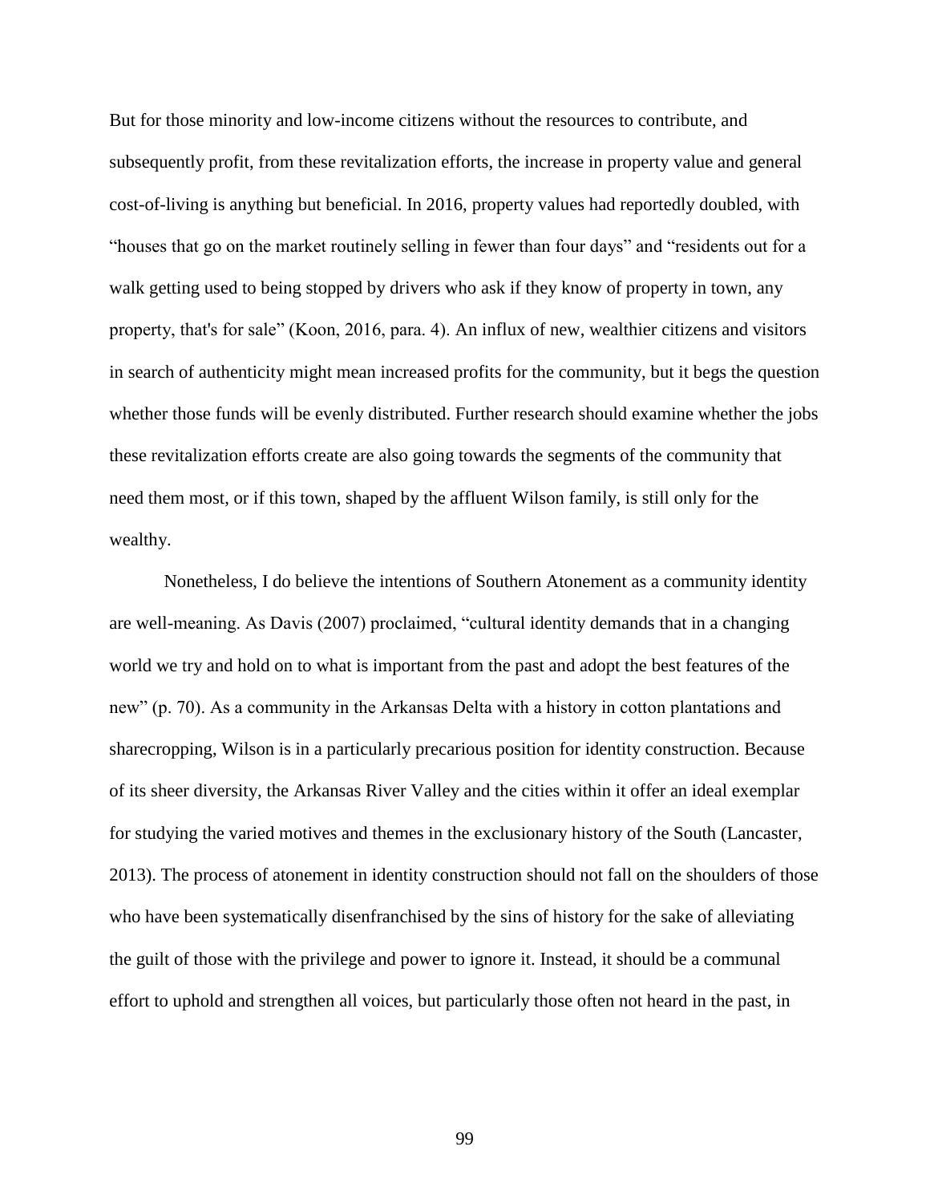But for those minority and low-income citizens without the resources to contribute, and subsequently profit, from these revitalization efforts, the increase in property value and general cost-of-living is anything but beneficial. In 2016, property values had reportedly doubled, with "houses that go on the market routinely selling in fewer than four days" and "residents out for a walk getting used to being stopped by drivers who ask if they know of property in town, any property, that's for sale" (Koon, 2016, para. 4). An influx of new, wealthier citizens and visitors in search of authenticity might mean increased profits for the community, but it begs the question whether those funds will be evenly distributed. Further research should examine whether the jobs these revitalization efforts create are also going towards the segments of the community that need them most, or if this town, shaped by the affluent Wilson family, is still only for the wealthy.

Nonetheless, I do believe the intentions of Southern Atonement as a community identity are well-meaning. As Davis (2007) proclaimed, "cultural identity demands that in a changing world we try and hold on to what is important from the past and adopt the best features of the new" (p. 70). As a community in the Arkansas Delta with a history in cotton plantations and sharecropping, Wilson is in a particularly precarious position for identity construction. Because of its sheer diversity, the Arkansas River Valley and the cities within it offer an ideal exemplar for studying the varied motives and themes in the exclusionary history of the South (Lancaster, 2013). The process of atonement in identity construction should not fall on the shoulders of those who have been systematically disenfranchised by the sins of history for the sake of alleviating the guilt of those with the privilege and power to ignore it. Instead, it should be a communal effort to uphold and strengthen all voices, but particularly those often not heard in the past, in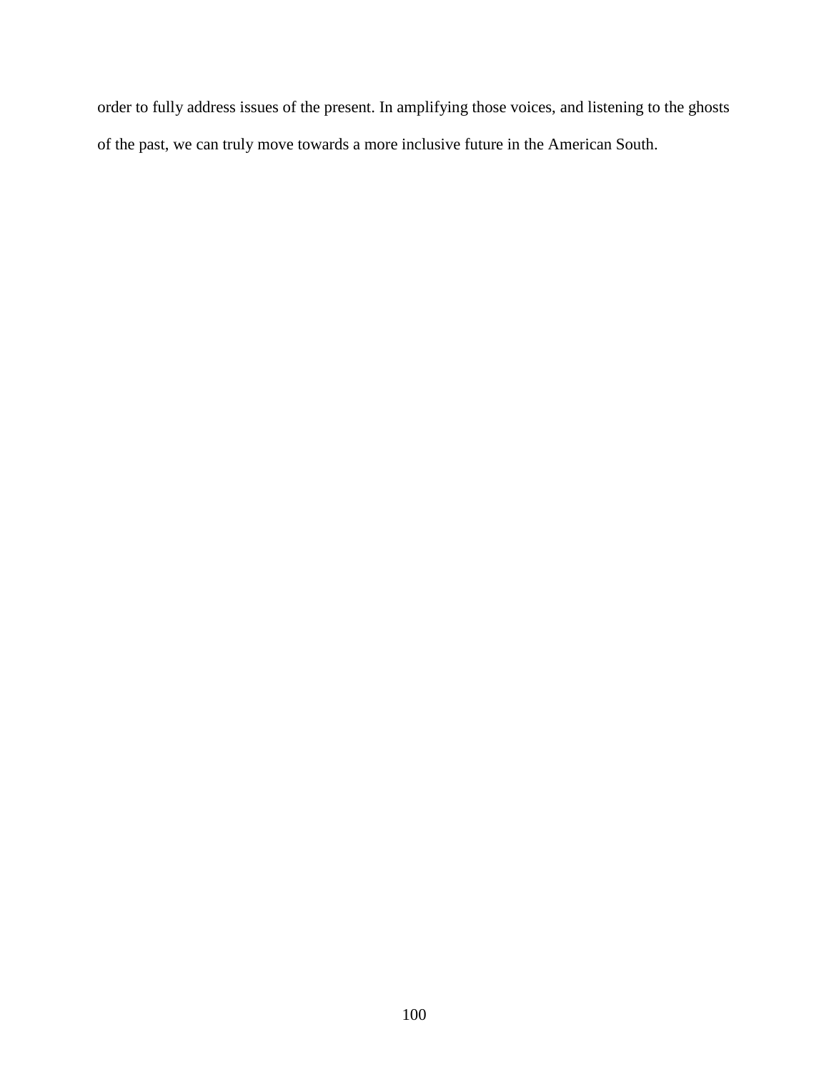order to fully address issues of the present. In amplifying those voices, and listening to the ghosts of the past, we can truly move towards a more inclusive future in the American South.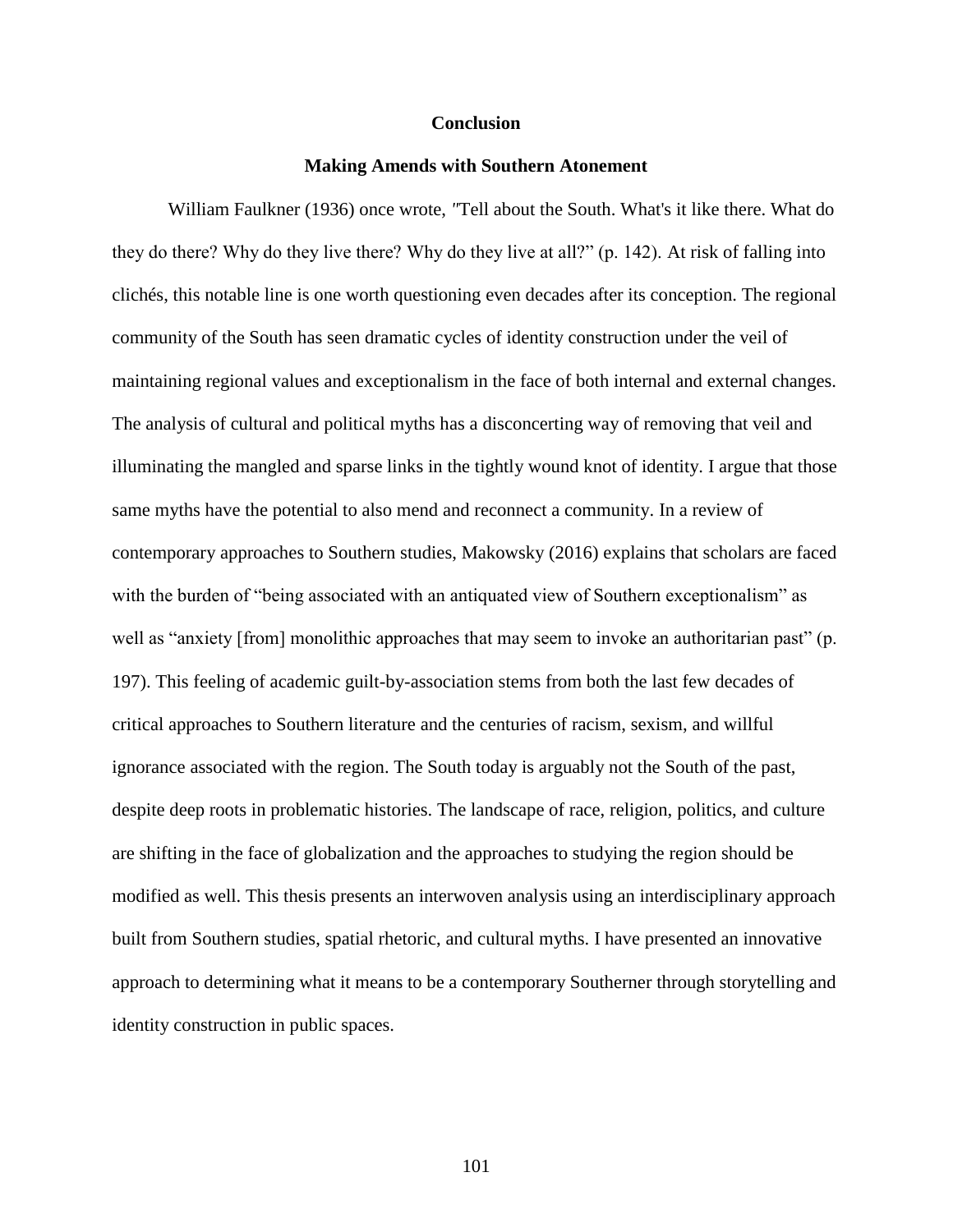# Conclusion

## Making Amends with Southern Atonement

William Faulkner (1936) once wrote, "Tell about the South. What's it like there. What do they do there? Why do they live there? Why do they live at all?" (p. 142). At risk of falling into clichés, this notable line is one worth questioning even decades after its conception. The regional community of the South has seen dramatic cycles of identity construction under the veil of maintaining regional values and exceptionalism in the face of both internal and external changes. The analysis of cultural and political myths has a disconcerting way of removing that veil and illuminating the mangled and sparse links in the tightly wound knot of identity. I argue that those same myths have the potential to also mend and reconnect a community. In a review of contemporary approaches to Southern studies, Makowsky (2016) explains that scholars are faced with the burden of "being associated with an antiquated view of Southern exceptionalism" as well as "anxiety [from] monolithic approaches that may seem to invoke an authoritarian past" (p. 197). This feeling of academic guilt-by-association stems from both the last few decades of critical approaches to Southern literature and the centuries of racism, sexism, and willful ignorance associated with the region. The South today is arguably not the South of the past, despite deep roots in problematic histories. The landscape of race, religion, politics, and culture are shifting in the face of globalization and the approaches to studying the region should be modified as well. This thesis presents an interwoven analysis using an interdisciplinary approach built from Southern studies, spatial rhetoric, and cultural myths. I have presented an innovative approach to determining what it means to be a contemporary Southerner through storytelling and identity construction in public spaces.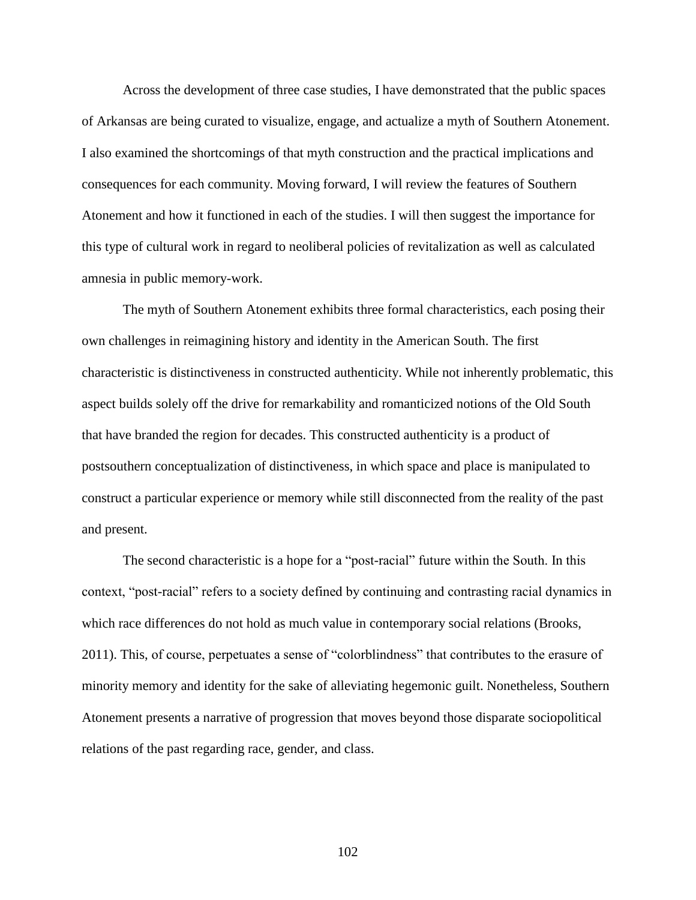Across the development of three case studies, I have demonstrated that the public spaces of Arkansas are being curated to visualize, engage, and actualize a myth of Southern Atonement. I also examined the shortcomings of that myth construction and the practical implications and consequences for each community. Moving forward, I will review the features of Southern Atonement and how it functioned in each of the studies. I will then suggest the importance for this type of cultural work in regard to neoliberal policies of revitalization as well as calculated amnesia in public memory-work.

The myth of Southern Atonement exhibits three formal characteristics, each posing their own challenges in reimagining history and identity in the American South. The first characteristic is distinctiveness in constructed authenticity. While not inherently problematic, this aspect builds solely off the drive for remarkability and romanticized notions of the Old South that have branded the region for decades. This constructed authenticity is a product of postsouthern conceptualization of distinctiveness, in which space and place is manipulated to construct a particular experience or memory while still disconnected from the reality of the past and present.

The second characteristic is a hope for a "post-racial" future within the South. In this context, "post-racial" refers to a society defined by continuing and contrasting racial dynamics in which race differences do not hold as much value in contemporary social relations (Brooks, 2011). This, of course, perpetuates a sense of "colorblindness" that contributes to the erasure of minority memory and identity for the sake of alleviating hegemonic guilt. Nonetheless, Southern Atonement presents a narrative of progression that moves beyond those disparate sociopolitical relations of the past regarding race, gender, and class.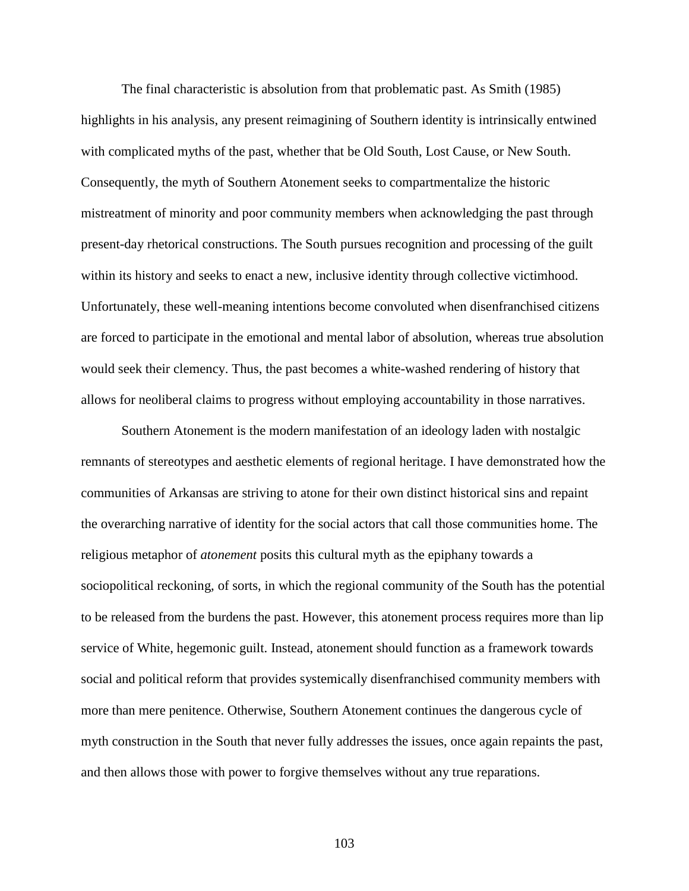The final characteristic is absolution from that problematic past. As Smith (1985) highlights in his analysis, any present reimagining of Southern identity is intrinsically entwined with complicated myths of the past, whether that be Old South, Lost Cause, or New South. Consequently, the myth of Southern Atonement seeks to compartmentalize the historic mistreatment of minority and poor community members when acknowledging the past through present-day rhetorical constructions. The South pursues recognition and processing of the guilt within its history and seeks to enact a new, inclusive identity through collective victimhood. Unfortunately, these well-meaning intentions become convoluted when disenfranchised citizens are forced to participate in the emotional and mental labor of absolution, whereas true absolution would seek their clemency. Thus, the past becomes a white-washed rendering of history that allows for neoliberal claims to progress without employing accountability in those narratives.

Southern Atonement is the modern manifestation of an ideology laden with nostalgic remnants of stereotypes and aesthetic elements of regional heritage. I have demonstrated how the communities of Arkansas are striving to atone for their own distinct historical sins and repaint the overarching narrative of identity for the social actors that call those communities home. The religious metaphor of *atonement* posits this cultural myth as the epiphany towards a sociopolitical reckoning, of sorts, in which the regional community of the South has the potential to be released from the burdens the past. However, this atonement process requires more than lip service of White, hegemonic guilt. Instead, atonement should function as a framework towards social and political reform that provides systemically disenfranchised community members with more than mere penitence. Otherwise, Southern Atonement continues the dangerous cycle of myth construction in the South that never fully addresses the issues, once again repaints the past, and then allows those with power to forgive themselves without any true reparations.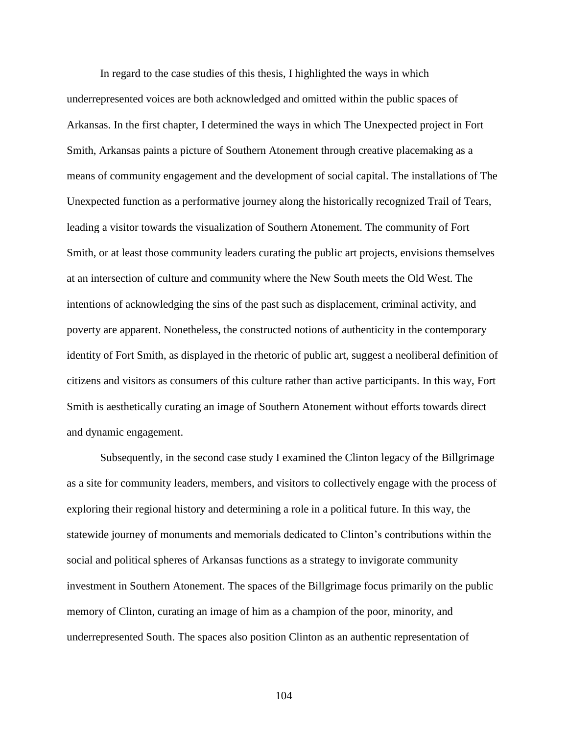In regard to the case studies of this thesis, I highlighted the ways in which underrepresented voices are both acknowledged and omitted within the public spaces of Arkansas. In the first chapter, I determined the ways in which The Unexpected project in Fort Smith, Arkansas paints a picture of Southern Atonement through creative placemaking as a means of community engagement and the development of social capital. The installations of The Unexpected function as a performative journey along the historically recognized Trail of Tears, leading a visitor towards the visualization of Southern Atonement. The community of Fort Smith, or at least those community leaders curating the public art projects, envisions themselves at an intersection of culture and community where the New South meets the Old West. The intentions of acknowledging the sins of the past such as displacement, criminal activity, and poverty are apparent. Nonetheless, the constructed notions of authenticity in the contemporary identity of Fort Smith, as displayed in the rhetoric of public art, suggest a neoliberal definition of citizens and visitors as consumers of this culture rather than active participants. In this way, Fort Smith is aesthetically curating an image of Southern Atonement without efforts towards direct and dynamic engagement.

Subsequently, in the second case study I examined the Clinton legacy of the Billgrimage as a site for community leaders, members, and visitors to collectively engage with the process of exploring their regional history and determining a role in a political future. In this way, the statewide journey of monuments and memorials dedicated to Clinton's contributions within the social and political spheres of Arkansas functions as a strategy to invigorate community investment in Southern Atonement. The spaces of the Billgrimage focus primarily on the public memory of Clinton, curating an image of him as a champion of the poor, minority, and underrepresented South. The spaces also position Clinton as an authentic representation of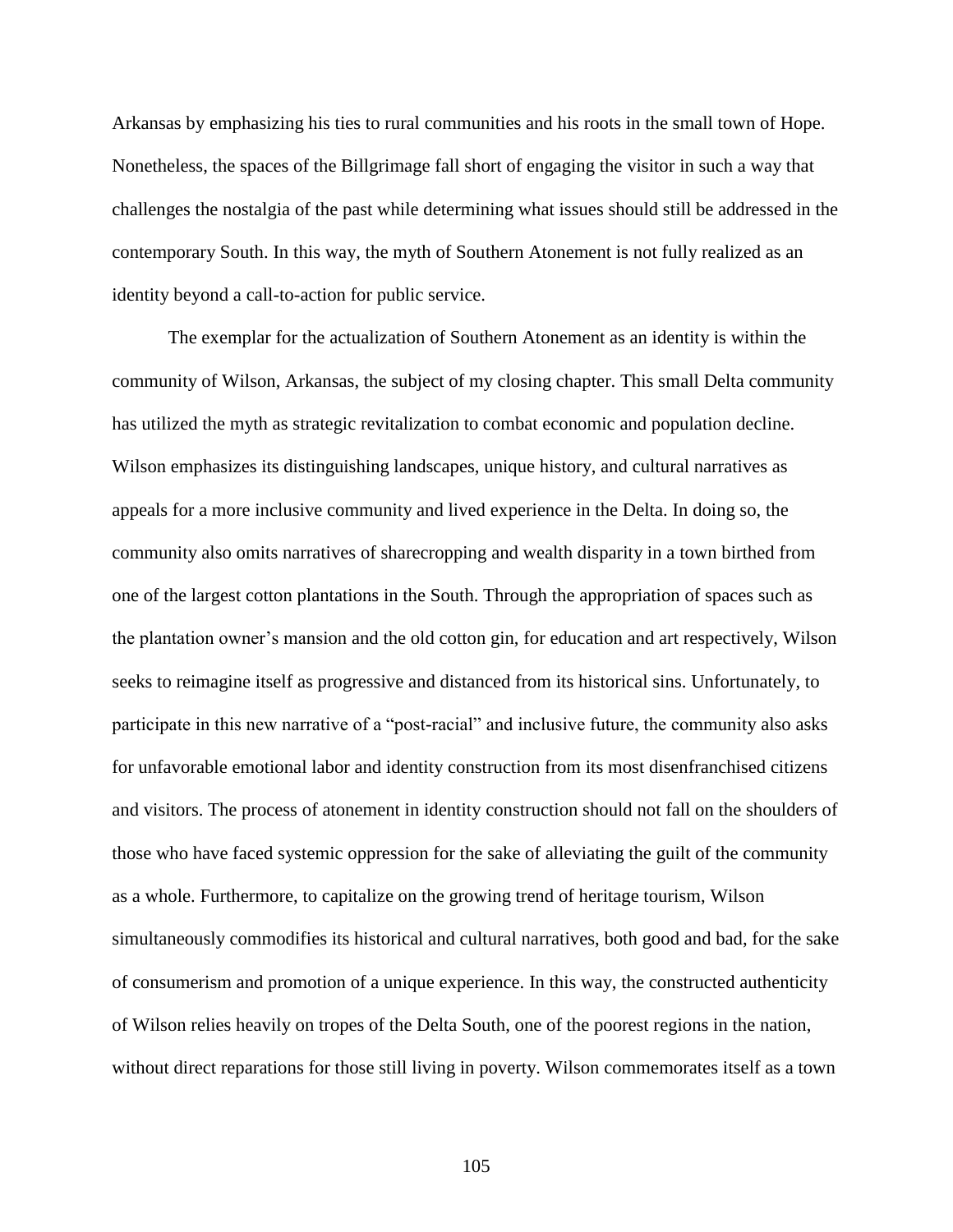Arkansas by emphasizing his ties to rural communities and his roots in the small town of Hope. Nonetheless, the spaces of the Billgrimage fall short of engaging the visitor in such a way that challenges the nostalgia of the past while determining what issues should still be addressed in the contemporary South. In this way, the myth of Southern Atonement is not fully realized as an identity beyond a call-to-action for public service.

The exemplar for the actualization of Southern Atonement as an identity is within the community of Wilson, Arkansas, the subject of my closing chapter. This small Delta community has utilized the myth as strategic revitalization to combat economic and population decline. Wilson emphasizes its distinguishing landscapes, unique history, and cultural narratives as appeals for a more inclusive community and lived experience in the Delta. In doing so, the community also omits narratives of sharecropping and wealth disparity in a town birthed from one of the largest cotton plantations in the South. Through the appropriation of spaces such as the plantation owner's mansion and the old cotton gin, for education and art respectively, Wilson seeks to reimagine itself as progressive and distanced from its historical sins. Unfortunately, to participate in this new narrative of a "post-racial" and inclusive future, the community also asks for unfavorable emotional labor and identity construction from its most disenfranchised citizens and visitors. The process of atonement in identity construction should not fall on the shoulders of those who have faced systemic oppression for the sake of alleviating the guilt of the community as a whole. Furthermore, to capitalize on the growing trend of heritage tourism, Wilson simultaneously commodifies its historical and cultural narratives, both good and bad, for the sake of consumerism and promotion of a unique experience. In this way, the constructed authenticity of Wilson relies heavily on tropes of the Delta South, one of the poorest regions in the nation, without direct reparations for those still living in poverty. Wilson commemorates itself as a town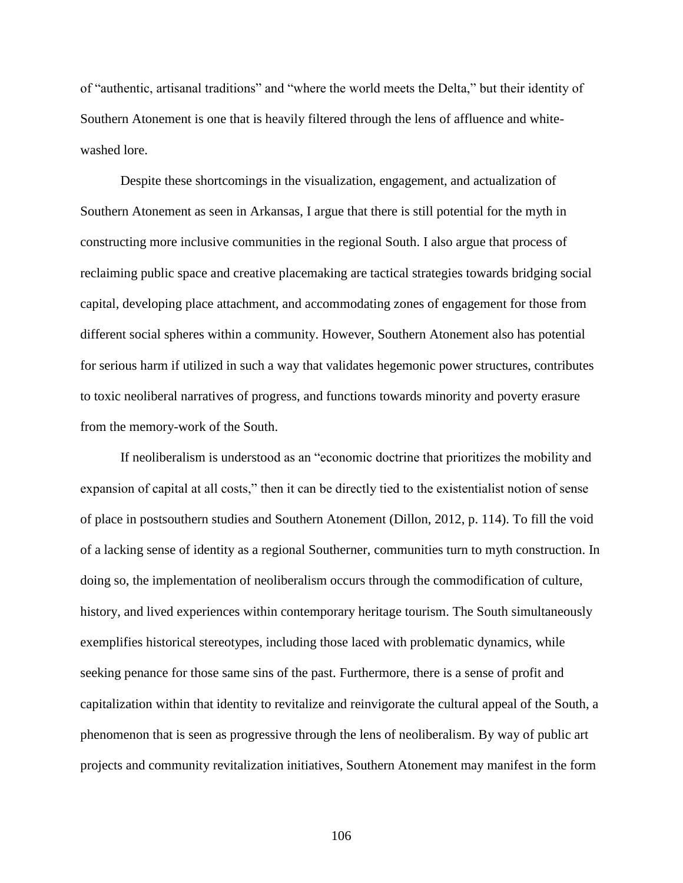of "authentic, artisanal traditions" and "where the world meets the Delta," but their identity of Southern Atonement is one that is heavily filtered through the lens of affluence and white-washed lore.

Despite these shortcomings in the visualization, engagement, and actualization of Southern Atonement as seen in Arkansas, I argue that there is still potential for the myth in constructing more inclusive communities in the regional South. I also argue that process of reclaiming public space and creative placemaking are tactical strategies towards bridging social capital, developing place attachment, and accommodating zones of engagement for those from different social spheres within a community. However, Southern Atonement also has potential for serious harm if utilized in such a way that validates hegemonic power structures, contributes to toxic neoliberal narratives of progress, and functions towards minority and poverty erasure from the memory-work of the South.

If neoliberalism is understood as an "economic doctrine that prioritizes the mobility and expansion of capital at all costs," then it can be directly tied to the existentialist notion of sense of place in postsouthern studies and Southern Atonement (Dillon, 2012, p. 114). To fill the void of a lacking sense of identity as a regional Southerner, communities turn to myth construction. In doing so, the implementation of neoliberalism occurs through the commodification of culture, history, and lived experiences within contemporary heritage tourism. The South simultaneously exemplifies historical stereotypes, including those laced with problematic dynamics, while seeking penance for those same sins of the past. Furthermore, there is a sense of profit and capitalization within that identity to revitalize and reinvigorate the cultural appeal of the South, a phenomenon that is seen as progressive through the lens of neoliberalism. By way of public art projects and community revitalization initiatives, Southern Atonement may manifest in the form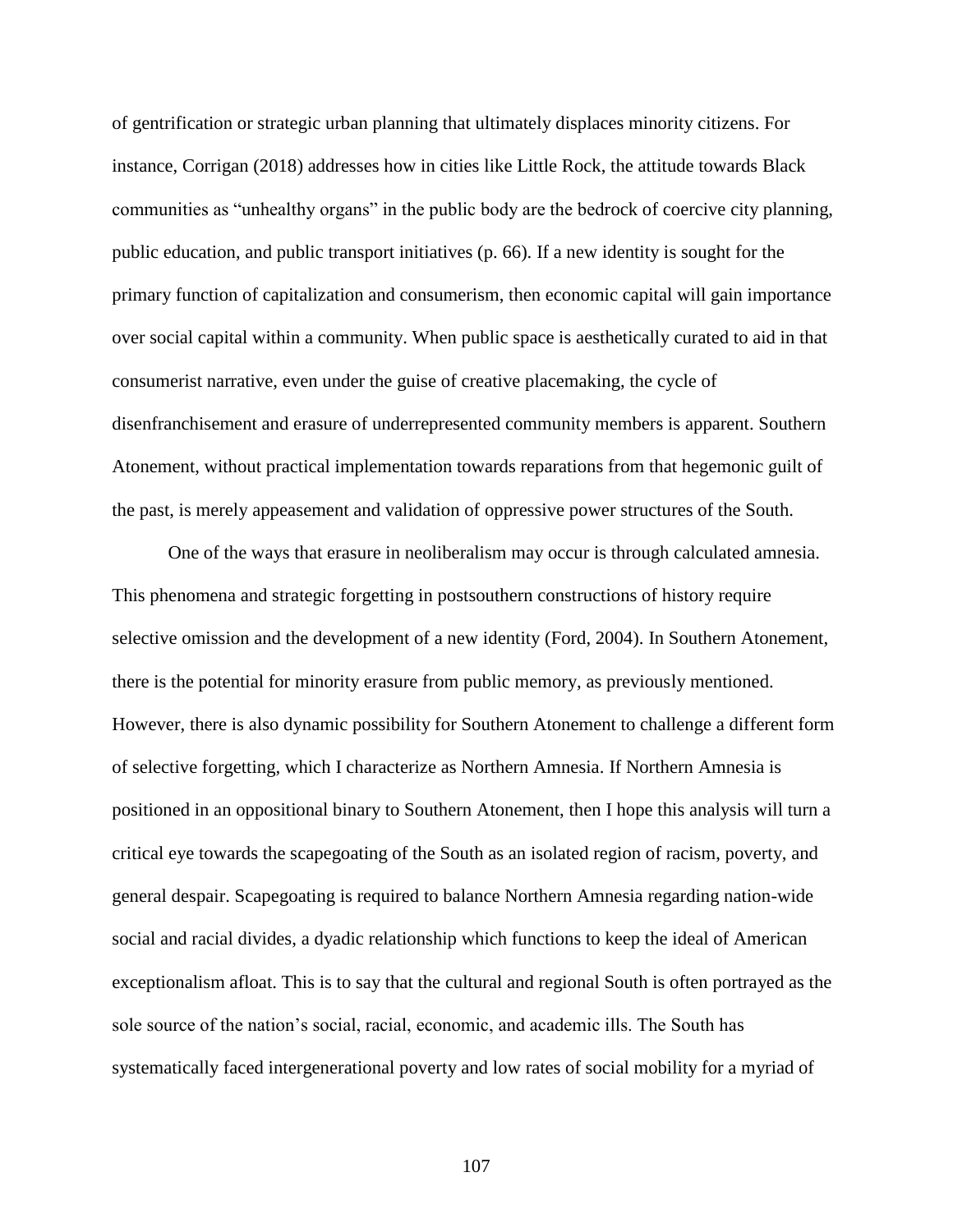of gentrification or strategic urban planning that ultimately displaces minority citizens. For instance, Corrigan (2018) addresses how in cities like Little Rock, the attitude towards Black communities as "unhealthy organs" in the public body are the bedrock of coercive city planning, public education, and public transport initiatives (p. 66). If a new identity is sought for the primary function of capitalization and consumerism, then economic capital will gain importance over social capital within a community. When public space is aesthetically curated to aid in that consumerist narrative, even under the guise of creative placemaking, the cycle of disenfranchisement and erasure of underrepresented community members is apparent. Southern Atonement, without practical implementation towards reparations from that hegemonic guilt of the past, is merely appeasement and validation of oppressive power structures of the South.

One of the ways that erasure in neoliberalism may occur is through calculated amnesia. This phenomena and strategic forgetting in postsouthern constructions of history require selective omission and the development of a new identity (Ford, 2004). In Southern Atonement, there is the potential for minority erasure from public memory, as previously mentioned. However, there is also dynamic possibility for Southern Atonement to challenge a different form of selective forgetting, which I characterize as Northern Amnesia. If Northern Amnesia is positioned in an oppositional binary to Southern Atonement, then I hope this analysis will turn a critical eye towards the scapegoating of the South as an isolated region of racism, poverty, and general despair. Scapegoating is required to balance Northern Amnesia regarding nation-wide social and racial divides, a dyadic relationship which functions to keep the ideal of American exceptionalism afloat. This is to say that the cultural and regional South is often portrayed as the sole source of the nation's social, racial, economic, and academic ills. The South has systematically faced intergenerational poverty and low rates of social mobility for a myriad of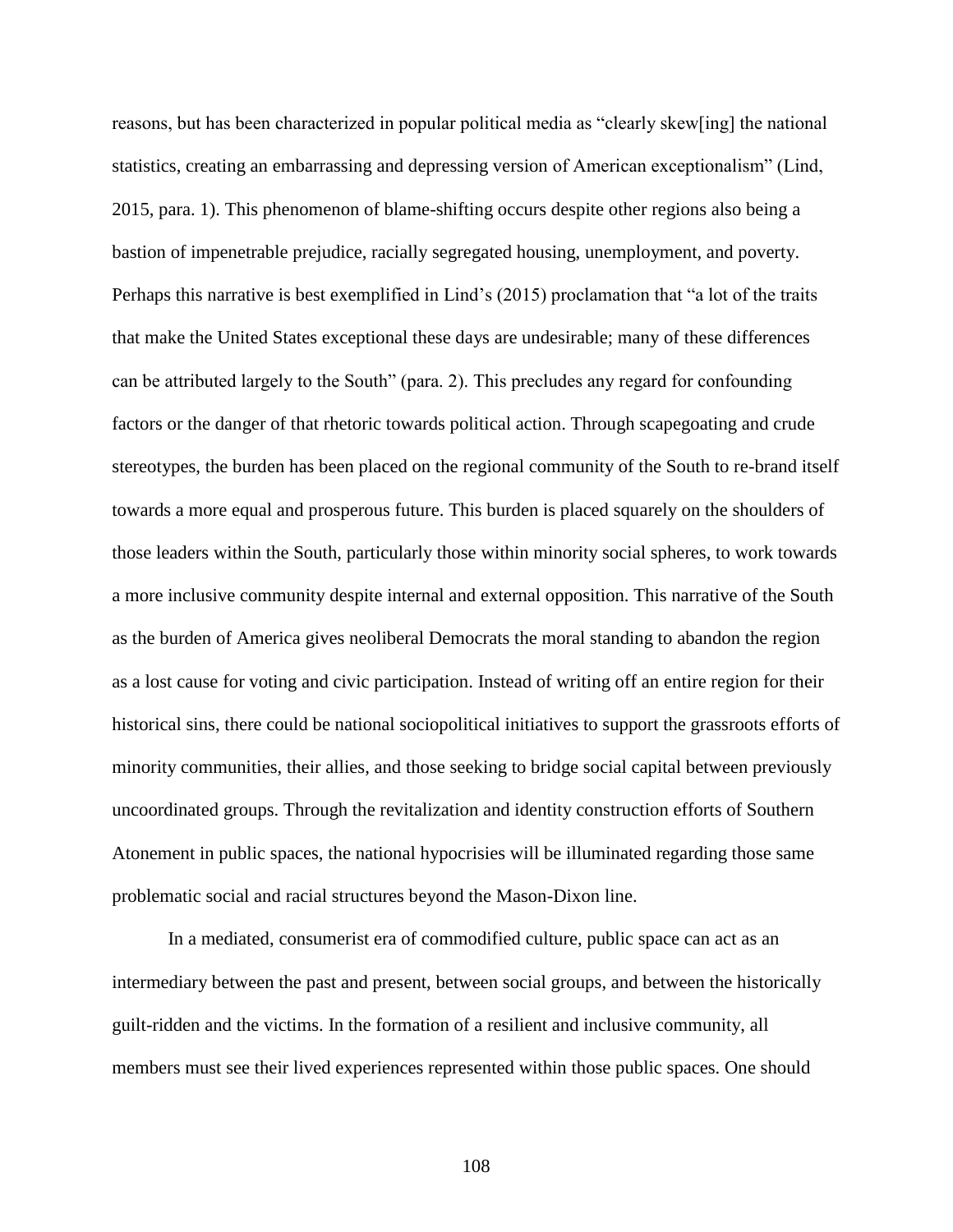reasons, but has been characterized in popular political media as "clearly skew[ing] the national statistics, creating an embarrassing and depressing version of American exceptionalism" (Lind, 2015, para. 1). This phenomenon of blame-shifting occurs despite other regions also being a bastion of impenetrable prejudice, racially segregated housing, unemployment, and poverty. Perhaps this narrative is best exemplified in Lind's (2015) proclamation that "a lot of the traits that make the United States exceptional these days are undesirable; many of these differences can be attributed largely to the South" (para. 2). This precludes any regard for confounding factors or the danger of that rhetoric towards political action. Through scapegoating and crude stereotypes, the burden has been placed on the regional community of the South to re-brand itself towards a more equal and prosperous future. This burden is placed squarely on the shoulders of those leaders within the South, particularly those within minority social spheres, to work towards a more inclusive community despite internal and external opposition. This narrative of the South as the burden of America gives neoliberal Democrats the moral standing to abandon the region as a lost cause for voting and civic participation. Instead of writing off an entire region for their historical sins, there could be national sociopolitical initiatives to support the grassroots efforts of minority communities, their allies, and those seeking to bridge social capital between previously uncoordinated groups. Through the revitalization and identity construction efforts of Southern Atonement in public spaces, the national hypocrisies will be illuminated regarding those same problematic social and racial structures beyond the Mason-Dixon line.

In a mediated, consumerist era of commodified culture, public space can act as an intermediary between the past and present, between social groups, and between the historically guilt-ridden and the victims. In the formation of a resilient and inclusive community, all members must see their lived experiences represented within those public spaces. One should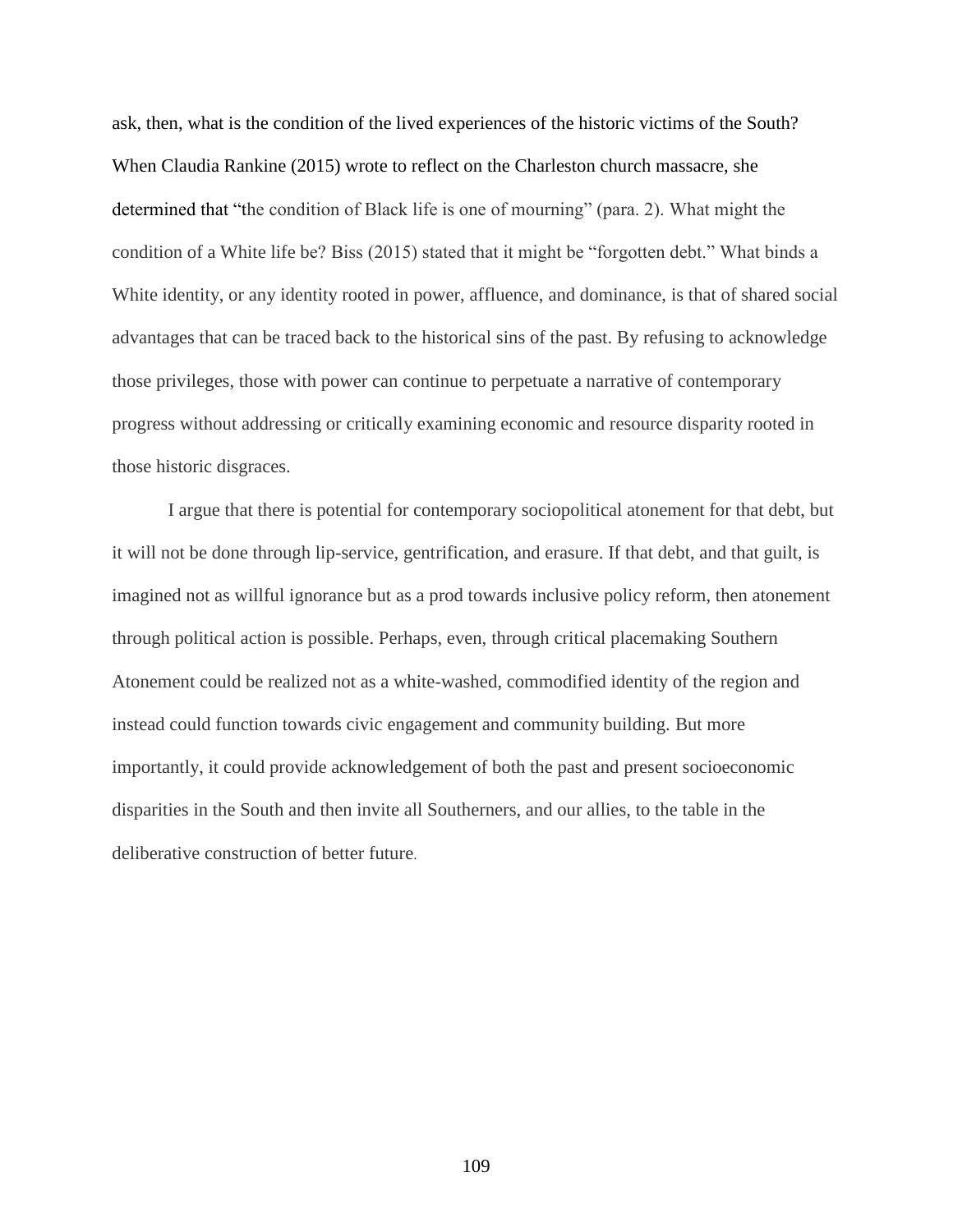ask, then, what is the condition of the lived experiences of the historic victims of the South? When Claudia Rankine (2015) wrote to reflect on the Charleston church massacre, she determined that "the condition of Black life is one of mourning" (para. 2). What might the condition of a White life be? Biss (2015) stated that it might be "forgotten debt." What binds a White identity, or any identity rooted in power, affluence, and dominance, is that of shared social advantages that can be traced back to the historical sins of the past. By refusing to acknowledge those privileges, those with power can continue to perpetuate a narrative of contemporary progress without addressing or critically examining economic and resource disparity rooted in those historic disgraces.

I argue that there is potential for contemporary sociopolitical atonement for that debt, but it will not be done through lip-service, gentrification, and erasure. If that debt, and that guilt, is imagined not as willful ignorance but as a prod towards inclusive policy reform, then atonement through political action is possible. Perhaps, even, through critical placemaking Southern Atonement could be realized not as a white-washed, commodified identity of the region and instead could function towards civic engagement and community building. But more importantly, it could provide acknowledgement of both the past and present socioeconomic disparities in the South and then invite all Southerners, and our allies, to the table in the deliberative construction of better future.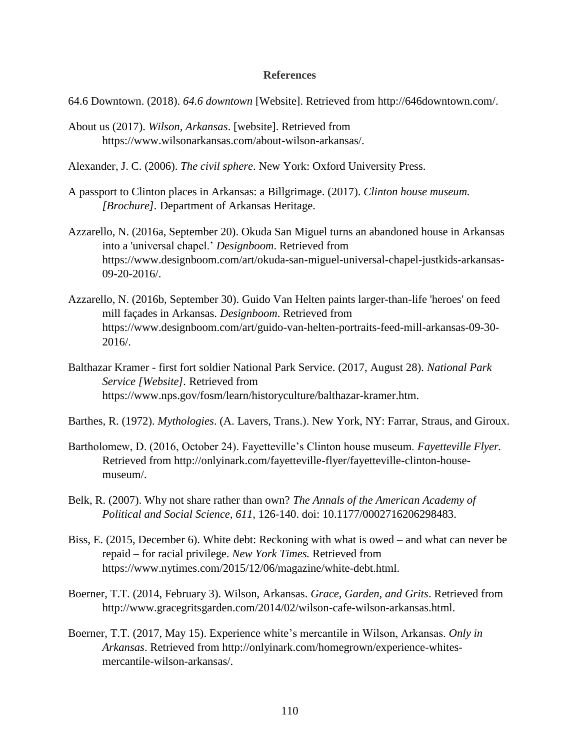# References

64.6 Downtown. (2018). *64.6 downtown* [Website]. Retrieved from http://646downtown.com/.

About us (2017). *Wilson, Arkansas*. [website]. Retrieved from https://www.wilsonarkansas.com/about-wilson-arkansas/.

Alexander, J. C. (2006). *The civil sphere*. New York: Oxford University Press.

A passport to Clinton places in Arkansas: a Billgrimage. (2017). *Clinton house museum. [Brochure]*. Department of Arkansas Heritage.

Azzarello, N. (2016a, September 20). Okuda San Miguel turns an abandoned house in Arkansas into a 'universal chapel.' *Designboom*. Retrieved from https://www.designboom.com/art/okuda-san-miguel-universal-chapel-justkids-arkansas-09-20-2016/.

Azzarello, N. (2016b, September 30). Guido Van Helten paints larger-than-life 'heroes' on feed mill façades in Arkansas. *Designboom*. Retrieved from https://www.designboom.com/art/guido-van-helten-portraits-feed-mill-arkansas-09-30-2016/.

Balthazar Kramer - first fort soldier National Park Service. (2017, August 28). *National Park Service [Website]*. Retrieved from https://www.nps.gov/fosm/learn/historyculture/balthazar-kramer.htm.

Barthes, R. (1972). *Mythologies*. (A. Lavers, Trans.). New York, NY: Farrar, Straus, and Giroux.

Bartholomew, D. (2016, October 24). Fayetteville's Clinton house museum. *Fayetteville Flyer.* Retrieved from http://onlyinark.com/fayetteville-flyer/fayetteville-clinton-house-museum/.

Belk, R. (2007). Why not share rather than own? *The Annals of the American Academy of Political and Social Science, 611,* 126-140. doi: 10.1177/0002716206298483.

Biss, E. (2015, December 6). White debt: Reckoning with what is owed – and what can never be repaid – for racial privilege. *New York Times.* Retrieved from https://www.nytimes.com/2015/12/06/magazine/white-debt.html.

Boerner, T.T. (2014, February 3). Wilson, Arkansas. *Grace, Garden, and Grits*. Retrieved from http://www.gracegritsgarden.com/2014/02/wilson-cafe-wilson-arkansas.html.

Boerner, T.T. (2017, May 15). Experience white's mercantile in Wilson, Arkansas. *Only in Arkansas*. Retrieved from http://onlyinark.com/homegrown/experience-whites-mercantile-wilson-arkansas/.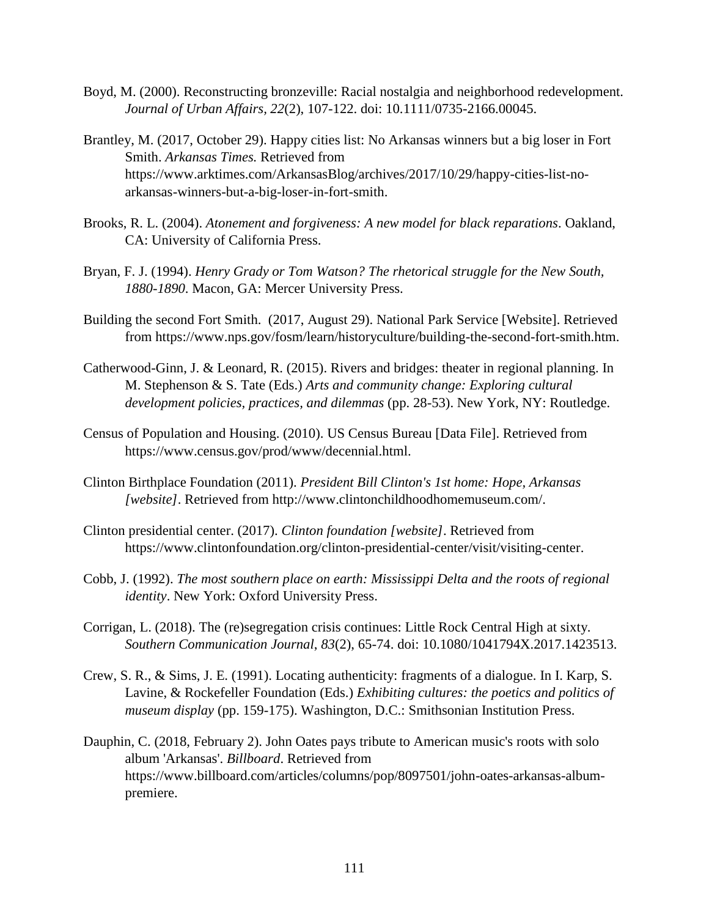Boyd, M. (2000). Reconstructing bronzeville: Racial nostalgia and neighborhood redevelopment. *Journal of Urban Affairs*, *22*(2), 107-122. doi: 10.1111/0735-2166.00045.

Brantley, M. (2017, October 29). Happy cities list: No Arkansas winners but a big loser in Fort Smith. *Arkansas Times.* Retrieved from https://www.arktimes.com/ArkansasBlog/archives/2017/10/29/happy-cities-list-no-arkansas-winners-but-a-big-loser-in-fort-smith.

Brooks, R. L. (2004). *Atonement and forgiveness: A new model for black reparations*. Oakland, CA: University of California Press.

Bryan, F. J. (1994). *Henry Grady or Tom Watson? The rhetorical struggle for the New South, 1880-1890*. Macon, GA: Mercer University Press.

Building the second Fort Smith. (2017, August 29). National Park Service [Website]. Retrieved from https://www.nps.gov/fosm/learn/historyculture/building-the-second-fort-smith.htm.

Catherwood-Ginn, J. & Leonard, R. (2015). Rivers and bridges: theater in regional planning. In M. Stephenson & S. Tate (Eds.) *Arts and community change: Exploring cultural development policies, practices, and dilemmas* (pp. 28-53). New York, NY: Routledge.

Census of Population and Housing. (2010). US Census Bureau [Data File]. Retrieved from https://www.census.gov/prod/www/decennial.html.

Clinton Birthplace Foundation (2011). *President Bill Clinton's 1st home: Hope, Arkansas [website]*. Retrieved from http://www.clintonchildhoodhomemuseum.com/.

Clinton presidential center. (2017). *Clinton foundation [website]*. Retrieved from https://www.clintonfoundation.org/clinton-presidential-center/visit/visiting-center.

Cobb, J. (1992). *The most southern place on earth: Mississippi Delta and the roots of regional identity*. New York: Oxford University Press.

Corrigan, L. (2018). The (re)segregation crisis continues: Little Rock Central High at sixty. *Southern Communication Journal*, *83*(2), 65-74. doi: 10.1080/1041794X.2017.1423513.

Crew, S. R., & Sims, J. E. (1991). Locating authenticity: fragments of a dialogue. In I. Karp, S. Lavine, & Rockefeller Foundation (Eds.) *Exhibiting cultures: the poetics and politics of museum display* (pp. 159-175). Washington, D.C.: Smithsonian Institution Press.

Dauphin, C. (2018, February 2). John Oates pays tribute to American music's roots with solo album 'Arkansas'. *Billboard*. Retrieved from https://www.billboard.com/articles/columns/pop/8097501/john-oates-arkansas-album-premiere.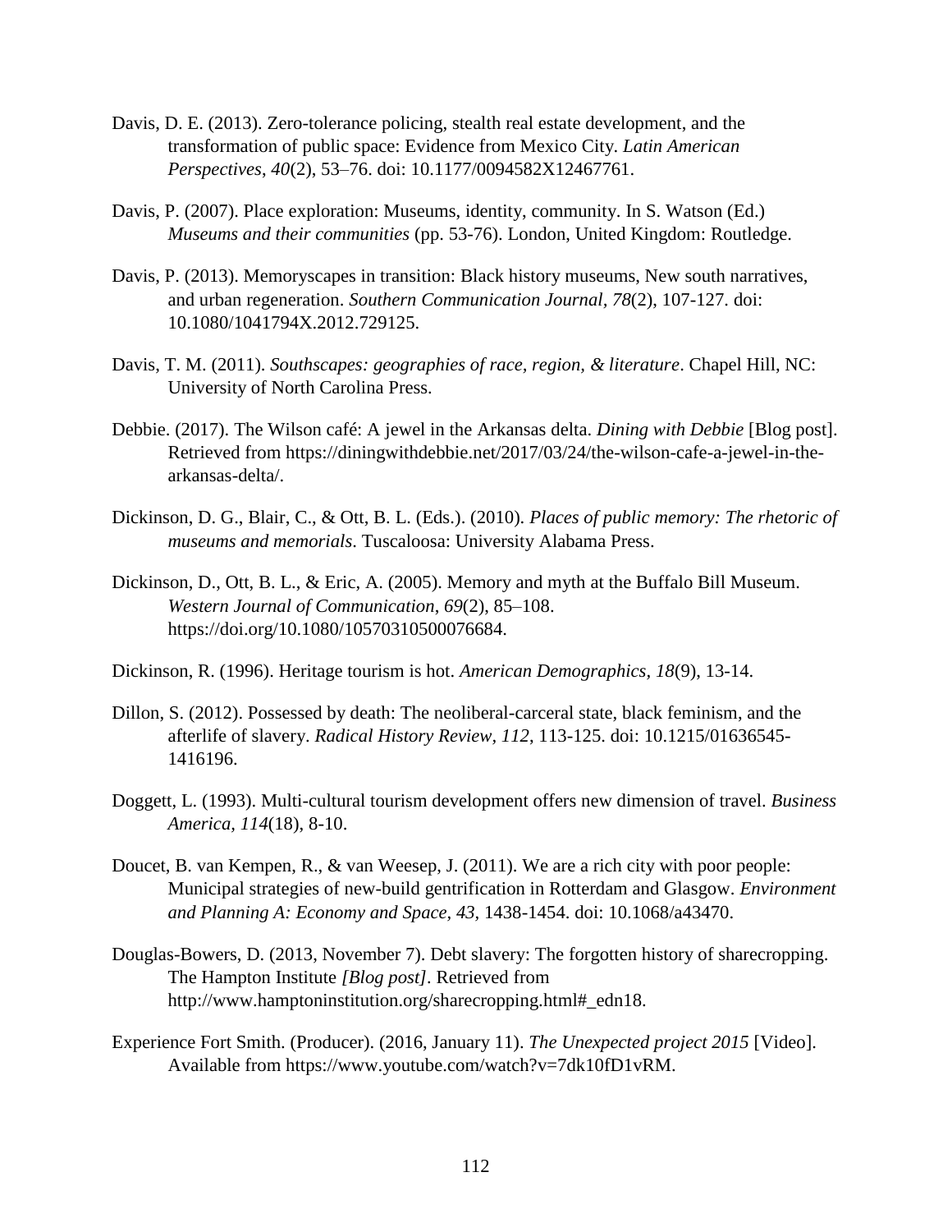Davis, D. E. (2013). Zero-tolerance policing, stealth real estate development, and the transformation of public space: Evidence from Mexico City. *Latin American Perspectives*, *40*(2), 53–76. doi: 10.1177/0094582X12467761.

Davis, P. (2007). Place exploration: Museums, identity, community. In S. Watson (Ed.) *Museums and their communities* (pp. 53-76). London, United Kingdom: Routledge.

Davis, P. (2013). Memoryscapes in transition: Black history museums, New south narratives, and urban regeneration. *Southern Communication Journal*, *78*(2), 107-127. doi: 10.1080/1041794X.2012.729125.

Davis, T. M. (2011). *Southscapes: geographies of race, region, & literature*. Chapel Hill, NC: University of North Carolina Press.

Debbie. (2017). The Wilson café: A jewel in the Arkansas delta. *Dining with Debbie* [Blog post]. Retrieved from https://diningwithdebbie.net/2017/03/24/the-wilson-cafe-a-jewel-in-the-arkansas-delta/.

Dickinson, D. G., Blair, C., & Ott, B. L. (Eds.). (2010). *Places of public memory: The rhetoric of museums and memorials*. Tuscaloosa: University Alabama Press.

Dickinson, D., Ott, B. L., & Eric, A. (2005). Memory and myth at the Buffalo Bill Museum. *Western Journal of Communication*, *69*(2), 85–108. https://doi.org/10.1080/10570310500076684.

Dickinson, R. (1996). Heritage tourism is hot. *American Demographics*, *18*(9), 13-14.

Dillon, S. (2012). Possessed by death: The neoliberal-carceral state, black feminism, and the afterlife of slavery. *Radical History Review*, *112*, 113-125. doi: 10.1215/01636545-1416196.

Doggett, L. (1993). Multi-cultural tourism development offers new dimension of travel. *Business America, 114*(18), 8-10.

Doucet, B. van Kempen, R., & van Weesep, J. (2011). We are a rich city with poor people: Municipal strategies of new-build gentrification in Rotterdam and Glasgow. *Environment and Planning A: Economy and Space*, *43*, 1438-1454. doi: 10.1068/a43470.

Douglas-Bowers, D. (2013, November 7). Debt slavery: The forgotten history of sharecropping. The Hampton Institute *[Blog post]*. Retrieved from http://www.hamptoninstitution.org/sharecropping.html#_edn18.

Experience Fort Smith. (Producer). (2016, January 11). *The Unexpected project 2015* [Video]. Available from https://www.youtube.com/watch?v=7dk10fD1vRM.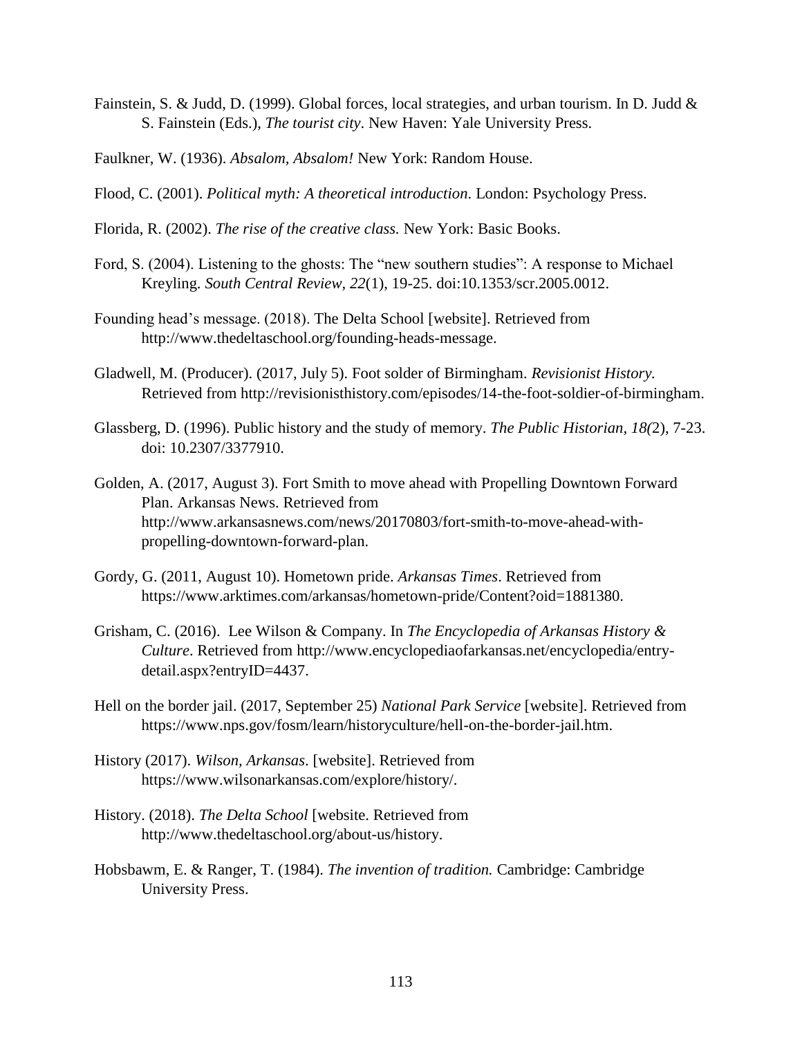Fainstein, S. & Judd, D. (1999). Global forces, local strategies, and urban tourism. In D. Judd & S. Fainstein (Eds.), *The tourist city*. New Haven: Yale University Press.

Faulkner, W. (1936). *Absalom, Absalom!* New York: Random House.

Flood, C. (2001). *Political myth: A theoretical introduction*. London: Psychology Press.

Florida, R. (2002). *The rise of the creative class.* New York: Basic Books.

Ford, S. (2004). Listening to the ghosts: The "new southern studies": A response to Michael Kreyling. *South Central Review, 22*(1), 19-25. doi:10.1353/scr.2005.0012.

Founding head's message. (2018). The Delta School [website]. Retrieved from http://www.thedeltaschool.org/founding-heads-message.

Gladwell, M. (Producer). (2017, July 5). Foot solder of Birmingham. *Revisionist History.* Retrieved from http://revisionisthistory.com/episodes/14-the-foot-soldier-of-birmingham.

Glassberg, D. (1996). Public history and the study of memory. *The Public Historian, 18(*2), 7-23. doi: 10.2307/3377910.

Golden, A. (2017, August 3). Fort Smith to move ahead with Propelling Downtown Forward Plan. Arkansas News. Retrieved from http://www.arkansasnews.com/news/20170803/fort-smith-to-move-ahead-with-propelling-downtown-forward-plan.

Gordy, G. (2011, August 10). Hometown pride. *Arkansas Times*. Retrieved from https://www.arktimes.com/arkansas/hometown-pride/Content?oid=1881380.

Grisham, C. (2016). Lee Wilson & Company. In *The Encyclopedia of Arkansas History & Culture*. Retrieved from http://www.encyclopediaofarkansas.net/encyclopedia/entry-detail.aspx?entryID=4437.

Hell on the border jail. (2017, September 25) *National Park Service* [website]. Retrieved from https://www.nps.gov/fosm/learn/historyculture/hell-on-the-border-jail.htm.

History (2017). *Wilson, Arkansas*. [website]. Retrieved from https://www.wilsonarkansas.com/explore/history/.

History. (2018). *The Delta School* [website. Retrieved from http://www.thedeltaschool.org/about-us/history.

Hobsbawm, E. & Ranger, T. (1984). *The invention of tradition.* Cambridge: Cambridge University Press.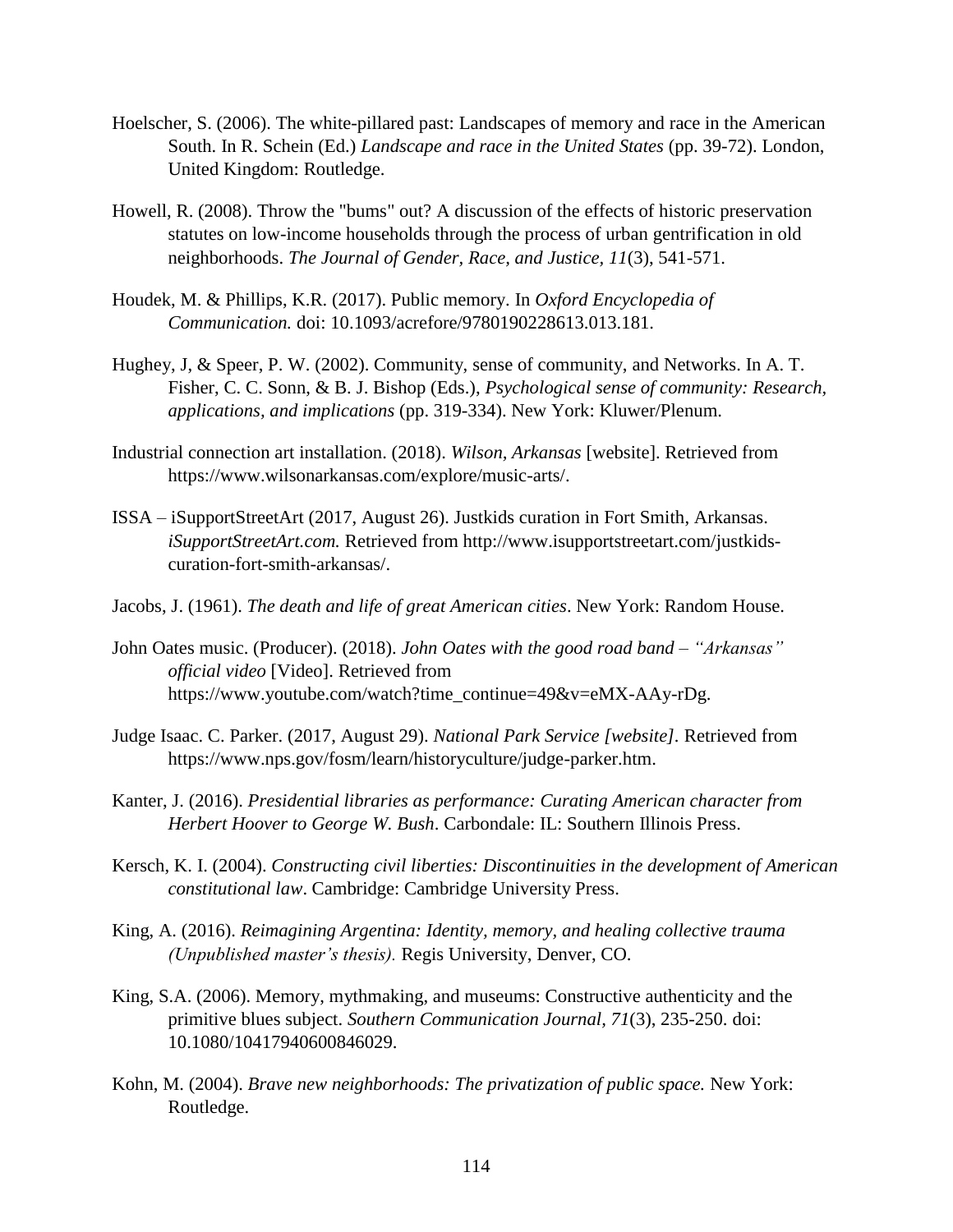Hoelscher, S. (2006). The white-pillared past: Landscapes of memory and race in the American South. In R. Schein (Ed.) *Landscape and race in the United States* (pp. 39-72). London, United Kingdom: Routledge.

Howell, R. (2008). Throw the "bums" out? A discussion of the effects of historic preservation statutes on low-income households through the process of urban gentrification in old neighborhoods. *The Journal of Gender, Race, and Justice, 11*(3), 541-571.

Houdek, M. & Phillips, K.R. (2017). Public memory. In *Oxford Encyclopedia of Communication.* doi: 10.1093/acrefore/9780190228613.013.181.

Hughey, J, & Speer, P. W. (2002). Community, sense of community, and Networks. In A. T. Fisher, C. C. Sonn, & B. J. Bishop (Eds.), *Psychological sense of community: Research, applications, and implications* (pp. 319-334). New York: Kluwer/Plenum.

Industrial connection art installation. (2018). *Wilson, Arkansas* [website]. Retrieved from https://www.wilsonarkansas.com/explore/music-arts/.

ISSA – iSupportStreetArt (2017, August 26). Justkids curation in Fort Smith, Arkansas. *iSupportStreetArt.com.* Retrieved from http://www.isupportstreetart.com/justkids-curation-fort-smith-arkansas/.

Jacobs, J. (1961). *The death and life of great American cities*. New York: Random House.

John Oates music. (Producer). (2018). *John Oates with the good road band – "Arkansas" official video* [Video]. Retrieved from https://www.youtube.com/watch?time_continue=49&v=eMX-AAy-rDg.

Judge Isaac. C. Parker. (2017, August 29). *National Park Service [website]*. Retrieved from https://www.nps.gov/fosm/learn/historyculture/judge-parker.htm.

Kanter, J. (2016). *Presidential libraries as performance: Curating American character from Herbert Hoover to George W. Bush*. Carbondale: IL: Southern Illinois Press.

Kersch, K. I. (2004). *Constructing civil liberties: Discontinuities in the development of American constitutional law*. Cambridge: Cambridge University Press.

King, A. (2016). *Reimagining Argentina: Identity, memory, and healing collective trauma (Unpublished master's thesis).* Regis University, Denver, CO.

King, S.A. (2006). Memory, mythmaking, and museums: Constructive authenticity and the primitive blues subject. *Southern Communication Journal, 71*(3), 235-250. doi: 10.1080/10417940600846029.

Kohn, M. (2004). *Brave new neighborhoods: The privatization of public space.* New York: Routledge.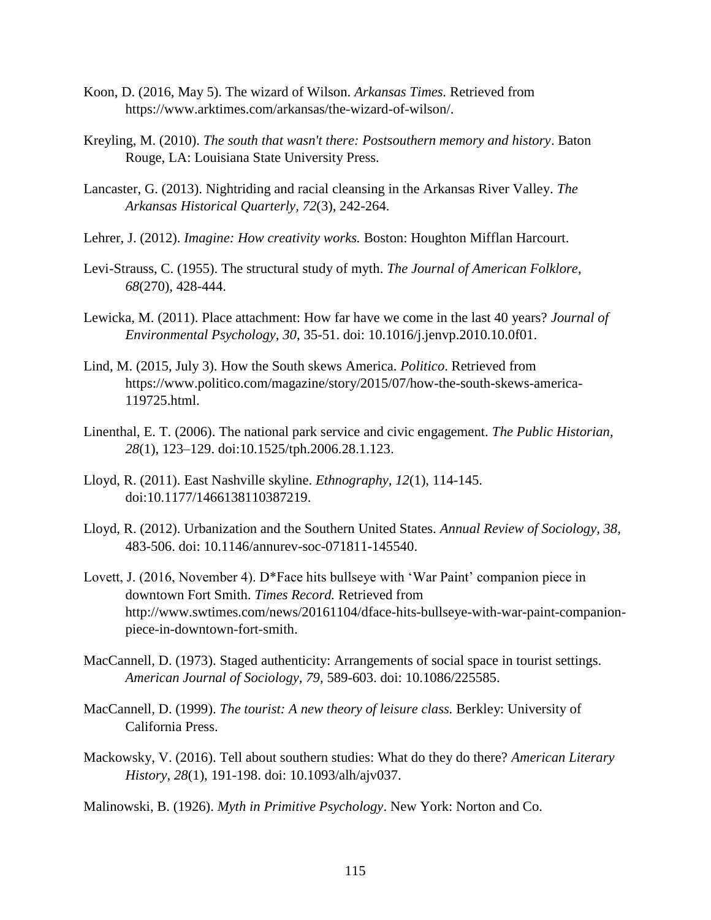Koon, D. (2016, May 5). The wizard of Wilson. *Arkansas Times.* Retrieved from https://www.arktimes.com/arkansas/the-wizard-of-wilson/.

Kreyling, M. (2010). *The south that wasn't there: Postsouthern memory and history*. Baton Rouge, LA: Louisiana State University Press.

Lancaster, G. (2013). Nightriding and racial cleansing in the Arkansas River Valley. *The Arkansas Historical Quarterly, 72*(3), 242-264.

Lehrer, J. (2012). *Imagine: How creativity works.* Boston: Houghton Mifflan Harcourt.

Levi-Strauss, C. (1955). The structural study of myth. *The Journal of American Folklore, 68*(270), 428-444.

Lewicka, M. (2011). Place attachment: How far have we come in the last 40 years? *Journal of Environmental Psychology, 30*, 35-51. doi: 10.1016/j.jenvp.2010.10.0f01.

Lind, M. (2015, July 3). How the South skews America. *Politico.* Retrieved from https://www.politico.com/magazine/story/2015/07/how-the-south-skews-america-119725.html.

Linenthal, E. T. (2006). The national park service and civic engagement. *The Public Historian*, *28*(1), 123–129. doi:10.1525/tph.2006.28.1.123.

Lloyd, R. (2011). East Nashville skyline. *Ethnography, 12*(1), 114-145. doi:10.1177/1466138110387219.

Lloyd, R. (2012). Urbanization and the Southern United States. *Annual Review of Sociology, 38,* 483-506. doi: 10.1146/annurev-soc-071811-145540.

Lovett, J. (2016, November 4). D*Face hits bullseye with 'War Paint' companion piece in downtown Fort Smith. *Times Record.* Retrieved from http://www.swtimes.com/news/20161104/dface-hits-bullseye-with-war-paint-companion-piece-in-downtown-fort-smith.

MacCannell, D. (1973). Staged authenticity: Arrangements of social space in tourist settings. *American Journal of Sociology, 79,* 589-603. doi: 10.1086/225585.

MacCannell, D. (1999). *The tourist: A new theory of leisure class.* Berkley: University of California Press.

Mackowsky, V. (2016). Tell about southern studies: What do they do there? *American Literary History, 28*(1), 191-198. doi: 10.1093/alh/ajv037.

Malinowski, B. (1926). *Myth in Primitive Psychology*. New York: Norton and Co.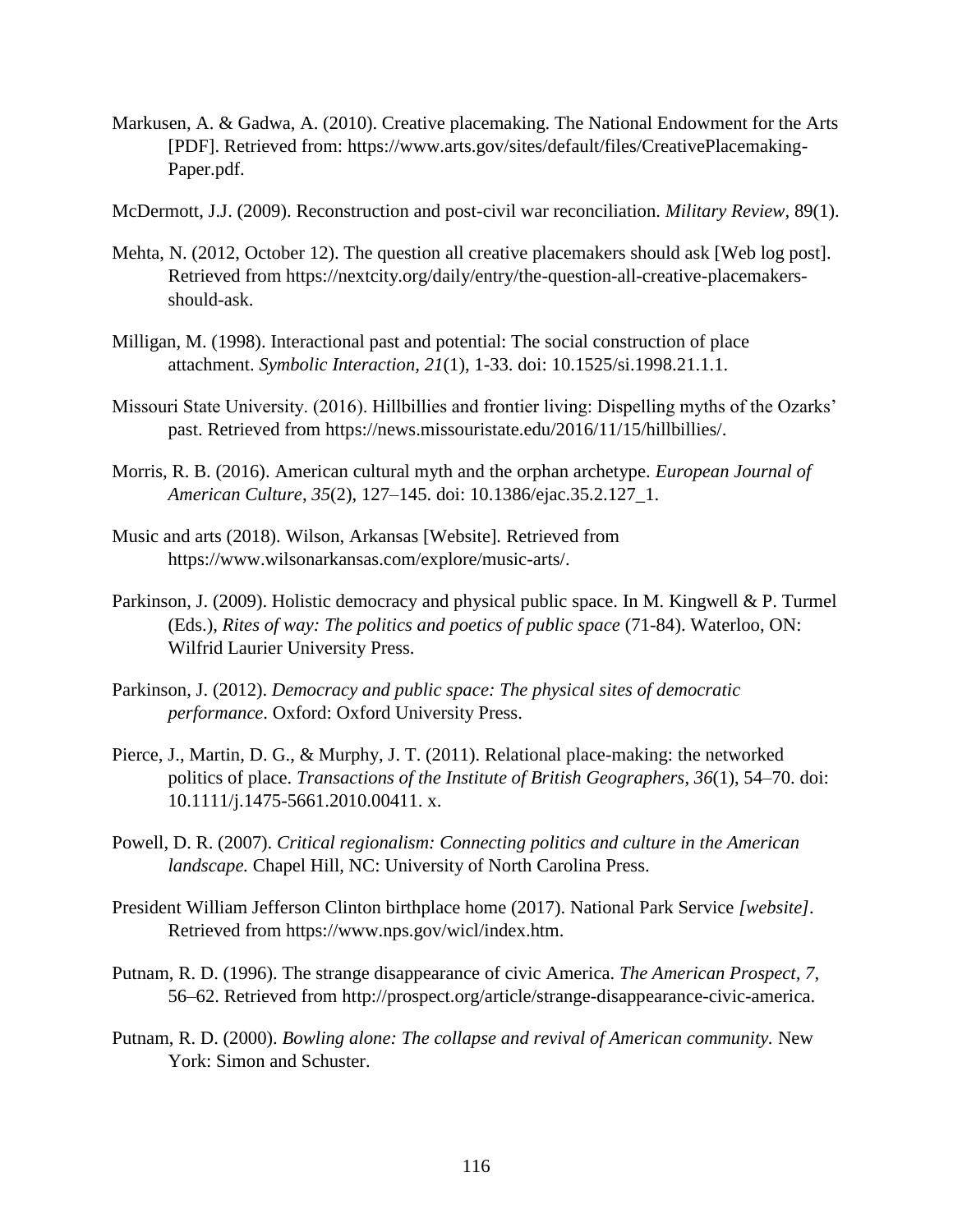Markusen, A. & Gadwa, A. (2010). Creative placemaking. The National Endowment for the Arts [PDF]. Retrieved from: https://www.arts.gov/sites/default/files/CreativePlacemaking-Paper.pdf.

McDermott, J.J. (2009). Reconstruction and post-civil war reconciliation. *Military Review*, 89(1).

Mehta, N. (2012, October 12). The question all creative placemakers should ask [Web log post]. Retrieved from https://nextcity.org/daily/entry/the-question-all-creative-placemakers-should-ask.

Milligan, M. (1998). Interactional past and potential: The social construction of place attachment. *Symbolic Interaction, 21*(1), 1-33. doi: 10.1525/si.1998.21.1.1.

Missouri State University. (2016). Hillbillies and frontier living: Dispelling myths of the Ozarks' past. Retrieved from https://news.missouristate.edu/2016/11/15/hillbillies/.

Morris, R. B. (2016). American cultural myth and the orphan archetype. *European Journal of American Culture*, *35*(2), 127–145. doi: 10.1386/ejac.35.2.127_1.

Music and arts (2018). Wilson, Arkansas [Website]. Retrieved from https://www.wilsonarkansas.com/explore/music-arts/.

Parkinson, J. (2009). Holistic democracy and physical public space. In M. Kingwell & P. Turmel (Eds.), *Rites of way: The politics and poetics of public space* (71-84). Waterloo, ON: Wilfrid Laurier University Press.

Parkinson, J. (2012). *Democracy and public space: The physical sites of democratic performance*. Oxford: Oxford University Press.

Pierce, J., Martin, D. G., & Murphy, J. T. (2011). Relational place-making: the networked politics of place. *Transactions of the Institute of British Geographers*, *36*(1), 54–70. doi: 10.1111/j.1475-5661.2010.00411. x.

Powell, D. R. (2007). *Critical regionalism: Connecting politics and culture in the American landscape.* Chapel Hill, NC: University of North Carolina Press.

President William Jefferson Clinton birthplace home (2017). National Park Service *[website]*. Retrieved from https://www.nps.gov/wicl/index.htm.

Putnam, R. D. (1996). The strange disappearance of civic America. *The American Prospect, 7*, 56–62. Retrieved from http://prospect.org/article/strange-disappearance-civic-america.

Putnam, R. D. (2000). *Bowling alone: The collapse and revival of American community.* New York: Simon and Schuster.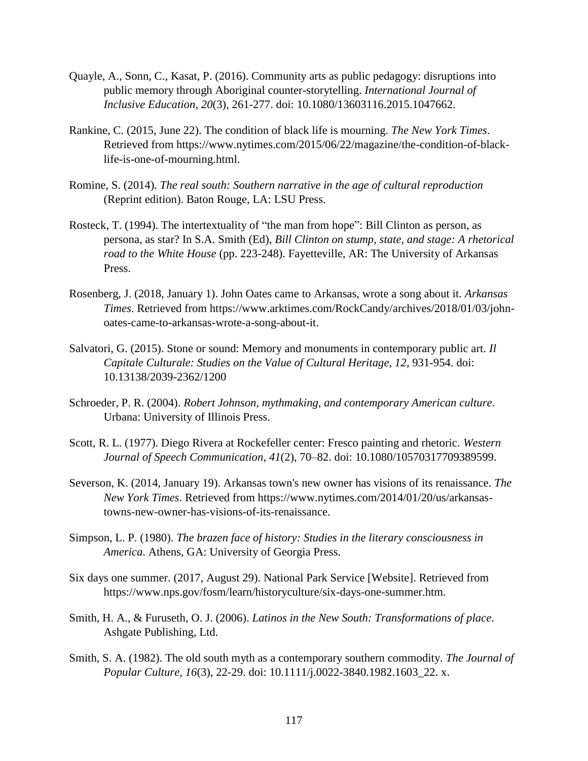Quayle, A., Sonn, C., Kasat, P. (2016). Community arts as public pedagogy: disruptions into public memory through Aboriginal counter-storytelling. *International Journal of Inclusive Education*, *20*(3), 261-277. doi: 10.1080/13603116.2015.1047662.

Rankine, C. (2015, June 22). The condition of black life is mourning. *The New York Times*. Retrieved from https://www.nytimes.com/2015/06/22/magazine/the-condition-of-black-life-is-one-of-mourning.html.

Romine, S. (2014). *The real south: Southern narrative in the age of cultural reproduction* (Reprint edition). Baton Rouge, LA: LSU Press.

Rosteck, T. (1994). The intertextuality of "the man from hope": Bill Clinton as person, as persona, as star? In S.A. Smith (Ed), *Bill Clinton on stump, state, and stage: A rhetorical road to the White House* (pp. 223-248). Fayetteville, AR: The University of Arkansas Press.

Rosenberg, J. (2018, January 1). John Oates came to Arkansas, wrote a song about it. *Arkansas Times*. Retrieved from https://www.arktimes.com/RockCandy/archives/2018/01/03/john-oates-came-to-arkansas-wrote-a-song-about-it.

Salvatori, G. (2015). Stone or sound: Memory and monuments in contemporary public art. *Il Capitale Culturale: Studies on the Value of Cultural Heritage, 12*, 931-954. doi: 10.13138/2039-2362/1200

Schroeder, P. R. (2004). *Robert Johnson, mythmaking, and contemporary American culture*. Urbana: University of Illinois Press.

Scott, R. L. (1977). Diego Rivera at Rockefeller center: Fresco painting and rhetoric. *Western Journal of Speech Communication*, *41*(2), 70–82. doi: 10.1080/10570317709389599.

Severson, K. (2014, January 19). Arkansas town's new owner has visions of its renaissance. *The New York Times*. Retrieved from https://www.nytimes.com/2014/01/20/us/arkansas-towns-new-owner-has-visions-of-its-renaissance.

Simpson, L. P. (1980). *The brazen face of history: Studies in the literary consciousness in America*. Athens, GA: University of Georgia Press.

Six days one summer. (2017, August 29). National Park Service [Website]. Retrieved from https://www.nps.gov/fosm/learn/historyculture/six-days-one-summer.htm.

Smith, H. A., & Furuseth, O. J. (2006). *Latinos in the New South: Transformations of place*. Ashgate Publishing, Ltd.

Smith, S. A. (1982). The old south myth as a contemporary southern commodity. *The Journal of Popular Culture, 16*(3), 22-29. doi: 10.1111/j.0022-3840.1982.1603_22. x.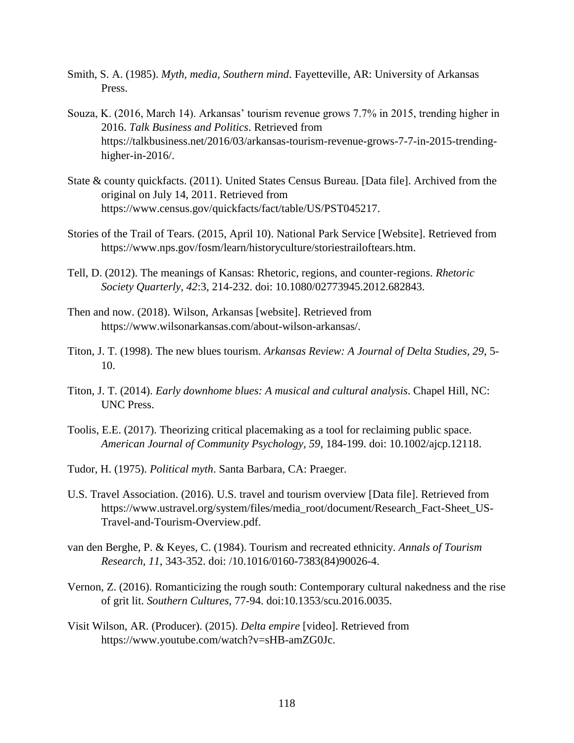Smith, S. A. (1985). *Myth, media, Southern mind*. Fayetteville, AR: University of Arkansas Press.

Souza, K. (2016, March 14). Arkansas' tourism revenue grows 7.7% in 2015, trending higher in 2016. *Talk Business and Politics*. Retrieved from https://talkbusiness.net/2016/03/arkansas-tourism-revenue-grows-7-7-in-2015-trending-higher-in-2016/.

State & county quickfacts. (2011). United States Census Bureau. [Data file]. Archived from the original on July 14, 2011. Retrieved from https://www.census.gov/quickfacts/fact/table/US/PST045217.

Stories of the Trail of Tears. (2015, April 10). National Park Service [Website]. Retrieved from https://www.nps.gov/fosm/learn/historyculture/storiestrailoftears.htm.

Tell, D. (2012). The meanings of Kansas: Rhetoric, regions, and counter-regions. *Rhetoric Society Quarterly, 42*:3, 214-232. doi: 10.1080/02773945.2012.682843.

Then and now. (2018). Wilson, Arkansas [website]. Retrieved from https://www.wilsonarkansas.com/about-wilson-arkansas/.

Titon, J. T. (1998). The new blues tourism. *Arkansas Review: A Journal of Delta Studies, 29*, 5-10.

Titon, J. T. (2014). *Early downhome blues: A musical and cultural analysis*. Chapel Hill, NC: UNC Press.

Toolis, E.E. (2017). Theorizing critical placemaking as a tool for reclaiming public space. *American Journal of Community Psychology, 59*, 184-199. doi: 10.1002/ajcp.12118.

Tudor, H. (1975). *Political myth*. Santa Barbara, CA: Praeger.

U.S. Travel Association. (2016). U.S. travel and tourism overview [Data file]. Retrieved from https://www.ustravel.org/system/files/media_root/document/Research_Fact-Sheet_US-Travel-and-Tourism-Overview.pdf.

van den Berghe, P. & Keyes, C. (1984). Tourism and recreated ethnicity. *Annals of Tourism Research, 11*, 343-352. doi: /10.1016/0160-7383(84)90026-4.

Vernon, Z. (2016). Romanticizing the rough south: Contemporary cultural nakedness and the rise of grit lit. *Southern Cultures*, 77-94. doi:10.1353/scu.2016.0035.

Visit Wilson, AR. (Producer). (2015). *Delta empire* [video]. Retrieved from https://www.youtube.com/watch?v=sHB-amZG0Jc.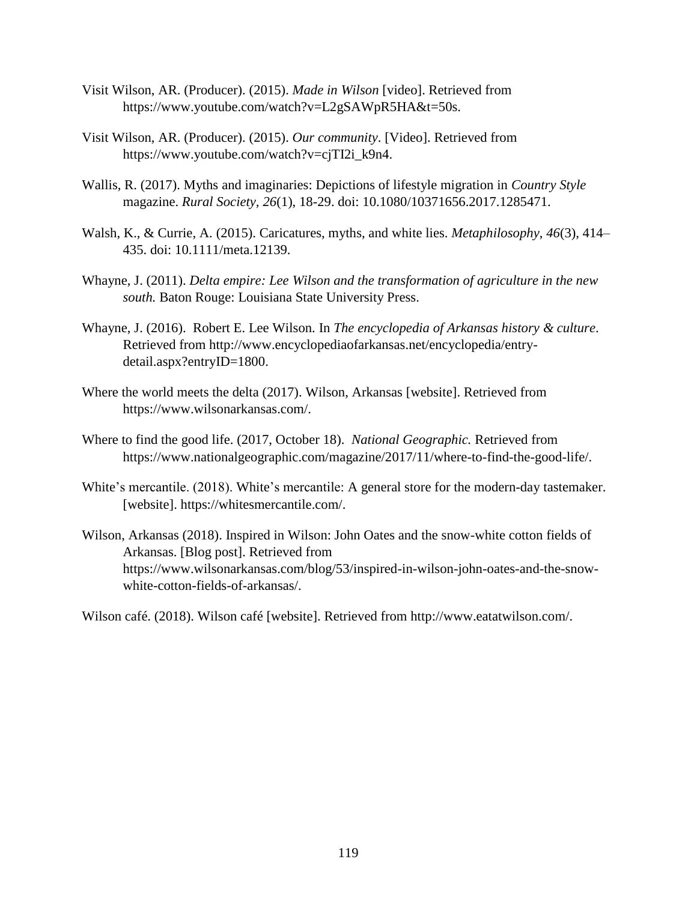Visit Wilson, AR. (Producer). (2015). *Made in Wilson* [video]. Retrieved from https://www.youtube.com/watch?v=L2gSAWpR5HA&t=50s.

Visit Wilson, AR. (Producer). (2015). *Our community*. [Video]. Retrieved from https://www.youtube.com/watch?v=cjTI2i_k9n4.

Wallis, R. (2017). Myths and imaginaries: Depictions of lifestyle migration in *Country Style* magazine. *Rural Society, 26*(1), 18-29. doi: 10.1080/10371656.2017.1285471.

Walsh, K., & Currie, A. (2015). Caricatures, myths, and white lies. *Metaphilosophy*, *46*(3), 414–435. doi: 10.1111/meta.12139.

Whayne, J. (2011). *Delta empire: Lee Wilson and the transformation of agriculture in the new south.* Baton Rouge: Louisiana State University Press.

Whayne, J. (2016). Robert E. Lee Wilson. In *The encyclopedia of Arkansas history & culture*. Retrieved from http://www.encyclopediaofarkansas.net/encyclopedia/entry-detail.aspx?entryID=1800.

Where the world meets the delta (2017). Wilson, Arkansas [website]. Retrieved from https://www.wilsonarkansas.com/.

Where to find the good life. (2017, October 18). *National Geographic.* Retrieved from https://www.nationalgeographic.com/magazine/2017/11/where-to-find-the-good-life/.

White's mercantile. (2018). White's mercantile: A general store for the modern-day tastemaker. [website]. https://whitesmercantile.com/.

Wilson, Arkansas (2018). Inspired in Wilson: John Oates and the snow-white cotton fields of Arkansas. [Blog post]. Retrieved from https://www.wilsonarkansas.com/blog/53/inspired-in-wilson-john-oates-and-the-snow-white-cotton-fields-of-arkansas/.

Wilson café. (2018). Wilson café [website]. Retrieved from http://www.eatatwilson.com/.